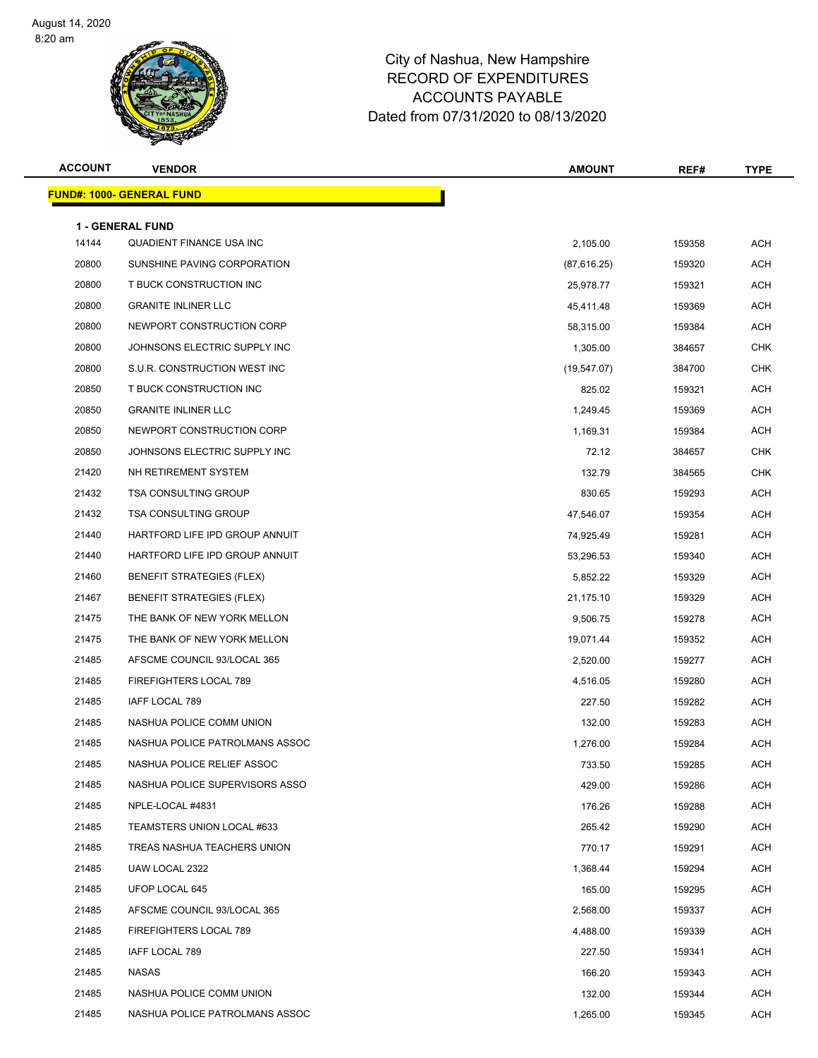August 14, 2020
8:20 am

# City of Nashua, New Hampshire
# RECORD OF EXPENDITURES
# ACCOUNTS PAYABLE
# Dated from 07/31/2020 to 08/13/2020

| ACCOUNT | VENDOR | AMOUNT | REF# | TYPE |
|---|---|---|---|---|
| **FUND#: 1000- GENERAL FUND** | | | | |
| **1 - GENERAL FUND** | | | | |
| 14144 | QUADIENT FINANCE USA INC | 2,105.00 | 159358 | ACH |
| 20800 | SUNSHINE PAVING CORPORATION | (87,616.25) | 159320 | ACH |
| 20800 | T BUCK CONSTRUCTION INC | 25,978.77 | 159321 | ACH |
| 20800 | GRANITE INLINER LLC | 45,411.48 | 159369 | ACH |
| 20800 | NEWPORT CONSTRUCTION CORP | 58,315.00 | 159384 | ACH |
| 20800 | JOHNSONS ELECTRIC SUPPLY INC | 1,305.00 | 384657 | CHK |
| 20800 | S.U.R. CONSTRUCTION WEST INC | (19,547.07) | 384700 | CHK |
| 20850 | T BUCK CONSTRUCTION INC | 825.02 | 159321 | ACH |
| 20850 | GRANITE INLINER LLC | 1,249.45 | 159369 | ACH |
| 20850 | NEWPORT CONSTRUCTION CORP | 1,169.31 | 159384 | ACH |
| 20850 | JOHNSONS ELECTRIC SUPPLY INC | 72.12 | 384657 | CHK |
| 21420 | NH RETIREMENT SYSTEM | 132.79 | 384565 | CHK |
| 21432 | TSA CONSULTING GROUP | 830.65 | 159293 | ACH |
| 21432 | TSA CONSULTING GROUP | 47,546.07 | 159354 | ACH |
| 21440 | HARTFORD LIFE IPD GROUP ANNUIT | 74,925.49 | 159281 | ACH |
| 21440 | HARTFORD LIFE IPD GROUP ANNUIT | 53,296.53 | 159340 | ACH |
| 21460 | BENEFIT STRATEGIES (FLEX) | 5,852.22 | 159329 | ACH |
| 21467 | BENEFIT STRATEGIES (FLEX) | 21,175.10 | 159329 | ACH |
| 21475 | THE BANK OF NEW YORK MELLON | 9,506.75 | 159278 | ACH |
| 21475 | THE BANK OF NEW YORK MELLON | 19,071.44 | 159352 | ACH |
| 21485 | AFSCME COUNCIL 93/LOCAL 365 | 2,520.00 | 159277 | ACH |
| 21485 | FIREFIGHTERS LOCAL 789 | 4,516.05 | 159280 | ACH |
| 21485 | IAFF LOCAL 789 | 227.50 | 159282 | ACH |
| 21485 | NASHUA POLICE COMM UNION | 132.00 | 159283 | ACH |
| 21485 | NASHUA POLICE PATROLMANS ASSOC | 1,276.00 | 159284 | ACH |
| 21485 | NASHUA POLICE RELIEF ASSOC | 733.50 | 159285 | ACH |
| 21485 | NASHUA POLICE SUPERVISORS ASSO | 429.00 | 159286 | ACH |
| 21485 | NPLE-LOCAL #4831 | 176.26 | 159288 | ACH |
| 21485 | TEAMSTERS UNION LOCAL #633 | 265.42 | 159290 | ACH |
| 21485 | TREAS NASHUA TEACHERS UNION | 770.17 | 159291 | ACH |
| 21485 | UAW LOCAL 2322 | 1,368.44 | 159294 | ACH |
| 21485 | UFOP LOCAL 645 | 165.00 | 159295 | ACH |
| 21485 | AFSCME COUNCIL 93/LOCAL 365 | 2,568.00 | 159337 | ACH |
| 21485 | FIREFIGHTERS LOCAL 789 | 4,488.00 | 159339 | ACH |
| 21485 | IAFF LOCAL 789 | 227.50 | 159341 | ACH |
| 21485 | NASAS | 166.20 | 159343 | ACH |
| 21485 | NASHUA POLICE COMM UNION | 132.00 | 159344 | ACH |
| 21485 | NASHUA POLICE PATROLMANS ASSOC | 1,265.00 | 159345 | ACH |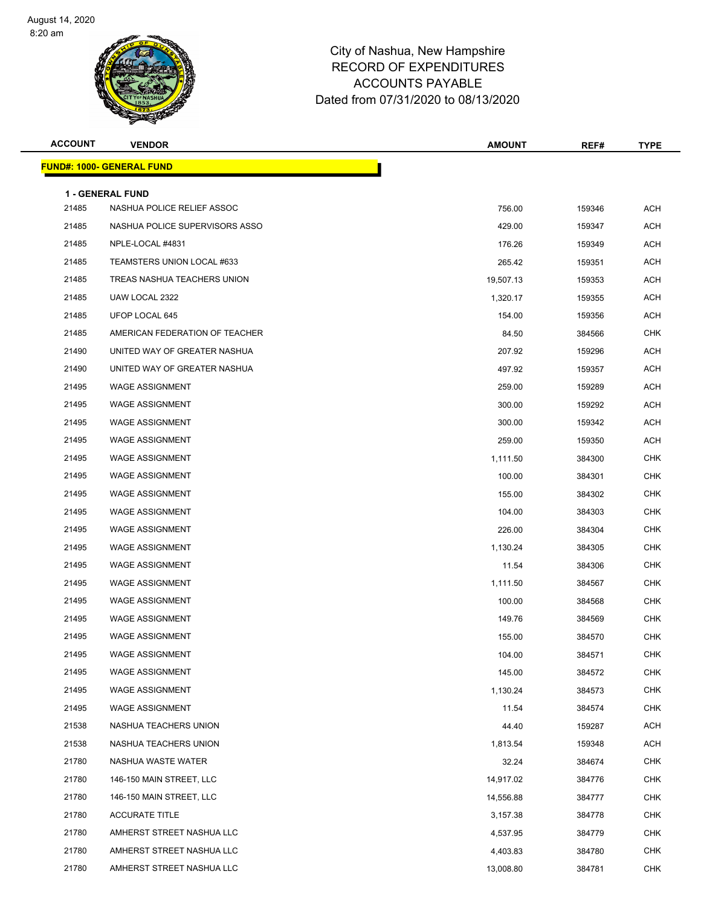City of Nashua, New Hampshire
RECORD OF EXPENDITURES
ACCOUNTS PAYABLE
Dated from 07/31/2020 to 08/13/2020

| ACCOUNT | VENDOR | AMOUNT | REF# | TYPE |
|---|---|---|---|---|
| **FUND#: 1000- GENERAL FUND** | | | | |
| **1 - GENERAL FUND** | | | | |
| 21485 | NASHUA POLICE RELIEF ASSOC | 756.00 | 159346 | ACH |
| 21485 | NASHUA POLICE SUPERVISORS ASSO | 429.00 | 159347 | ACH |
| 21485 | NPLE-LOCAL #4831 | 176.26 | 159349 | ACH |
| 21485 | TEAMSTERS UNION LOCAL #633 | 265.42 | 159351 | ACH |
| 21485 | TREAS NASHUA TEACHERS UNION | 19,507.13 | 159353 | ACH |
| 21485 | UAW LOCAL 2322 | 1,320.17 | 159355 | ACH |
| 21485 | UFOP LOCAL 645 | 154.00 | 159356 | ACH |
| 21485 | AMERICAN FEDERATION OF TEACHER | 84.50 | 384566 | CHK |
| 21490 | UNITED WAY OF GREATER NASHUA | 207.92 | 159296 | ACH |
| 21490 | UNITED WAY OF GREATER NASHUA | 497.92 | 159357 | ACH |
| 21495 | WAGE ASSIGNMENT | 259.00 | 159289 | ACH |
| 21495 | WAGE ASSIGNMENT | 300.00 | 159292 | ACH |
| 21495 | WAGE ASSIGNMENT | 300.00 | 159342 | ACH |
| 21495 | WAGE ASSIGNMENT | 259.00 | 159350 | ACH |
| 21495 | WAGE ASSIGNMENT | 1,111.50 | 384300 | CHK |
| 21495 | WAGE ASSIGNMENT | 100.00 | 384301 | CHK |
| 21495 | WAGE ASSIGNMENT | 155.00 | 384302 | CHK |
| 21495 | WAGE ASSIGNMENT | 104.00 | 384303 | CHK |
| 21495 | WAGE ASSIGNMENT | 226.00 | 384304 | CHK |
| 21495 | WAGE ASSIGNMENT | 1,130.24 | 384305 | CHK |
| 21495 | WAGE ASSIGNMENT | 11.54 | 384306 | CHK |
| 21495 | WAGE ASSIGNMENT | 1,111.50 | 384567 | CHK |
| 21495 | WAGE ASSIGNMENT | 100.00 | 384568 | CHK |
| 21495 | WAGE ASSIGNMENT | 149.76 | 384569 | CHK |
| 21495 | WAGE ASSIGNMENT | 155.00 | 384570 | CHK |
| 21495 | WAGE ASSIGNMENT | 104.00 | 384571 | CHK |
| 21495 | WAGE ASSIGNMENT | 145.00 | 384572 | CHK |
| 21495 | WAGE ASSIGNMENT | 1,130.24 | 384573 | CHK |
| 21495 | WAGE ASSIGNMENT | 11.54 | 384574 | CHK |
| 21538 | NASHUA TEACHERS UNION | 44.40 | 159287 | ACH |
| 21538 | NASHUA TEACHERS UNION | 1,813.54 | 159348 | ACH |
| 21780 | NASHUA WASTE WATER | 32.24 | 384674 | CHK |
| 21780 | 146-150 MAIN STREET, LLC | 14,917.02 | 384776 | CHK |
| 21780 | 146-150 MAIN STREET, LLC | 14,556.88 | 384777 | CHK |
| 21780 | ACCURATE TITLE | 3,157.38 | 384778 | CHK |
| 21780 | AMHERST STREET NASHUA LLC | 4,537.95 | 384779 | CHK |
| 21780 | AMHERST STREET NASHUA LLC | 4,403.83 | 384780 | CHK |
| 21780 | AMHERST STREET NASHUA LLC | 13,008.80 | 384781 | CHK |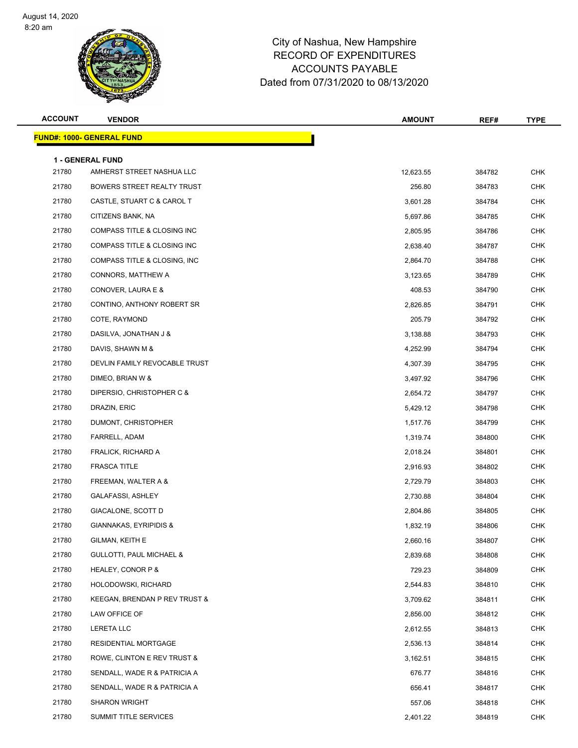# City of Nashua, New Hampshire
## RECORD OF EXPENDITURES
## ACCOUNTS PAYABLE
## Dated from 07/31/2020 to 08/13/2020

**FUND#: 1000- GENERAL FUND**

**1 - GENERAL FUND**

| ACCOUNT | VENDOR | AMOUNT | REF# | TYPE |
|---|---|---|---|---|
| 21780 | AMHERST STREET NASHUA LLC | 12,623.55 | 384782 | CHK |
| 21780 | BOWERS STREET REALTY TRUST | 256.80 | 384783 | CHK |
| 21780 | CASTLE, STUART C & CAROL T | 3,601.28 | 384784 | CHK |
| 21780 | CITIZENS BANK, NA | 5,697.86 | 384785 | CHK |
| 21780 | COMPASS TITLE & CLOSING INC | 2,805.95 | 384786 | CHK |
| 21780 | COMPASS TITLE & CLOSING INC | 2,638.40 | 384787 | CHK |
| 21780 | COMPASS TITLE & CLOSING, INC | 2,864.70 | 384788 | CHK |
| 21780 | CONNORS, MATTHEW A | 3,123.65 | 384789 | CHK |
| 21780 | CONOVER, LAURA E & | 408.53 | 384790 | CHK |
| 21780 | CONTINO, ANTHONY ROBERT SR | 2,826.85 | 384791 | CHK |
| 21780 | COTE, RAYMOND | 205.79 | 384792 | CHK |
| 21780 | DASILVA, JONATHAN J & | 3,138.88 | 384793 | CHK |
| 21780 | DAVIS, SHAWN M & | 4,252.99 | 384794 | CHK |
| 21780 | DEVLIN FAMILY REVOCABLE TRUST | 4,307.39 | 384795 | CHK |
| 21780 | DIMEO, BRIAN W & | 3,497.92 | 384796 | CHK |
| 21780 | DIPERSIO, CHRISTOPHER C & | 2,654.72 | 384797 | CHK |
| 21780 | DRAZIN, ERIC | 5,429.12 | 384798 | CHK |
| 21780 | DUMONT, CHRISTOPHER | 1,517.76 | 384799 | CHK |
| 21780 | FARRELL, ADAM | 1,319.74 | 384800 | CHK |
| 21780 | FRALICK, RICHARD A | 2,018.24 | 384801 | CHK |
| 21780 | FRASCA TITLE | 2,916.93 | 384802 | CHK |
| 21780 | FREEMAN, WALTER A & | 2,729.79 | 384803 | CHK |
| 21780 | GALAFASSI, ASHLEY | 2,730.88 | 384804 | CHK |
| 21780 | GIACALONE, SCOTT D | 2,804.86 | 384805 | CHK |
| 21780 | GIANNAKAS, EYRIPIDIS & | 1,832.19 | 384806 | CHK |
| 21780 | GILMAN, KEITH E | 2,660.16 | 384807 | CHK |
| 21780 | GULLOTTI, PAUL MICHAEL & | 2,839.68 | 384808 | CHK |
| 21780 | HEALEY, CONOR P & | 729.23 | 384809 | CHK |
| 21780 | HOLODOWSKI, RICHARD | 2,544.83 | 384810 | CHK |
| 21780 | KEEGAN, BRENDAN P REV TRUST & | 3,709.62 | 384811 | CHK |
| 21780 | LAW OFFICE OF | 2,856.00 | 384812 | CHK |
| 21780 | LERETA LLC | 2,612.55 | 384813 | CHK |
| 21780 | RESIDENTIAL MORTGAGE | 2,536.13 | 384814 | CHK |
| 21780 | ROWE, CLINTON E REV TRUST & | 3,162.51 | 384815 | CHK |
| 21780 | SENDALL, WADE R & PATRICIA A | 676.77 | 384816 | CHK |
| 21780 | SENDALL, WADE R & PATRICIA A | 656.41 | 384817 | CHK |
| 21780 | SHARON WRIGHT | 557.06 | 384818 | CHK |
| 21780 | SUMMIT TITLE SERVICES | 2,401.22 | 384819 | CHK |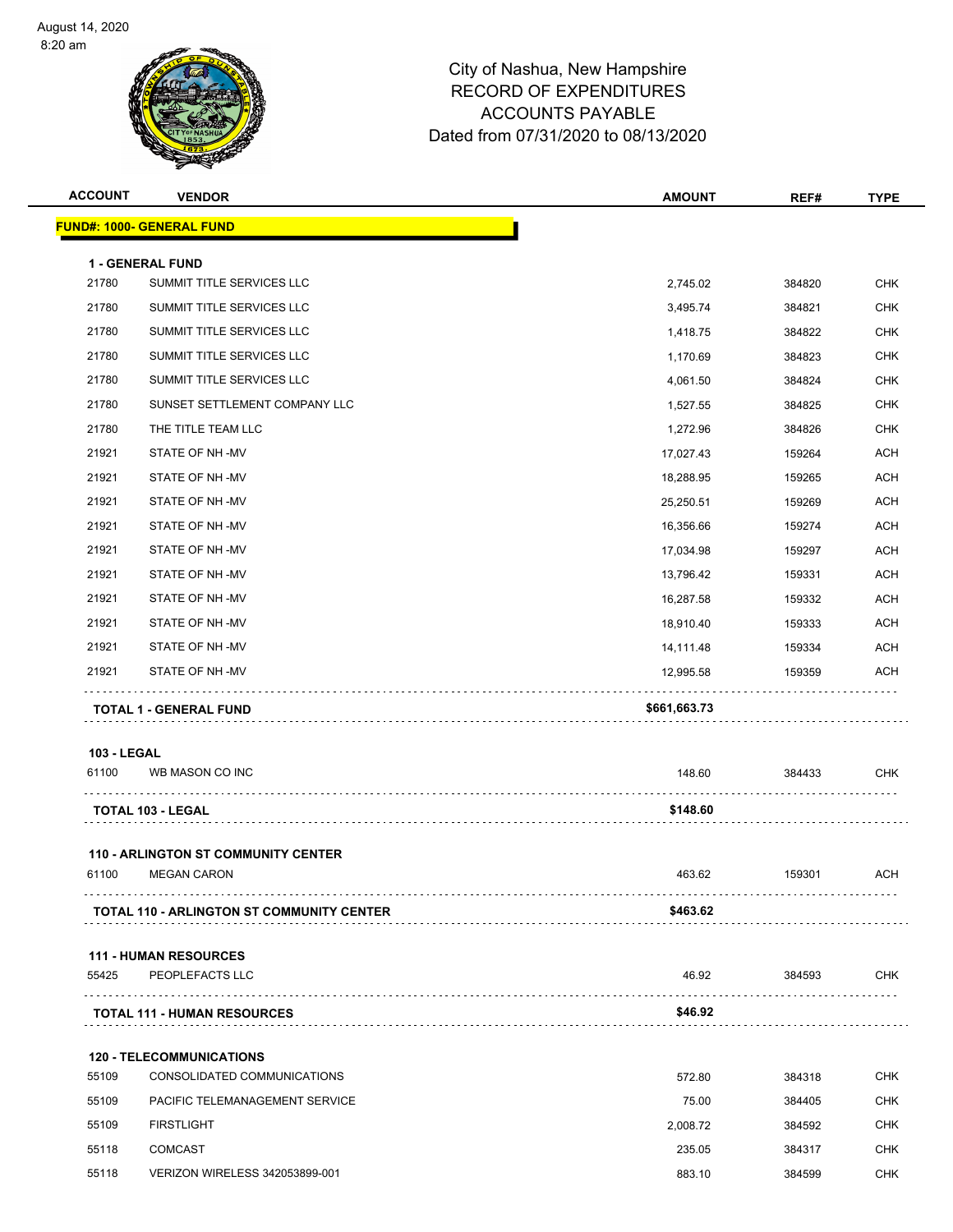# City of Nashua, New Hampshire
## RECORD OF EXPENDITURES
## ACCOUNTS PAYABLE
## Dated from 07/31/2020 to 08/13/2020

| ACCOUNT | VENDOR | AMOUNT | REF# | TYPE |
|---|---|---|---|---|
| **FUND#: 1000- GENERAL FUND** | | | | |
| **1 - GENERAL FUND** | | | | |
| 21780 | SUMMIT TITLE SERVICES LLC | 2,745.02 | 384820 | CHK |
| 21780 | SUMMIT TITLE SERVICES LLC | 3,495.74 | 384821 | CHK |
| 21780 | SUMMIT TITLE SERVICES LLC | 1,418.75 | 384822 | CHK |
| 21780 | SUMMIT TITLE SERVICES LLC | 1,170.69 | 384823 | CHK |
| 21780 | SUMMIT TITLE SERVICES LLC | 4,061.50 | 384824 | CHK |
| 21780 | SUNSET SETTLEMENT COMPANY LLC | 1,527.55 | 384825 | CHK |
| 21780 | THE TITLE TEAM LLC | 1,272.96 | 384826 | CHK |
| 21921 | STATE OF NH -MV | 17,027.43 | 159264 | ACH |
| 21921 | STATE OF NH -MV | 18,288.95 | 159265 | ACH |
| 21921 | STATE OF NH -MV | 25,250.51 | 159269 | ACH |
| 21921 | STATE OF NH -MV | 16,356.66 | 159274 | ACH |
| 21921 | STATE OF NH -MV | 17,034.98 | 159297 | ACH |
| 21921 | STATE OF NH -MV | 13,796.42 | 159331 | ACH |
| 21921 | STATE OF NH -MV | 16,287.58 | 159332 | ACH |
| 21921 | STATE OF NH -MV | 18,910.40 | 159333 | ACH |
| 21921 | STATE OF NH -MV | 14,111.48 | 159334 | ACH |
| 21921 | STATE OF NH -MV | 12,995.58 | 159359 | ACH |
| **TOTAL 1 - GENERAL FUND** | | **$661,663.73** | | |
| **103 - LEGAL** | | | | |
| 61100 | WB MASON CO INC | 148.60 | 384433 | CHK |
| **TOTAL 103 - LEGAL** | | **$148.60** | | |
| **110 - ARLINGTON ST COMMUNITY CENTER** | | | | |
| 61100 | MEGAN CARON | 463.62 | 159301 | ACH |
| **TOTAL 110 - ARLINGTON ST COMMUNITY CENTER** | | **$463.62** | | |
| **111 - HUMAN RESOURCES** | | | | |
| 55425 | PEOPLEFACTS LLC | 46.92 | 384593 | CHK |
| **TOTAL 111 - HUMAN RESOURCES** | | **$46.92** | | |
| **120 - TELECOMMUNICATIONS** | | | | |
| 55109 | CONSOLIDATED COMMUNICATIONS | 572.80 | 384318 | CHK |
| 55109 | PACIFIC TELEMANAGEMENT SERVICE | 75.00 | 384405 | CHK |
| 55109 | FIRSTLIGHT | 2,008.72 | 384592 | CHK |
| 55118 | COMCAST | 235.05 | 384317 | CHK |
| 55118 | VERIZON WIRELESS 342053899-001 | 883.10 | 384599 | CHK |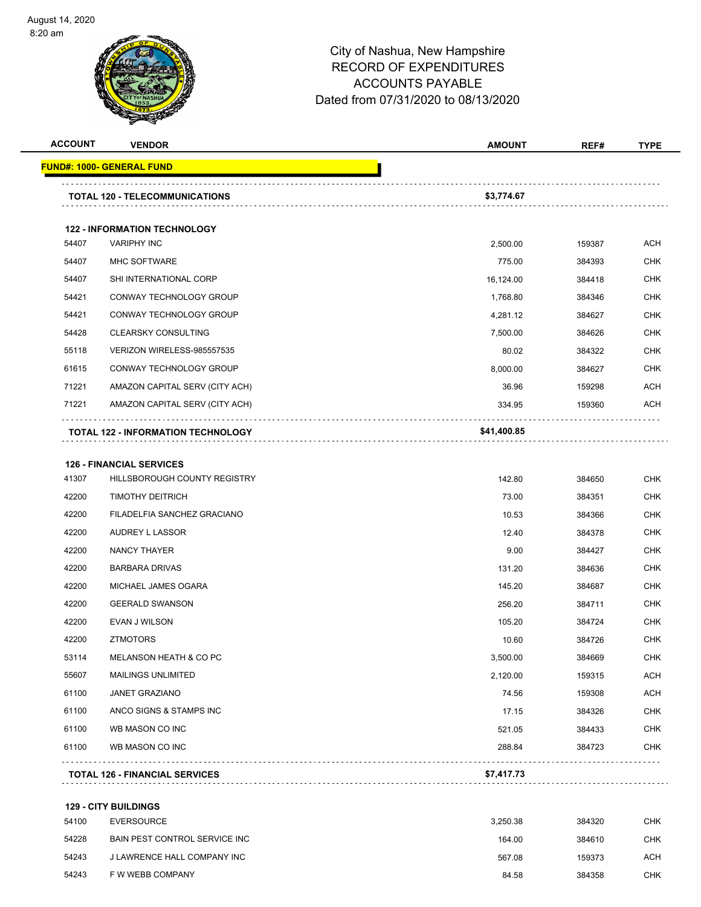City of Nashua, New Hampshire
RECORD OF EXPENDITURES
ACCOUNTS PAYABLE
Dated from 07/31/2020 to 08/13/2020

| ACCOUNT | VENDOR | AMOUNT | REF# | TYPE |
|---|---|---|---|---|
| **FUND#: 1000- GENERAL FUND** | | | | |
| | **TOTAL 120 - TELECOMMUNICATIONS** | **$3,774.67** | | |
| | **122 - INFORMATION TECHNOLOGY** | | | |
| 54407 | VARIPHY INC | 2,500.00 | 159387 | ACH |
| 54407 | MHC SOFTWARE | 775.00 | 384393 | CHK |
| 54407 | SHI INTERNATIONAL CORP | 16,124.00 | 384418 | CHK |
| 54421 | CONWAY TECHNOLOGY GROUP | 1,768.80 | 384346 | CHK |
| 54421 | CONWAY TECHNOLOGY GROUP | 4,281.12 | 384627 | CHK |
| 54428 | CLEARSKY CONSULTING | 7,500.00 | 384626 | CHK |
| 55118 | VERIZON WIRELESS-985557535 | 80.02 | 384322 | CHK |
| 61615 | CONWAY TECHNOLOGY GROUP | 8,000.00 | 384627 | CHK |
| 71221 | AMAZON CAPITAL SERV (CITY ACH) | 36.96 | 159298 | ACH |
| 71221 | AMAZON CAPITAL SERV (CITY ACH) | 334.95 | 159360 | ACH |
| | **TOTAL 122 - INFORMATION TECHNOLOGY** | **$41,400.85** | | |
| | **126 - FINANCIAL SERVICES** | | | |
| 41307 | HILLSBOROUGH COUNTY REGISTRY | 142.80 | 384650 | CHK |
| 42200 | TIMOTHY DEITRICH | 73.00 | 384351 | CHK |
| 42200 | FILADELFIA SANCHEZ GRACIANO | 10.53 | 384366 | CHK |
| 42200 | AUDREY L LASSOR | 12.40 | 384378 | CHK |
| 42200 | NANCY THAYER | 9.00 | 384427 | CHK |
| 42200 | BARBARA DRIVAS | 131.20 | 384636 | CHK |
| 42200 | MICHAEL JAMES OGARA | 145.20 | 384687 | CHK |
| 42200 | GEERALD SWANSON | 256.20 | 384711 | CHK |
| 42200 | EVAN J WILSON | 105.20 | 384724 | CHK |
| 42200 | ZTMOTORS | 10.60 | 384726 | CHK |
| 53114 | MELANSON HEATH & CO PC | 3,500.00 | 384669 | CHK |
| 55607 | MAILINGS UNLIMITED | 2,120.00 | 159315 | ACH |
| 61100 | JANET GRAZIANO | 74.56 | 159308 | ACH |
| 61100 | ANCO SIGNS & STAMPS INC | 17.15 | 384326 | CHK |
| 61100 | WB MASON CO INC | 521.05 | 384433 | CHK |
| 61100 | WB MASON CO INC | 288.84 | 384723 | CHK |
| | **TOTAL 126 - FINANCIAL SERVICES** | **$7,417.73** | | |
| | **129 - CITY BUILDINGS** | | | |
| 54100 | EVERSOURCE | 3,250.38 | 384320 | CHK |
| 54228 | BAIN PEST CONTROL SERVICE INC | 164.00 | 384610 | CHK |
| 54243 | J LAWRENCE HALL COMPANY INC | 567.08 | 159373 | ACH |
| 54243 | F W WEBB COMPANY | 84.58 | 384358 | CHK |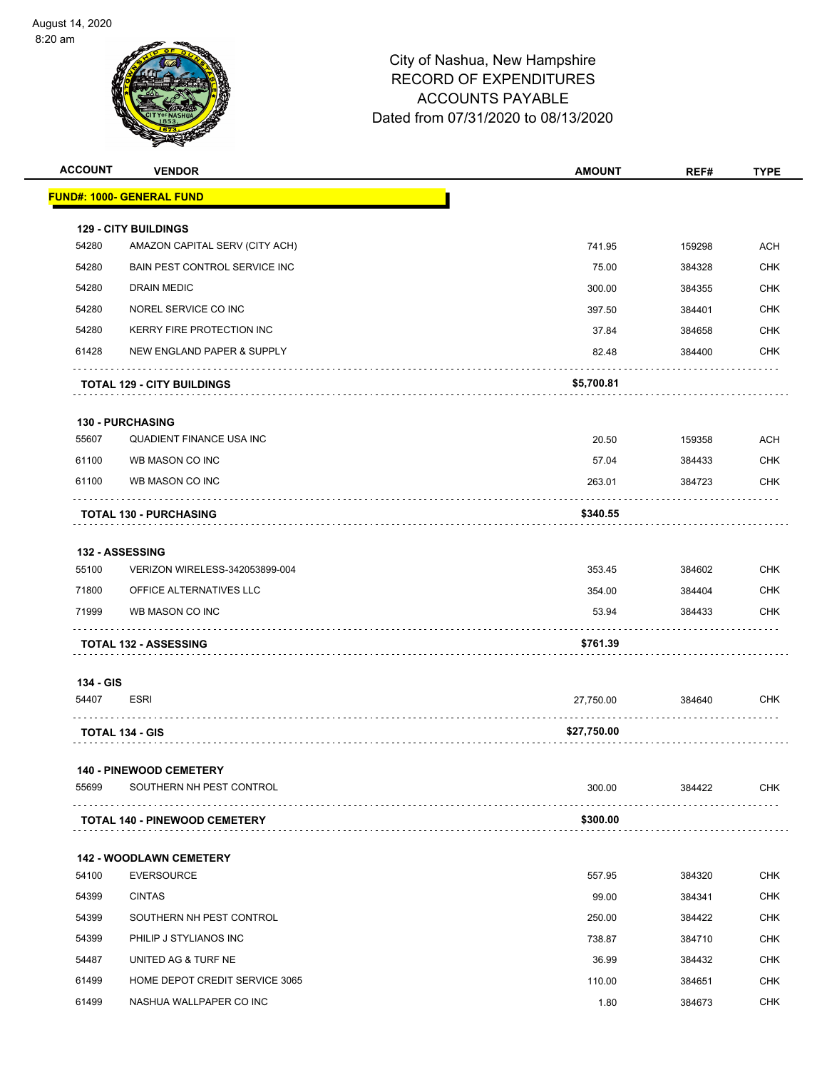City of Nashua, New Hampshire
RECORD OF EXPENDITURES
ACCOUNTS PAYABLE
Dated from 07/31/2020 to 08/13/2020

| ACCOUNT | VENDOR | AMOUNT | REF# | TYPE |
|---|---|---|---|---|
| **FUND#: 1000- GENERAL FUND** | | | | |
| **129 - CITY BUILDINGS** | | | | |
| 54280 | AMAZON CAPITAL SERV (CITY ACH) | 741.95 | 159298 | ACH |
| 54280 | BAIN PEST CONTROL SERVICE INC | 75.00 | 384328 | CHK |
| 54280 | DRAIN MEDIC | 300.00 | 384355 | CHK |
| 54280 | NOREL SERVICE CO INC | 397.50 | 384401 | CHK |
| 54280 | KERRY FIRE PROTECTION INC | 37.84 | 384658 | CHK |
| 61428 | NEW ENGLAND PAPER & SUPPLY | 82.48 | 384400 | CHK |
| | **TOTAL 129 - CITY BUILDINGS** | **$5,700.81** | | |
| **130 - PURCHASING** | | | | |
| 55607 | QUADIENT FINANCE USA INC | 20.50 | 159358 | ACH |
| 61100 | WB MASON CO INC | 57.04 | 384433 | CHK |
| 61100 | WB MASON CO INC | 263.01 | 384723 | CHK |
| | **TOTAL 130 - PURCHASING** | **$340.55** | | |
| **132 - ASSESSING** | | | | |
| 55100 | VERIZON WIRELESS-342053899-004 | 353.45 | 384602 | CHK |
| 71800 | OFFICE ALTERNATIVES LLC | 354.00 | 384404 | CHK |
| 71999 | WB MASON CO INC | 53.94 | 384433 | CHK |
| | **TOTAL 132 - ASSESSING** | **$761.39** | | |
| **134 - GIS** | | | | |
| 54407 | ESRI | 27,750.00 | 384640 | CHK |
| | **TOTAL 134 - GIS** | **$27,750.00** | | |
| **140 - PINEWOOD CEMETERY** | | | | |
| 55699 | SOUTHERN NH PEST CONTROL | 300.00 | 384422 | CHK |
| | **TOTAL 140 - PINEWOOD CEMETERY** | **$300.00** | | |
| **142 - WOODLAWN CEMETERY** | | | | |
| 54100 | EVERSOURCE | 557.95 | 384320 | CHK |
| 54399 | CINTAS | 99.00 | 384341 | CHK |
| 54399 | SOUTHERN NH PEST CONTROL | 250.00 | 384422 | CHK |
| 54399 | PHILIP J STYLIANOS INC | 738.87 | 384710 | CHK |
| 54487 | UNITED AG & TURF NE | 36.99 | 384432 | CHK |
| 61499 | HOME DEPOT CREDIT SERVICE 3065 | 110.00 | 384651 | CHK |
| 61499 | NASHUA WALLPAPER CO INC | 1.80 | 384673 | CHK |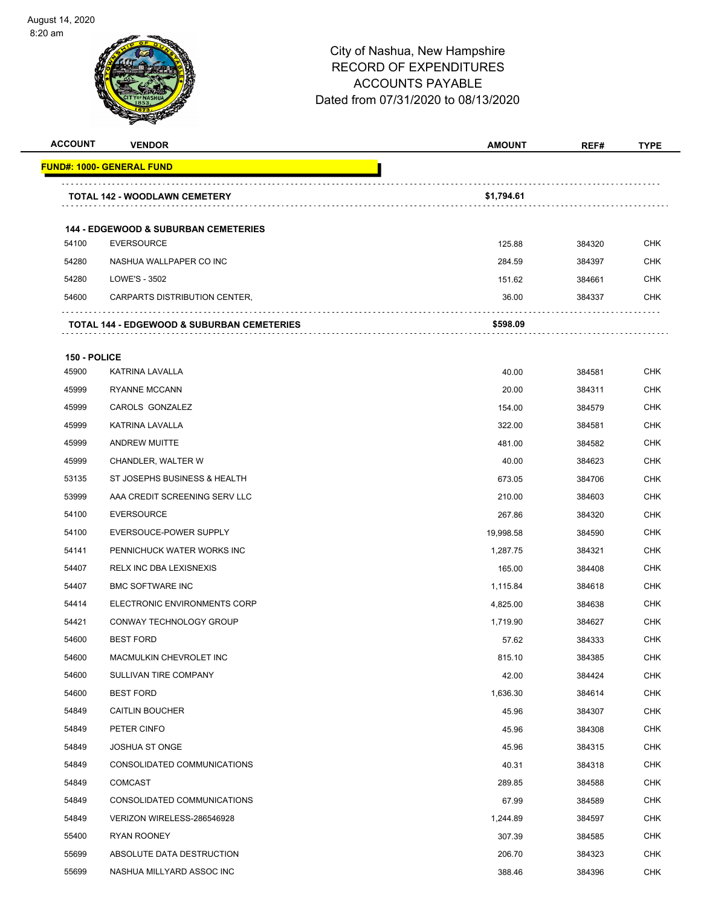City of Nashua, New Hampshire
RECORD OF EXPENDITURES
ACCOUNTS PAYABLE
Dated from 07/31/2020 to 08/13/2020

| ACCOUNT | VENDOR | AMOUNT | REF# | TYPE |
|---|---|---|---|---|
| **FUND#: 1000- GENERAL FUND** | | | | |
| | **TOTAL 142 - WOODLAWN CEMETERY** | **$1,794.61** | | |
| **144 - EDGEWOOD & SUBURBAN CEMETERIES** | | | | |
| 54100 | EVERSOURCE | 125.88 | 384320 | CHK |
| 54280 | NASHUA WALLPAPER CO INC | 284.59 | 384397 | CHK |
| 54280 | LOWE'S - 3502 | 151.62 | 384661 | CHK |
| 54600 | CARPARTS DISTRIBUTION CENTER, | 36.00 | 384337 | CHK |
| | **TOTAL 144 - EDGEWOOD & SUBURBAN CEMETERIES** | **$598.09** | | |
| **150 - POLICE** | | | | |
| 45900 | KATRINA LAVALLA | 40.00 | 384581 | CHK |
| 45999 | RYANNE MCCANN | 20.00 | 384311 | CHK |
| 45999 | CAROLS GONZALEZ | 154.00 | 384579 | CHK |
| 45999 | KATRINA LAVALLA | 322.00 | 384581 | CHK |
| 45999 | ANDREW MUITTE | 481.00 | 384582 | CHK |
| 45999 | CHANDLER, WALTER W | 40.00 | 384623 | CHK |
| 53135 | ST JOSEPHS BUSINESS & HEALTH | 673.05 | 384706 | CHK |
| 53999 | AAA CREDIT SCREENING SERV LLC | 210.00 | 384603 | CHK |
| 54100 | EVERSOURCE | 267.86 | 384320 | CHK |
| 54100 | EVERSOUCE-POWER SUPPLY | 19,998.58 | 384590 | CHK |
| 54141 | PENNICHUCK WATER WORKS INC | 1,287.75 | 384321 | CHK |
| 54407 | RELX INC DBA LEXISNEXIS | 165.00 | 384408 | CHK |
| 54407 | BMC SOFTWARE INC | 1,115.84 | 384618 | CHK |
| 54414 | ELECTRONIC ENVIRONMENTS CORP | 4,825.00 | 384638 | CHK |
| 54421 | CONWAY TECHNOLOGY GROUP | 1,719.90 | 384627 | CHK |
| 54600 | BEST FORD | 57.62 | 384333 | CHK |
| 54600 | MACMULKIN CHEVROLET INC | 815.10 | 384385 | CHK |
| 54600 | SULLIVAN TIRE COMPANY | 42.00 | 384424 | CHK |
| 54600 | BEST FORD | 1,636.30 | 384614 | CHK |
| 54849 | CAITLIN BOUCHER | 45.96 | 384307 | CHK |
| 54849 | PETER CINFO | 45.96 | 384308 | CHK |
| 54849 | JOSHUA ST ONGE | 45.96 | 384315 | CHK |
| 54849 | CONSOLIDATED COMMUNICATIONS | 40.31 | 384318 | CHK |
| 54849 | COMCAST | 289.85 | 384588 | CHK |
| 54849 | CONSOLIDATED COMMUNICATIONS | 67.99 | 384589 | CHK |
| 54849 | VERIZON WIRELESS-286546928 | 1,244.89 | 384597 | CHK |
| 55400 | RYAN ROONEY | 307.39 | 384585 | CHK |
| 55699 | ABSOLUTE DATA DESTRUCTION | 206.70 | 384323 | CHK |
| 55699 | NASHUA MILLYARD ASSOC INC | 388.46 | 384396 | CHK |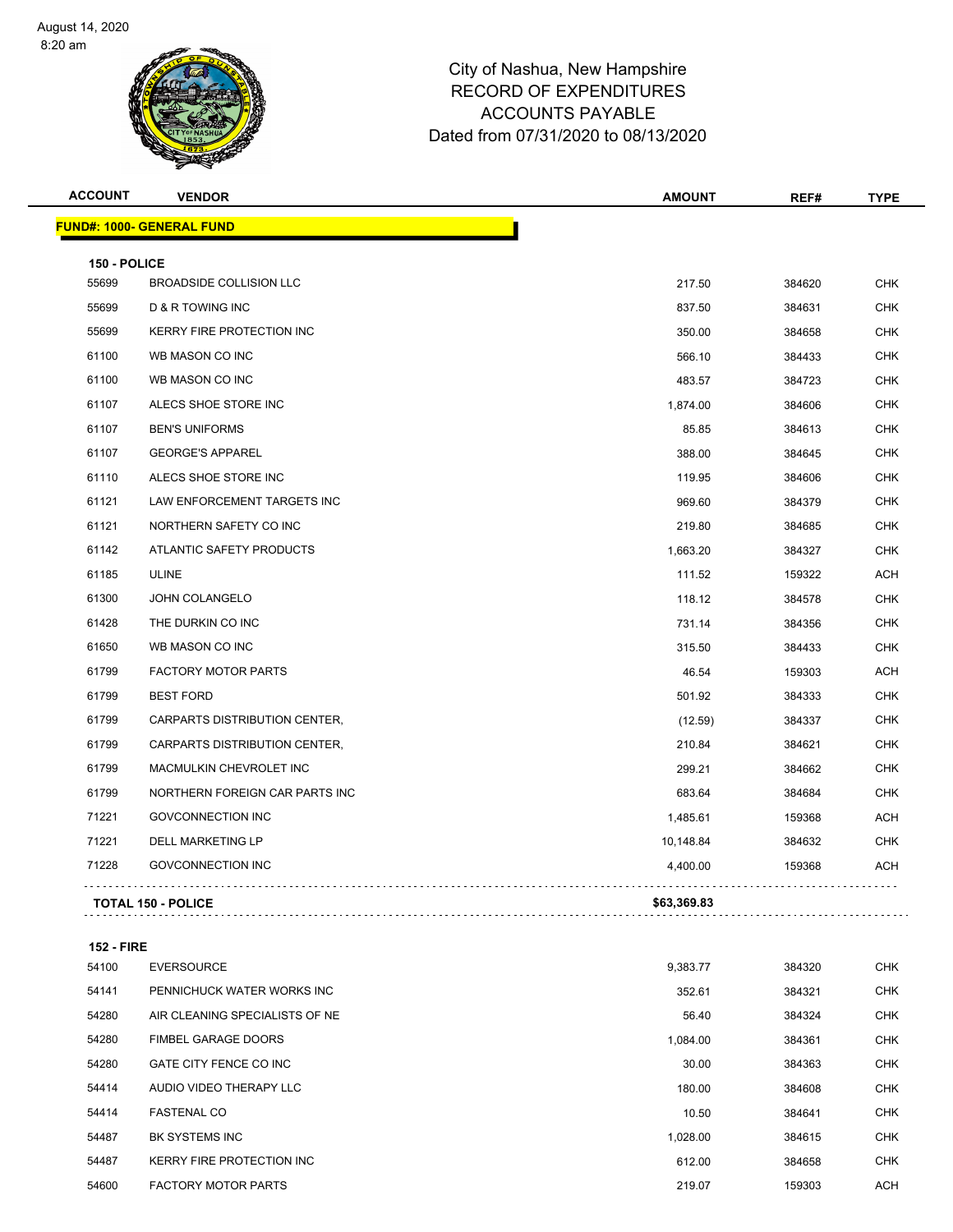City of Nashua, New Hampshire
RECORD OF EXPENDITURES
ACCOUNTS PAYABLE
Dated from 07/31/2020 to 08/13/2020

| ACCOUNT | VENDOR | AMOUNT | REF# | TYPE |
|---|---|---|---|---|
| **FUND#: 1000- GENERAL FUND** | | | | |
| **150 - POLICE** | | | | |
| 55699 | BROADSIDE COLLISION LLC | 217.50 | 384620 | CHK |
| 55699 | D & R TOWING INC | 837.50 | 384631 | CHK |
| 55699 | KERRY FIRE PROTECTION INC | 350.00 | 384658 | CHK |
| 61100 | WB MASON CO INC | 566.10 | 384433 | CHK |
| 61100 | WB MASON CO INC | 483.57 | 384723 | CHK |
| 61107 | ALECS SHOE STORE INC | 1,874.00 | 384606 | CHK |
| 61107 | BEN'S UNIFORMS | 85.85 | 384613 | CHK |
| 61107 | GEORGE'S APPAREL | 388.00 | 384645 | CHK |
| 61110 | ALECS SHOE STORE INC | 119.95 | 384606 | CHK |
| 61121 | LAW ENFORCEMENT TARGETS INC | 969.60 | 384379 | CHK |
| 61121 | NORTHERN SAFETY CO INC | 219.80 | 384685 | CHK |
| 61142 | ATLANTIC SAFETY PRODUCTS | 1,663.20 | 384327 | CHK |
| 61185 | ULINE | 111.52 | 159322 | ACH |
| 61300 | JOHN COLANGELO | 118.12 | 384578 | CHK |
| 61428 | THE DURKIN CO INC | 731.14 | 384356 | CHK |
| 61650 | WB MASON CO INC | 315.50 | 384433 | CHK |
| 61799 | FACTORY MOTOR PARTS | 46.54 | 159303 | ACH |
| 61799 | BEST FORD | 501.92 | 384333 | CHK |
| 61799 | CARPARTS DISTRIBUTION CENTER, | (12.59) | 384337 | CHK |
| 61799 | CARPARTS DISTRIBUTION CENTER, | 210.84 | 384621 | CHK |
| 61799 | MACMULKIN CHEVROLET INC | 299.21 | 384662 | CHK |
| 61799 | NORTHERN FOREIGN CAR PARTS INC | 683.64 | 384684 | CHK |
| 71221 | GOVCONNECTION INC | 1,485.61 | 159368 | ACH |
| 71221 | DELL MARKETING LP | 10,148.84 | 384632 | CHK |
| 71228 | GOVCONNECTION INC | 4,400.00 | 159368 | ACH |
| | **TOTAL 150 - POLICE** | **$63,369.83** | | |
| **152 - FIRE** | | | | |
| 54100 | EVERSOURCE | 9,383.77 | 384320 | CHK |
| 54141 | PENNICHUCK WATER WORKS INC | 352.61 | 384321 | CHK |
| 54280 | AIR CLEANING SPECIALISTS OF NE | 56.40 | 384324 | CHK |
| 54280 | FIMBEL GARAGE DOORS | 1,084.00 | 384361 | CHK |
| 54280 | GATE CITY FENCE CO INC | 30.00 | 384363 | CHK |
| 54414 | AUDIO VIDEO THERAPY LLC | 180.00 | 384608 | CHK |
| 54414 | FASTENAL CO | 10.50 | 384641 | CHK |
| 54487 | BK SYSTEMS INC | 1,028.00 | 384615 | CHK |
| 54487 | KERRY FIRE PROTECTION INC | 612.00 | 384658 | CHK |
| 54600 | FACTORY MOTOR PARTS | 219.07 | 159303 | ACH |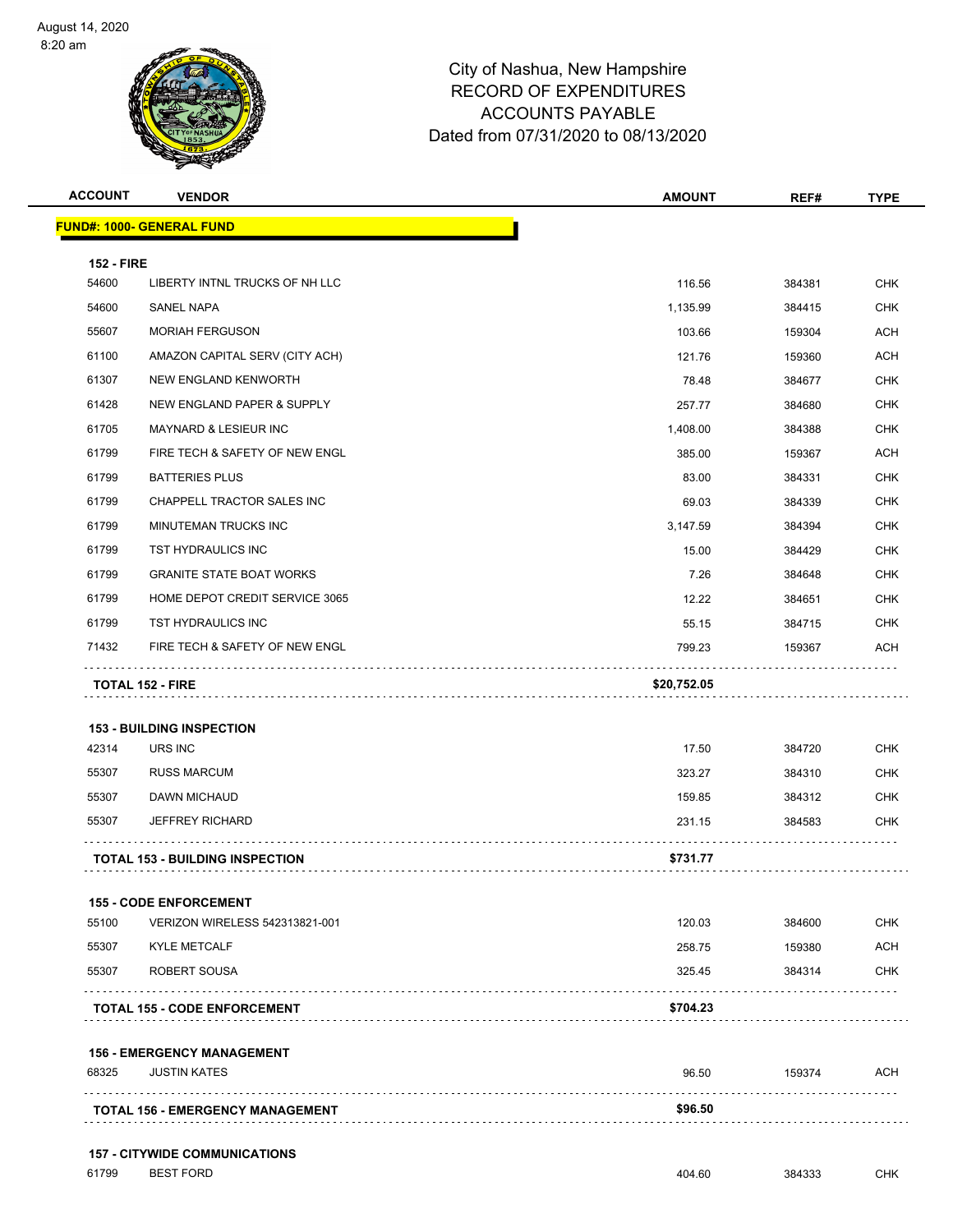City of Nashua, New Hampshire
RECORD OF EXPENDITURES
ACCOUNTS PAYABLE
Dated from 07/31/2020 to 08/13/2020

| ACCOUNT | VENDOR | AMOUNT | REF# | TYPE |
|---|---|---|---|---|
| **FUND#: 1000- GENERAL FUND** | | | | |
| **152 - FIRE** | | | | |
| 54600 | LIBERTY INTNL TRUCKS OF NH LLC | 116.56 | 384381 | CHK |
| 54600 | SANEL NAPA | 1,135.99 | 384415 | CHK |
| 55607 | MORIAH FERGUSON | 103.66 | 159304 | ACH |
| 61100 | AMAZON CAPITAL SERV (CITY ACH) | 121.76 | 159360 | ACH |
| 61307 | NEW ENGLAND KENWORTH | 78.48 | 384677 | CHK |
| 61428 | NEW ENGLAND PAPER & SUPPLY | 257.77 | 384680 | CHK |
| 61705 | MAYNARD & LESIEUR INC | 1,408.00 | 384388 | CHK |
| 61799 | FIRE TECH & SAFETY OF NEW ENGL | 385.00 | 159367 | ACH |
| 61799 | BATTERIES PLUS | 83.00 | 384331 | CHK |
| 61799 | CHAPPELL TRACTOR SALES INC | 69.03 | 384339 | CHK |
| 61799 | MINUTEMAN TRUCKS INC | 3,147.59 | 384394 | CHK |
| 61799 | TST HYDRAULICS INC | 15.00 | 384429 | CHK |
| 61799 | GRANITE STATE BOAT WORKS | 7.26 | 384648 | CHK |
| 61799 | HOME DEPOT CREDIT SERVICE 3065 | 12.22 | 384651 | CHK |
| 61799 | TST HYDRAULICS INC | 55.15 | 384715 | CHK |
| 71432 | FIRE TECH & SAFETY OF NEW ENGL | 799.23 | 159367 | ACH |
| **TOTAL 152 - FIRE** | | **$20,752.05** | | |
| **153 - BUILDING INSPECTION** | | | | |
| 42314 | URS INC | 17.50 | 384720 | CHK |
| 55307 | RUSS MARCUM | 323.27 | 384310 | CHK |
| 55307 | DAWN MICHAUD | 159.85 | 384312 | CHK |
| 55307 | JEFFREY RICHARD | 231.15 | 384583 | CHK |
| **TOTAL 153 - BUILDING INSPECTION** | | **$731.77** | | |
| **155 - CODE ENFORCEMENT** | | | | |
| 55100 | VERIZON WIRELESS 542313821-001 | 120.03 | 384600 | CHK |
| 55307 | KYLE METCALF | 258.75 | 159380 | ACH |
| 55307 | ROBERT SOUSA | 325.45 | 384314 | CHK |
| **TOTAL 155 - CODE ENFORCEMENT** | | **$704.23** | | |
| **156 - EMERGENCY MANAGEMENT** | | | | |
| 68325 | JUSTIN KATES | 96.50 | 159374 | ACH |
| **TOTAL 156 - EMERGENCY MANAGEMENT** | | **$96.50** | | |
| **157 - CITYWIDE COMMUNICATIONS** | | | | |
| 61799 | BEST FORD | 404.60 | 384333 | CHK |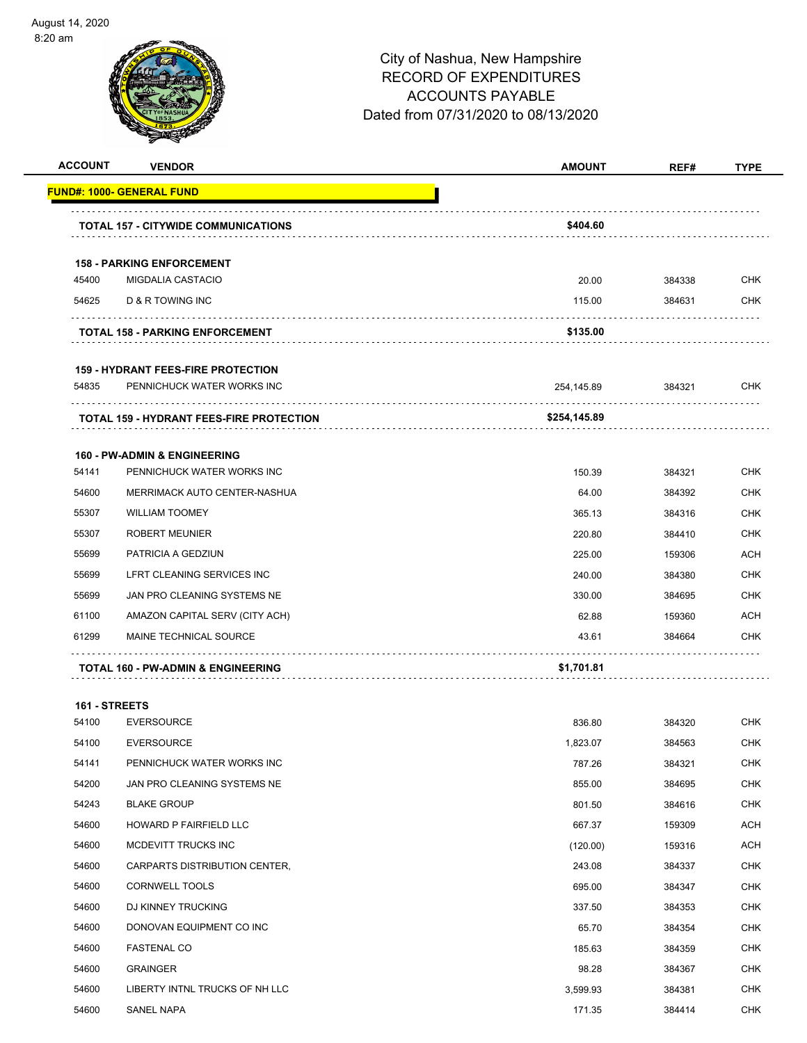August 14, 2020
8:20 am

# City of Nashua, New Hampshire
## RECORD OF EXPENDITURES
## ACCOUNTS PAYABLE
## Dated from 07/31/2020 to 08/13/2020

| ACCOUNT | VENDOR | AMOUNT | REF# | TYPE |
|---|---|---|---|---|
| **FUND#: 1000- GENERAL FUND** | | | | |
| | **TOTAL 157 - CITYWIDE COMMUNICATIONS** | **$404.60** | | |
| **158 - PARKING ENFORCEMENT** | | | | |
| 45400 | MIGDALIA CASTACIO | 20.00 | 384338 | CHK |
| 54625 | D & R TOWING INC | 115.00 | 384631 | CHK |
| | **TOTAL 158 - PARKING ENFORCEMENT** | **$135.00** | | |
| **159 - HYDRANT FEES-FIRE PROTECTION** | | | | |
| 54835 | PENNICHUCK WATER WORKS INC | 254,145.89 | 384321 | CHK |
| | **TOTAL 159 - HYDRANT FEES-FIRE PROTECTION** | **$254,145.89** | | |
| **160 - PW-ADMIN & ENGINEERING** | | | | |
| 54141 | PENNICHUCK WATER WORKS INC | 150.39 | 384321 | CHK |
| 54600 | MERRIMACK AUTO CENTER-NASHUA | 64.00 | 384392 | CHK |
| 55307 | WILLIAM TOOMEY | 365.13 | 384316 | CHK |
| 55307 | ROBERT MEUNIER | 220.80 | 384410 | CHK |
| 55699 | PATRICIA A GEDZIUN | 225.00 | 159306 | ACH |
| 55699 | LFRT CLEANING SERVICES INC | 240.00 | 384380 | CHK |
| 55699 | JAN PRO CLEANING SYSTEMS NE | 330.00 | 384695 | CHK |
| 61100 | AMAZON CAPITAL SERV (CITY ACH) | 62.88 | 159360 | ACH |
| 61299 | MAINE TECHNICAL SOURCE | 43.61 | 384664 | CHK |
| | **TOTAL 160 - PW-ADMIN & ENGINEERING** | **$1,701.81** | | |
| **161 - STREETS** | | | | |
| 54100 | EVERSOURCE | 836.80 | 384320 | CHK |
| 54100 | EVERSOURCE | 1,823.07 | 384563 | CHK |
| 54141 | PENNICHUCK WATER WORKS INC | 787.26 | 384321 | CHK |
| 54200 | JAN PRO CLEANING SYSTEMS NE | 855.00 | 384695 | CHK |
| 54243 | BLAKE GROUP | 801.50 | 384616 | CHK |
| 54600 | HOWARD P FAIRFIELD LLC | 667.37 | 159309 | ACH |
| 54600 | MCDEVITT TRUCKS INC | (120.00) | 159316 | ACH |
| 54600 | CARPARTS DISTRIBUTION CENTER, | 243.08 | 384337 | CHK |
| 54600 | CORNWELL TOOLS | 695.00 | 384347 | CHK |
| 54600 | DJ KINNEY TRUCKING | 337.50 | 384353 | CHK |
| 54600 | DONOVAN EQUIPMENT CO INC | 65.70 | 384354 | CHK |
| 54600 | FASTENAL CO | 185.63 | 384359 | CHK |
| 54600 | GRAINGER | 98.28 | 384367 | CHK |
| 54600 | LIBERTY INTNL TRUCKS OF NH LLC | 3,599.93 | 384381 | CHK |
| 54600 | SANEL NAPA | 171.35 | 384414 | CHK |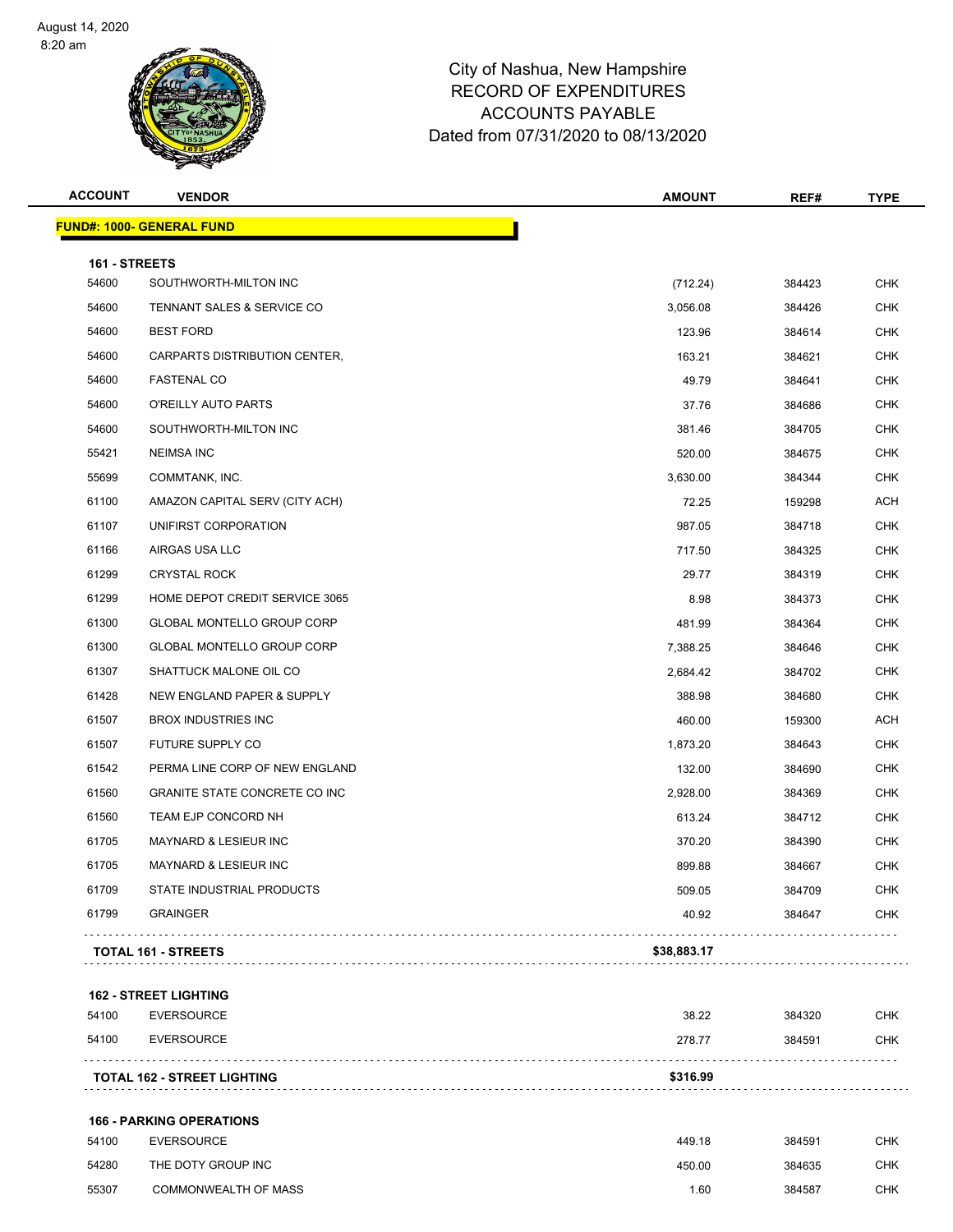# City of Nashua, New Hampshire
# RECORD OF EXPENDITURES
# ACCOUNTS PAYABLE
# Dated from 07/31/2020 to 08/13/2020

| ACCOUNT | VENDOR | AMOUNT | REF# | TYPE |
|---|---|---|---|---|
| **FUND#: 1000- GENERAL FUND** | | | | |
| **161 - STREETS** | | | | |
| 54600 | SOUTHWORTH-MILTON INC | (712.24) | 384423 | CHK |
| 54600 | TENNANT SALES & SERVICE CO | 3,056.08 | 384426 | CHK |
| 54600 | BEST FORD | 123.96 | 384614 | CHK |
| 54600 | CARPARTS DISTRIBUTION CENTER, | 163.21 | 384621 | CHK |
| 54600 | FASTENAL CO | 49.79 | 384641 | CHK |
| 54600 | O'REILLY AUTO PARTS | 37.76 | 384686 | CHK |
| 54600 | SOUTHWORTH-MILTON INC | 381.46 | 384705 | CHK |
| 55421 | NEIMSA INC | 520.00 | 384675 | CHK |
| 55699 | COMMTANK, INC. | 3,630.00 | 384344 | CHK |
| 61100 | AMAZON CAPITAL SERV (CITY ACH) | 72.25 | 159298 | ACH |
| 61107 | UNIFIRST CORPORATION | 987.05 | 384718 | CHK |
| 61166 | AIRGAS USA LLC | 717.50 | 384325 | CHK |
| 61299 | CRYSTAL ROCK | 29.77 | 384319 | CHK |
| 61299 | HOME DEPOT CREDIT SERVICE 3065 | 8.98 | 384373 | CHK |
| 61300 | GLOBAL MONTELLO GROUP CORP | 481.99 | 384364 | CHK |
| 61300 | GLOBAL MONTELLO GROUP CORP | 7,388.25 | 384646 | CHK |
| 61307 | SHATTUCK MALONE OIL CO | 2,684.42 | 384702 | CHK |
| 61428 | NEW ENGLAND PAPER & SUPPLY | 388.98 | 384680 | CHK |
| 61507 | BROX INDUSTRIES INC | 460.00 | 159300 | ACH |
| 61507 | FUTURE SUPPLY CO | 1,873.20 | 384643 | CHK |
| 61542 | PERMA LINE CORP OF NEW ENGLAND | 132.00 | 384690 | CHK |
| 61560 | GRANITE STATE CONCRETE CO INC | 2,928.00 | 384369 | CHK |
| 61560 | TEAM EJP CONCORD NH | 613.24 | 384712 | CHK |
| 61705 | MAYNARD & LESIEUR INC | 370.20 | 384390 | CHK |
| 61705 | MAYNARD & LESIEUR INC | 899.88 | 384667 | CHK |
| 61709 | STATE INDUSTRIAL PRODUCTS | 509.05 | 384709 | CHK |
| 61799 | GRAINGER | 40.92 | 384647 | CHK |
| **TOTAL 161 - STREETS** | | **$38,883.17** | | |
| **162 - STREET LIGHTING** | | | | |
| 54100 | EVERSOURCE | 38.22 | 384320 | CHK |
| 54100 | EVERSOURCE | 278.77 | 384591 | CHK |
| **TOTAL 162 - STREET LIGHTING** | | **$316.99** | | |
| **166 - PARKING OPERATIONS** | | | | |
| 54100 | EVERSOURCE | 449.18 | 384591 | CHK |
| 54280 | THE DOTY GROUP INC | 450.00 | 384635 | CHK |
| 55307 | COMMONWEALTH OF MASS | 1.60 | 384587 | CHK |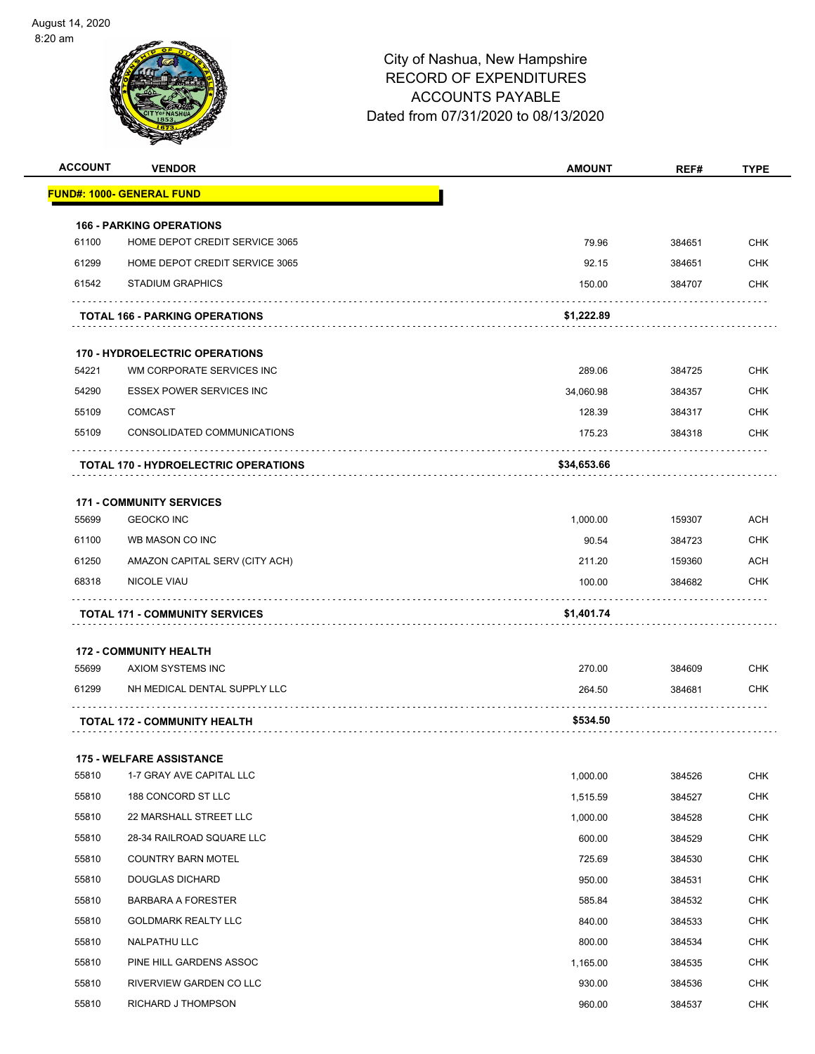City of Nashua, New Hampshire
RECORD OF EXPENDITURES
ACCOUNTS PAYABLE
Dated from 07/31/2020 to 08/13/2020

| ACCOUNT | VENDOR | AMOUNT | REF# | TYPE |
|---|---|---|---|---|
| **FUND#: 1000- GENERAL FUND** | | | | |
| **166 - PARKING OPERATIONS** | | | | |
| 61100 | HOME DEPOT CREDIT SERVICE 3065 | 79.96 | 384651 | CHK |
| 61299 | HOME DEPOT CREDIT SERVICE 3065 | 92.15 | 384651 | CHK |
| 61542 | STADIUM GRAPHICS | 150.00 | 384707 | CHK |
| | **TOTAL 166 - PARKING OPERATIONS** | **$1,222.89** | | |
| **170 - HYDROELECTRIC OPERATIONS** | | | | |
| 54221 | WM CORPORATE SERVICES INC | 289.06 | 384725 | CHK |
| 54290 | ESSEX POWER SERVICES INC | 34,060.98 | 384357 | CHK |
| 55109 | COMCAST | 128.39 | 384317 | CHK |
| 55109 | CONSOLIDATED COMMUNICATIONS | 175.23 | 384318 | CHK |
| | **TOTAL 170 - HYDROELECTRIC OPERATIONS** | **$34,653.66** | | |
| **171 - COMMUNITY SERVICES** | | | | |
| 55699 | GEOCKO INC | 1,000.00 | 159307 | ACH |
| 61100 | WB MASON CO INC | 90.54 | 384723 | CHK |
| 61250 | AMAZON CAPITAL SERV (CITY ACH) | 211.20 | 159360 | ACH |
| 68318 | NICOLE VIAU | 100.00 | 384682 | CHK |
| | **TOTAL 171 - COMMUNITY SERVICES** | **$1,401.74** | | |
| **172 - COMMUNITY HEALTH** | | | | |
| 55699 | AXIOM SYSTEMS INC | 270.00 | 384609 | CHK |
| 61299 | NH MEDICAL DENTAL SUPPLY LLC | 264.50 | 384681 | CHK |
| | **TOTAL 172 - COMMUNITY HEALTH** | **$534.50** | | |
| **175 - WELFARE ASSISTANCE** | | | | |
| 55810 | 1-7 GRAY AVE CAPITAL LLC | 1,000.00 | 384526 | CHK |
| 55810 | 188 CONCORD ST LLC | 1,515.59 | 384527 | CHK |
| 55810 | 22 MARSHALL STREET LLC | 1,000.00 | 384528 | CHK |
| 55810 | 28-34 RAILROAD SQUARE LLC | 600.00 | 384529 | CHK |
| 55810 | COUNTRY BARN MOTEL | 725.69 | 384530 | CHK |
| 55810 | DOUGLAS DICHARD | 950.00 | 384531 | CHK |
| 55810 | BARBARA A FORESTER | 585.84 | 384532 | CHK |
| 55810 | GOLDMARK REALTY LLC | 840.00 | 384533 | CHK |
| 55810 | NALPATHU LLC | 800.00 | 384534 | CHK |
| 55810 | PINE HILL GARDENS ASSOC | 1,165.00 | 384535 | CHK |
| 55810 | RIVERVIEW GARDEN CO LLC | 930.00 | 384536 | CHK |
| 55810 | RICHARD J THOMPSON | 960.00 | 384537 | CHK |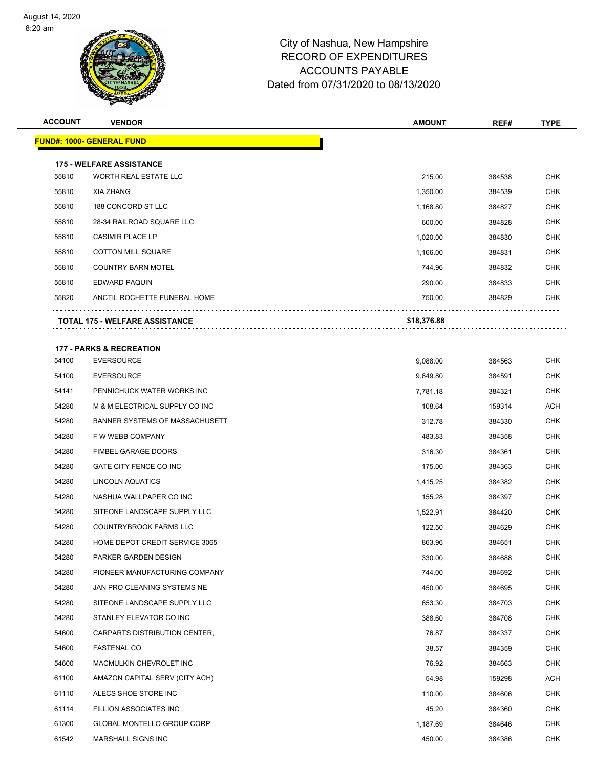# City of Nashua, New Hampshire
# RECORD OF EXPENDITURES
# ACCOUNTS PAYABLE
# Dated from 07/31/2020 to 08/13/2020

| ACCOUNT | VENDOR | AMOUNT | REF# | TYPE |
|---|---|---|---|---|
| **FUND#: 1000- GENERAL FUND** | | | | |
| **175 - WELFARE ASSISTANCE** | | | | |
| 55810 | WORTH REAL ESTATE LLC | 215.00 | 384538 | CHK |
| 55810 | XIA ZHANG | 1,350.00 | 384539 | CHK |
| 55810 | 188 CONCORD ST LLC | 1,168.80 | 384827 | CHK |
| 55810 | 28-34 RAILROAD SQUARE LLC | 600.00 | 384828 | CHK |
| 55810 | CASIMIR PLACE LP | 1,020.00 | 384830 | CHK |
| 55810 | COTTON MILL SQUARE | 1,166.00 | 384831 | CHK |
| 55810 | COUNTRY BARN MOTEL | 744.96 | 384832 | CHK |
| 55810 | EDWARD PAQUIN | 290.00 | 384833 | CHK |
| 55820 | ANCTIL ROCHETTE FUNERAL HOME | 750.00 | 384829 | CHK |
| **TOTAL 175 - WELFARE ASSISTANCE** | | **$18,376.88** | | |
| **177 - PARKS & RECREATION** | | | | |
| 54100 | EVERSOURCE | 9,088.00 | 384563 | CHK |
| 54100 | EVERSOURCE | 9,649.80 | 384591 | CHK |
| 54141 | PENNICHUCK WATER WORKS INC | 7,781.18 | 384321 | CHK |
| 54280 | M & M ELECTRICAL SUPPLY CO INC | 108.64 | 159314 | ACH |
| 54280 | BANNER SYSTEMS OF MASSACHUSETT | 312.78 | 384330 | CHK |
| 54280 | F W WEBB COMPANY | 483.83 | 384358 | CHK |
| 54280 | FIMBEL GARAGE DOORS | 316.30 | 384361 | CHK |
| 54280 | GATE CITY FENCE CO INC | 175.00 | 384363 | CHK |
| 54280 | LINCOLN AQUATICS | 1,415.25 | 384382 | CHK |
| 54280 | NASHUA WALLPAPER CO INC | 155.28 | 384397 | CHK |
| 54280 | SITEONE LANDSCAPE SUPPLY LLC | 1,522.91 | 384420 | CHK |
| 54280 | COUNTRYBROOK FARMS LLC | 122.50 | 384629 | CHK |
| 54280 | HOME DEPOT CREDIT SERVICE 3065 | 863.96 | 384651 | CHK |
| 54280 | PARKER GARDEN DESIGN | 330.00 | 384688 | CHK |
| 54280 | PIONEER MANUFACTURING COMPANY | 744.00 | 384692 | CHK |
| 54280 | JAN PRO CLEANING SYSTEMS NE | 450.00 | 384695 | CHK |
| 54280 | SITEONE LANDSCAPE SUPPLY LLC | 653.30 | 384703 | CHK |
| 54280 | STANLEY ELEVATOR CO INC | 388.60 | 384708 | CHK |
| 54600 | CARPARTS DISTRIBUTION CENTER, | 76.87 | 384337 | CHK |
| 54600 | FASTENAL CO | 38.57 | 384359 | CHK |
| 54600 | MACMULKIN CHEVROLET INC | 76.92 | 384663 | CHK |
| 61100 | AMAZON CAPITAL SERV (CITY ACH) | 54.98 | 159298 | ACH |
| 61110 | ALECS SHOE STORE INC | 110.00 | 384606 | CHK |
| 61114 | FILLION ASSOCIATES INC | 45.20 | 384360 | CHK |
| 61300 | GLOBAL MONTELLO GROUP CORP | 1,187.69 | 384646 | CHK |
| 61542 | MARSHALL SIGNS INC | 450.00 | 384386 | CHK |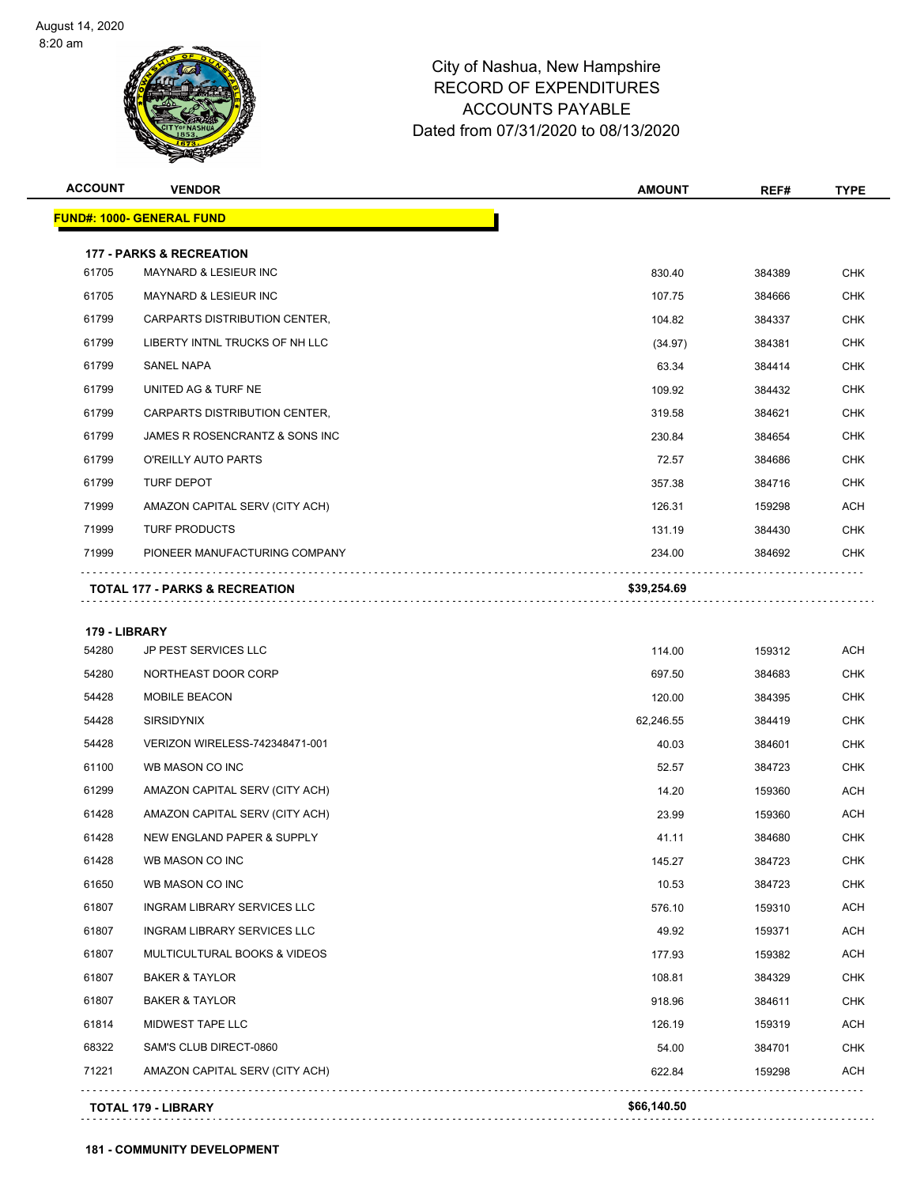City of Nashua, New Hampshire
RECORD OF EXPENDITURES
ACCOUNTS PAYABLE
Dated from 07/31/2020 to 08/13/2020

| ACCOUNT | VENDOR | AMOUNT | REF# | TYPE |
|---|---|---|---|---|
| **FUND#: 1000- GENERAL FUND** | | | | |
| **177 - PARKS & RECREATION** | | | | |
| 61705 | MAYNARD & LESIEUR INC | 830.40 | 384389 | CHK |
| 61705 | MAYNARD & LESIEUR INC | 107.75 | 384666 | CHK |
| 61799 | CARPARTS DISTRIBUTION CENTER, | 104.82 | 384337 | CHK |
| 61799 | LIBERTY INTNL TRUCKS OF NH LLC | (34.97) | 384381 | CHK |
| 61799 | SANEL NAPA | 63.34 | 384414 | CHK |
| 61799 | UNITED AG & TURF NE | 109.92 | 384432 | CHK |
| 61799 | CARPARTS DISTRIBUTION CENTER, | 319.58 | 384621 | CHK |
| 61799 | JAMES R ROSENCRANTZ & SONS INC | 230.84 | 384654 | CHK |
| 61799 | O'REILLY AUTO PARTS | 72.57 | 384686 | CHK |
| 61799 | TURF DEPOT | 357.38 | 384716 | CHK |
| 71999 | AMAZON CAPITAL SERV (CITY ACH) | 126.31 | 159298 | ACH |
| 71999 | TURF PRODUCTS | 131.19 | 384430 | CHK |
| 71999 | PIONEER MANUFACTURING COMPANY | 234.00 | 384692 | CHK |
| **TOTAL 177 - PARKS & RECREATION** | | **$39,254.69** | | |
| **179 - LIBRARY** | | | | |
| 54280 | JP PEST SERVICES LLC | 114.00 | 159312 | ACH |
| 54280 | NORTHEAST DOOR CORP | 697.50 | 384683 | CHK |
| 54428 | MOBILE BEACON | 120.00 | 384395 | CHK |
| 54428 | SIRSIDYNIX | 62,246.55 | 384419 | CHK |
| 54428 | VERIZON WIRELESS-742348471-001 | 40.03 | 384601 | CHK |
| 61100 | WB MASON CO INC | 52.57 | 384723 | CHK |
| 61299 | AMAZON CAPITAL SERV (CITY ACH) | 14.20 | 159360 | ACH |
| 61428 | AMAZON CAPITAL SERV (CITY ACH) | 23.99 | 159360 | ACH |
| 61428 | NEW ENGLAND PAPER & SUPPLY | 41.11 | 384680 | CHK |
| 61428 | WB MASON CO INC | 145.27 | 384723 | CHK |
| 61650 | WB MASON CO INC | 10.53 | 384723 | CHK |
| 61807 | INGRAM LIBRARY SERVICES LLC | 576.10 | 159310 | ACH |
| 61807 | INGRAM LIBRARY SERVICES LLC | 49.92 | 159371 | ACH |
| 61807 | MULTICULTURAL BOOKS & VIDEOS | 177.93 | 159382 | ACH |
| 61807 | BAKER & TAYLOR | 108.81 | 384329 | CHK |
| 61807 | BAKER & TAYLOR | 918.96 | 384611 | CHK |
| 61814 | MIDWEST TAPE LLC | 126.19 | 159319 | ACH |
| 68322 | SAM'S CLUB DIRECT-0860 | 54.00 | 384701 | CHK |
| 71221 | AMAZON CAPITAL SERV (CITY ACH) | 622.84 | 159298 | ACH |
| **TOTAL 179 - LIBRARY** | | **$66,140.50** | | |

**181 - COMMUNITY DEVELOPMENT**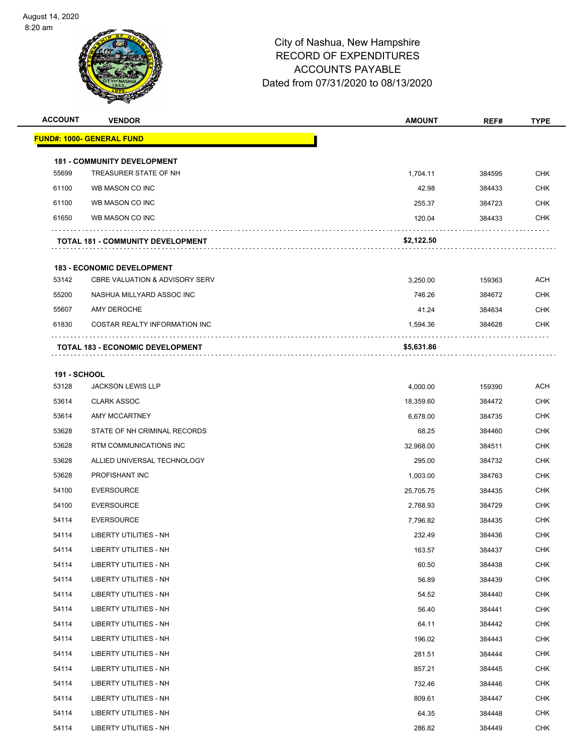City of Nashua, New Hampshire
RECORD OF EXPENDITURES
ACCOUNTS PAYABLE
Dated from 07/31/2020 to 08/13/2020

| ACCOUNT | VENDOR | AMOUNT | REF# | TYPE |
|---|---|---|---|---|
| **FUND#: 1000- GENERAL FUND** | | | | |
| **181 - COMMUNITY DEVELOPMENT** | | | | |
| 55699 | TREASURER STATE OF NH | 1,704.11 | 384595 | CHK |
| 61100 | WB MASON CO INC | 42.98 | 384433 | CHK |
| 61100 | WB MASON CO INC | 255.37 | 384723 | CHK |
| 61650 | WB MASON CO INC | 120.04 | 384433 | CHK |
| | **TOTAL 181 - COMMUNITY DEVELOPMENT** | **$2,122.50** | | |
| **183 - ECONOMIC DEVELOPMENT** | | | | |
| 53142 | CBRE VALUATION & ADVISORY SERV | 3,250.00 | 159363 | ACH |
| 55200 | NASHUA MILLYARD ASSOC INC | 746.26 | 384672 | CHK |
| 55607 | AMY DEROCHE | 41.24 | 384634 | CHK |
| 61830 | COSTAR REALTY INFORMATION INC | 1,594.36 | 384628 | CHK |
| | **TOTAL 183 - ECONOMIC DEVELOPMENT** | **$5,631.86** | | |
| **191 - SCHOOL** | | | | |
| 53128 | JACKSON LEWIS LLP | 4,000.00 | 159390 | ACH |
| 53614 | CLARK ASSOC | 18,359.60 | 384472 | CHK |
| 53614 | AMY MCCARTNEY | 6,678.00 | 384735 | CHK |
| 53628 | STATE OF NH CRIMINAL RECORDS | 68.25 | 384460 | CHK |
| 53628 | RTM COMMUNICATIONS INC | 32,968.00 | 384511 | CHK |
| 53628 | ALLIED UNIVERSAL TECHNOLOGY | 295.00 | 384732 | CHK |
| 53628 | PROFISHANT INC | 1,003.00 | 384763 | CHK |
| 54100 | EVERSOURCE | 25,705.75 | 384435 | CHK |
| 54100 | EVERSOURCE | 2,768.93 | 384729 | CHK |
| 54114 | EVERSOURCE | 7,796.82 | 384435 | CHK |
| 54114 | LIBERTY UTILITIES - NH | 232.49 | 384436 | CHK |
| 54114 | LIBERTY UTILITIES - NH | 163.57 | 384437 | CHK |
| 54114 | LIBERTY UTILITIES - NH | 60.50 | 384438 | CHK |
| 54114 | LIBERTY UTILITIES - NH | 56.89 | 384439 | CHK |
| 54114 | LIBERTY UTILITIES - NH | 54.52 | 384440 | CHK |
| 54114 | LIBERTY UTILITIES - NH | 56.40 | 384441 | CHK |
| 54114 | LIBERTY UTILITIES - NH | 64.11 | 384442 | CHK |
| 54114 | LIBERTY UTILITIES - NH | 196.02 | 384443 | CHK |
| 54114 | LIBERTY UTILITIES - NH | 281.51 | 384444 | CHK |
| 54114 | LIBERTY UTILITIES - NH | 857.21 | 384445 | CHK |
| 54114 | LIBERTY UTILITIES - NH | 732.46 | 384446 | CHK |
| 54114 | LIBERTY UTILITIES - NH | 809.61 | 384447 | CHK |
| 54114 | LIBERTY UTILITIES - NH | 64.35 | 384448 | CHK |
| 54114 | LIBERTY UTILITIES - NH | 286.82 | 384449 | CHK |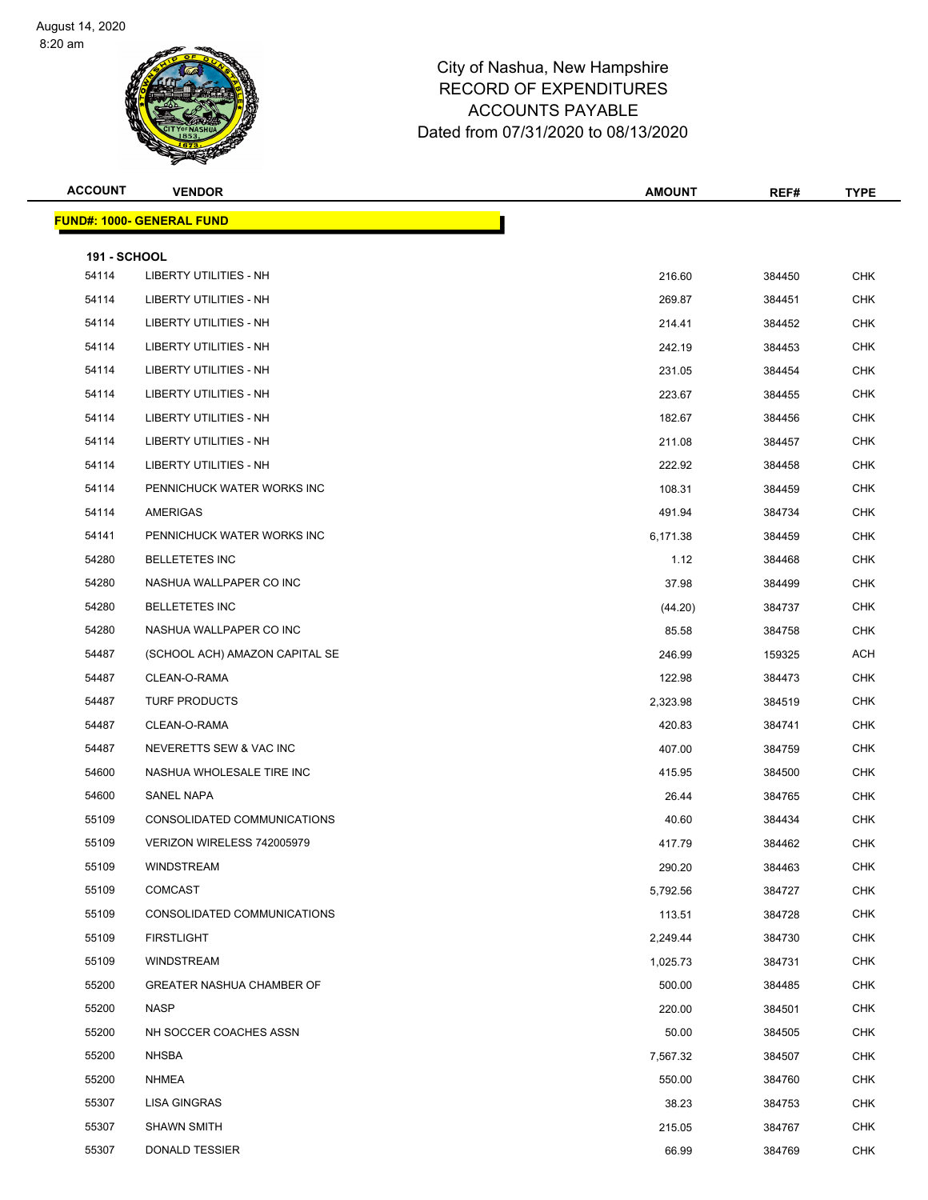# City of Nashua, New Hampshire
## RECORD OF EXPENDITURES
## ACCOUNTS PAYABLE
## Dated from 07/31/2020 to 08/13/2020

| ACCOUNT | VENDOR | AMOUNT | REF# | TYPE |
|---|---|---|---|---|
| **FUND#: 1000- GENERAL FUND** | | | | |
| **191 - SCHOOL** | | | | |
| 54114 | LIBERTY UTILITIES - NH | 216.60 | 384450 | CHK |
| 54114 | LIBERTY UTILITIES - NH | 269.87 | 384451 | CHK |
| 54114 | LIBERTY UTILITIES - NH | 214.41 | 384452 | CHK |
| 54114 | LIBERTY UTILITIES - NH | 242.19 | 384453 | CHK |
| 54114 | LIBERTY UTILITIES - NH | 231.05 | 384454 | CHK |
| 54114 | LIBERTY UTILITIES - NH | 223.67 | 384455 | CHK |
| 54114 | LIBERTY UTILITIES - NH | 182.67 | 384456 | CHK |
| 54114 | LIBERTY UTILITIES - NH | 211.08 | 384457 | CHK |
| 54114 | LIBERTY UTILITIES - NH | 222.92 | 384458 | CHK |
| 54114 | PENNICHUCK WATER WORKS INC | 108.31 | 384459 | CHK |
| 54114 | AMERIGAS | 491.94 | 384734 | CHK |
| 54141 | PENNICHUCK WATER WORKS INC | 6,171.38 | 384459 | CHK |
| 54280 | BELLETETES INC | 1.12 | 384468 | CHK |
| 54280 | NASHUA WALLPAPER CO INC | 37.98 | 384499 | CHK |
| 54280 | BELLETETES INC | (44.20) | 384737 | CHK |
| 54280 | NASHUA WALLPAPER CO INC | 85.58 | 384758 | CHK |
| 54487 | (SCHOOL ACH) AMAZON CAPITAL SE | 246.99 | 159325 | ACH |
| 54487 | CLEAN-O-RAMA | 122.98 | 384473 | CHK |
| 54487 | TURF PRODUCTS | 2,323.98 | 384519 | CHK |
| 54487 | CLEAN-O-RAMA | 420.83 | 384741 | CHK |
| 54487 | NEVERETTS SEW & VAC INC | 407.00 | 384759 | CHK |
| 54600 | NASHUA WHOLESALE TIRE INC | 415.95 | 384500 | CHK |
| 54600 | SANEL NAPA | 26.44 | 384765 | CHK |
| 55109 | CONSOLIDATED COMMUNICATIONS | 40.60 | 384434 | CHK |
| 55109 | VERIZON WIRELESS 742005979 | 417.79 | 384462 | CHK |
| 55109 | WINDSTREAM | 290.20 | 384463 | CHK |
| 55109 | COMCAST | 5,792.56 | 384727 | CHK |
| 55109 | CONSOLIDATED COMMUNICATIONS | 113.51 | 384728 | CHK |
| 55109 | FIRSTLIGHT | 2,249.44 | 384730 | CHK |
| 55109 | WINDSTREAM | 1,025.73 | 384731 | CHK |
| 55200 | GREATER NASHUA CHAMBER OF | 500.00 | 384485 | CHK |
| 55200 | NASP | 220.00 | 384501 | CHK |
| 55200 | NH SOCCER COACHES ASSN | 50.00 | 384505 | CHK |
| 55200 | NHSBA | 7,567.32 | 384507 | CHK |
| 55200 | NHMEA | 550.00 | 384760 | CHK |
| 55307 | LISA GINGRAS | 38.23 | 384753 | CHK |
| 55307 | SHAWN SMITH | 215.05 | 384767 | CHK |
| 55307 | DONALD TESSIER | 66.99 | 384769 | CHK |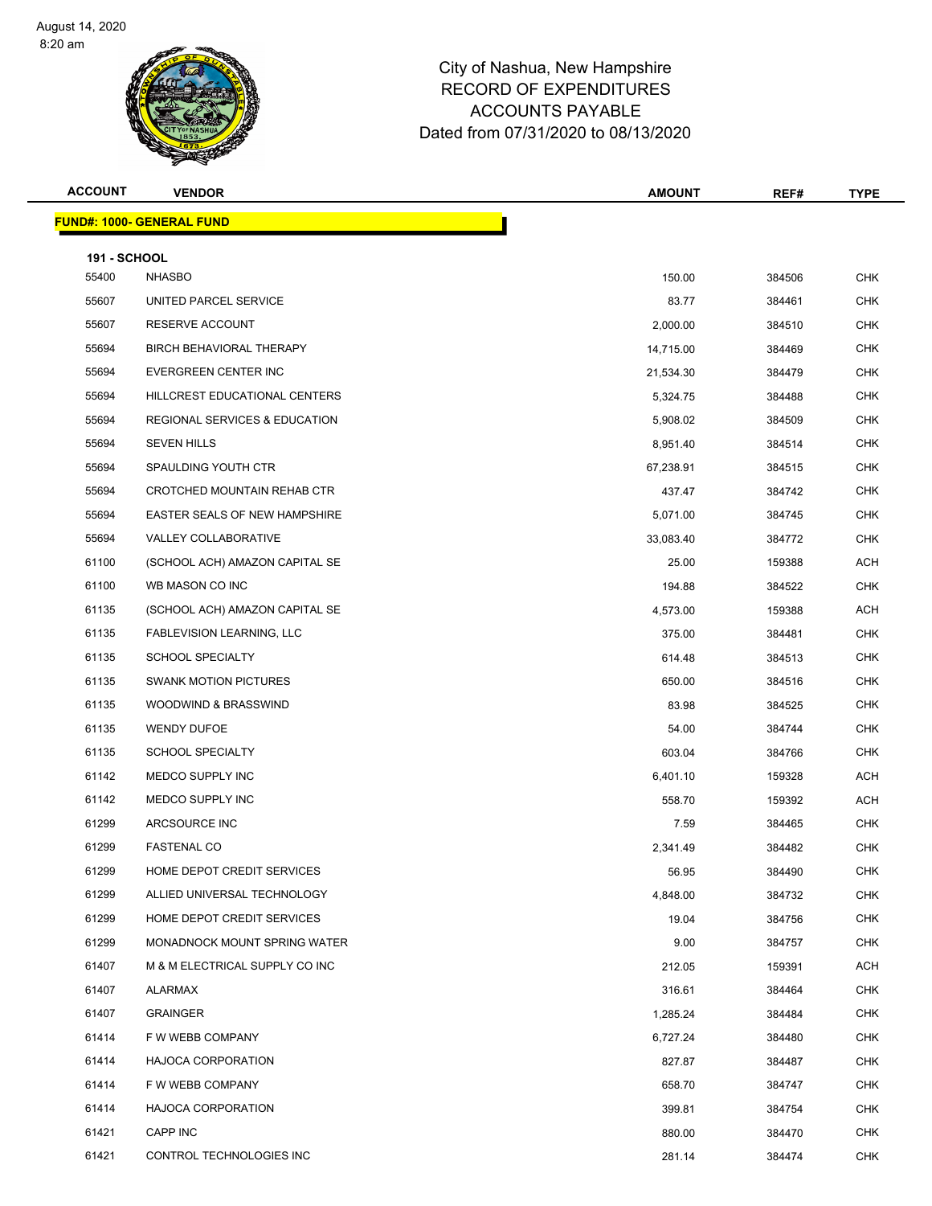City of Nashua, New Hampshire
RECORD OF EXPENDITURES
ACCOUNTS PAYABLE
Dated from 07/31/2020 to 08/13/2020

| ACCOUNT | VENDOR | AMOUNT | REF# | TYPE |
|---|---|---|---|---|
| **FUND#: 1000- GENERAL FUND** | | | | |
| **191 - SCHOOL** | | | | |
| 55400 | NHASBO | 150.00 | 384506 | CHK |
| 55607 | UNITED PARCEL SERVICE | 83.77 | 384461 | CHK |
| 55607 | RESERVE ACCOUNT | 2,000.00 | 384510 | CHK |
| 55694 | BIRCH BEHAVIORAL THERAPY | 14,715.00 | 384469 | CHK |
| 55694 | EVERGREEN CENTER INC | 21,534.30 | 384479 | CHK |
| 55694 | HILLCREST EDUCATIONAL CENTERS | 5,324.75 | 384488 | CHK |
| 55694 | REGIONAL SERVICES & EDUCATION | 5,908.02 | 384509 | CHK |
| 55694 | SEVEN HILLS | 8,951.40 | 384514 | CHK |
| 55694 | SPAULDING YOUTH CTR | 67,238.91 | 384515 | CHK |
| 55694 | CROTCHED MOUNTAIN REHAB CTR | 437.47 | 384742 | CHK |
| 55694 | EASTER SEALS OF NEW HAMPSHIRE | 5,071.00 | 384745 | CHK |
| 55694 | VALLEY COLLABORATIVE | 33,083.40 | 384772 | CHK |
| 61100 | (SCHOOL ACH) AMAZON CAPITAL SE | 25.00 | 159388 | ACH |
| 61100 | WB MASON CO INC | 194.88 | 384522 | CHK |
| 61135 | (SCHOOL ACH) AMAZON CAPITAL SE | 4,573.00 | 159388 | ACH |
| 61135 | FABLEVISION LEARNING, LLC | 375.00 | 384481 | CHK |
| 61135 | SCHOOL SPECIALTY | 614.48 | 384513 | CHK |
| 61135 | SWANK MOTION PICTURES | 650.00 | 384516 | CHK |
| 61135 | WOODWIND & BRASSWIND | 83.98 | 384525 | CHK |
| 61135 | WENDY DUFOE | 54.00 | 384744 | CHK |
| 61135 | SCHOOL SPECIALTY | 603.04 | 384766 | CHK |
| 61142 | MEDCO SUPPLY INC | 6,401.10 | 159328 | ACH |
| 61142 | MEDCO SUPPLY INC | 558.70 | 159392 | ACH |
| 61299 | ARCSOURCE INC | 7.59 | 384465 | CHK |
| 61299 | FASTENAL CO | 2,341.49 | 384482 | CHK |
| 61299 | HOME DEPOT CREDIT SERVICES | 56.95 | 384490 | CHK |
| 61299 | ALLIED UNIVERSAL TECHNOLOGY | 4,848.00 | 384732 | CHK |
| 61299 | HOME DEPOT CREDIT SERVICES | 19.04 | 384756 | CHK |
| 61299 | MONADNOCK MOUNT SPRING WATER | 9.00 | 384757 | CHK |
| 61407 | M & M ELECTRICAL SUPPLY CO INC | 212.05 | 159391 | ACH |
| 61407 | ALARMAX | 316.61 | 384464 | CHK |
| 61407 | GRAINGER | 1,285.24 | 384484 | CHK |
| 61414 | F W WEBB COMPANY | 6,727.24 | 384480 | CHK |
| 61414 | HAJOCA CORPORATION | 827.87 | 384487 | CHK |
| 61414 | F W WEBB COMPANY | 658.70 | 384747 | CHK |
| 61414 | HAJOCA CORPORATION | 399.81 | 384754 | CHK |
| 61421 | CAPP INC | 880.00 | 384470 | CHK |
| 61421 | CONTROL TECHNOLOGIES INC | 281.14 | 384474 | CHK |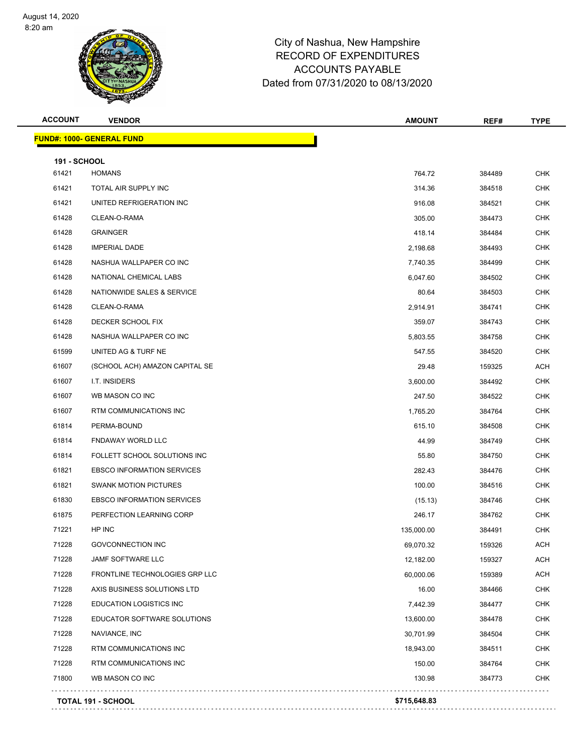# City of Nashua, New Hampshire
## RECORD OF EXPENDITURES
## ACCOUNTS PAYABLE
## Dated from 07/31/2020 to 08/13/2020

| ACCOUNT | VENDOR | AMOUNT | REF# | TYPE |
|---|---|---|---|---|
| **FUND#: 1000- GENERAL FUND** | | | | |
| **191 - SCHOOL** | | | | |
| 61421 | HOMANS | 764.72 | 384489 | CHK |
| 61421 | TOTAL AIR SUPPLY INC | 314.36 | 384518 | CHK |
| 61421 | UNITED REFRIGERATION INC | 916.08 | 384521 | CHK |
| 61428 | CLEAN-O-RAMA | 305.00 | 384473 | CHK |
| 61428 | GRAINGER | 418.14 | 384484 | CHK |
| 61428 | IMPERIAL DADE | 2,198.68 | 384493 | CHK |
| 61428 | NASHUA WALLPAPER CO INC | 7,740.35 | 384499 | CHK |
| 61428 | NATIONAL CHEMICAL LABS | 6,047.60 | 384502 | CHK |
| 61428 | NATIONWIDE SALES & SERVICE | 80.64 | 384503 | CHK |
| 61428 | CLEAN-O-RAMA | 2,914.91 | 384741 | CHK |
| 61428 | DECKER SCHOOL FIX | 359.07 | 384743 | CHK |
| 61428 | NASHUA WALLPAPER CO INC | 5,803.55 | 384758 | CHK |
| 61599 | UNITED AG & TURF NE | 547.55 | 384520 | CHK |
| 61607 | (SCHOOL ACH) AMAZON CAPITAL SE | 29.48 | 159325 | ACH |
| 61607 | I.T. INSIDERS | 3,600.00 | 384492 | CHK |
| 61607 | WB MASON CO INC | 247.50 | 384522 | CHK |
| 61607 | RTM COMMUNICATIONS INC | 1,765.20 | 384764 | CHK |
| 61814 | PERMA-BOUND | 615.10 | 384508 | CHK |
| 61814 | FNDAWAY WORLD LLC | 44.99 | 384749 | CHK |
| 61814 | FOLLETT SCHOOL SOLUTIONS INC | 55.80 | 384750 | CHK |
| 61821 | EBSCO INFORMATION SERVICES | 282.43 | 384476 | CHK |
| 61821 | SWANK MOTION PICTURES | 100.00 | 384516 | CHK |
| 61830 | EBSCO INFORMATION SERVICES | (15.13) | 384746 | CHK |
| 61875 | PERFECTION LEARNING CORP | 246.17 | 384762 | CHK |
| 71221 | HP INC | 135,000.00 | 384491 | CHK |
| 71228 | GOVCONNECTION INC | 69,070.32 | 159326 | ACH |
| 71228 | JAMF SOFTWARE LLC | 12,182.00 | 159327 | ACH |
| 71228 | FRONTLINE TECHNOLOGIES GRP LLC | 60,000.06 | 159389 | ACH |
| 71228 | AXIS BUSINESS SOLUTIONS LTD | 16.00 | 384466 | CHK |
| 71228 | EDUCATION LOGISTICS INC | 7,442.39 | 384477 | CHK |
| 71228 | EDUCATOR SOFTWARE SOLUTIONS | 13,600.00 | 384478 | CHK |
| 71228 | NAVIANCE, INC | 30,701.99 | 384504 | CHK |
| 71228 | RTM COMMUNICATIONS INC | 18,943.00 | 384511 | CHK |
| 71228 | RTM COMMUNICATIONS INC | 150.00 | 384764 | CHK |
| 71800 | WB MASON CO INC | 130.98 | 384773 | CHK |
| **TOTAL 191 - SCHOOL** | | **$715,648.83** | | |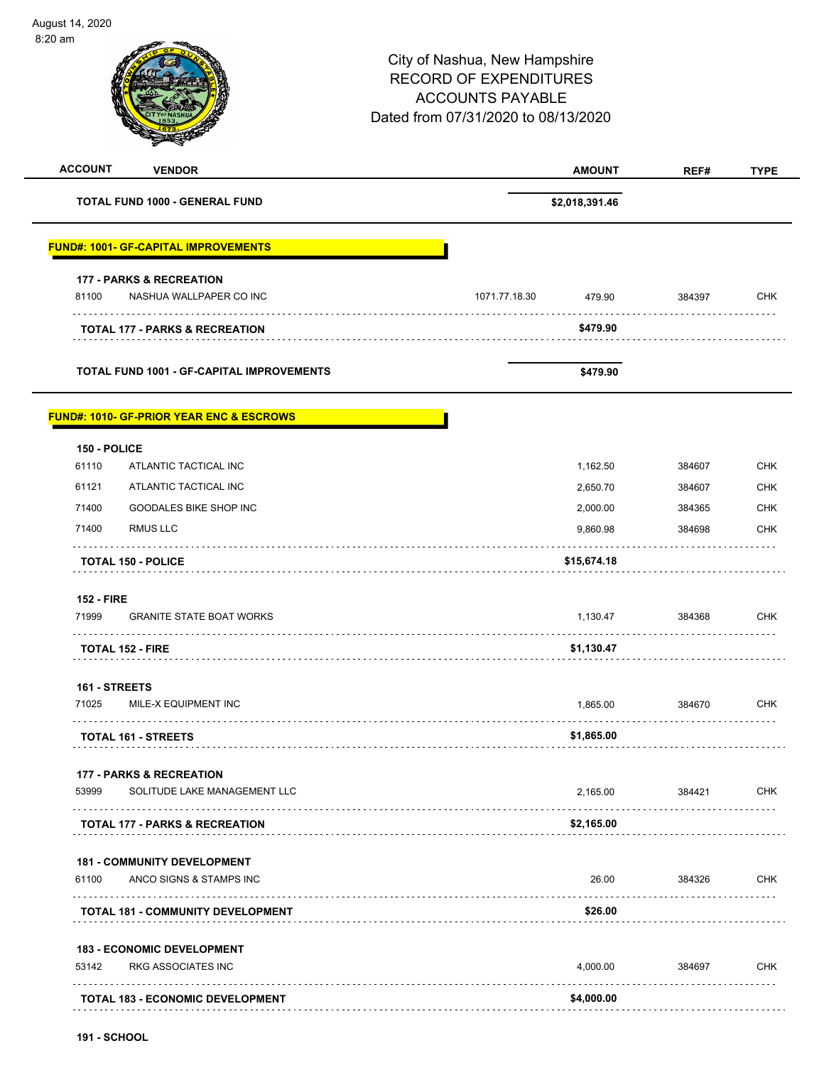City of Nashua, New Hampshire
RECORD OF EXPENDITURES
ACCOUNTS PAYABLE
Dated from 07/31/2020 to 08/13/2020

| ACCOUNT | VENDOR | | AMOUNT | REF# | TYPE |
|---|---|---|---|---|---|
| | **TOTAL FUND 1000 - GENERAL FUND** | | **$2,018,391.46** | | |
| | **FUND#: 1001- GF-CAPITAL IMPROVEMENTS** | | | | |
| **177 - PARKS & RECREATION** | | | | | |
| 81100 | NASHUA WALLPAPER CO INC | 1071.77.18.30 | 479.90 | 384397 | CHK |
| | **TOTAL 177 - PARKS & RECREATION** | | **$479.90** | | |
| | **TOTAL FUND 1001 - GF-CAPITAL IMPROVEMENTS** | | **$479.90** | | |
| | **FUND#: 1010- GF-PRIOR YEAR ENC & ESCROWS** | | | | |
| **150 - POLICE** | | | | | |
| 61110 | ATLANTIC TACTICAL INC | | 1,162.50 | 384607 | CHK |
| 61121 | ATLANTIC TACTICAL INC | | 2,650.70 | 384607 | CHK |
| 71400 | GOODALES BIKE SHOP INC | | 2,000.00 | 384365 | CHK |
| 71400 | RMUS LLC | | 9,860.98 | 384698 | CHK |
| | **TOTAL 150 - POLICE** | | **$15,674.18** | | |
| **152 - FIRE** | | | | | |
| 71999 | GRANITE STATE BOAT WORKS | | 1,130.47 | 384368 | CHK |
| | **TOTAL 152 - FIRE** | | **$1,130.47** | | |
| **161 - STREETS** | | | | | |
| 71025 | MILE-X EQUIPMENT INC | | 1,865.00 | 384670 | CHK |
| | **TOTAL 161 - STREETS** | | **$1,865.00** | | |
| **177 - PARKS & RECREATION** | | | | | |
| 53999 | SOLITUDE LAKE MANAGEMENT LLC | | 2,165.00 | 384421 | CHK |
| | **TOTAL 177 - PARKS & RECREATION** | | **$2,165.00** | | |
| **181 - COMMUNITY DEVELOPMENT** | | | | | |
| 61100 | ANCO SIGNS & STAMPS INC | | 26.00 | 384326 | CHK |
| | **TOTAL 181 - COMMUNITY DEVELOPMENT** | | **$26.00** | | |
| **183 - ECONOMIC DEVELOPMENT** | | | | | |
| 53142 | RKG ASSOCIATES INC | | 4,000.00 | 384697 | CHK |
| | **TOTAL 183 - ECONOMIC DEVELOPMENT** | | **$4,000.00** | | |
| **191 - SCHOOL** | | | | | |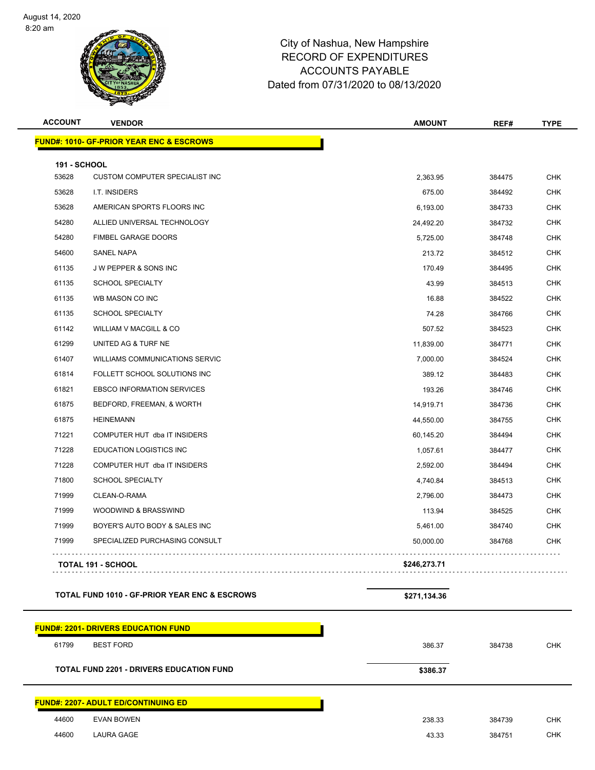City of Nashua, New Hampshire
RECORD OF EXPENDITURES
ACCOUNTS PAYABLE
Dated from 07/31/2020 to 08/13/2020

| ACCOUNT | VENDOR | AMOUNT | REF# | TYPE |
|---|---|---|---|---|
| **FUND#: 1010- GF-PRIOR YEAR ENC & ESCROWS** | | | | |
| **191 - SCHOOL** | | | | |
| 53628 | CUSTOM COMPUTER SPECIALIST INC | 2,363.95 | 384475 | CHK |
| 53628 | I.T. INSIDERS | 675.00 | 384492 | CHK |
| 53628 | AMERICAN SPORTS FLOORS INC | 6,193.00 | 384733 | CHK |
| 54280 | ALLIED UNIVERSAL TECHNOLOGY | 24,492.20 | 384732 | CHK |
| 54280 | FIMBEL GARAGE DOORS | 5,725.00 | 384748 | CHK |
| 54600 | SANEL NAPA | 213.72 | 384512 | CHK |
| 61135 | J W PEPPER & SONS INC | 170.49 | 384495 | CHK |
| 61135 | SCHOOL SPECIALTY | 43.99 | 384513 | CHK |
| 61135 | WB MASON CO INC | 16.88 | 384522 | CHK |
| 61135 | SCHOOL SPECIALTY | 74.28 | 384766 | CHK |
| 61142 | WILLIAM V MACGILL & CO | 507.52 | 384523 | CHK |
| 61299 | UNITED AG & TURF NE | 11,839.00 | 384771 | CHK |
| 61407 | WILLIAMS COMMUNICATIONS SERVIC | 7,000.00 | 384524 | CHK |
| 61814 | FOLLETT SCHOOL SOLUTIONS INC | 389.12 | 384483 | CHK |
| 61821 | EBSCO INFORMATION SERVICES | 193.26 | 384746 | CHK |
| 61875 | BEDFORD, FREEMAN, & WORTH | 14,919.71 | 384736 | CHK |
| 61875 | HEINEMANN | 44,550.00 | 384755 | CHK |
| 71221 | COMPUTER HUT dba IT INSIDERS | 60,145.20 | 384494 | CHK |
| 71228 | EDUCATION LOGISTICS INC | 1,057.61 | 384477 | CHK |
| 71228 | COMPUTER HUT dba IT INSIDERS | 2,592.00 | 384494 | CHK |
| 71800 | SCHOOL SPECIALTY | 4,740.84 | 384513 | CHK |
| 71999 | CLEAN-O-RAMA | 2,796.00 | 384473 | CHK |
| 71999 | WOODWIND & BRASSWIND | 113.94 | 384525 | CHK |
| 71999 | BOYER'S AUTO BODY & SALES INC | 5,461.00 | 384740 | CHK |
| 71999 | SPECIALIZED PURCHASING CONSULT | 50,000.00 | 384768 | CHK |
| **TOTAL 191 - SCHOOL** | | **$246,273.71** | | |
| **TOTAL FUND 1010 - GF-PRIOR YEAR ENC & ESCROWS** | | **$271,134.36** | | |
| **FUND#: 2201- DRIVERS EDUCATION FUND** | | | | |
| 61799 | BEST FORD | 386.37 | 384738 | CHK |
| **TOTAL FUND 2201 - DRIVERS EDUCATION FUND** | | **$386.37** | | |
| **FUND#: 2207- ADULT ED/CONTINUING ED** | | | | |
| 44600 | EVAN BOWEN | 238.33 | 384739 | CHK |
| 44600 | LAURA GAGE | 43.33 | 384751 | CHK |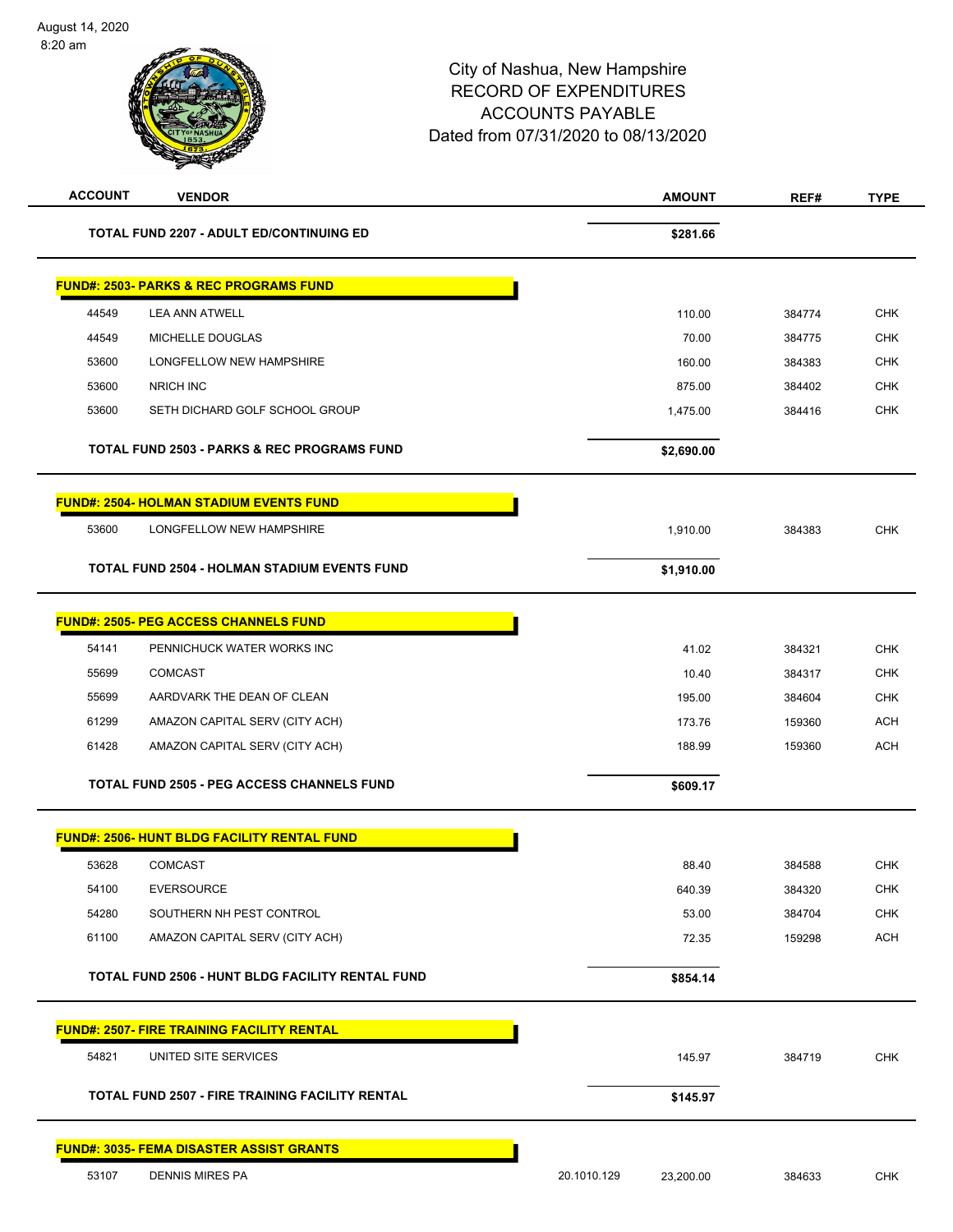# City of Nashua, New Hampshire
## RECORD OF EXPENDITURES
## ACCOUNTS PAYABLE
## Dated from 07/31/2020 to 08/13/2020

| ACCOUNT | VENDOR | | AMOUNT | REF# | TYPE |
|---|---|---|---|---|---|
| | **TOTAL FUND 2207 - ADULT ED/CONTINUING ED** | | **$281.66** | | |
| **FUND#: 2503- PARKS & REC PROGRAMS FUND** | | | | | |
| 44549 | LEA ANN ATWELL | | 110.00 | 384774 | CHK |
| 44549 | MICHELLE DOUGLAS | | 70.00 | 384775 | CHK |
| 53600 | LONGFELLOW NEW HAMPSHIRE | | 160.00 | 384383 | CHK |
| 53600 | NRICH INC | | 875.00 | 384402 | CHK |
| 53600 | SETH DICHARD GOLF SCHOOL GROUP | | 1,475.00 | 384416 | CHK |
| | **TOTAL FUND 2503 - PARKS & REC PROGRAMS FUND** | | **$2,690.00** | | |
| **FUND#: 2504- HOLMAN STADIUM EVENTS FUND** | | | | | |
| 53600 | LONGFELLOW NEW HAMPSHIRE | | 1,910.00 | 384383 | CHK |
| | **TOTAL FUND 2504 - HOLMAN STADIUM EVENTS FUND** | | **$1,910.00** | | |
| **FUND#: 2505- PEG ACCESS CHANNELS FUND** | | | | | |
| 54141 | PENNICHUCK WATER WORKS INC | | 41.02 | 384321 | CHK |
| 55699 | COMCAST | | 10.40 | 384317 | CHK |
| 55699 | AARDVARK THE DEAN OF CLEAN | | 195.00 | 384604 | CHK |
| 61299 | AMAZON CAPITAL SERV (CITY ACH) | | 173.76 | 159360 | ACH |
| 61428 | AMAZON CAPITAL SERV (CITY ACH) | | 188.99 | 159360 | ACH |
| | **TOTAL FUND 2505 - PEG ACCESS CHANNELS FUND** | | **$609.17** | | |
| **FUND#: 2506- HUNT BLDG FACILITY RENTAL FUND** | | | | | |
| 53628 | COMCAST | | 88.40 | 384588 | CHK |
| 54100 | EVERSOURCE | | 640.39 | 384320 | CHK |
| 54280 | SOUTHERN NH PEST CONTROL | | 53.00 | 384704 | CHK |
| 61100 | AMAZON CAPITAL SERV (CITY ACH) | | 72.35 | 159298 | ACH |
| | **TOTAL FUND 2506 - HUNT BLDG FACILITY RENTAL FUND** | | **$854.14** | | |
| **FUND#: 2507- FIRE TRAINING FACILITY RENTAL** | | | | | |
| 54821 | UNITED SITE SERVICES | | 145.97 | 384719 | CHK |
| | **TOTAL FUND 2507 - FIRE TRAINING FACILITY RENTAL** | | **$145.97** | | |
| **FUND#: 3035- FEMA DISASTER ASSIST GRANTS** | | | | | |
| 53107 | DENNIS MIRES PA | 20.1010.129 | 23,200.00 | 384633 | CHK |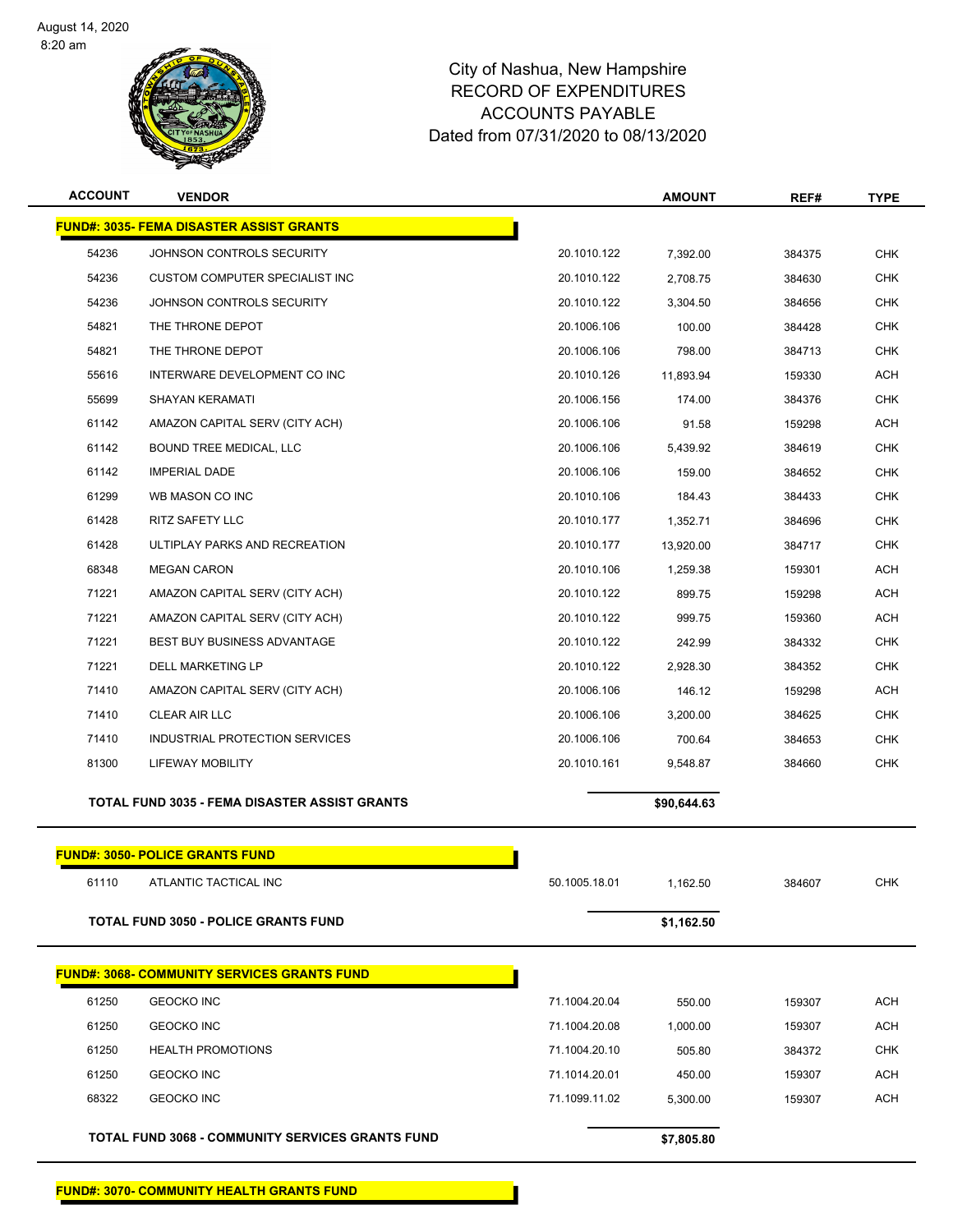August 14, 2020
8:20 am

# City of Nashua, New Hampshire
## RECORD OF EXPENDITURES
## ACCOUNTS PAYABLE
## Dated from 07/31/2020 to 08/13/2020

| ACCOUNT | VENDOR | | AMOUNT | REF# | TYPE |
|---|---|---|---|---|---|
| **FUND#: 3035- FEMA DISASTER ASSIST GRANTS** | | | | | |
| 54236 | JOHNSON CONTROLS SECURITY | 20.1010.122 | 7,392.00 | 384375 | CHK |
| 54236 | CUSTOM COMPUTER SPECIALIST INC | 20.1010.122 | 2,708.75 | 384630 | CHK |
| 54236 | JOHNSON CONTROLS SECURITY | 20.1010.122 | 3,304.50 | 384656 | CHK |
| 54821 | THE THRONE DEPOT | 20.1006.106 | 100.00 | 384428 | CHK |
| 54821 | THE THRONE DEPOT | 20.1006.106 | 798.00 | 384713 | CHK |
| 55616 | INTERWARE DEVELOPMENT CO INC | 20.1010.126 | 11,893.94 | 159330 | ACH |
| 55699 | SHAYAN KERAMATI | 20.1006.156 | 174.00 | 384376 | CHK |
| 61142 | AMAZON CAPITAL SERV (CITY ACH) | 20.1006.106 | 91.58 | 159298 | ACH |
| 61142 | BOUND TREE MEDICAL, LLC | 20.1006.106 | 5,439.92 | 384619 | CHK |
| 61142 | IMPERIAL DADE | 20.1006.106 | 159.00 | 384652 | CHK |
| 61299 | WB MASON CO INC | 20.1010.106 | 184.43 | 384433 | CHK |
| 61428 | RITZ SAFETY LLC | 20.1010.177 | 1,352.71 | 384696 | CHK |
| 61428 | ULTIPLAY PARKS AND RECREATION | 20.1010.177 | 13,920.00 | 384717 | CHK |
| 68348 | MEGAN CARON | 20.1010.106 | 1,259.38 | 159301 | ACH |
| 71221 | AMAZON CAPITAL SERV (CITY ACH) | 20.1010.122 | 899.75 | 159298 | ACH |
| 71221 | AMAZON CAPITAL SERV (CITY ACH) | 20.1010.122 | 999.75 | 159360 | ACH |
| 71221 | BEST BUY BUSINESS ADVANTAGE | 20.1010.122 | 242.99 | 384332 | CHK |
| 71221 | DELL MARKETING LP | 20.1010.122 | 2,928.30 | 384352 | CHK |
| 71410 | AMAZON CAPITAL SERV (CITY ACH) | 20.1006.106 | 146.12 | 159298 | ACH |
| 71410 | CLEAR AIR LLC | 20.1006.106 | 3,200.00 | 384625 | CHK |
| 71410 | INDUSTRIAL PROTECTION SERVICES | 20.1006.106 | 700.64 | 384653 | CHK |
| 81300 | LIFEWAY MOBILITY | 20.1010.161 | 9,548.87 | 384660 | CHK |
| **TOTAL FUND 3035 - FEMA DISASTER ASSIST GRANTS** | | | **$90,644.63** | | |
| **FUND#: 3050- POLICE GRANTS FUND** | | | | | |
| 61110 | ATLANTIC TACTICAL INC | 50.1005.18.01 | 1,162.50 | 384607 | CHK |
| **TOTAL FUND 3050 - POLICE GRANTS FUND** | | | **$1,162.50** | | |
| **FUND#: 3068- COMMUNITY SERVICES GRANTS FUND** | | | | | |
| 61250 | GEOCKO INC | 71.1004.20.04 | 550.00 | 159307 | ACH |
| 61250 | GEOCKO INC | 71.1004.20.08 | 1,000.00 | 159307 | ACH |
| 61250 | HEALTH PROMOTIONS | 71.1004.20.10 | 505.80 | 384372 | CHK |
| 61250 | GEOCKO INC | 71.1014.20.01 | 450.00 | 159307 | ACH |
| 68322 | GEOCKO INC | 71.1099.11.02 | 5,300.00 | 159307 | ACH |
| **TOTAL FUND 3068 - COMMUNITY SERVICES GRANTS FUND** | | | **$7,805.80** | | |
| **FUND#: 3070- COMMUNITY HEALTH GRANTS FUND** | | | | | |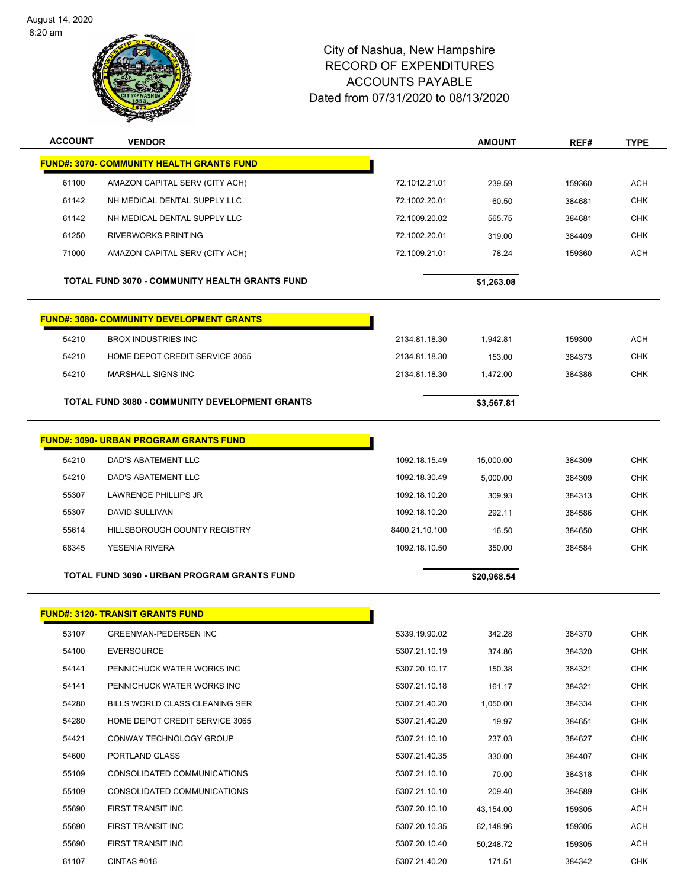August 14, 2020
8:20 am

# City of Nashua, New Hampshire
## RECORD OF EXPENDITURES
## ACCOUNTS PAYABLE
## Dated from 07/31/2020 to 08/13/2020

| ACCOUNT | VENDOR | | AMOUNT | REF# | TYPE |
|---|---|---|---|---|---|
| **FUND#: 3070- COMMUNITY HEALTH GRANTS FUND** | | | | | |
| 61100 | AMAZON CAPITAL SERV (CITY ACH) | 72.1012.21.01 | 239.59 | 159360 | ACH |
| 61142 | NH MEDICAL DENTAL SUPPLY LLC | 72.1002.20.01 | 60.50 | 384681 | CHK |
| 61142 | NH MEDICAL DENTAL SUPPLY LLC | 72.1009.20.02 | 565.75 | 384681 | CHK |
| 61250 | RIVERWORKS PRINTING | 72.1002.20.01 | 319.00 | 384409 | CHK |
| 71000 | AMAZON CAPITAL SERV (CITY ACH) | 72.1009.21.01 | 78.24 | 159360 | ACH |
| | **TOTAL FUND 3070 - COMMUNITY HEALTH GRANTS FUND** | | **$1,263.08** | | |
| **FUND#: 3080- COMMUNITY DEVELOPMENT GRANTS** | | | | | |
| 54210 | BROX INDUSTRIES INC | 2134.81.18.30 | 1,942.81 | 159300 | ACH |
| 54210 | HOME DEPOT CREDIT SERVICE 3065 | 2134.81.18.30 | 153.00 | 384373 | CHK |
| 54210 | MARSHALL SIGNS INC | 2134.81.18.30 | 1,472.00 | 384386 | CHK |
| | **TOTAL FUND 3080 - COMMUNITY DEVELOPMENT GRANTS** | | **$3,567.81** | | |
| **FUND#: 3090- URBAN PROGRAM GRANTS FUND** | | | | | |
| 54210 | DAD'S ABATEMENT LLC | 1092.18.15.49 | 15,000.00 | 384309 | CHK |
| 54210 | DAD'S ABATEMENT LLC | 1092.18.30.49 | 5,000.00 | 384309 | CHK |
| 55307 | LAWRENCE PHILLIPS JR | 1092.18.10.20 | 309.93 | 384313 | CHK |
| 55307 | DAVID SULLIVAN | 1092.18.10.20 | 292.11 | 384586 | CHK |
| 55614 | HILLSBOROUGH COUNTY REGISTRY | 8400.21.10.100 | 16.50 | 384650 | CHK |
| 68345 | YESENIA RIVERA | 1092.18.10.50 | 350.00 | 384584 | CHK |
| | **TOTAL FUND 3090 - URBAN PROGRAM GRANTS FUND** | | **$20,968.54** | | |
| **FUND#: 3120- TRANSIT GRANTS FUND** | | | | | |
| 53107 | GREENMAN-PEDERSEN INC | 5339.19.90.02 | 342.28 | 384370 | CHK |
| 54100 | EVERSOURCE | 5307.21.10.19 | 374.86 | 384320 | CHK |
| 54141 | PENNICHUCK WATER WORKS INC | 5307.20.10.17 | 150.38 | 384321 | CHK |
| 54141 | PENNICHUCK WATER WORKS INC | 5307.21.10.18 | 161.17 | 384321 | CHK |
| 54280 | BILLS WORLD CLASS CLEANING SER | 5307.21.40.20 | 1,050.00 | 384334 | CHK |
| 54280 | HOME DEPOT CREDIT SERVICE 3065 | 5307.21.40.20 | 19.97 | 384651 | CHK |
| 54421 | CONWAY TECHNOLOGY GROUP | 5307.21.10.10 | 237.03 | 384627 | CHK |
| 54600 | PORTLAND GLASS | 5307.21.40.35 | 330.00 | 384407 | CHK |
| 55109 | CONSOLIDATED COMMUNICATIONS | 5307.21.10.10 | 70.00 | 384318 | CHK |
| 55109 | CONSOLIDATED COMMUNICATIONS | 5307.21.10.10 | 209.40 | 384589 | CHK |
| 55690 | FIRST TRANSIT INC | 5307.20.10.10 | 43,154.00 | 159305 | ACH |
| 55690 | FIRST TRANSIT INC | 5307.20.10.35 | 62,148.96 | 159305 | ACH |
| 55690 | FIRST TRANSIT INC | 5307.20.10.40 | 50,248.72 | 159305 | ACH |
| 61107 | CINTAS #016 | 5307.21.40.20 | 171.51 | 384342 | CHK |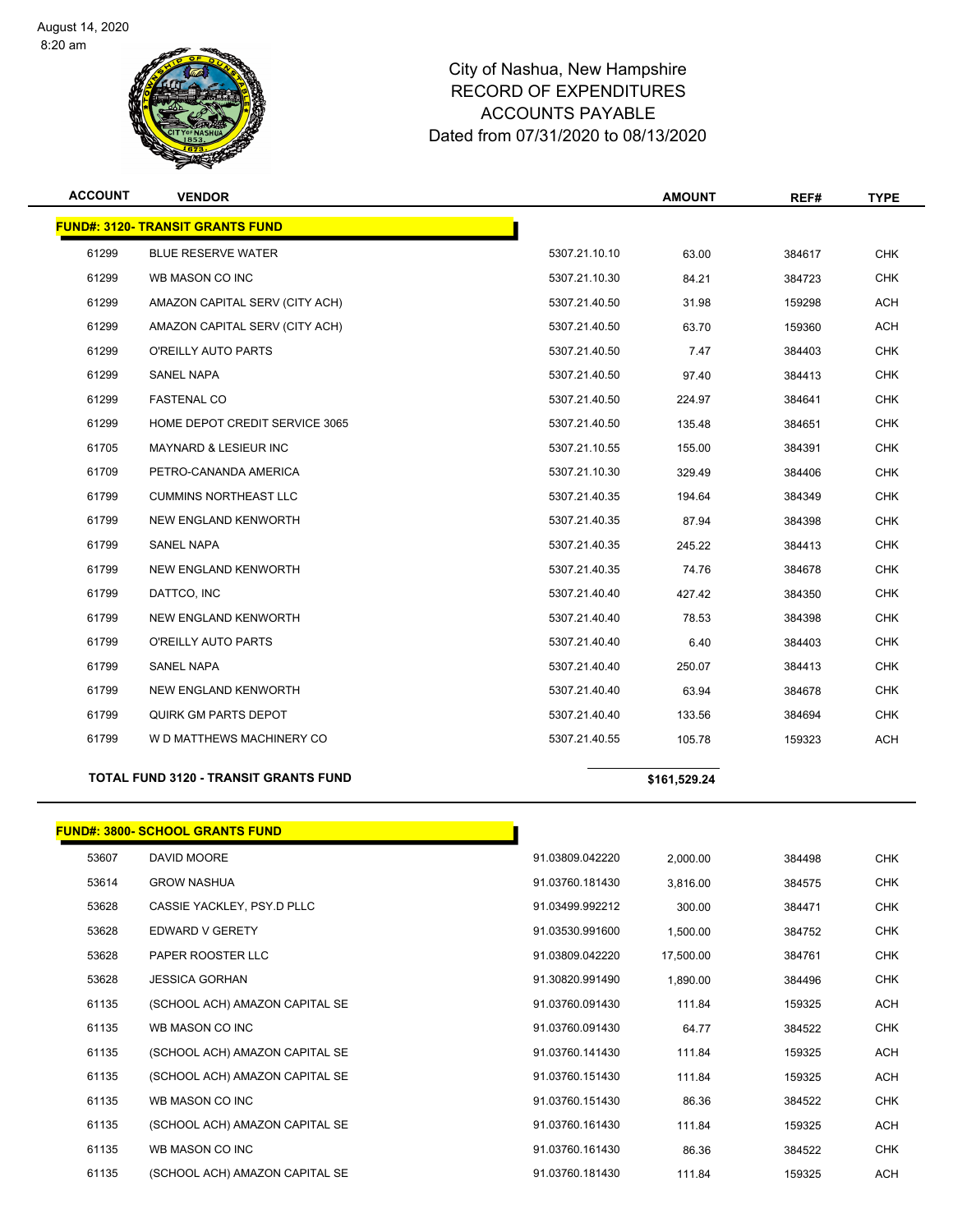# City of Nashua, New Hampshire
## RECORD OF EXPENDITURES
## ACCOUNTS PAYABLE
## Dated from 07/31/2020 to 08/13/2020

| ACCOUNT | VENDOR | | AMOUNT | REF# | TYPE |
|---|---|---|---|---|---|
| **FUND#: 3120- TRANSIT GRANTS FUND** | | | | | |
| 61299 | BLUE RESERVE WATER | 5307.21.10.10 | 63.00 | 384617 | CHK |
| 61299 | WB MASON CO INC | 5307.21.10.30 | 84.21 | 384723 | CHK |
| 61299 | AMAZON CAPITAL SERV (CITY ACH) | 5307.21.40.50 | 31.98 | 159298 | ACH |
| 61299 | AMAZON CAPITAL SERV (CITY ACH) | 5307.21.40.50 | 63.70 | 159360 | ACH |
| 61299 | O'REILLY AUTO PARTS | 5307.21.40.50 | 7.47 | 384403 | CHK |
| 61299 | SANEL NAPA | 5307.21.40.50 | 97.40 | 384413 | CHK |
| 61299 | FASTENAL CO | 5307.21.40.50 | 224.97 | 384641 | CHK |
| 61299 | HOME DEPOT CREDIT SERVICE 3065 | 5307.21.40.50 | 135.48 | 384651 | CHK |
| 61705 | MAYNARD & LESIEUR INC | 5307.21.10.55 | 155.00 | 384391 | CHK |
| 61709 | PETRO-CANANDA AMERICA | 5307.21.10.30 | 329.49 | 384406 | CHK |
| 61799 | CUMMINS NORTHEAST LLC | 5307.21.40.35 | 194.64 | 384349 | CHK |
| 61799 | NEW ENGLAND KENWORTH | 5307.21.40.35 | 87.94 | 384398 | CHK |
| 61799 | SANEL NAPA | 5307.21.40.35 | 245.22 | 384413 | CHK |
| 61799 | NEW ENGLAND KENWORTH | 5307.21.40.35 | 74.76 | 384678 | CHK |
| 61799 | DATTCO, INC | 5307.21.40.40 | 427.42 | 384350 | CHK |
| 61799 | NEW ENGLAND KENWORTH | 5307.21.40.40 | 78.53 | 384398 | CHK |
| 61799 | O'REILLY AUTO PARTS | 5307.21.40.40 | 6.40 | 384403 | CHK |
| 61799 | SANEL NAPA | 5307.21.40.40 | 250.07 | 384413 | CHK |
| 61799 | NEW ENGLAND KENWORTH | 5307.21.40.40 | 63.94 | 384678 | CHK |
| 61799 | QUIRK GM PARTS DEPOT | 5307.21.40.40 | 133.56 | 384694 | CHK |
| 61799 | W D MATTHEWS MACHINERY CO | 5307.21.40.55 | 105.78 | 159323 | ACH |
| **TOTAL FUND 3120 - TRANSIT GRANTS FUND** | | | **$161,529.24** | | |
| **FUND#: 3800- SCHOOL GRANTS FUND** | | | | | |
| 53607 | DAVID MOORE | 91.03809.042220 | 2,000.00 | 384498 | CHK |
| 53614 | GROW NASHUA | 91.03760.181430 | 3,816.00 | 384575 | CHK |
| 53628 | CASSIE YACKLEY, PSY.D PLLC | 91.03499.992212 | 300.00 | 384471 | CHK |
| 53628 | EDWARD V GERETY | 91.03530.991600 | 1,500.00 | 384752 | CHK |
| 53628 | PAPER ROOSTER LLC | 91.03809.042220 | 17,500.00 | 384761 | CHK |
| 53628 | JESSICA GORHAN | 91.30820.991490 | 1,890.00 | 384496 | CHK |
| 61135 | (SCHOOL ACH) AMAZON CAPITAL SE | 91.03760.091430 | 111.84 | 159325 | ACH |
| 61135 | WB MASON CO INC | 91.03760.091430 | 64.77 | 384522 | CHK |
| 61135 | (SCHOOL ACH) AMAZON CAPITAL SE | 91.03760.141430 | 111.84 | 159325 | ACH |
| 61135 | (SCHOOL ACH) AMAZON CAPITAL SE | 91.03760.151430 | 111.84 | 159325 | ACH |
| 61135 | WB MASON CO INC | 91.03760.151430 | 86.36 | 384522 | CHK |
| 61135 | (SCHOOL ACH) AMAZON CAPITAL SE | 91.03760.161430 | 111.84 | 159325 | ACH |
| 61135 | WB MASON CO INC | 91.03760.161430 | 86.36 | 384522 | CHK |
| 61135 | (SCHOOL ACH) AMAZON CAPITAL SE | 91.03760.181430 | 111.84 | 159325 | ACH |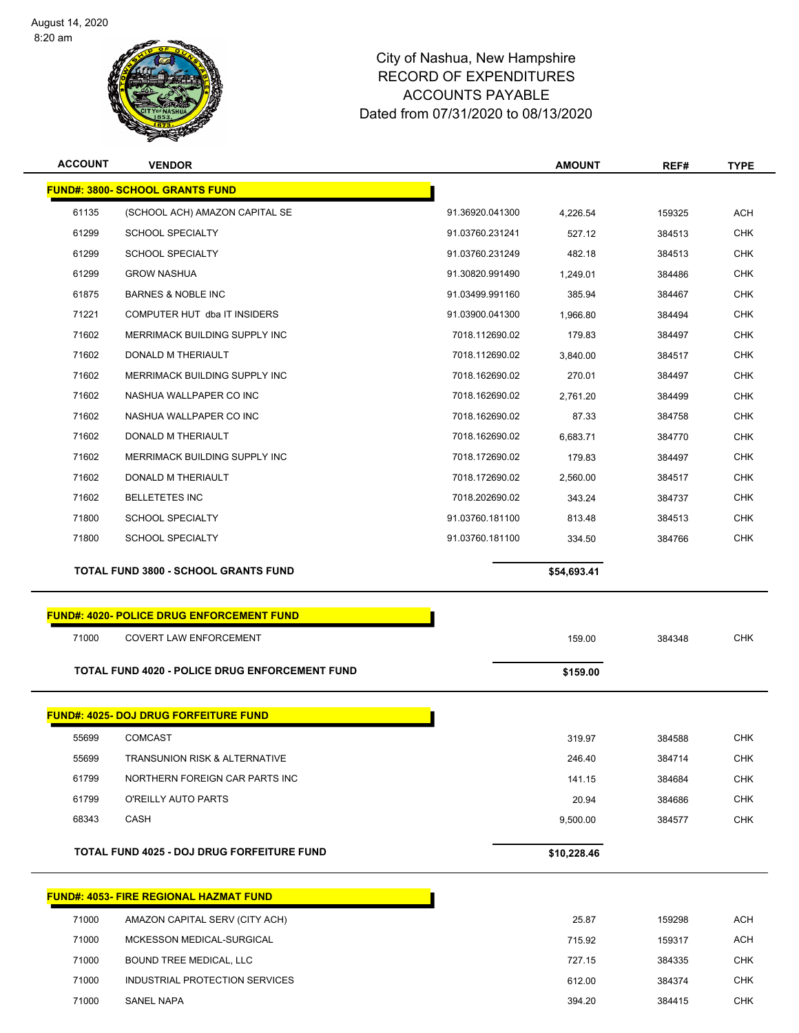City of Nashua, New Hampshire
RECORD OF EXPENDITURES
ACCOUNTS PAYABLE
Dated from 07/31/2020 to 08/13/2020

| ACCOUNT | VENDOR | | AMOUNT | REF# | TYPE |
|---|---|---|---|---|---|
| **FUND#: 3800- SCHOOL GRANTS FUND** | | | | | |
| 61135 | (SCHOOL ACH) AMAZON CAPITAL SE | 91.36920.041300 | 4,226.54 | 159325 | ACH |
| 61299 | SCHOOL SPECIALTY | 91.03760.231241 | 527.12 | 384513 | CHK |
| 61299 | SCHOOL SPECIALTY | 91.03760.231249 | 482.18 | 384513 | CHK |
| 61299 | GROW NASHUA | 91.30820.991490 | 1,249.01 | 384486 | CHK |
| 61875 | BARNES & NOBLE INC | 91.03499.991160 | 385.94 | 384467 | CHK |
| 71221 | COMPUTER HUT dba IT INSIDERS | 91.03900.041300 | 1,966.80 | 384494 | CHK |
| 71602 | MERRIMACK BUILDING SUPPLY INC | 7018.112690.02 | 179.83 | 384497 | CHK |
| 71602 | DONALD M THERIAULT | 7018.112690.02 | 3,840.00 | 384517 | CHK |
| 71602 | MERRIMACK BUILDING SUPPLY INC | 7018.162690.02 | 270.01 | 384497 | CHK |
| 71602 | NASHUA WALLPAPER CO INC | 7018.162690.02 | 2,761.20 | 384499 | CHK |
| 71602 | NASHUA WALLPAPER CO INC | 7018.162690.02 | 87.33 | 384758 | CHK |
| 71602 | DONALD M THERIAULT | 7018.162690.02 | 6,683.71 | 384770 | CHK |
| 71602 | MERRIMACK BUILDING SUPPLY INC | 7018.172690.02 | 179.83 | 384497 | CHK |
| 71602 | DONALD M THERIAULT | 7018.172690.02 | 2,560.00 | 384517 | CHK |
| 71602 | BELLETETES INC | 7018.202690.02 | 343.24 | 384737 | CHK |
| 71800 | SCHOOL SPECIALTY | 91.03760.181100 | 813.48 | 384513 | CHK |
| 71800 | SCHOOL SPECIALTY | 91.03760.181100 | 334.50 | 384766 | CHK |
| | **TOTAL FUND 3800 - SCHOOL GRANTS FUND** | | **$54,693.41** | | |
| **FUND#: 4020- POLICE DRUG ENFORCEMENT FUND** | | | | | |
| 71000 | COVERT LAW ENFORCEMENT | | 159.00 | 384348 | CHK |
| | **TOTAL FUND 4020 - POLICE DRUG ENFORCEMENT FUND** | | **$159.00** | | |
| **FUND#: 4025- DOJ DRUG FORFEITURE FUND** | | | | | |
| 55699 | COMCAST | | 319.97 | 384588 | CHK |
| 55699 | TRANSUNION RISK & ALTERNATIVE | | 246.40 | 384714 | CHK |
| 61799 | NORTHERN FOREIGN CAR PARTS INC | | 141.15 | 384684 | CHK |
| 61799 | O'REILLY AUTO PARTS | | 20.94 | 384686 | CHK |
| 68343 | CASH | | 9,500.00 | 384577 | CHK |
| | **TOTAL FUND 4025 - DOJ DRUG FORFEITURE FUND** | | **$10,228.46** | | |
| **FUND#: 4053- FIRE REGIONAL HAZMAT FUND** | | | | | |
| 71000 | AMAZON CAPITAL SERV (CITY ACH) | | 25.87 | 159298 | ACH |
| 71000 | MCKESSON MEDICAL-SURGICAL | | 715.92 | 159317 | ACH |
| 71000 | BOUND TREE MEDICAL, LLC | | 727.15 | 384335 | CHK |
| 71000 | INDUSTRIAL PROTECTION SERVICES | | 612.00 | 384374 | CHK |
| 71000 | SANEL NAPA | | 394.20 | 384415 | CHK |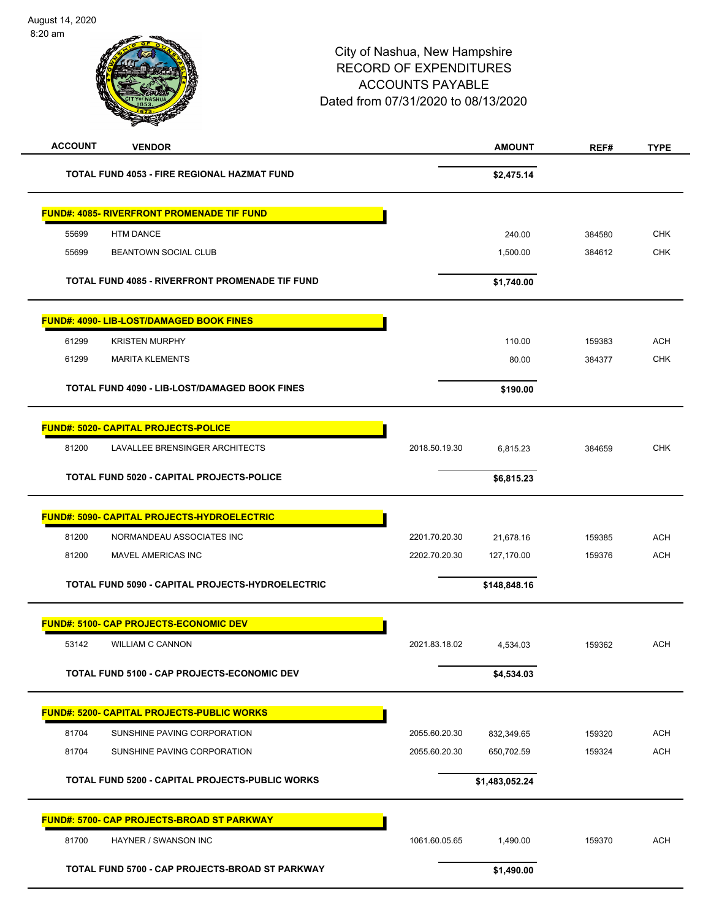City of Nashua, New Hampshire
RECORD OF EXPENDITURES
ACCOUNTS PAYABLE
Dated from 07/31/2020 to 08/13/2020

| ACCOUNT | VENDOR | | AMOUNT | REF# | TYPE |
|---|---|---|---|---|---|
| | **TOTAL FUND 4053 - FIRE REGIONAL HAZMAT FUND** | | **$2,475.14** | | |
| | **FUND#: 4085- RIVERFRONT PROMENADE TIF FUND** | | | | |
| 55699 | HTM DANCE | | 240.00 | 384580 | CHK |
| 55699 | BEANTOWN SOCIAL CLUB | | 1,500.00 | 384612 | CHK |
| | **TOTAL FUND 4085 - RIVERFRONT PROMENADE TIF FUND** | | **$1,740.00** | | |
| | **FUND#: 4090- LIB-LOST/DAMAGED BOOK FINES** | | | | |
| 61299 | KRISTEN MURPHY | | 110.00 | 159383 | ACH |
| 61299 | MARITA KLEMENTS | | 80.00 | 384377 | CHK |
| | **TOTAL FUND 4090 - LIB-LOST/DAMAGED BOOK FINES** | | **$190.00** | | |
| | **FUND#: 5020- CAPITAL PROJECTS-POLICE** | | | | |
| 81200 | LAVALLEE BRENSINGER ARCHITECTS | 2018.50.19.30 | 6,815.23 | 384659 | CHK |
| | **TOTAL FUND 5020 - CAPITAL PROJECTS-POLICE** | | **$6,815.23** | | |
| | **FUND#: 5090- CAPITAL PROJECTS-HYDROELECTRIC** | | | | |
| 81200 | NORMANDEAU ASSOCIATES INC | 2201.70.20.30 | 21,678.16 | 159385 | ACH |
| 81200 | MAVEL AMERICAS INC | 2202.70.20.30 | 127,170.00 | 159376 | ACH |
| | **TOTAL FUND 5090 - CAPITAL PROJECTS-HYDROELECTRIC** | | **$148,848.16** | | |
| | **FUND#: 5100- CAP PROJECTS-ECONOMIC DEV** | | | | |
| 53142 | WILLIAM C CANNON | 2021.83.18.02 | 4,534.03 | 159362 | ACH |
| | **TOTAL FUND 5100 - CAP PROJECTS-ECONOMIC DEV** | | **$4,534.03** | | |
| | **FUND#: 5200- CAPITAL PROJECTS-PUBLIC WORKS** | | | | |
| 81704 | SUNSHINE PAVING CORPORATION | 2055.60.20.30 | 832,349.65 | 159320 | ACH |
| 81704 | SUNSHINE PAVING CORPORATION | 2055.60.20.30 | 650,702.59 | 159324 | ACH |
| | **TOTAL FUND 5200 - CAPITAL PROJECTS-PUBLIC WORKS** | | **$1,483,052.24** | | |
| | **FUND#: 5700- CAP PROJECTS-BROAD ST PARKWAY** | | | | |
| 81700 | HAYNER / SWANSON INC | 1061.60.05.65 | 1,490.00 | 159370 | ACH |
| | **TOTAL FUND 5700 - CAP PROJECTS-BROAD ST PARKWAY** | | **$1,490.00** | | |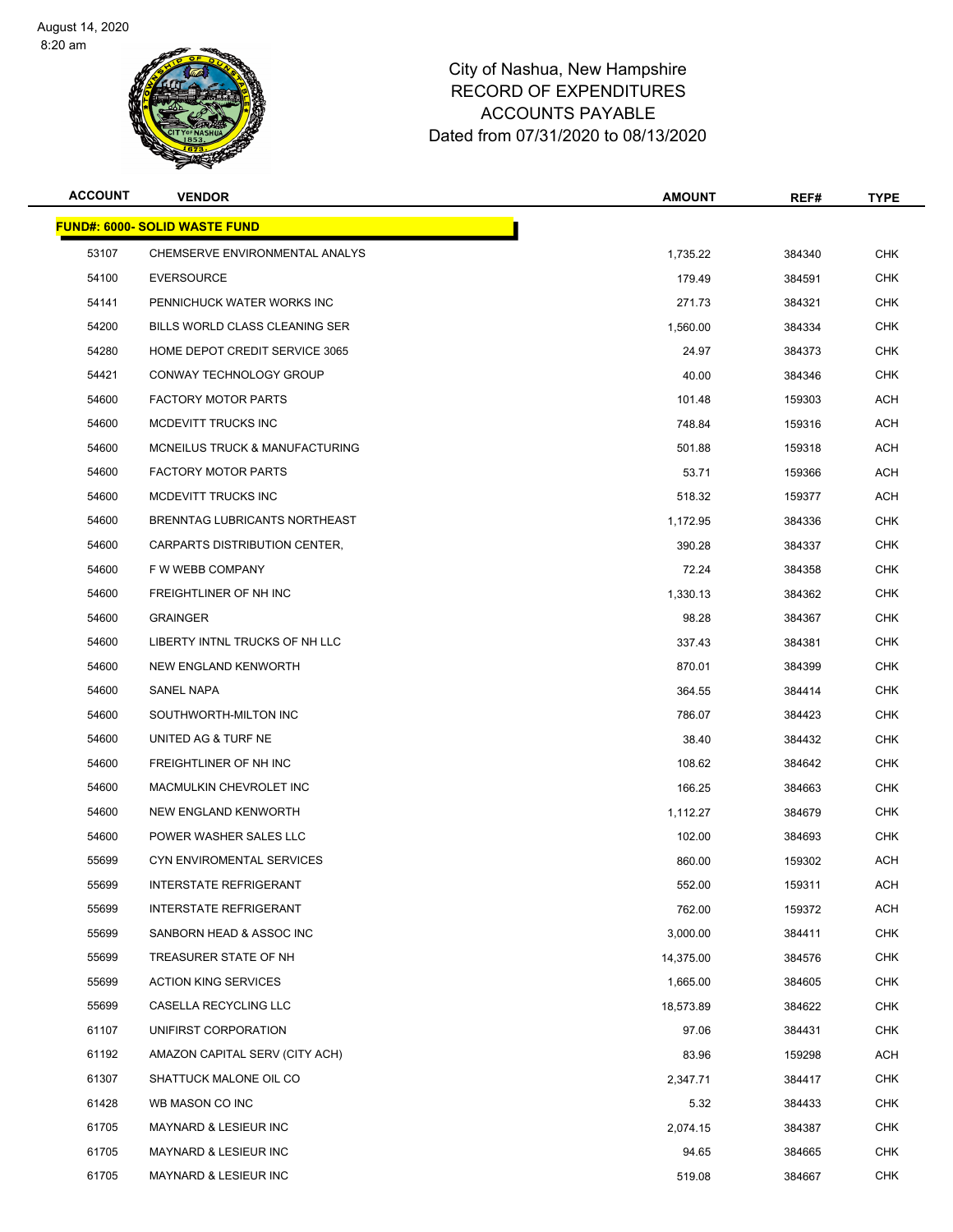# City of Nashua, New Hampshire
## RECORD OF EXPENDITURES
## ACCOUNTS PAYABLE
## Dated from 07/31/2020 to 08/13/2020

| ACCOUNT | VENDOR | AMOUNT | REF# | TYPE |
|---|---|---|---|---|
| **FUND#: 6000- SOLID WASTE FUND** | | | | |
| 53107 | CHEMSERVE ENVIRONMENTAL ANALYS | 1,735.22 | 384340 | CHK |
| 54100 | EVERSOURCE | 179.49 | 384591 | CHK |
| 54141 | PENNICHUCK WATER WORKS INC | 271.73 | 384321 | CHK |
| 54200 | BILLS WORLD CLASS CLEANING SER | 1,560.00 | 384334 | CHK |
| 54280 | HOME DEPOT CREDIT SERVICE 3065 | 24.97 | 384373 | CHK |
| 54421 | CONWAY TECHNOLOGY GROUP | 40.00 | 384346 | CHK |
| 54600 | FACTORY MOTOR PARTS | 101.48 | 159303 | ACH |
| 54600 | MCDEVITT TRUCKS INC | 748.84 | 159316 | ACH |
| 54600 | MCNEILUS TRUCK & MANUFACTURING | 501.88 | 159318 | ACH |
| 54600 | FACTORY MOTOR PARTS | 53.71 | 159366 | ACH |
| 54600 | MCDEVITT TRUCKS INC | 518.32 | 159377 | ACH |
| 54600 | BRENNTAG LUBRICANTS NORTHEAST | 1,172.95 | 384336 | CHK |
| 54600 | CARPARTS DISTRIBUTION CENTER, | 390.28 | 384337 | CHK |
| 54600 | F W WEBB COMPANY | 72.24 | 384358 | CHK |
| 54600 | FREIGHTLINER OF NH INC | 1,330.13 | 384362 | CHK |
| 54600 | GRAINGER | 98.28 | 384367 | CHK |
| 54600 | LIBERTY INTNL TRUCKS OF NH LLC | 337.43 | 384381 | CHK |
| 54600 | NEW ENGLAND KENWORTH | 870.01 | 384399 | CHK |
| 54600 | SANEL NAPA | 364.55 | 384414 | CHK |
| 54600 | SOUTHWORTH-MILTON INC | 786.07 | 384423 | CHK |
| 54600 | UNITED AG & TURF NE | 38.40 | 384432 | CHK |
| 54600 | FREIGHTLINER OF NH INC | 108.62 | 384642 | CHK |
| 54600 | MACMULKIN CHEVROLET INC | 166.25 | 384663 | CHK |
| 54600 | NEW ENGLAND KENWORTH | 1,112.27 | 384679 | CHK |
| 54600 | POWER WASHER SALES LLC | 102.00 | 384693 | CHK |
| 55699 | CYN ENVIROMENTAL SERVICES | 860.00 | 159302 | ACH |
| 55699 | INTERSTATE REFRIGERANT | 552.00 | 159311 | ACH |
| 55699 | INTERSTATE REFRIGERANT | 762.00 | 159372 | ACH |
| 55699 | SANBORN HEAD & ASSOC INC | 3,000.00 | 384411 | CHK |
| 55699 | TREASURER STATE OF NH | 14,375.00 | 384576 | CHK |
| 55699 | ACTION KING SERVICES | 1,665.00 | 384605 | CHK |
| 55699 | CASELLA RECYCLING LLC | 18,573.89 | 384622 | CHK |
| 61107 | UNIFIRST CORPORATION | 97.06 | 384431 | CHK |
| 61192 | AMAZON CAPITAL SERV (CITY ACH) | 83.96 | 159298 | ACH |
| 61307 | SHATTUCK MALONE OIL CO | 2,347.71 | 384417 | CHK |
| 61428 | WB MASON CO INC | 5.32 | 384433 | CHK |
| 61705 | MAYNARD & LESIEUR INC | 2,074.15 | 384387 | CHK |
| 61705 | MAYNARD & LESIEUR INC | 94.65 | 384665 | CHK |
| 61705 | MAYNARD & LESIEUR INC | 519.08 | 384667 | CHK |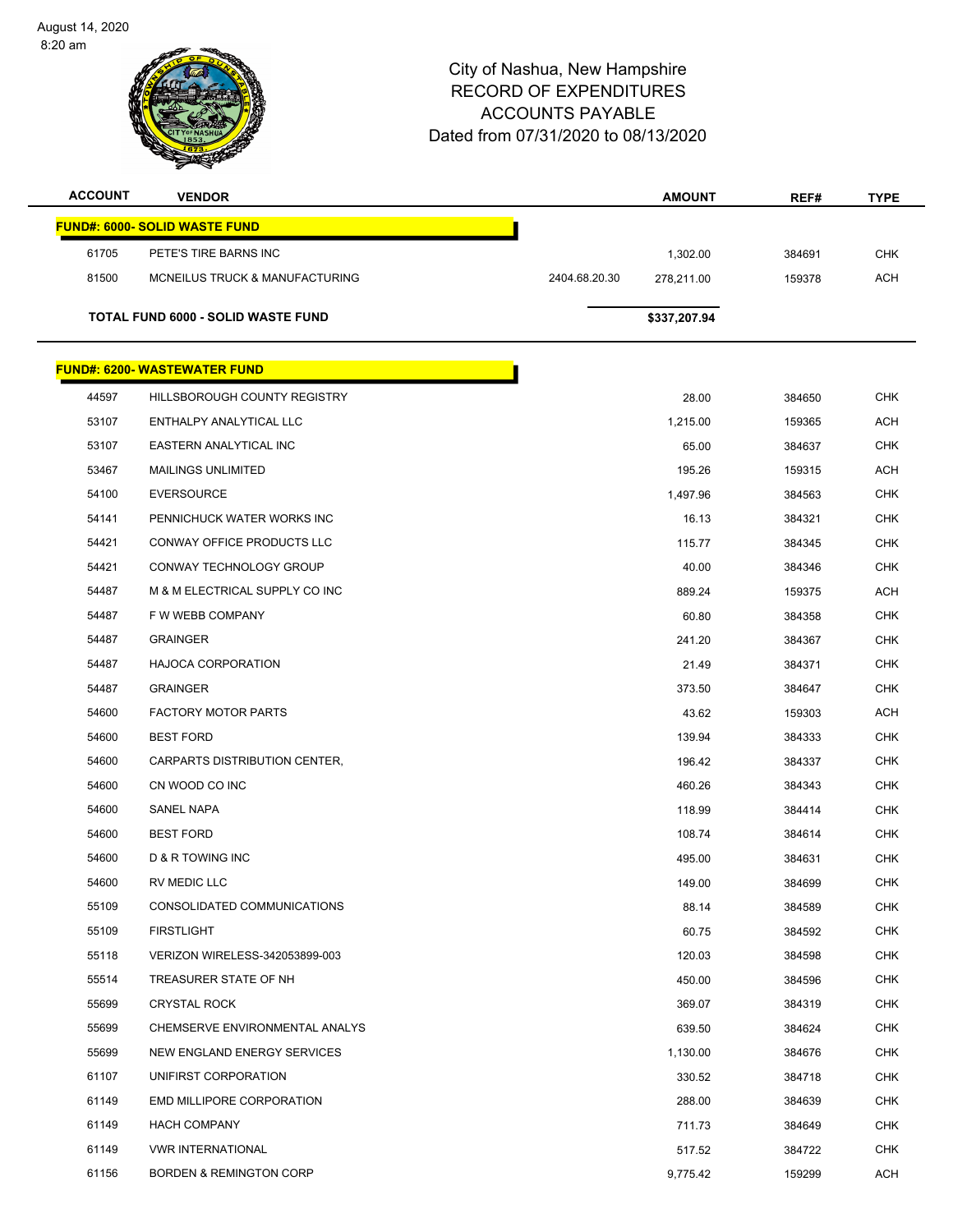August 14, 2020
8:20 am

# City of Nashua, New Hampshire
# RECORD OF EXPENDITURES
# ACCOUNTS PAYABLE
# Dated from 07/31/2020 to 08/13/2020

| ACCOUNT | VENDOR | | AMOUNT | REF# | TYPE |
|---|---|---|---|---|---|
| **FUND#: 6000- SOLID WASTE FUND** | | | | | |
| 61705 | PETE'S TIRE BARNS INC | | 1,302.00 | 384691 | CHK |
| 81500 | MCNEILUS TRUCK & MANUFACTURING | 2404.68.20.30 | 278,211.00 | 159378 | ACH |
| **TOTAL FUND 6000 - SOLID WASTE FUND** | | | **$337,207.94** | | |
| **FUND#: 6200- WASTEWATER FUND** | | | | | |
| 44597 | HILLSBOROUGH COUNTY REGISTRY | | 28.00 | 384650 | CHK |
| 53107 | ENTHALPY ANALYTICAL LLC | | 1,215.00 | 159365 | ACH |
| 53107 | EASTERN ANALYTICAL INC | | 65.00 | 384637 | CHK |
| 53467 | MAILINGS UNLIMITED | | 195.26 | 159315 | ACH |
| 54100 | EVERSOURCE | | 1,497.96 | 384563 | CHK |
| 54141 | PENNICHUCK WATER WORKS INC | | 16.13 | 384321 | CHK |
| 54421 | CONWAY OFFICE PRODUCTS LLC | | 115.77 | 384345 | CHK |
| 54421 | CONWAY TECHNOLOGY GROUP | | 40.00 | 384346 | CHK |
| 54487 | M & M ELECTRICAL SUPPLY CO INC | | 889.24 | 159375 | ACH |
| 54487 | F W WEBB COMPANY | | 60.80 | 384358 | CHK |
| 54487 | GRAINGER | | 241.20 | 384367 | CHK |
| 54487 | HAJOCA CORPORATION | | 21.49 | 384371 | CHK |
| 54487 | GRAINGER | | 373.50 | 384647 | CHK |
| 54600 | FACTORY MOTOR PARTS | | 43.62 | 159303 | ACH |
| 54600 | BEST FORD | | 139.94 | 384333 | CHK |
| 54600 | CARPARTS DISTRIBUTION CENTER, | | 196.42 | 384337 | CHK |
| 54600 | CN WOOD CO INC | | 460.26 | 384343 | CHK |
| 54600 | SANEL NAPA | | 118.99 | 384414 | CHK |
| 54600 | BEST FORD | | 108.74 | 384614 | CHK |
| 54600 | D & R TOWING INC | | 495.00 | 384631 | CHK |
| 54600 | RV MEDIC LLC | | 149.00 | 384699 | CHK |
| 55109 | CONSOLIDATED COMMUNICATIONS | | 88.14 | 384589 | CHK |
| 55109 | FIRSTLIGHT | | 60.75 | 384592 | CHK |
| 55118 | VERIZON WIRELESS-342053899-003 | | 120.03 | 384598 | CHK |
| 55514 | TREASURER STATE OF NH | | 450.00 | 384596 | CHK |
| 55699 | CRYSTAL ROCK | | 369.07 | 384319 | CHK |
| 55699 | CHEMSERVE ENVIRONMENTAL ANALYS | | 639.50 | 384624 | CHK |
| 55699 | NEW ENGLAND ENERGY SERVICES | | 1,130.00 | 384676 | CHK |
| 61107 | UNIFIRST CORPORATION | | 330.52 | 384718 | CHK |
| 61149 | EMD MILLIPORE CORPORATION | | 288.00 | 384639 | CHK |
| 61149 | HACH COMPANY | | 711.73 | 384649 | CHK |
| 61149 | VWR INTERNATIONAL | | 517.52 | 384722 | CHK |
| 61156 | BORDEN & REMINGTON CORP | | 9,775.42 | 159299 | ACH |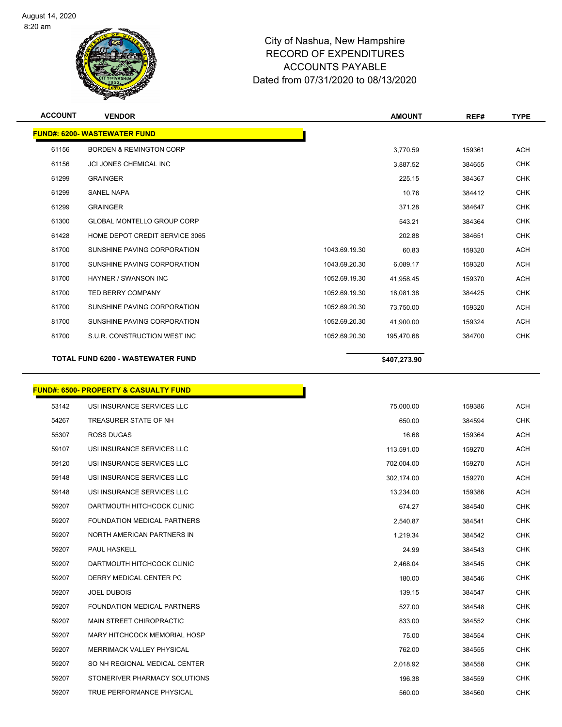# City of Nashua, New Hampshire
## RECORD OF EXPENDITURES
## ACCOUNTS PAYABLE
## Dated from 07/31/2020 to 08/13/2020

| ACCOUNT | VENDOR | | AMOUNT | REF# | TYPE |
|---|---|---|---|---|---|
| **FUND#: 6200- WASTEWATER FUND** | | | | | |
| 61156 | BORDEN & REMINGTON CORP | | 3,770.59 | 159361 | ACH |
| 61156 | JCI JONES CHEMICAL INC | | 3,887.52 | 384655 | CHK |
| 61299 | GRAINGER | | 225.15 | 384367 | CHK |
| 61299 | SANEL NAPA | | 10.76 | 384412 | CHK |
| 61299 | GRAINGER | | 371.28 | 384647 | CHK |
| 61300 | GLOBAL MONTELLO GROUP CORP | | 543.21 | 384364 | CHK |
| 61428 | HOME DEPOT CREDIT SERVICE 3065 | | 202.88 | 384651 | CHK |
| 81700 | SUNSHINE PAVING CORPORATION | 1043.69.19.30 | 60.83 | 159320 | ACH |
| 81700 | SUNSHINE PAVING CORPORATION | 1043.69.20.30 | 6,089.17 | 159320 | ACH |
| 81700 | HAYNER / SWANSON INC | 1052.69.19.30 | 41,958.45 | 159370 | ACH |
| 81700 | TED BERRY COMPANY | 1052.69.19.30 | 18,081.38 | 384425 | CHK |
| 81700 | SUNSHINE PAVING CORPORATION | 1052.69.20.30 | 73,750.00 | 159320 | ACH |
| 81700 | SUNSHINE PAVING CORPORATION | 1052.69.20.30 | 41,900.00 | 159324 | ACH |
| 81700 | S.U.R. CONSTRUCTION WEST INC | 1052.69.20.30 | 195,470.68 | 384700 | CHK |
| **TOTAL FUND 6200 - WASTEWATER FUND** | | | **$407,273.90** | | |

| ACCOUNT | VENDOR | AMOUNT | REF# | TYPE |
|---|---|---|---|---|
| **FUND#: 6500- PROPERTY & CASUALTY FUND** | | | | |
| 53142 | USI INSURANCE SERVICES LLC | 75,000.00 | 159386 | ACH |
| 54267 | TREASURER STATE OF NH | 650.00 | 384594 | CHK |
| 55307 | ROSS DUGAS | 16.68 | 159364 | ACH |
| 59107 | USI INSURANCE SERVICES LLC | 113,591.00 | 159270 | ACH |
| 59120 | USI INSURANCE SERVICES LLC | 702,004.00 | 159270 | ACH |
| 59148 | USI INSURANCE SERVICES LLC | 302,174.00 | 159270 | ACH |
| 59148 | USI INSURANCE SERVICES LLC | 13,234.00 | 159386 | ACH |
| 59207 | DARTMOUTH HITCHCOCK CLINIC | 674.27 | 384540 | CHK |
| 59207 | FOUNDATION MEDICAL PARTNERS | 2,540.87 | 384541 | CHK |
| 59207 | NORTH AMERICAN PARTNERS IN | 1,219.34 | 384542 | CHK |
| 59207 | PAUL HASKELL | 24.99 | 384543 | CHK |
| 59207 | DARTMOUTH HITCHCOCK CLINIC | 2,468.04 | 384545 | CHK |
| 59207 | DERRY MEDICAL CENTER PC | 180.00 | 384546 | CHK |
| 59207 | JOEL DUBOIS | 139.15 | 384547 | CHK |
| 59207 | FOUNDATION MEDICAL PARTNERS | 527.00 | 384548 | CHK |
| 59207 | MAIN STREET CHIROPRACTIC | 833.00 | 384552 | CHK |
| 59207 | MARY HITCHCOCK MEMORIAL HOSP | 75.00 | 384554 | CHK |
| 59207 | MERRIMACK VALLEY PHYSICAL | 762.00 | 384555 | CHK |
| 59207 | SO NH REGIONAL MEDICAL CENTER | 2,018.92 | 384558 | CHK |
| 59207 | STONERIVER PHARMACY SOLUTIONS | 196.38 | 384559 | CHK |
| 59207 | TRUE PERFORMANCE PHYSICAL | 560.00 | 384560 | CHK |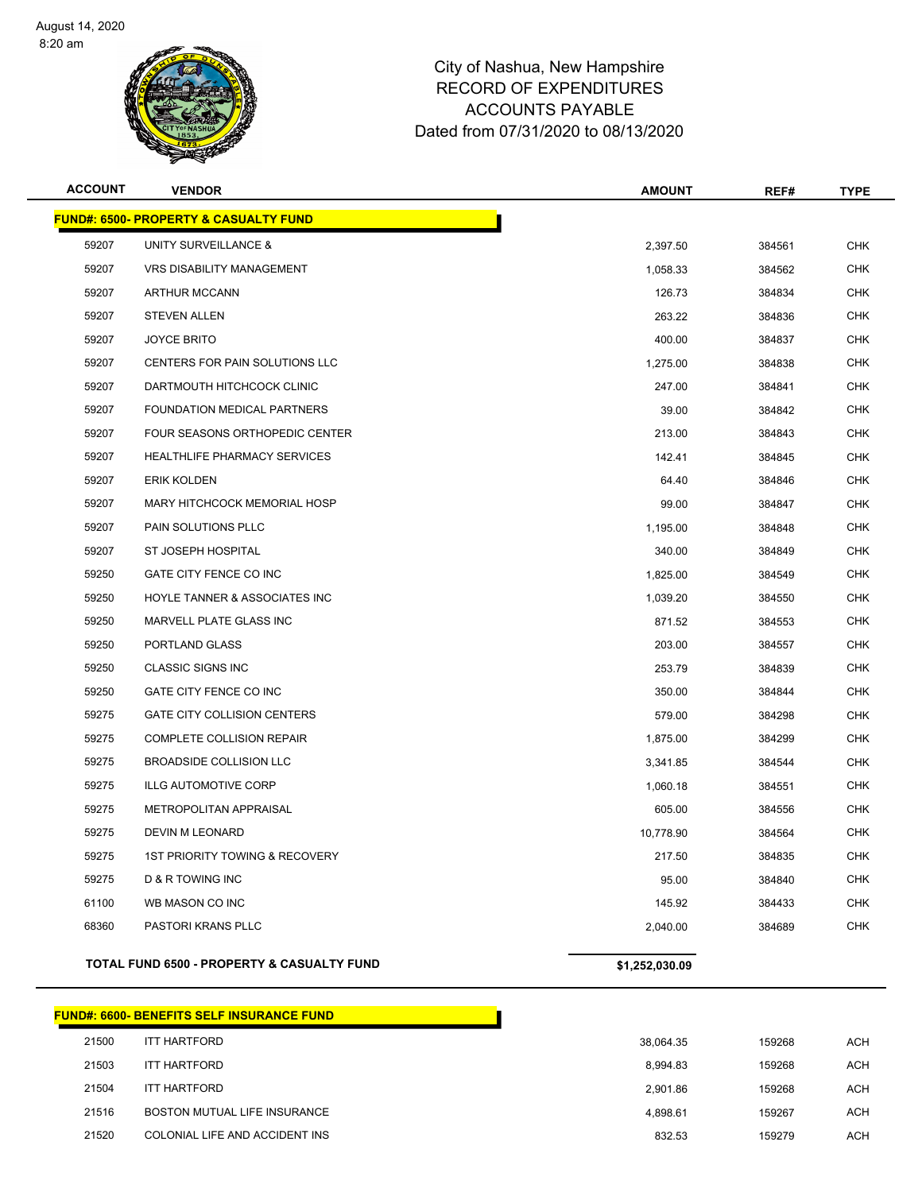City of Nashua, New Hampshire
RECORD OF EXPENDITURES
ACCOUNTS PAYABLE
Dated from 07/31/2020 to 08/13/2020

| ACCOUNT | VENDOR | AMOUNT | REF# | TYPE |
|---|---|---|---|---|
| **FUND#: 6500- PROPERTY & CASUALTY FUND** | | | | |
| 59207 | UNITY SURVEILLANCE & | 2,397.50 | 384561 | CHK |
| 59207 | VRS DISABILITY MANAGEMENT | 1,058.33 | 384562 | CHK |
| 59207 | ARTHUR MCCANN | 126.73 | 384834 | CHK |
| 59207 | STEVEN ALLEN | 263.22 | 384836 | CHK |
| 59207 | JOYCE BRITO | 400.00 | 384837 | CHK |
| 59207 | CENTERS FOR PAIN SOLUTIONS LLC | 1,275.00 | 384838 | CHK |
| 59207 | DARTMOUTH HITCHCOCK CLINIC | 247.00 | 384841 | CHK |
| 59207 | FOUNDATION MEDICAL PARTNERS | 39.00 | 384842 | CHK |
| 59207 | FOUR SEASONS ORTHOPEDIC CENTER | 213.00 | 384843 | CHK |
| 59207 | HEALTHLIFE PHARMACY SERVICES | 142.41 | 384845 | CHK |
| 59207 | ERIK KOLDEN | 64.40 | 384846 | CHK |
| 59207 | MARY HITCHCOCK MEMORIAL HOSP | 99.00 | 384847 | CHK |
| 59207 | PAIN SOLUTIONS PLLC | 1,195.00 | 384848 | CHK |
| 59207 | ST JOSEPH HOSPITAL | 340.00 | 384849 | CHK |
| 59250 | GATE CITY FENCE CO INC | 1,825.00 | 384549 | CHK |
| 59250 | HOYLE TANNER & ASSOCIATES INC | 1,039.20 | 384550 | CHK |
| 59250 | MARVELL PLATE GLASS INC | 871.52 | 384553 | CHK |
| 59250 | PORTLAND GLASS | 203.00 | 384557 | CHK |
| 59250 | CLASSIC SIGNS INC | 253.79 | 384839 | CHK |
| 59250 | GATE CITY FENCE CO INC | 350.00 | 384844 | CHK |
| 59275 | GATE CITY COLLISION CENTERS | 579.00 | 384298 | CHK |
| 59275 | COMPLETE COLLISION REPAIR | 1,875.00 | 384299 | CHK |
| 59275 | BROADSIDE COLLISION LLC | 3,341.85 | 384544 | CHK |
| 59275 | ILLG AUTOMOTIVE CORP | 1,060.18 | 384551 | CHK |
| 59275 | METROPOLITAN APPRAISAL | 605.00 | 384556 | CHK |
| 59275 | DEVIN M LEONARD | 10,778.90 | 384564 | CHK |
| 59275 | 1ST PRIORITY TOWING & RECOVERY | 217.50 | 384835 | CHK |
| 59275 | D & R TOWING INC | 95.00 | 384840 | CHK |
| 61100 | WB MASON CO INC | 145.92 | 384433 | CHK |
| 68360 | PASTORI KRANS PLLC | 2,040.00 | 384689 | CHK |
| **TOTAL FUND 6500 - PROPERTY & CASUALTY FUND** | | **$1,252,030.09** | | |

| ACCOUNT | VENDOR | AMOUNT | REF# | TYPE |
|---|---|---|---|---|
| **FUND#: 6600- BENEFITS SELF INSURANCE FUND** | | | | |
| 21500 | ITT HARTFORD | 38,064.35 | 159268 | ACH |
| 21503 | ITT HARTFORD | 8,994.83 | 159268 | ACH |
| 21504 | ITT HARTFORD | 2,901.86 | 159268 | ACH |
| 21516 | BOSTON MUTUAL LIFE INSURANCE | 4,898.61 | 159267 | ACH |
| 21520 | COLONIAL LIFE AND ACCIDENT INS | 832.53 | 159279 | ACH |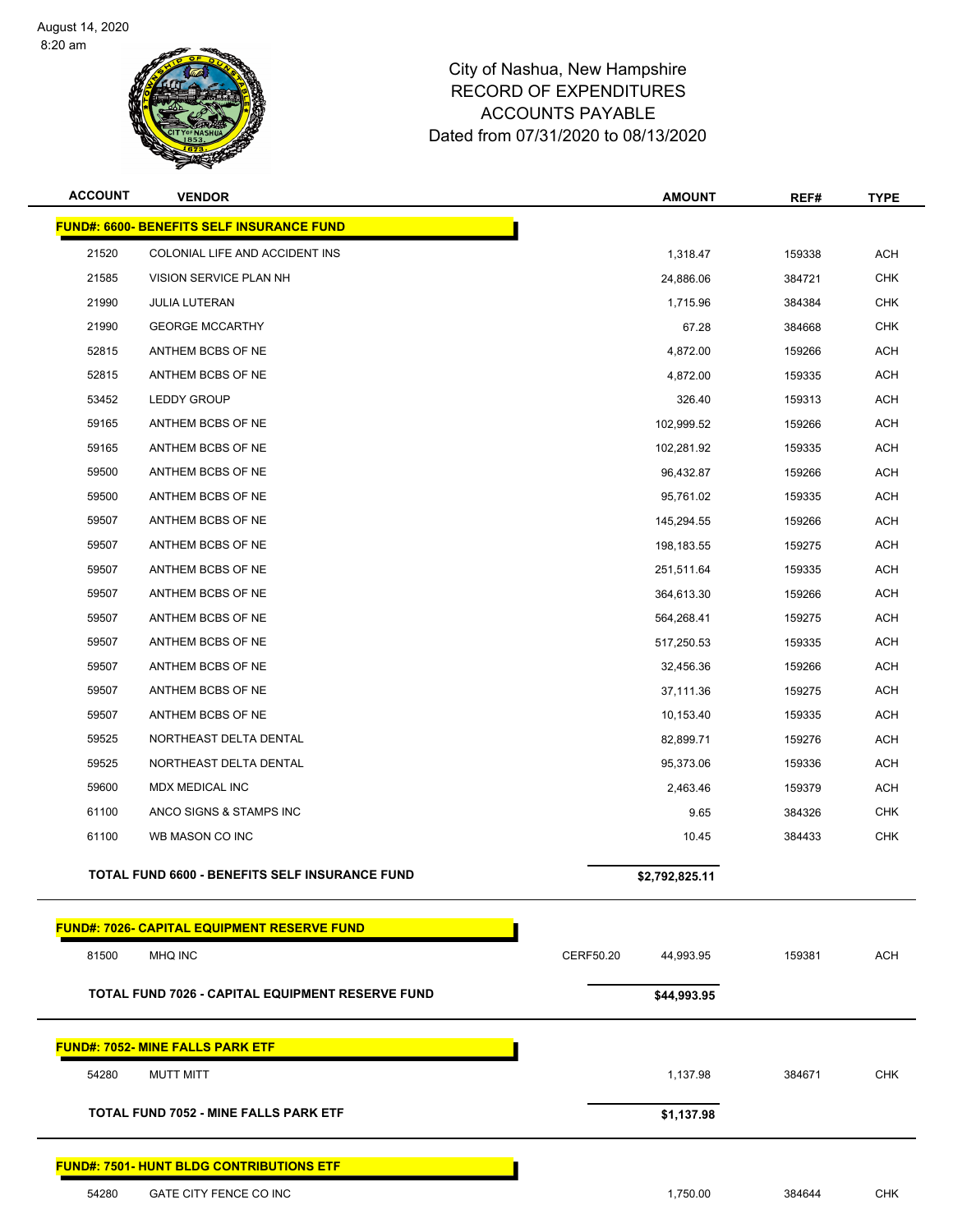City of Nashua, New Hampshire
RECORD OF EXPENDITURES
ACCOUNTS PAYABLE
Dated from 07/31/2020 to 08/13/2020

| ACCOUNT | VENDOR | | AMOUNT | REF# | TYPE |
|---|---|---|---|---|---|
| **FUND#: 6600- BENEFITS SELF INSURANCE FUND** | | | | | |
| 21520 | COLONIAL LIFE AND ACCIDENT INS | | 1,318.47 | 159338 | ACH |
| 21585 | VISION SERVICE PLAN NH | | 24,886.06 | 384721 | CHK |
| 21990 | JULIA LUTERAN | | 1,715.96 | 384384 | CHK |
| 21990 | GEORGE MCCARTHY | | 67.28 | 384668 | CHK |
| 52815 | ANTHEM BCBS OF NE | | 4,872.00 | 159266 | ACH |
| 52815 | ANTHEM BCBS OF NE | | 4,872.00 | 159335 | ACH |
| 53452 | LEDDY GROUP | | 326.40 | 159313 | ACH |
| 59165 | ANTHEM BCBS OF NE | | 102,999.52 | 159266 | ACH |
| 59165 | ANTHEM BCBS OF NE | | 102,281.92 | 159335 | ACH |
| 59500 | ANTHEM BCBS OF NE | | 96,432.87 | 159266 | ACH |
| 59500 | ANTHEM BCBS OF NE | | 95,761.02 | 159335 | ACH |
| 59507 | ANTHEM BCBS OF NE | | 145,294.55 | 159266 | ACH |
| 59507 | ANTHEM BCBS OF NE | | 198,183.55 | 159275 | ACH |
| 59507 | ANTHEM BCBS OF NE | | 251,511.64 | 159335 | ACH |
| 59507 | ANTHEM BCBS OF NE | | 364,613.30 | 159266 | ACH |
| 59507 | ANTHEM BCBS OF NE | | 564,268.41 | 159275 | ACH |
| 59507 | ANTHEM BCBS OF NE | | 517,250.53 | 159335 | ACH |
| 59507 | ANTHEM BCBS OF NE | | 32,456.36 | 159266 | ACH |
| 59507 | ANTHEM BCBS OF NE | | 37,111.36 | 159275 | ACH |
| 59507 | ANTHEM BCBS OF NE | | 10,153.40 | 159335 | ACH |
| 59525 | NORTHEAST DELTA DENTAL | | 82,899.71 | 159276 | ACH |
| 59525 | NORTHEAST DELTA DENTAL | | 95,373.06 | 159336 | ACH |
| 59600 | MDX MEDICAL INC | | 2,463.46 | 159379 | ACH |
| 61100 | ANCO SIGNS & STAMPS INC | | 9.65 | 384326 | CHK |
| 61100 | WB MASON CO INC | | 10.45 | 384433 | CHK |
| **TOTAL FUND 6600 - BENEFITS SELF INSURANCE FUND** | | | **$2,792,825.11** | | |
| **FUND#: 7026- CAPITAL EQUIPMENT RESERVE FUND** | | | | | |
| 81500 | MHQ INC | CERF50.20 | 44,993.95 | 159381 | ACH |
| **TOTAL FUND 7026 - CAPITAL EQUIPMENT RESERVE FUND** | | | **$44,993.95** | | |
| **FUND#: 7052- MINE FALLS PARK ETF** | | | | | |
| 54280 | MUTT MITT | | 1,137.98 | 384671 | CHK |
| **TOTAL FUND 7052 - MINE FALLS PARK ETF** | | | **$1,137.98** | | |
| **FUND#: 7501- HUNT BLDG CONTRIBUTIONS ETF** | | | | | |
| 54280 | GATE CITY FENCE CO INC | | 1,750.00 | 384644 | CHK |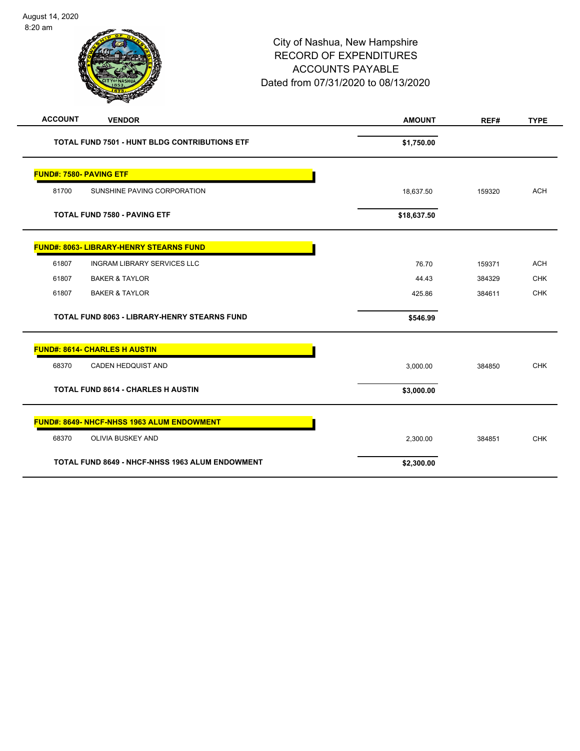City of Nashua, New Hampshire
RECORD OF EXPENDITURES
ACCOUNTS PAYABLE
Dated from 07/31/2020 to 08/13/2020

| ACCOUNT | VENDOR | AMOUNT | REF# | TYPE |
|---|---|---|---|---|
| | **TOTAL FUND 7501 - HUNT BLDG CONTRIBUTIONS ETF** | **$1,750.00** | | |
| **FUND#: 7580- PAVING ETF** | | | | |
| 81700 | SUNSHINE PAVING CORPORATION | 18,637.50 | 159320 | ACH |
| | **TOTAL FUND 7580 - PAVING ETF** | **$18,637.50** | | |
| **FUND#: 8063- LIBRARY-HENRY STEARNS FUND** | | | | |
| 61807 | INGRAM LIBRARY SERVICES LLC | 76.70 | 159371 | ACH |
| 61807 | BAKER & TAYLOR | 44.43 | 384329 | CHK |
| 61807 | BAKER & TAYLOR | 425.86 | 384611 | CHK |
| | **TOTAL FUND 8063 - LIBRARY-HENRY STEARNS FUND** | **$546.99** | | |
| **FUND#: 8614- CHARLES H AUSTIN** | | | | |
| 68370 | CADEN HEDQUIST AND | 3,000.00 | 384850 | CHK |
| | **TOTAL FUND 8614 - CHARLES H AUSTIN** | **$3,000.00** | | |
| **FUND#: 8649- NHCF-NHSS 1963 ALUM ENDOWMENT** | | | | |
| 68370 | OLIVIA BUSKEY AND | 2,300.00 | 384851 | CHK |
| | **TOTAL FUND 8649 - NHCF-NHSS 1963 ALUM ENDOWMENT** | **$2,300.00** | | |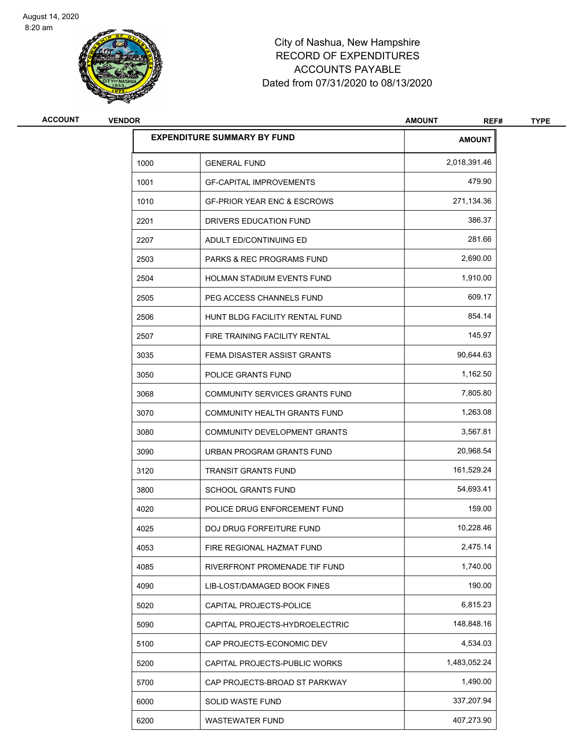August 14, 2020
8:20 am

# City of Nashua, New Hampshire
# RECORD OF EXPENDITURES
# ACCOUNTS PAYABLE
# Dated from 07/31/2020 to 08/13/2020

| ACCOUNT | VENDOR | AMOUNT | REF# | TYPE |
|---|---|---|---|---|

| EXPENDITURE SUMMARY BY FUND | | AMOUNT |
|---|---|---|
| 1000 | GENERAL FUND | 2,018,391.46 |
| 1001 | GF-CAPITAL IMPROVEMENTS | 479.90 |
| 1010 | GF-PRIOR YEAR ENC & ESCROWS | 271,134.36 |
| 2201 | DRIVERS EDUCATION FUND | 386.37 |
| 2207 | ADULT ED/CONTINUING ED | 281.66 |
| 2503 | PARKS & REC PROGRAMS FUND | 2,690.00 |
| 2504 | HOLMAN STADIUM EVENTS FUND | 1,910.00 |
| 2505 | PEG ACCESS CHANNELS FUND | 609.17 |
| 2506 | HUNT BLDG FACILITY RENTAL FUND | 854.14 |
| 2507 | FIRE TRAINING FACILITY RENTAL | 145.97 |
| 3035 | FEMA DISASTER ASSIST GRANTS | 90,644.63 |
| 3050 | POLICE GRANTS FUND | 1,162.50 |
| 3068 | COMMUNITY SERVICES GRANTS FUND | 7,805.80 |
| 3070 | COMMUNITY HEALTH GRANTS FUND | 1,263.08 |
| 3080 | COMMUNITY DEVELOPMENT GRANTS | 3,567.81 |
| 3090 | URBAN PROGRAM GRANTS FUND | 20,968.54 |
| 3120 | TRANSIT GRANTS FUND | 161,529.24 |
| 3800 | SCHOOL GRANTS FUND | 54,693.41 |
| 4020 | POLICE DRUG ENFORCEMENT FUND | 159.00 |
| 4025 | DOJ DRUG FORFEITURE FUND | 10,228.46 |
| 4053 | FIRE REGIONAL HAZMAT FUND | 2,475.14 |
| 4085 | RIVERFRONT PROMENADE TIF FUND | 1,740.00 |
| 4090 | LIB-LOST/DAMAGED BOOK FINES | 190.00 |
| 5020 | CAPITAL PROJECTS-POLICE | 6,815.23 |
| 5090 | CAPITAL PROJECTS-HYDROELECTRIC | 148,848.16 |
| 5100 | CAP PROJECTS-ECONOMIC DEV | 4,534.03 |
| 5200 | CAPITAL PROJECTS-PUBLIC WORKS | 1,483,052.24 |
| 5700 | CAP PROJECTS-BROAD ST PARKWAY | 1,490.00 |
| 6000 | SOLID WASTE FUND | 337,207.94 |
| 6200 | WASTEWATER FUND | 407,273.90 |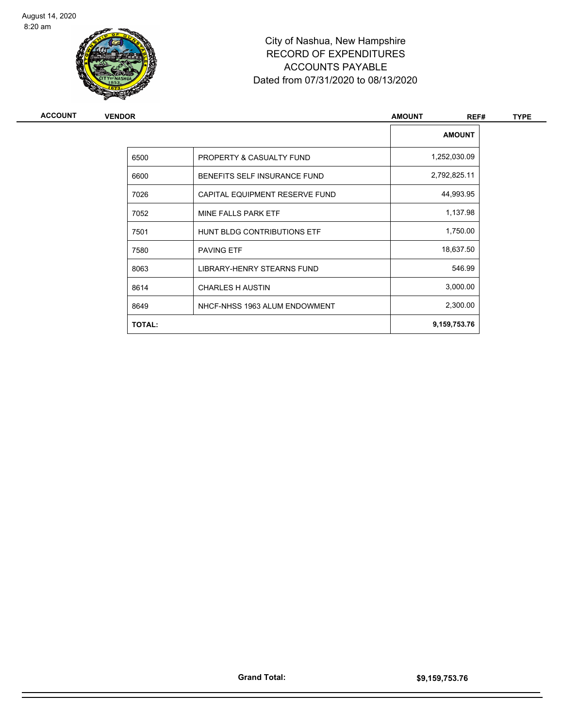August 14, 2020
8:20 am

# City of Nashua, New Hampshire
## RECORD OF EXPENDITURES
## ACCOUNTS PAYABLE
## Dated from 07/31/2020 to 08/13/2020

| ACCOUNT | VENDOR | AMOUNT | REF# | TYPE |
|---|---|---|---|---|

| | | AMOUNT |
|---|---|---|
| 6500 | PROPERTY & CASUALTY FUND | 1,252,030.09 |
| 6600 | BENEFITS SELF INSURANCE FUND | 2,792,825.11 |
| 7026 | CAPITAL EQUIPMENT RESERVE FUND | 44,993.95 |
| 7052 | MINE FALLS PARK ETF | 1,137.98 |
| 7501 | HUNT BLDG CONTRIBUTIONS ETF | 1,750.00 |
| 7580 | PAVING ETF | 18,637.50 |
| 8063 | LIBRARY-HENRY STEARNS FUND | 546.99 |
| 8614 | CHARLES H AUSTIN | 3,000.00 |
| 8649 | NHCF-NHSS 1963 ALUM ENDOWMENT | 2,300.00 |
| **TOTAL:** | | **9,159,753.76** |

**Grand Total:** **$9,159,753.76**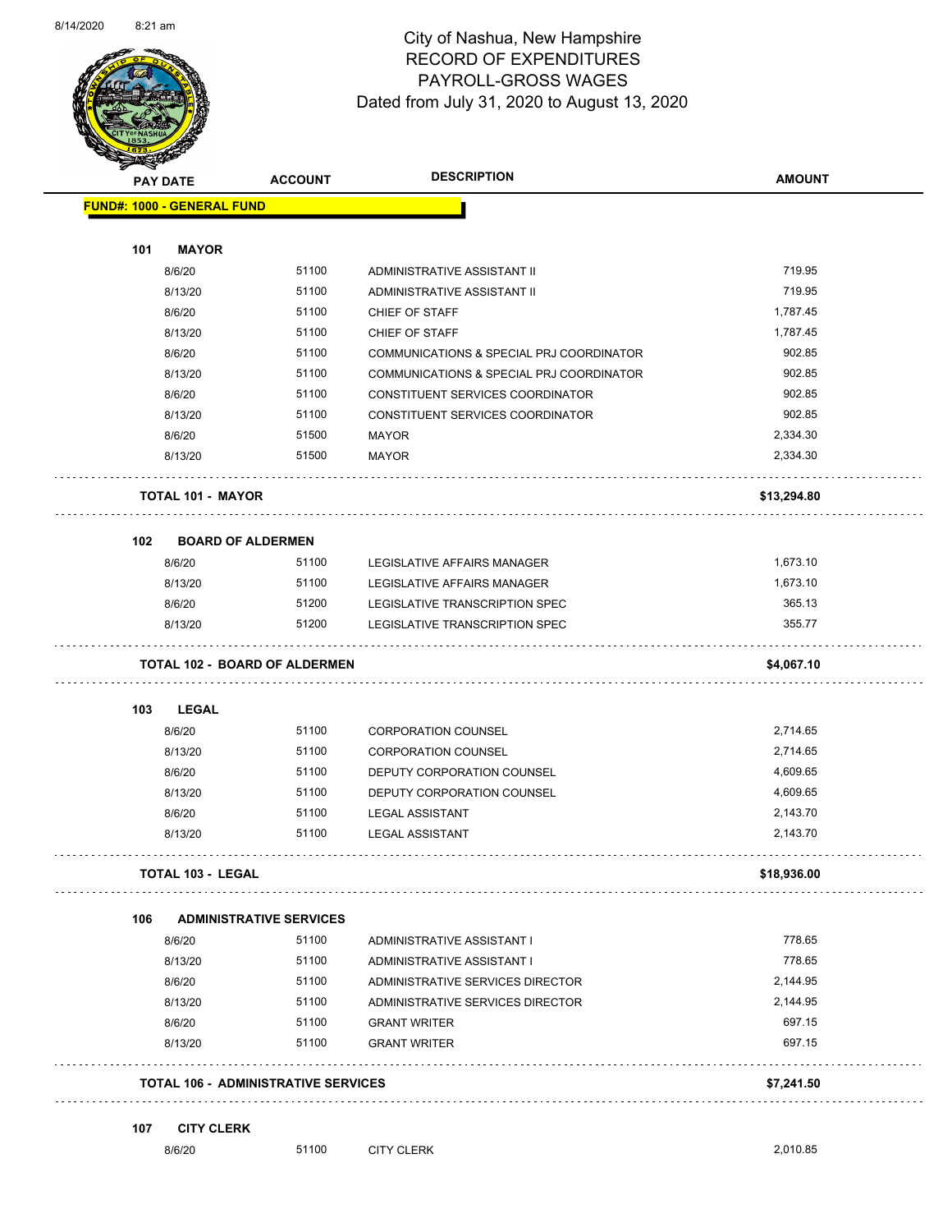# City of Nashua, New Hampshire
## RECORD OF EXPENDITURES
## PAYROLL-GROSS WAGES
## Dated from July 31, 2020 to August 13, 2020

| PAY DATE | ACCOUNT | DESCRIPTION | AMOUNT |
|---|---|---|---|
| **FUND#: 1000 - GENERAL FUND** | | | |
| **101 MAYOR** | | | |
| 8/6/20 | 51100 | ADMINISTRATIVE ASSISTANT II | 719.95 |
| 8/13/20 | 51100 | ADMINISTRATIVE ASSISTANT II | 719.95 |
| 8/6/20 | 51100 | CHIEF OF STAFF | 1,787.45 |
| 8/13/20 | 51100 | CHIEF OF STAFF | 1,787.45 |
| 8/6/20 | 51100 | COMMUNICATIONS & SPECIAL PRJ COORDINATOR | 902.85 |
| 8/13/20 | 51100 | COMMUNICATIONS & SPECIAL PRJ COORDINATOR | 902.85 |
| 8/6/20 | 51100 | CONSTITUENT SERVICES COORDINATOR | 902.85 |
| 8/13/20 | 51100 | CONSTITUENT SERVICES COORDINATOR | 902.85 |
| 8/6/20 | 51500 | MAYOR | 2,334.30 |
| 8/13/20 | 51500 | MAYOR | 2,334.30 |
| **TOTAL 101 - MAYOR** | | | **$13,294.80** |
| **102 BOARD OF ALDERMEN** | | | |
| 8/6/20 | 51100 | LEGISLATIVE AFFAIRS MANAGER | 1,673.10 |
| 8/13/20 | 51100 | LEGISLATIVE AFFAIRS MANAGER | 1,673.10 |
| 8/6/20 | 51200 | LEGISLATIVE TRANSCRIPTION SPEC | 365.13 |
| 8/13/20 | 51200 | LEGISLATIVE TRANSCRIPTION SPEC | 355.77 |
| **TOTAL 102 - BOARD OF ALDERMEN** | | | **$4,067.10** |
| **103 LEGAL** | | | |
| 8/6/20 | 51100 | CORPORATION COUNSEL | 2,714.65 |
| 8/13/20 | 51100 | CORPORATION COUNSEL | 2,714.65 |
| 8/6/20 | 51100 | DEPUTY CORPORATION COUNSEL | 4,609.65 |
| 8/13/20 | 51100 | DEPUTY CORPORATION COUNSEL | 4,609.65 |
| 8/6/20 | 51100 | LEGAL ASSISTANT | 2,143.70 |
| 8/13/20 | 51100 | LEGAL ASSISTANT | 2,143.70 |
| **TOTAL 103 - LEGAL** | | | **$18,936.00** |
| **106 ADMINISTRATIVE SERVICES** | | | |
| 8/6/20 | 51100 | ADMINISTRATIVE ASSISTANT I | 778.65 |
| 8/13/20 | 51100 | ADMINISTRATIVE ASSISTANT I | 778.65 |
| 8/6/20 | 51100 | ADMINISTRATIVE SERVICES DIRECTOR | 2,144.95 |
| 8/13/20 | 51100 | ADMINISTRATIVE SERVICES DIRECTOR | 2,144.95 |
| 8/6/20 | 51100 | GRANT WRITER | 697.15 |
| 8/13/20 | 51100 | GRANT WRITER | 697.15 |
| **TOTAL 106 - ADMINISTRATIVE SERVICES** | | | **$7,241.50** |
| **107 CITY CLERK** | | | |
| 8/6/20 | 51100 | CITY CLERK | 2,010.85 |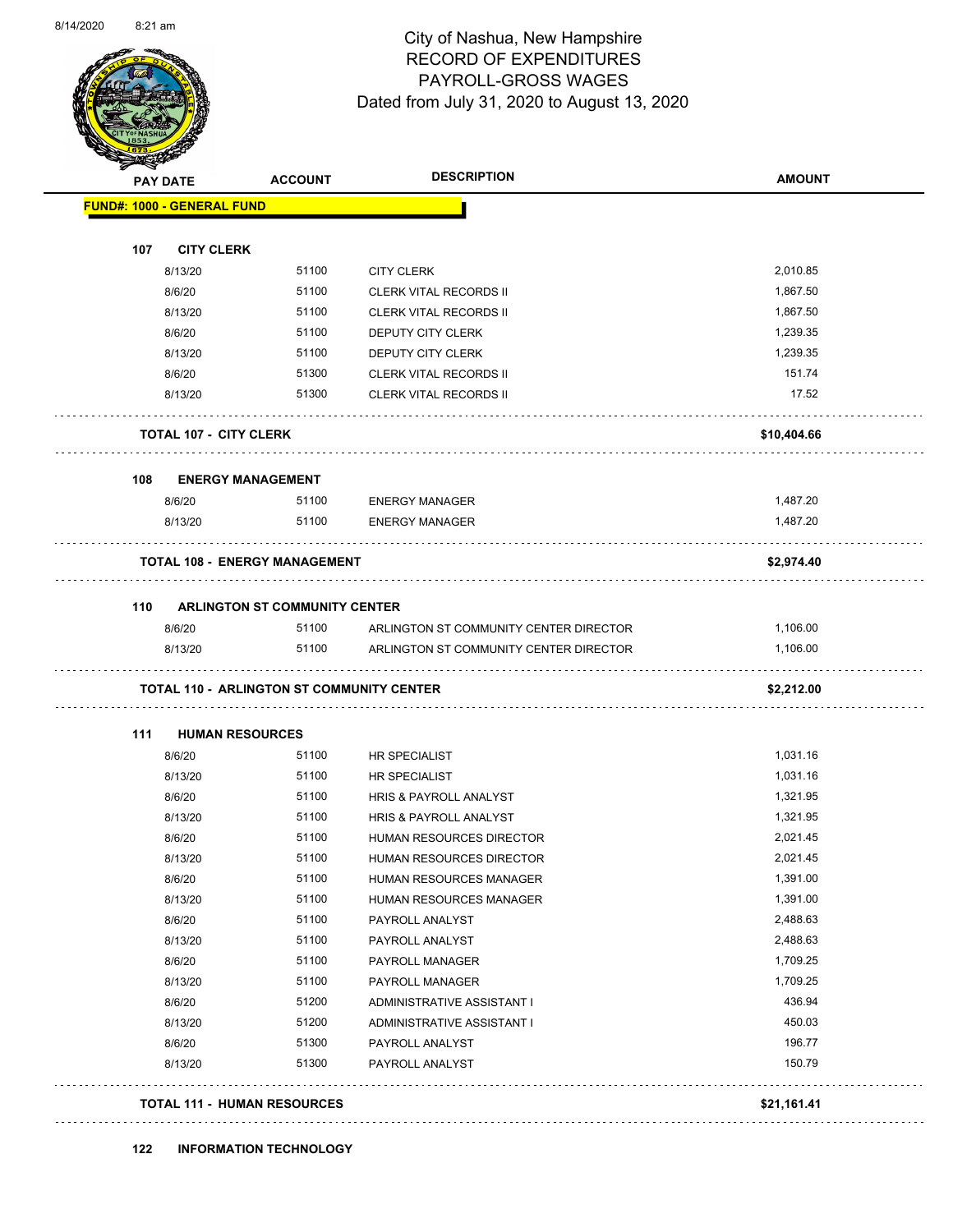# City of Nashua, New Hampshire
## RECORD OF EXPENDITURES
## PAYROLL-GROSS WAGES
## Dated from July 31, 2020 to August 13, 2020

| PAY DATE | ACCOUNT | DESCRIPTION | AMOUNT |
|---|---|---|---|
| **FUND#: 1000 - GENERAL FUND** | | | |
| **107 CITY CLERK** | | | |
| 8/13/20 | 51100 | CITY CLERK | 2,010.85 |
| 8/6/20 | 51100 | CLERK VITAL RECORDS II | 1,867.50 |
| 8/13/20 | 51100 | CLERK VITAL RECORDS II | 1,867.50 |
| 8/6/20 | 51100 | DEPUTY CITY CLERK | 1,239.35 |
| 8/13/20 | 51100 | DEPUTY CITY CLERK | 1,239.35 |
| 8/6/20 | 51300 | CLERK VITAL RECORDS II | 151.74 |
| 8/13/20 | 51300 | CLERK VITAL RECORDS II | 17.52 |
| **TOTAL 107 - CITY CLERK** | | | **$10,404.66** |
| **108 ENERGY MANAGEMENT** | | | |
| 8/6/20 | 51100 | ENERGY MANAGER | 1,487.20 |
| 8/13/20 | 51100 | ENERGY MANAGER | 1,487.20 |
| **TOTAL 108 - ENERGY MANAGEMENT** | | | **$2,974.40** |
| **110 ARLINGTON ST COMMUNITY CENTER** | | | |
| 8/6/20 | 51100 | ARLINGTON ST COMMUNITY CENTER DIRECTOR | 1,106.00 |
| 8/13/20 | 51100 | ARLINGTON ST COMMUNITY CENTER DIRECTOR | 1,106.00 |
| **TOTAL 110 - ARLINGTON ST COMMUNITY CENTER** | | | **$2,212.00** |
| **111 HUMAN RESOURCES** | | | |
| 8/6/20 | 51100 | HR SPECIALIST | 1,031.16 |
| 8/13/20 | 51100 | HR SPECIALIST | 1,031.16 |
| 8/6/20 | 51100 | HRIS & PAYROLL ANALYST | 1,321.95 |
| 8/13/20 | 51100 | HRIS & PAYROLL ANALYST | 1,321.95 |
| 8/6/20 | 51100 | HUMAN RESOURCES DIRECTOR | 2,021.45 |
| 8/13/20 | 51100 | HUMAN RESOURCES DIRECTOR | 2,021.45 |
| 8/6/20 | 51100 | HUMAN RESOURCES MANAGER | 1,391.00 |
| 8/13/20 | 51100 | HUMAN RESOURCES MANAGER | 1,391.00 |
| 8/6/20 | 51100 | PAYROLL ANALYST | 2,488.63 |
| 8/13/20 | 51100 | PAYROLL ANALYST | 2,488.63 |
| 8/6/20 | 51100 | PAYROLL MANAGER | 1,709.25 |
| 8/13/20 | 51100 | PAYROLL MANAGER | 1,709.25 |
| 8/6/20 | 51200 | ADMINISTRATIVE ASSISTANT I | 436.94 |
| 8/13/20 | 51200 | ADMINISTRATIVE ASSISTANT I | 450.03 |
| 8/6/20 | 51300 | PAYROLL ANALYST | 196.77 |
| 8/13/20 | 51300 | PAYROLL ANALYST | 150.79 |
| **TOTAL 111 - HUMAN RESOURCES** | | | **$21,161.41** |
| **122 INFORMATION TECHNOLOGY** | | | |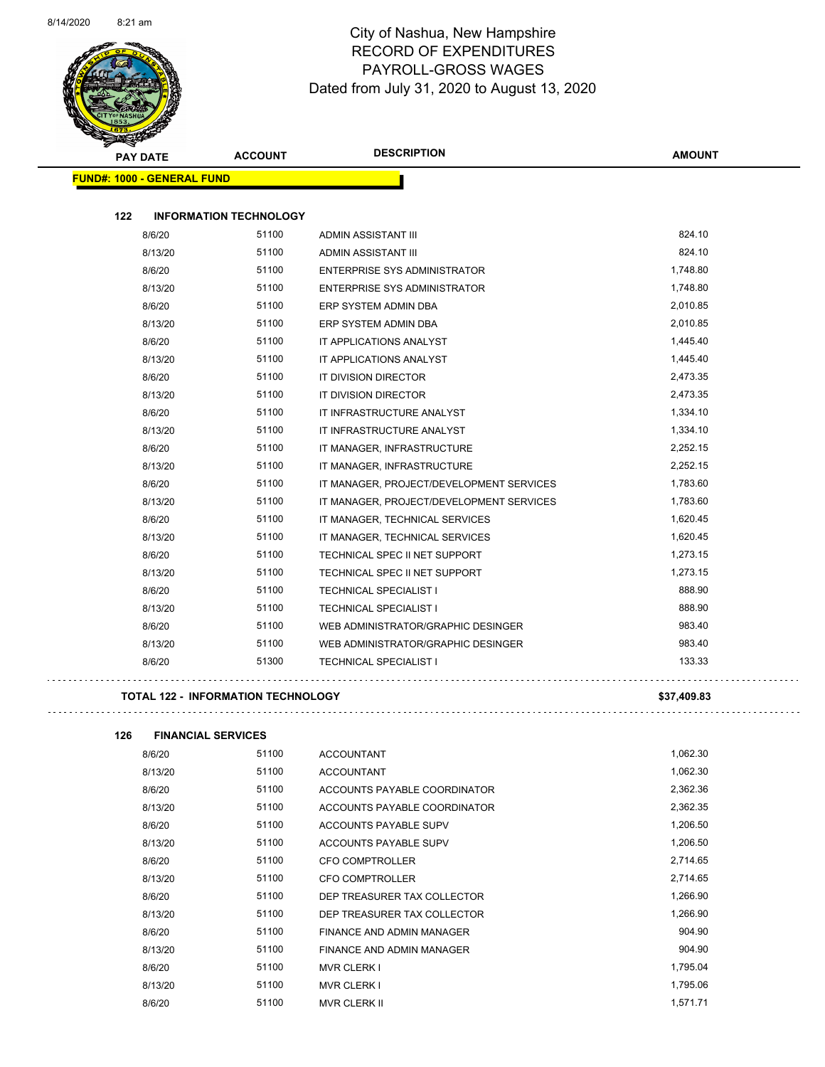# City of Nashua, New Hampshire
## RECORD OF EXPENDITURES
## PAYROLL-GROSS WAGES
## Dated from July 31, 2020 to August 13, 2020

| PAY DATE | ACCOUNT | DESCRIPTION | AMOUNT |
|---|---|---|---|
| **FUND#: 1000 - GENERAL FUND** | | | |
| **122 INFORMATION TECHNOLOGY** | | | |
| 8/6/20 | 51100 | ADMIN ASSISTANT III | 824.10 |
| 8/13/20 | 51100 | ADMIN ASSISTANT III | 824.10 |
| 8/6/20 | 51100 | ENTERPRISE SYS ADMINISTRATOR | 1,748.80 |
| 8/13/20 | 51100 | ENTERPRISE SYS ADMINISTRATOR | 1,748.80 |
| 8/6/20 | 51100 | ERP SYSTEM ADMIN DBA | 2,010.85 |
| 8/13/20 | 51100 | ERP SYSTEM ADMIN DBA | 2,010.85 |
| 8/6/20 | 51100 | IT APPLICATIONS ANALYST | 1,445.40 |
| 8/13/20 | 51100 | IT APPLICATIONS ANALYST | 1,445.40 |
| 8/6/20 | 51100 | IT DIVISION DIRECTOR | 2,473.35 |
| 8/13/20 | 51100 | IT DIVISION DIRECTOR | 2,473.35 |
| 8/6/20 | 51100 | IT INFRASTRUCTURE ANALYST | 1,334.10 |
| 8/13/20 | 51100 | IT INFRASTRUCTURE ANALYST | 1,334.10 |
| 8/6/20 | 51100 | IT MANAGER, INFRASTRUCTURE | 2,252.15 |
| 8/13/20 | 51100 | IT MANAGER, INFRASTRUCTURE | 2,252.15 |
| 8/6/20 | 51100 | IT MANAGER, PROJECT/DEVELOPMENT SERVICES | 1,783.60 |
| 8/13/20 | 51100 | IT MANAGER, PROJECT/DEVELOPMENT SERVICES | 1,783.60 |
| 8/6/20 | 51100 | IT MANAGER, TECHNICAL SERVICES | 1,620.45 |
| 8/13/20 | 51100 | IT MANAGER, TECHNICAL SERVICES | 1,620.45 |
| 8/6/20 | 51100 | TECHNICAL SPEC II NET SUPPORT | 1,273.15 |
| 8/13/20 | 51100 | TECHNICAL SPEC II NET SUPPORT | 1,273.15 |
| 8/6/20 | 51100 | TECHNICAL SPECIALIST I | 888.90 |
| 8/13/20 | 51100 | TECHNICAL SPECIALIST I | 888.90 |
| 8/6/20 | 51100 | WEB ADMINISTRATOR/GRAPHIC DESINGER | 983.40 |
| 8/13/20 | 51100 | WEB ADMINISTRATOR/GRAPHIC DESINGER | 983.40 |
| 8/6/20 | 51300 | TECHNICAL SPECIALIST I | 133.33 |
| **TOTAL 122 - INFORMATION TECHNOLOGY** | | | **$37,409.83** |
| **126 FINANCIAL SERVICES** | | | |
| 8/6/20 | 51100 | ACCOUNTANT | 1,062.30 |
| 8/13/20 | 51100 | ACCOUNTANT | 1,062.30 |
| 8/6/20 | 51100 | ACCOUNTS PAYABLE COORDINATOR | 2,362.36 |
| 8/13/20 | 51100 | ACCOUNTS PAYABLE COORDINATOR | 2,362.35 |
| 8/6/20 | 51100 | ACCOUNTS PAYABLE SUPV | 1,206.50 |
| 8/13/20 | 51100 | ACCOUNTS PAYABLE SUPV | 1,206.50 |
| 8/6/20 | 51100 | CFO COMPTROLLER | 2,714.65 |
| 8/13/20 | 51100 | CFO COMPTROLLER | 2,714.65 |
| 8/6/20 | 51100 | DEP TREASURER TAX COLLECTOR | 1,266.90 |
| 8/13/20 | 51100 | DEP TREASURER TAX COLLECTOR | 1,266.90 |
| 8/6/20 | 51100 | FINANCE AND ADMIN MANAGER | 904.90 |
| 8/13/20 | 51100 | FINANCE AND ADMIN MANAGER | 904.90 |
| 8/6/20 | 51100 | MVR CLERK I | 1,795.04 |
| 8/13/20 | 51100 | MVR CLERK I | 1,795.06 |
| 8/6/20 | 51100 | MVR CLERK II | 1,571.71 |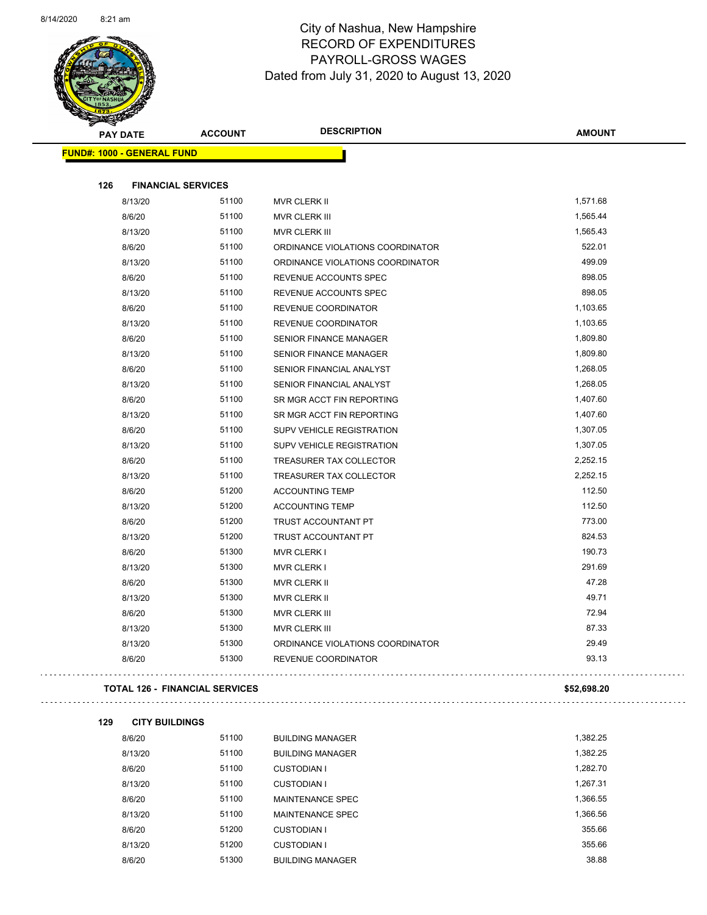City of Nashua, New Hampshire
RECORD OF EXPENDITURES
PAYROLL-GROSS WAGES
Dated from July 31, 2020 to August 13, 2020

| PAY DATE | ACCOUNT | DESCRIPTION | AMOUNT |
|---|---|---|---|

**FUND#: 1000 - GENERAL FUND**

**126 FINANCIAL SERVICES**

| PAY DATE | ACCOUNT | DESCRIPTION | AMOUNT |
|---|---|---|---|
| 8/13/20 | 51100 | MVR CLERK II | 1,571.68 |
| 8/6/20 | 51100 | MVR CLERK III | 1,565.44 |
| 8/13/20 | 51100 | MVR CLERK III | 1,565.43 |
| 8/6/20 | 51100 | ORDINANCE VIOLATIONS COORDINATOR | 522.01 |
| 8/13/20 | 51100 | ORDINANCE VIOLATIONS COORDINATOR | 499.09 |
| 8/6/20 | 51100 | REVENUE ACCOUNTS SPEC | 898.05 |
| 8/13/20 | 51100 | REVENUE ACCOUNTS SPEC | 898.05 |
| 8/6/20 | 51100 | REVENUE COORDINATOR | 1,103.65 |
| 8/13/20 | 51100 | REVENUE COORDINATOR | 1,103.65 |
| 8/6/20 | 51100 | SENIOR FINANCE MANAGER | 1,809.80 |
| 8/13/20 | 51100 | SENIOR FINANCE MANAGER | 1,809.80 |
| 8/6/20 | 51100 | SENIOR FINANCIAL ANALYST | 1,268.05 |
| 8/13/20 | 51100 | SENIOR FINANCIAL ANALYST | 1,268.05 |
| 8/6/20 | 51100 | SR MGR ACCT FIN REPORTING | 1,407.60 |
| 8/13/20 | 51100 | SR MGR ACCT FIN REPORTING | 1,407.60 |
| 8/6/20 | 51100 | SUPV VEHICLE REGISTRATION | 1,307.05 |
| 8/13/20 | 51100 | SUPV VEHICLE REGISTRATION | 1,307.05 |
| 8/6/20 | 51100 | TREASURER TAX COLLECTOR | 2,252.15 |
| 8/13/20 | 51100 | TREASURER TAX COLLECTOR | 2,252.15 |
| 8/6/20 | 51200 | ACCOUNTING TEMP | 112.50 |
| 8/13/20 | 51200 | ACCOUNTING TEMP | 112.50 |
| 8/6/20 | 51200 | TRUST ACCOUNTANT PT | 773.00 |
| 8/13/20 | 51200 | TRUST ACCOUNTANT PT | 824.53 |
| 8/6/20 | 51300 | MVR CLERK I | 190.73 |
| 8/13/20 | 51300 | MVR CLERK I | 291.69 |
| 8/6/20 | 51300 | MVR CLERK II | 47.28 |
| 8/13/20 | 51300 | MVR CLERK II | 49.71 |
| 8/6/20 | 51300 | MVR CLERK III | 72.94 |
| 8/13/20 | 51300 | MVR CLERK III | 87.33 |
| 8/13/20 | 51300 | ORDINANCE VIOLATIONS COORDINATOR | 29.49 |
| 8/6/20 | 51300 | REVENUE COORDINATOR | 93.13 |

**TOTAL 126 - FINANCIAL SERVICES** **$52,698.20**

**129 CITY BUILDINGS**

| PAY DATE | ACCOUNT | DESCRIPTION | AMOUNT |
|---|---|---|---|
| 8/6/20 | 51100 | BUILDING MANAGER | 1,382.25 |
| 8/13/20 | 51100 | BUILDING MANAGER | 1,382.25 |
| 8/6/20 | 51100 | CUSTODIAN I | 1,282.70 |
| 8/13/20 | 51100 | CUSTODIAN I | 1,267.31 |
| 8/6/20 | 51100 | MAINTENANCE SPEC | 1,366.55 |
| 8/13/20 | 51100 | MAINTENANCE SPEC | 1,366.56 |
| 8/6/20 | 51200 | CUSTODIAN I | 355.66 |
| 8/13/20 | 51200 | CUSTODIAN I | 355.66 |
| 8/6/20 | 51300 | BUILDING MANAGER | 38.88 |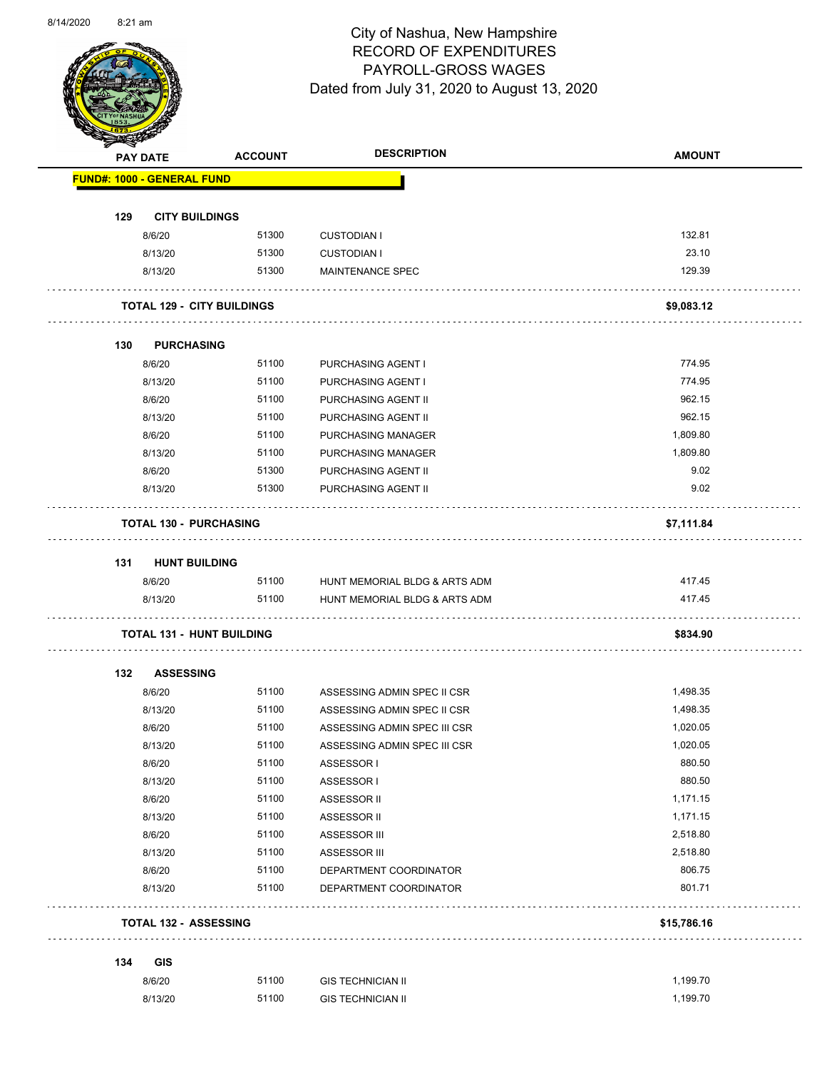# City of Nashua, New Hampshire
## RECORD OF EXPENDITURES
## PAYROLL-GROSS WAGES
## Dated from July 31, 2020 to August 13, 2020

| PAY DATE | ACCOUNT | DESCRIPTION | AMOUNT |
|---|---|---|---|
| **FUND#: 1000 - GENERAL FUND** | | | |
| **129 CITY BUILDINGS** | | | |
| 8/6/20 | 51300 | CUSTODIAN I | 132.81 |
| 8/13/20 | 51300 | CUSTODIAN I | 23.10 |
| 8/13/20 | 51300 | MAINTENANCE SPEC | 129.39 |
| **TOTAL 129 - CITY BUILDINGS** | | | **$9,083.12** |
| **130 PURCHASING** | | | |
| 8/6/20 | 51100 | PURCHASING AGENT I | 774.95 |
| 8/13/20 | 51100 | PURCHASING AGENT I | 774.95 |
| 8/6/20 | 51100 | PURCHASING AGENT II | 962.15 |
| 8/13/20 | 51100 | PURCHASING AGENT II | 962.15 |
| 8/6/20 | 51100 | PURCHASING MANAGER | 1,809.80 |
| 8/13/20 | 51100 | PURCHASING MANAGER | 1,809.80 |
| 8/6/20 | 51300 | PURCHASING AGENT II | 9.02 |
| 8/13/20 | 51300 | PURCHASING AGENT II | 9.02 |
| **TOTAL 130 - PURCHASING** | | | **$7,111.84** |
| **131 HUNT BUILDING** | | | |
| 8/6/20 | 51100 | HUNT MEMORIAL BLDG & ARTS ADM | 417.45 |
| 8/13/20 | 51100 | HUNT MEMORIAL BLDG & ARTS ADM | 417.45 |
| **TOTAL 131 - HUNT BUILDING** | | | **$834.90** |
| **132 ASSESSING** | | | |
| 8/6/20 | 51100 | ASSESSING ADMIN SPEC II CSR | 1,498.35 |
| 8/13/20 | 51100 | ASSESSING ADMIN SPEC II CSR | 1,498.35 |
| 8/6/20 | 51100 | ASSESSING ADMIN SPEC III CSR | 1,020.05 |
| 8/13/20 | 51100 | ASSESSING ADMIN SPEC III CSR | 1,020.05 |
| 8/6/20 | 51100 | ASSESSOR I | 880.50 |
| 8/13/20 | 51100 | ASSESSOR I | 880.50 |
| 8/6/20 | 51100 | ASSESSOR II | 1,171.15 |
| 8/13/20 | 51100 | ASSESSOR II | 1,171.15 |
| 8/6/20 | 51100 | ASSESSOR III | 2,518.80 |
| 8/13/20 | 51100 | ASSESSOR III | 2,518.80 |
| 8/6/20 | 51100 | DEPARTMENT COORDINATOR | 806.75 |
| 8/13/20 | 51100 | DEPARTMENT COORDINATOR | 801.71 |
| **TOTAL 132 - ASSESSING** | | | **$15,786.16** |
| **134 GIS** | | | |
| 8/6/20 | 51100 | GIS TECHNICIAN II | 1,199.70 |
| 8/13/20 | 51100 | GIS TECHNICIAN II | 1,199.70 |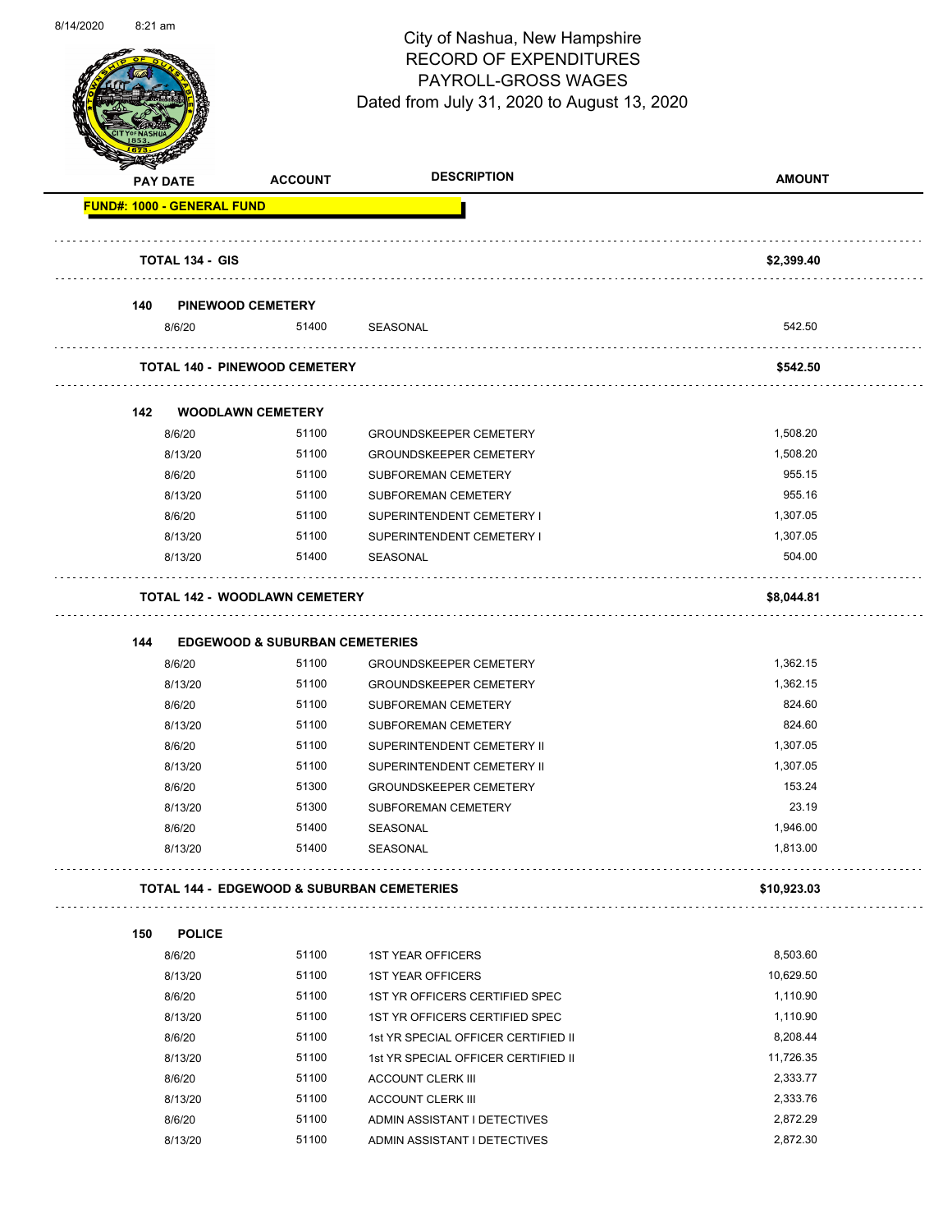City of Nashua, New Hampshire
RECORD OF EXPENDITURES
PAYROLL-GROSS WAGES
Dated from July 31, 2020 to August 13, 2020

| PAY DATE | ACCOUNT | DESCRIPTION | AMOUNT |
|---|---|---|---|
| **FUND#: 1000 - GENERAL FUND** | | | |
| **TOTAL 134 - GIS** | | | **$2,399.40** |
| **140 PINEWOOD CEMETERY** | | | |
| 8/6/20 | 51400 | SEASONAL | 542.50 |
| **TOTAL 140 - PINEWOOD CEMETERY** | | | **$542.50** |
| **142 WOODLAWN CEMETERY** | | | |
| 8/6/20 | 51100 | GROUNDSKEEPER CEMETERY | 1,508.20 |
| 8/13/20 | 51100 | GROUNDSKEEPER CEMETERY | 1,508.20 |
| 8/6/20 | 51100 | SUBFOREMAN CEMETERY | 955.15 |
| 8/13/20 | 51100 | SUBFOREMAN CEMETERY | 955.16 |
| 8/6/20 | 51100 | SUPERINTENDENT CEMETERY I | 1,307.05 |
| 8/13/20 | 51100 | SUPERINTENDENT CEMETERY I | 1,307.05 |
| 8/13/20 | 51400 | SEASONAL | 504.00 |
| **TOTAL 142 - WOODLAWN CEMETERY** | | | **$8,044.81** |
| **144 EDGEWOOD & SUBURBAN CEMETERIES** | | | |
| 8/6/20 | 51100 | GROUNDSKEEPER CEMETERY | 1,362.15 |
| 8/13/20 | 51100 | GROUNDSKEEPER CEMETERY | 1,362.15 |
| 8/6/20 | 51100 | SUBFOREMAN CEMETERY | 824.60 |
| 8/13/20 | 51100 | SUBFOREMAN CEMETERY | 824.60 |
| 8/6/20 | 51100 | SUPERINTENDENT CEMETERY II | 1,307.05 |
| 8/13/20 | 51100 | SUPERINTENDENT CEMETERY II | 1,307.05 |
| 8/6/20 | 51300 | GROUNDSKEEPER CEMETERY | 153.24 |
| 8/13/20 | 51300 | SUBFOREMAN CEMETERY | 23.19 |
| 8/6/20 | 51400 | SEASONAL | 1,946.00 |
| 8/13/20 | 51400 | SEASONAL | 1,813.00 |
| **TOTAL 144 - EDGEWOOD & SUBURBAN CEMETERIES** | | | **$10,923.03** |
| **150 POLICE** | | | |
| 8/6/20 | 51100 | 1ST YEAR OFFICERS | 8,503.60 |
| 8/13/20 | 51100 | 1ST YEAR OFFICERS | 10,629.50 |
| 8/6/20 | 51100 | 1ST YR OFFICERS CERTIFIED SPEC | 1,110.90 |
| 8/13/20 | 51100 | 1ST YR OFFICERS CERTIFIED SPEC | 1,110.90 |
| 8/6/20 | 51100 | 1st YR SPECIAL OFFICER CERTIFIED II | 8,208.44 |
| 8/13/20 | 51100 | 1st YR SPECIAL OFFICER CERTIFIED II | 11,726.35 |
| 8/6/20 | 51100 | ACCOUNT CLERK III | 2,333.77 |
| 8/13/20 | 51100 | ACCOUNT CLERK III | 2,333.76 |
| 8/6/20 | 51100 | ADMIN ASSISTANT I DETECTIVES | 2,872.29 |
| 8/13/20 | 51100 | ADMIN ASSISTANT I DETECTIVES | 2,872.30 |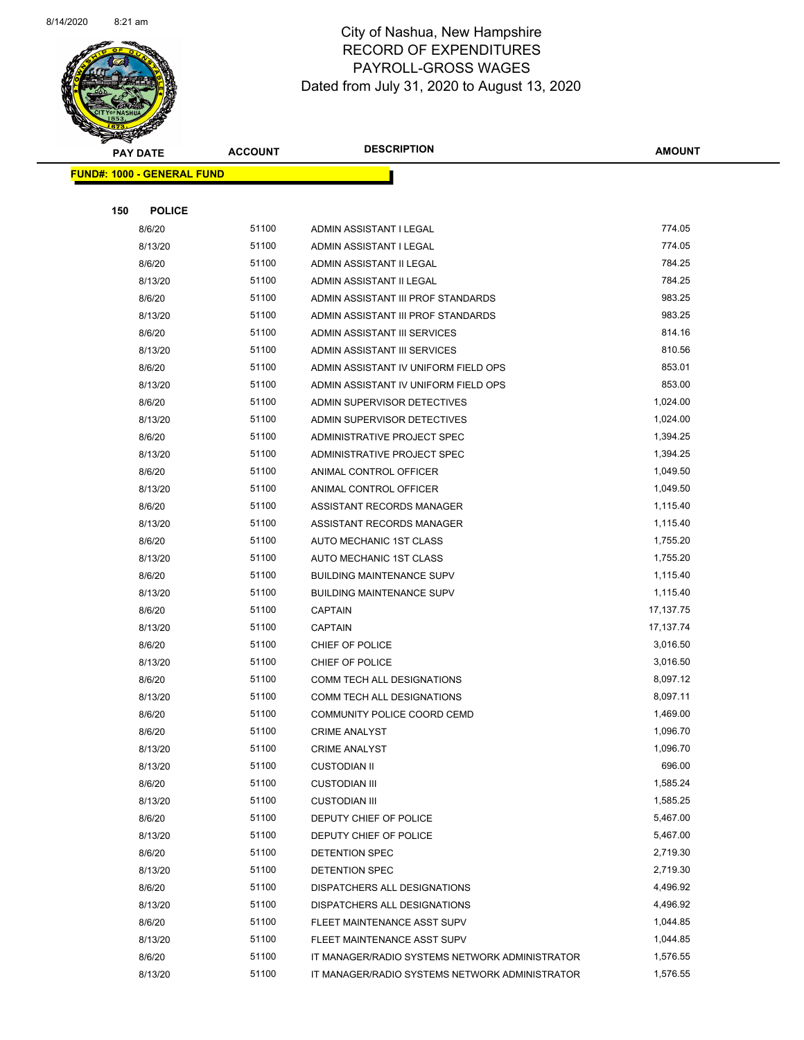# City of Nashua, New Hampshire
## RECORD OF EXPENDITURES
## PAYROLL-GROSS WAGES
## Dated from July 31, 2020 to August 13, 2020

| PAY DATE | ACCOUNT | DESCRIPTION | AMOUNT |
|---|---|---|---|
| **FUND#: 1000 - GENERAL FUND** | | | |
| **150 POLICE** | | | |
| 8/6/20 | 51100 | ADMIN ASSISTANT I LEGAL | 774.05 |
| 8/13/20 | 51100 | ADMIN ASSISTANT I LEGAL | 774.05 |
| 8/6/20 | 51100 | ADMIN ASSISTANT II LEGAL | 784.25 |
| 8/13/20 | 51100 | ADMIN ASSISTANT II LEGAL | 784.25 |
| 8/6/20 | 51100 | ADMIN ASSISTANT III PROF STANDARDS | 983.25 |
| 8/13/20 | 51100 | ADMIN ASSISTANT III PROF STANDARDS | 983.25 |
| 8/6/20 | 51100 | ADMIN ASSISTANT III SERVICES | 814.16 |
| 8/13/20 | 51100 | ADMIN ASSISTANT III SERVICES | 810.56 |
| 8/6/20 | 51100 | ADMIN ASSISTANT IV UNIFORM FIELD OPS | 853.01 |
| 8/13/20 | 51100 | ADMIN ASSISTANT IV UNIFORM FIELD OPS | 853.00 |
| 8/6/20 | 51100 | ADMIN SUPERVISOR DETECTIVES | 1,024.00 |
| 8/13/20 | 51100 | ADMIN SUPERVISOR DETECTIVES | 1,024.00 |
| 8/6/20 | 51100 | ADMINISTRATIVE PROJECT SPEC | 1,394.25 |
| 8/13/20 | 51100 | ADMINISTRATIVE PROJECT SPEC | 1,394.25 |
| 8/6/20 | 51100 | ANIMAL CONTROL OFFICER | 1,049.50 |
| 8/13/20 | 51100 | ANIMAL CONTROL OFFICER | 1,049.50 |
| 8/6/20 | 51100 | ASSISTANT RECORDS MANAGER | 1,115.40 |
| 8/13/20 | 51100 | ASSISTANT RECORDS MANAGER | 1,115.40 |
| 8/6/20 | 51100 | AUTO MECHANIC 1ST CLASS | 1,755.20 |
| 8/13/20 | 51100 | AUTO MECHANIC 1ST CLASS | 1,755.20 |
| 8/6/20 | 51100 | BUILDING MAINTENANCE SUPV | 1,115.40 |
| 8/13/20 | 51100 | BUILDING MAINTENANCE SUPV | 1,115.40 |
| 8/6/20 | 51100 | CAPTAIN | 17,137.75 |
| 8/13/20 | 51100 | CAPTAIN | 17,137.74 |
| 8/6/20 | 51100 | CHIEF OF POLICE | 3,016.50 |
| 8/13/20 | 51100 | CHIEF OF POLICE | 3,016.50 |
| 8/6/20 | 51100 | COMM TECH ALL DESIGNATIONS | 8,097.12 |
| 8/13/20 | 51100 | COMM TECH ALL DESIGNATIONS | 8,097.11 |
| 8/6/20 | 51100 | COMMUNITY POLICE COORD CEMD | 1,469.00 |
| 8/6/20 | 51100 | CRIME ANALYST | 1,096.70 |
| 8/13/20 | 51100 | CRIME ANALYST | 1,096.70 |
| 8/13/20 | 51100 | CUSTODIAN II | 696.00 |
| 8/6/20 | 51100 | CUSTODIAN III | 1,585.24 |
| 8/13/20 | 51100 | CUSTODIAN III | 1,585.25 |
| 8/6/20 | 51100 | DEPUTY CHIEF OF POLICE | 5,467.00 |
| 8/13/20 | 51100 | DEPUTY CHIEF OF POLICE | 5,467.00 |
| 8/6/20 | 51100 | DETENTION SPEC | 2,719.30 |
| 8/13/20 | 51100 | DETENTION SPEC | 2,719.30 |
| 8/6/20 | 51100 | DISPATCHERS ALL DESIGNATIONS | 4,496.92 |
| 8/13/20 | 51100 | DISPATCHERS ALL DESIGNATIONS | 4,496.92 |
| 8/6/20 | 51100 | FLEET MAINTENANCE ASST SUPV | 1,044.85 |
| 8/13/20 | 51100 | FLEET MAINTENANCE ASST SUPV | 1,044.85 |
| 8/6/20 | 51100 | IT MANAGER/RADIO SYSTEMS NETWORK ADMINISTRATOR | 1,576.55 |
| 8/13/20 | 51100 | IT MANAGER/RADIO SYSTEMS NETWORK ADMINISTRATOR | 1,576.55 |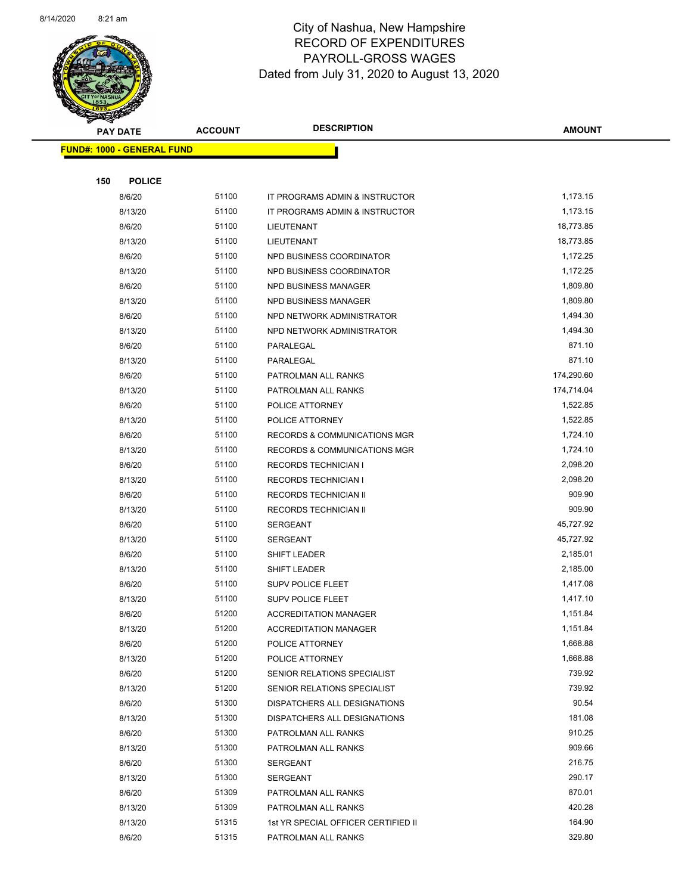# City of Nashua, New Hampshire
## RECORD OF EXPENDITURES
## PAYROLL-GROSS WAGES
## Dated from July 31, 2020 to August 13, 2020

**FUND#: 1000 - GENERAL FUND**

**150 POLICE**

| PAY DATE | ACCOUNT | DESCRIPTION | AMOUNT |
|---|---|---|---|
| 8/6/20 | 51100 | IT PROGRAMS ADMIN & INSTRUCTOR | 1,173.15 |
| 8/13/20 | 51100 | IT PROGRAMS ADMIN & INSTRUCTOR | 1,173.15 |
| 8/6/20 | 51100 | LIEUTENANT | 18,773.85 |
| 8/13/20 | 51100 | LIEUTENANT | 18,773.85 |
| 8/6/20 | 51100 | NPD BUSINESS COORDINATOR | 1,172.25 |
| 8/13/20 | 51100 | NPD BUSINESS COORDINATOR | 1,172.25 |
| 8/6/20 | 51100 | NPD BUSINESS MANAGER | 1,809.80 |
| 8/13/20 | 51100 | NPD BUSINESS MANAGER | 1,809.80 |
| 8/6/20 | 51100 | NPD NETWORK ADMINISTRATOR | 1,494.30 |
| 8/13/20 | 51100 | NPD NETWORK ADMINISTRATOR | 1,494.30 |
| 8/6/20 | 51100 | PARALEGAL | 871.10 |
| 8/13/20 | 51100 | PARALEGAL | 871.10 |
| 8/6/20 | 51100 | PATROLMAN ALL RANKS | 174,290.60 |
| 8/13/20 | 51100 | PATROLMAN ALL RANKS | 174,714.04 |
| 8/6/20 | 51100 | POLICE ATTORNEY | 1,522.85 |
| 8/13/20 | 51100 | POLICE ATTORNEY | 1,522.85 |
| 8/6/20 | 51100 | RECORDS & COMMUNICATIONS MGR | 1,724.10 |
| 8/13/20 | 51100 | RECORDS & COMMUNICATIONS MGR | 1,724.10 |
| 8/6/20 | 51100 | RECORDS TECHNICIAN I | 2,098.20 |
| 8/13/20 | 51100 | RECORDS TECHNICIAN I | 2,098.20 |
| 8/6/20 | 51100 | RECORDS TECHNICIAN II | 909.90 |
| 8/13/20 | 51100 | RECORDS TECHNICIAN II | 909.90 |
| 8/6/20 | 51100 | SERGEANT | 45,727.92 |
| 8/13/20 | 51100 | SERGEANT | 45,727.92 |
| 8/6/20 | 51100 | SHIFT LEADER | 2,185.01 |
| 8/13/20 | 51100 | SHIFT LEADER | 2,185.00 |
| 8/6/20 | 51100 | SUPV POLICE FLEET | 1,417.08 |
| 8/13/20 | 51100 | SUPV POLICE FLEET | 1,417.10 |
| 8/6/20 | 51200 | ACCREDITATION MANAGER | 1,151.84 |
| 8/13/20 | 51200 | ACCREDITATION MANAGER | 1,151.84 |
| 8/6/20 | 51200 | POLICE ATTORNEY | 1,668.88 |
| 8/13/20 | 51200 | POLICE ATTORNEY | 1,668.88 |
| 8/6/20 | 51200 | SENIOR RELATIONS SPECIALIST | 739.92 |
| 8/13/20 | 51200 | SENIOR RELATIONS SPECIALIST | 739.92 |
| 8/6/20 | 51300 | DISPATCHERS ALL DESIGNATIONS | 90.54 |
| 8/13/20 | 51300 | DISPATCHERS ALL DESIGNATIONS | 181.08 |
| 8/6/20 | 51300 | PATROLMAN ALL RANKS | 910.25 |
| 8/13/20 | 51300 | PATROLMAN ALL RANKS | 909.66 |
| 8/6/20 | 51300 | SERGEANT | 216.75 |
| 8/13/20 | 51300 | SERGEANT | 290.17 |
| 8/6/20 | 51309 | PATROLMAN ALL RANKS | 870.01 |
| 8/13/20 | 51309 | PATROLMAN ALL RANKS | 420.28 |
| 8/13/20 | 51315 | 1st YR SPECIAL OFFICER CERTIFIED II | 164.90 |
| 8/6/20 | 51315 | PATROLMAN ALL RANKS | 329.80 |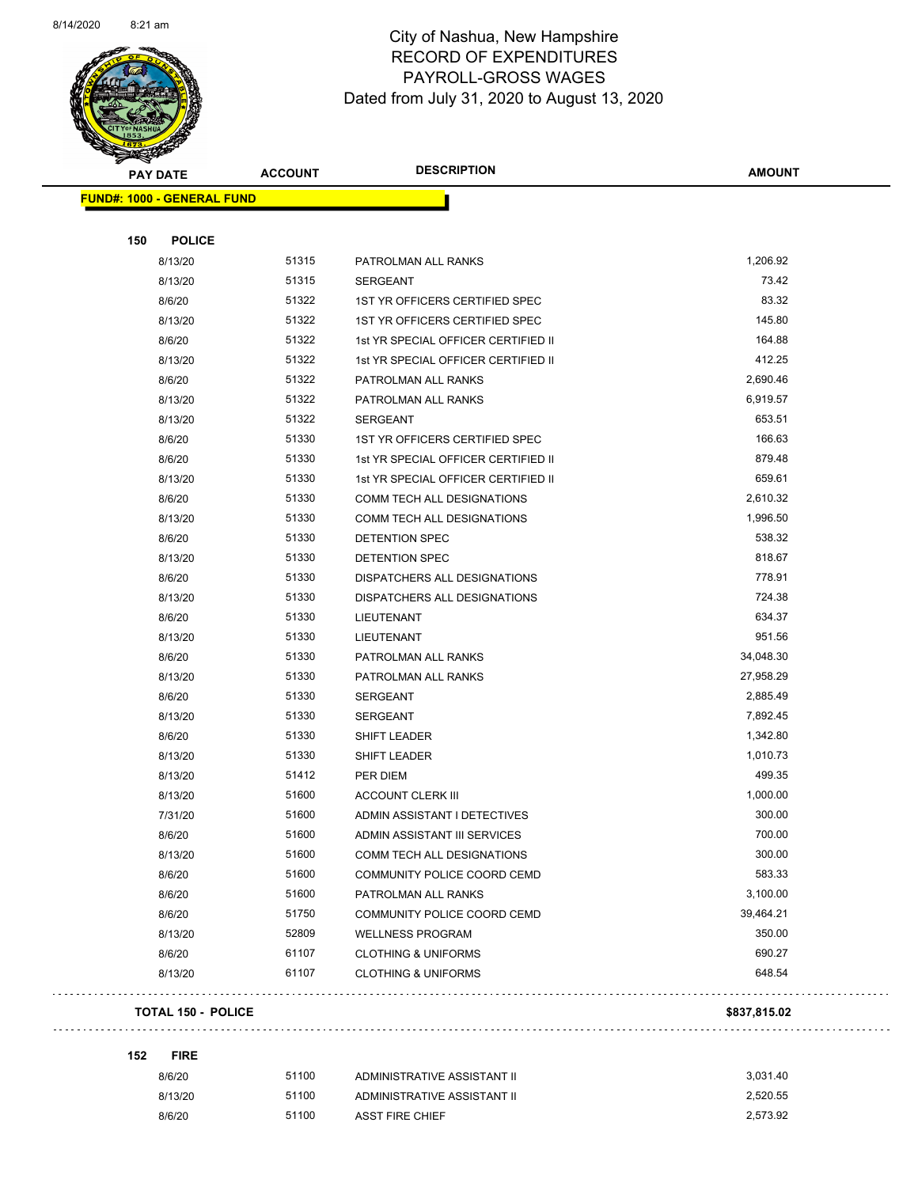# City of Nashua, New Hampshire
## RECORD OF EXPENDITURES
## PAYROLL-GROSS WAGES
## Dated from July 31, 2020 to August 13, 2020

| PAY DATE | ACCOUNT | DESCRIPTION | AMOUNT |
|---|---|---|---|
| **FUND#: 1000 - GENERAL FUND** | | | |
| **150 POLICE** | | | |
| 8/13/20 | 51315 | PATROLMAN ALL RANKS | 1,206.92 |
| 8/13/20 | 51315 | SERGEANT | 73.42 |
| 8/6/20 | 51322 | 1ST YR OFFICERS CERTIFIED SPEC | 83.32 |
| 8/13/20 | 51322 | 1ST YR OFFICERS CERTIFIED SPEC | 145.80 |
| 8/6/20 | 51322 | 1st YR SPECIAL OFFICER CERTIFIED II | 164.88 |
| 8/13/20 | 51322 | 1st YR SPECIAL OFFICER CERTIFIED II | 412.25 |
| 8/6/20 | 51322 | PATROLMAN ALL RANKS | 2,690.46 |
| 8/13/20 | 51322 | PATROLMAN ALL RANKS | 6,919.57 |
| 8/13/20 | 51322 | SERGEANT | 653.51 |
| 8/6/20 | 51330 | 1ST YR OFFICERS CERTIFIED SPEC | 166.63 |
| 8/6/20 | 51330 | 1st YR SPECIAL OFFICER CERTIFIED II | 879.48 |
| 8/13/20 | 51330 | 1st YR SPECIAL OFFICER CERTIFIED II | 659.61 |
| 8/6/20 | 51330 | COMM TECH ALL DESIGNATIONS | 2,610.32 |
| 8/13/20 | 51330 | COMM TECH ALL DESIGNATIONS | 1,996.50 |
| 8/6/20 | 51330 | DETENTION SPEC | 538.32 |
| 8/13/20 | 51330 | DETENTION SPEC | 818.67 |
| 8/6/20 | 51330 | DISPATCHERS ALL DESIGNATIONS | 778.91 |
| 8/13/20 | 51330 | DISPATCHERS ALL DESIGNATIONS | 724.38 |
| 8/6/20 | 51330 | LIEUTENANT | 634.37 |
| 8/13/20 | 51330 | LIEUTENANT | 951.56 |
| 8/6/20 | 51330 | PATROLMAN ALL RANKS | 34,048.30 |
| 8/13/20 | 51330 | PATROLMAN ALL RANKS | 27,958.29 |
| 8/6/20 | 51330 | SERGEANT | 2,885.49 |
| 8/13/20 | 51330 | SERGEANT | 7,892.45 |
| 8/6/20 | 51330 | SHIFT LEADER | 1,342.80 |
| 8/13/20 | 51330 | SHIFT LEADER | 1,010.73 |
| 8/13/20 | 51412 | PER DIEM | 499.35 |
| 8/13/20 | 51600 | ACCOUNT CLERK III | 1,000.00 |
| 7/31/20 | 51600 | ADMIN ASSISTANT I DETECTIVES | 300.00 |
| 8/6/20 | 51600 | ADMIN ASSISTANT III SERVICES | 700.00 |
| 8/13/20 | 51600 | COMM TECH ALL DESIGNATIONS | 300.00 |
| 8/6/20 | 51600 | COMMUNITY POLICE COORD CEMD | 583.33 |
| 8/6/20 | 51600 | PATROLMAN ALL RANKS | 3,100.00 |
| 8/6/20 | 51750 | COMMUNITY POLICE COORD CEMD | 39,464.21 |
| 8/13/20 | 52809 | WELLNESS PROGRAM | 350.00 |
| 8/6/20 | 61107 | CLOTHING & UNIFORMS | 690.27 |
| 8/13/20 | 61107 | CLOTHING & UNIFORMS | 648.54 |
| **TOTAL 150 - POLICE** | | | **$837,815.02** |
| **152 FIRE** | | | |
| 8/6/20 | 51100 | ADMINISTRATIVE ASSISTANT II | 3,031.40 |
| 8/13/20 | 51100 | ADMINISTRATIVE ASSISTANT II | 2,520.55 |
| 8/6/20 | 51100 | ASST FIRE CHIEF | 2,573.92 |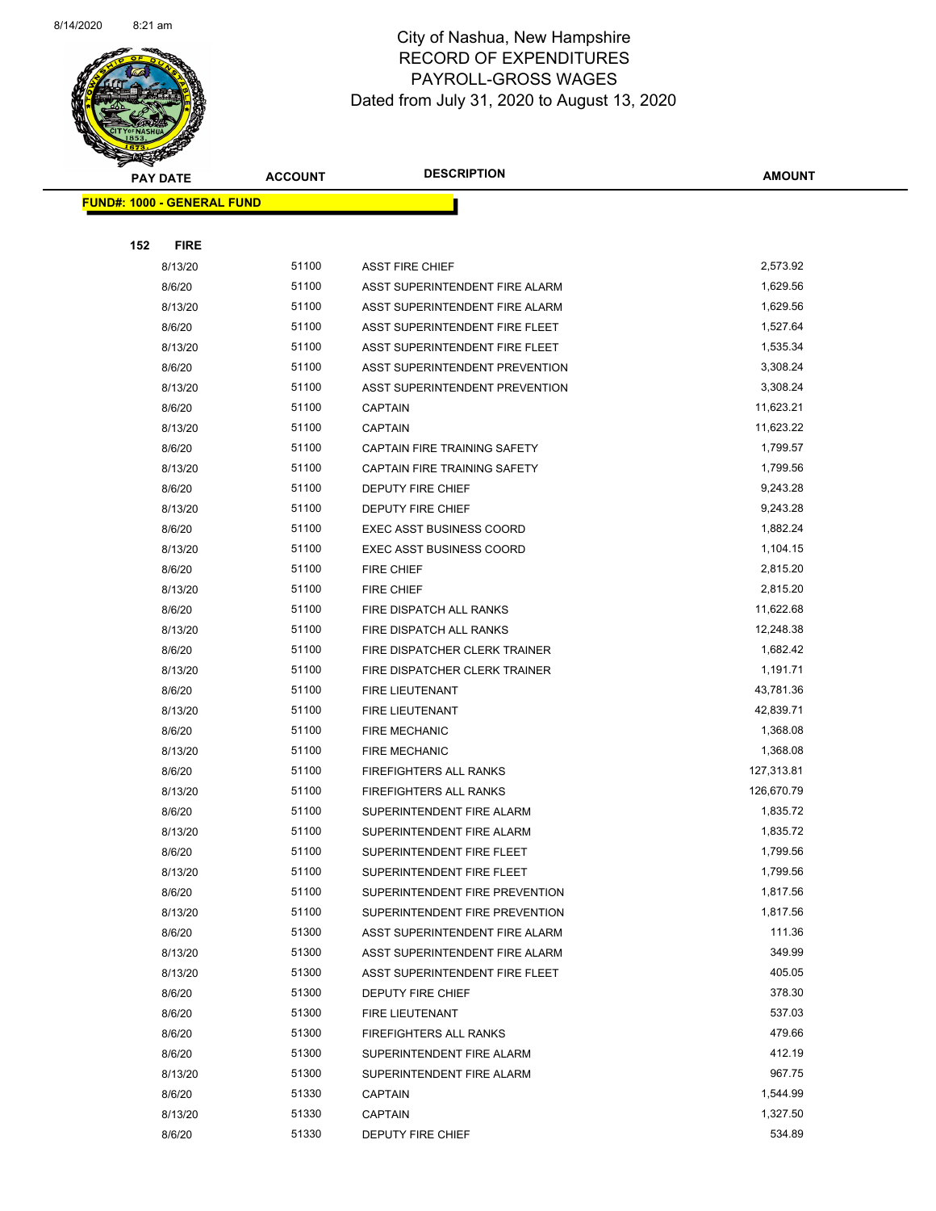# City of Nashua, New Hampshire
## RECORD OF EXPENDITURES
## PAYROLL-GROSS WAGES
## Dated from July 31, 2020 to August 13, 2020

| PAY DATE | ACCOUNT | DESCRIPTION | AMOUNT |
|---|---|---|---|
| **FUND#: 1000 - GENERAL FUND** | | | |
| **152 FIRE** | | | |
| 8/13/20 | 51100 | ASST FIRE CHIEF | 2,573.92 |
| 8/6/20 | 51100 | ASST SUPERINTENDENT FIRE ALARM | 1,629.56 |
| 8/13/20 | 51100 | ASST SUPERINTENDENT FIRE ALARM | 1,629.56 |
| 8/6/20 | 51100 | ASST SUPERINTENDENT FIRE FLEET | 1,527.64 |
| 8/13/20 | 51100 | ASST SUPERINTENDENT FIRE FLEET | 1,535.34 |
| 8/6/20 | 51100 | ASST SUPERINTENDENT PREVENTION | 3,308.24 |
| 8/13/20 | 51100 | ASST SUPERINTENDENT PREVENTION | 3,308.24 |
| 8/6/20 | 51100 | CAPTAIN | 11,623.21 |
| 8/13/20 | 51100 | CAPTAIN | 11,623.22 |
| 8/6/20 | 51100 | CAPTAIN FIRE TRAINING SAFETY | 1,799.57 |
| 8/13/20 | 51100 | CAPTAIN FIRE TRAINING SAFETY | 1,799.56 |
| 8/6/20 | 51100 | DEPUTY FIRE CHIEF | 9,243.28 |
| 8/13/20 | 51100 | DEPUTY FIRE CHIEF | 9,243.28 |
| 8/6/20 | 51100 | EXEC ASST BUSINESS COORD | 1,882.24 |
| 8/13/20 | 51100 | EXEC ASST BUSINESS COORD | 1,104.15 |
| 8/6/20 | 51100 | FIRE CHIEF | 2,815.20 |
| 8/13/20 | 51100 | FIRE CHIEF | 2,815.20 |
| 8/6/20 | 51100 | FIRE DISPATCH ALL RANKS | 11,622.68 |
| 8/13/20 | 51100 | FIRE DISPATCH ALL RANKS | 12,248.38 |
| 8/6/20 | 51100 | FIRE DISPATCHER CLERK TRAINER | 1,682.42 |
| 8/13/20 | 51100 | FIRE DISPATCHER CLERK TRAINER | 1,191.71 |
| 8/6/20 | 51100 | FIRE LIEUTENANT | 43,781.36 |
| 8/13/20 | 51100 | FIRE LIEUTENANT | 42,839.71 |
| 8/6/20 | 51100 | FIRE MECHANIC | 1,368.08 |
| 8/13/20 | 51100 | FIRE MECHANIC | 1,368.08 |
| 8/6/20 | 51100 | FIREFIGHTERS ALL RANKS | 127,313.81 |
| 8/13/20 | 51100 | FIREFIGHTERS ALL RANKS | 126,670.79 |
| 8/6/20 | 51100 | SUPERINTENDENT FIRE ALARM | 1,835.72 |
| 8/13/20 | 51100 | SUPERINTENDENT FIRE ALARM | 1,835.72 |
| 8/6/20 | 51100 | SUPERINTENDENT FIRE FLEET | 1,799.56 |
| 8/13/20 | 51100 | SUPERINTENDENT FIRE FLEET | 1,799.56 |
| 8/6/20 | 51100 | SUPERINTENDENT FIRE PREVENTION | 1,817.56 |
| 8/13/20 | 51100 | SUPERINTENDENT FIRE PREVENTION | 1,817.56 |
| 8/6/20 | 51300 | ASST SUPERINTENDENT FIRE ALARM | 111.36 |
| 8/13/20 | 51300 | ASST SUPERINTENDENT FIRE ALARM | 349.99 |
| 8/13/20 | 51300 | ASST SUPERINTENDENT FIRE FLEET | 405.05 |
| 8/6/20 | 51300 | DEPUTY FIRE CHIEF | 378.30 |
| 8/6/20 | 51300 | FIRE LIEUTENANT | 537.03 |
| 8/6/20 | 51300 | FIREFIGHTERS ALL RANKS | 479.66 |
| 8/6/20 | 51300 | SUPERINTENDENT FIRE ALARM | 412.19 |
| 8/13/20 | 51300 | SUPERINTENDENT FIRE ALARM | 967.75 |
| 8/6/20 | 51330 | CAPTAIN | 1,544.99 |
| 8/13/20 | 51330 | CAPTAIN | 1,327.50 |
| 8/6/20 | 51330 | DEPUTY FIRE CHIEF | 534.89 |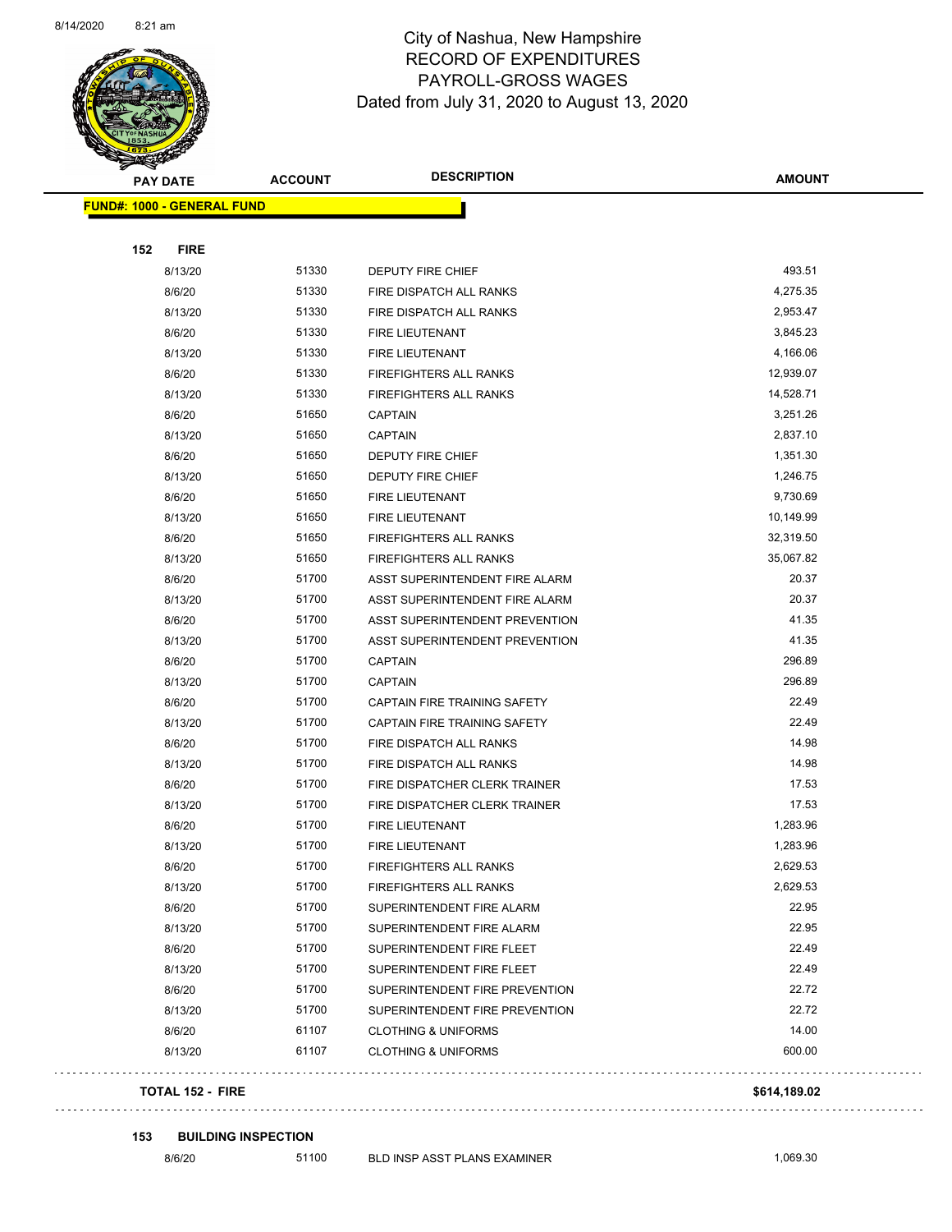City of Nashua, New Hampshire
RECORD OF EXPENDITURES
PAYROLL-GROSS WAGES
Dated from July 31, 2020 to August 13, 2020

| PAY DATE | ACCOUNT | DESCRIPTION | AMOUNT |
|---|---|---|---|
| **FUND#: 1000 - GENERAL FUND** | | | |
| **152 FIRE** | | | |
| 8/13/20 | 51330 | DEPUTY FIRE CHIEF | 493.51 |
| 8/6/20 | 51330 | FIRE DISPATCH ALL RANKS | 4,275.35 |
| 8/13/20 | 51330 | FIRE DISPATCH ALL RANKS | 2,953.47 |
| 8/6/20 | 51330 | FIRE LIEUTENANT | 3,845.23 |
| 8/13/20 | 51330 | FIRE LIEUTENANT | 4,166.06 |
| 8/6/20 | 51330 | FIREFIGHTERS ALL RANKS | 12,939.07 |
| 8/13/20 | 51330 | FIREFIGHTERS ALL RANKS | 14,528.71 |
| 8/6/20 | 51650 | CAPTAIN | 3,251.26 |
| 8/13/20 | 51650 | CAPTAIN | 2,837.10 |
| 8/6/20 | 51650 | DEPUTY FIRE CHIEF | 1,351.30 |
| 8/13/20 | 51650 | DEPUTY FIRE CHIEF | 1,246.75 |
| 8/6/20 | 51650 | FIRE LIEUTENANT | 9,730.69 |
| 8/13/20 | 51650 | FIRE LIEUTENANT | 10,149.99 |
| 8/6/20 | 51650 | FIREFIGHTERS ALL RANKS | 32,319.50 |
| 8/13/20 | 51650 | FIREFIGHTERS ALL RANKS | 35,067.82 |
| 8/6/20 | 51700 | ASST SUPERINTENDENT FIRE ALARM | 20.37 |
| 8/13/20 | 51700 | ASST SUPERINTENDENT FIRE ALARM | 20.37 |
| 8/6/20 | 51700 | ASST SUPERINTENDENT PREVENTION | 41.35 |
| 8/13/20 | 51700 | ASST SUPERINTENDENT PREVENTION | 41.35 |
| 8/6/20 | 51700 | CAPTAIN | 296.89 |
| 8/13/20 | 51700 | CAPTAIN | 296.89 |
| 8/6/20 | 51700 | CAPTAIN FIRE TRAINING SAFETY | 22.49 |
| 8/13/20 | 51700 | CAPTAIN FIRE TRAINING SAFETY | 22.49 |
| 8/6/20 | 51700 | FIRE DISPATCH ALL RANKS | 14.98 |
| 8/13/20 | 51700 | FIRE DISPATCH ALL RANKS | 14.98 |
| 8/6/20 | 51700 | FIRE DISPATCHER CLERK TRAINER | 17.53 |
| 8/13/20 | 51700 | FIRE DISPATCHER CLERK TRAINER | 17.53 |
| 8/6/20 | 51700 | FIRE LIEUTENANT | 1,283.96 |
| 8/13/20 | 51700 | FIRE LIEUTENANT | 1,283.96 |
| 8/6/20 | 51700 | FIREFIGHTERS ALL RANKS | 2,629.53 |
| 8/13/20 | 51700 | FIREFIGHTERS ALL RANKS | 2,629.53 |
| 8/6/20 | 51700 | SUPERINTENDENT FIRE ALARM | 22.95 |
| 8/13/20 | 51700 | SUPERINTENDENT FIRE ALARM | 22.95 |
| 8/6/20 | 51700 | SUPERINTENDENT FIRE FLEET | 22.49 |
| 8/13/20 | 51700 | SUPERINTENDENT FIRE FLEET | 22.49 |
| 8/6/20 | 51700 | SUPERINTENDENT FIRE PREVENTION | 22.72 |
| 8/13/20 | 51700 | SUPERINTENDENT FIRE PREVENTION | 22.72 |
| 8/6/20 | 61107 | CLOTHING & UNIFORMS | 14.00 |
| 8/13/20 | 61107 | CLOTHING & UNIFORMS | 600.00 |
| **TOTAL 152 - FIRE** | | | **$614,189.02** |
| **153 BUILDING INSPECTION** | | | |
| 8/6/20 | 51100 | BLD INSP ASST PLANS EXAMINER | 1,069.30 |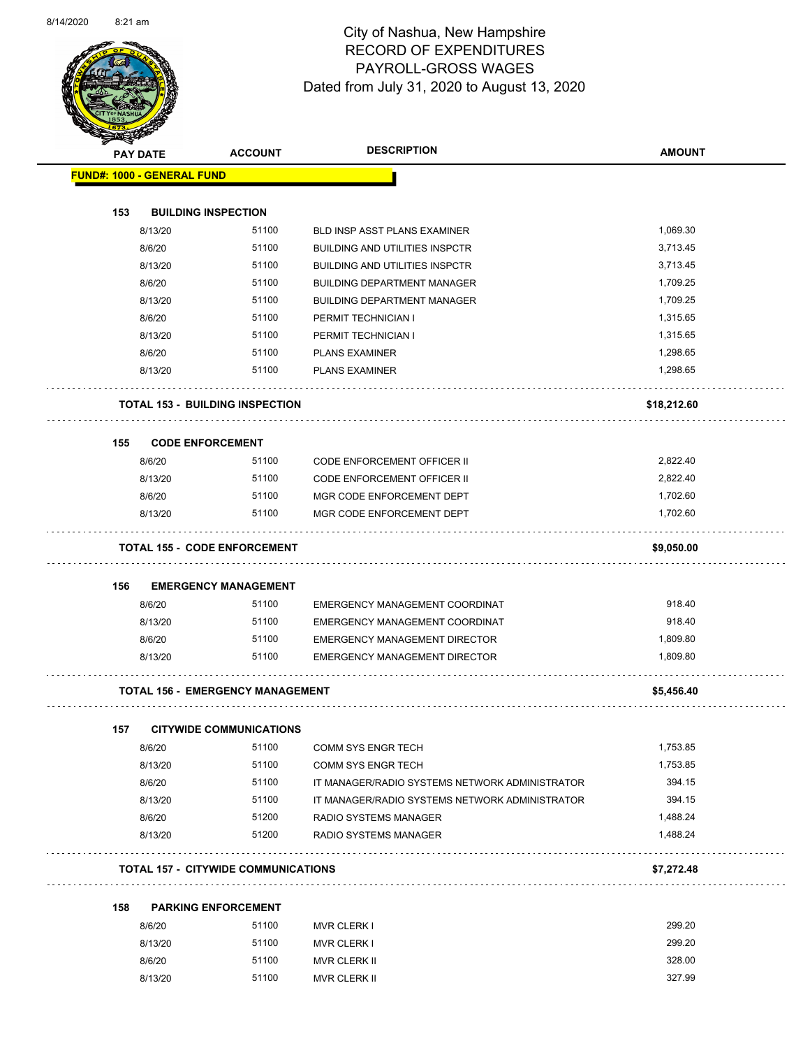# City of Nashua, New Hampshire
## RECORD OF EXPENDITURES
## PAYROLL-GROSS WAGES
### Dated from July 31, 2020 to August 13, 2020

| PAY DATE | ACCOUNT | DESCRIPTION | AMOUNT |
|---|---|---|---|
| **FUND#: 1000 - GENERAL FUND** | | | |
| **153 BUILDING INSPECTION** | | | |
| 8/13/20 | 51100 | BLD INSP ASST PLANS EXAMINER | 1,069.30 |
| 8/6/20 | 51100 | BUILDING AND UTILITIES INSPCTR | 3,713.45 |
| 8/13/20 | 51100 | BUILDING AND UTILITIES INSPCTR | 3,713.45 |
| 8/6/20 | 51100 | BUILDING DEPARTMENT MANAGER | 1,709.25 |
| 8/13/20 | 51100 | BUILDING DEPARTMENT MANAGER | 1,709.25 |
| 8/6/20 | 51100 | PERMIT TECHNICIAN I | 1,315.65 |
| 8/13/20 | 51100 | PERMIT TECHNICIAN I | 1,315.65 |
| 8/6/20 | 51100 | PLANS EXAMINER | 1,298.65 |
| 8/13/20 | 51100 | PLANS EXAMINER | 1,298.65 |
| **TOTAL 153 - BUILDING INSPECTION** | | | **$18,212.60** |
| **155 CODE ENFORCEMENT** | | | |
| 8/6/20 | 51100 | CODE ENFORCEMENT OFFICER II | 2,822.40 |
| 8/13/20 | 51100 | CODE ENFORCEMENT OFFICER II | 2,822.40 |
| 8/6/20 | 51100 | MGR CODE ENFORCEMENT DEPT | 1,702.60 |
| 8/13/20 | 51100 | MGR CODE ENFORCEMENT DEPT | 1,702.60 |
| **TOTAL 155 - CODE ENFORCEMENT** | | | **$9,050.00** |
| **156 EMERGENCY MANAGEMENT** | | | |
| 8/6/20 | 51100 | EMERGENCY MANAGEMENT COORDINAT | 918.40 |
| 8/13/20 | 51100 | EMERGENCY MANAGEMENT COORDINAT | 918.40 |
| 8/6/20 | 51100 | EMERGENCY MANAGEMENT DIRECTOR | 1,809.80 |
| 8/13/20 | 51100 | EMERGENCY MANAGEMENT DIRECTOR | 1,809.80 |
| **TOTAL 156 - EMERGENCY MANAGEMENT** | | | **$5,456.40** |
| **157 CITYWIDE COMMUNICATIONS** | | | |
| 8/6/20 | 51100 | COMM SYS ENGR TECH | 1,753.85 |
| 8/13/20 | 51100 | COMM SYS ENGR TECH | 1,753.85 |
| 8/6/20 | 51100 | IT MANAGER/RADIO SYSTEMS NETWORK ADMINISTRATOR | 394.15 |
| 8/13/20 | 51100 | IT MANAGER/RADIO SYSTEMS NETWORK ADMINISTRATOR | 394.15 |
| 8/6/20 | 51200 | RADIO SYSTEMS MANAGER | 1,488.24 |
| 8/13/20 | 51200 | RADIO SYSTEMS MANAGER | 1,488.24 |
| **TOTAL 157 - CITYWIDE COMMUNICATIONS** | | | **$7,272.48** |
| **158 PARKING ENFORCEMENT** | | | |
| 8/6/20 | 51100 | MVR CLERK I | 299.20 |
| 8/13/20 | 51100 | MVR CLERK I | 299.20 |
| 8/6/20 | 51100 | MVR CLERK II | 328.00 |
| 8/13/20 | 51100 | MVR CLERK II | 327.99 |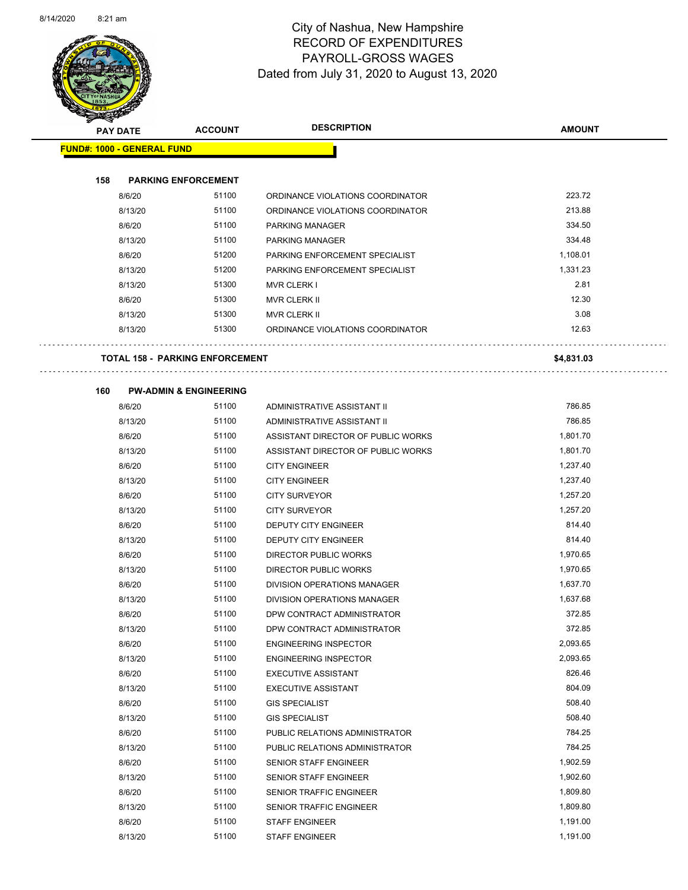# City of Nashua, New Hampshire
## RECORD OF EXPENDITURES
## PAYROLL-GROSS WAGES
### Dated from July 31, 2020 to August 13, 2020

| PAY DATE | ACCOUNT | DESCRIPTION | AMOUNT |
|---|---|---|---|
| **FUND#: 1000 - GENERAL FUND** | | | |
| **158 PARKING ENFORCEMENT** | | | |
| 8/6/20 | 51100 | ORDINANCE VIOLATIONS COORDINATOR | 223.72 |
| 8/13/20 | 51100 | ORDINANCE VIOLATIONS COORDINATOR | 213.88 |
| 8/6/20 | 51100 | PARKING MANAGER | 334.50 |
| 8/13/20 | 51100 | PARKING MANAGER | 334.48 |
| 8/6/20 | 51200 | PARKING ENFORCEMENT SPECIALIST | 1,108.01 |
| 8/13/20 | 51200 | PARKING ENFORCEMENT SPECIALIST | 1,331.23 |
| 8/13/20 | 51300 | MVR CLERK I | 2.81 |
| 8/6/20 | 51300 | MVR CLERK II | 12.30 |
| 8/13/20 | 51300 | MVR CLERK II | 3.08 |
| 8/13/20 | 51300 | ORDINANCE VIOLATIONS COORDINATOR | 12.63 |
| **TOTAL 158 - PARKING ENFORCEMENT** | | | **$4,831.03** |
| **160 PW-ADMIN & ENGINEERING** | | | |
| 8/6/20 | 51100 | ADMINISTRATIVE ASSISTANT II | 786.85 |
| 8/13/20 | 51100 | ADMINISTRATIVE ASSISTANT II | 786.85 |
| 8/6/20 | 51100 | ASSISTANT DIRECTOR OF PUBLIC WORKS | 1,801.70 |
| 8/13/20 | 51100 | ASSISTANT DIRECTOR OF PUBLIC WORKS | 1,801.70 |
| 8/6/20 | 51100 | CITY ENGINEER | 1,237.40 |
| 8/13/20 | 51100 | CITY ENGINEER | 1,237.40 |
| 8/6/20 | 51100 | CITY SURVEYOR | 1,257.20 |
| 8/13/20 | 51100 | CITY SURVEYOR | 1,257.20 |
| 8/6/20 | 51100 | DEPUTY CITY ENGINEER | 814.40 |
| 8/13/20 | 51100 | DEPUTY CITY ENGINEER | 814.40 |
| 8/6/20 | 51100 | DIRECTOR PUBLIC WORKS | 1,970.65 |
| 8/13/20 | 51100 | DIRECTOR PUBLIC WORKS | 1,970.65 |
| 8/6/20 | 51100 | DIVISION OPERATIONS MANAGER | 1,637.70 |
| 8/13/20 | 51100 | DIVISION OPERATIONS MANAGER | 1,637.68 |
| 8/6/20 | 51100 | DPW CONTRACT ADMINISTRATOR | 372.85 |
| 8/13/20 | 51100 | DPW CONTRACT ADMINISTRATOR | 372.85 |
| 8/6/20 | 51100 | ENGINEERING INSPECTOR | 2,093.65 |
| 8/13/20 | 51100 | ENGINEERING INSPECTOR | 2,093.65 |
| 8/6/20 | 51100 | EXECUTIVE ASSISTANT | 826.46 |
| 8/13/20 | 51100 | EXECUTIVE ASSISTANT | 804.09 |
| 8/6/20 | 51100 | GIS SPECIALIST | 508.40 |
| 8/13/20 | 51100 | GIS SPECIALIST | 508.40 |
| 8/6/20 | 51100 | PUBLIC RELATIONS ADMINISTRATOR | 784.25 |
| 8/13/20 | 51100 | PUBLIC RELATIONS ADMINISTRATOR | 784.25 |
| 8/6/20 | 51100 | SENIOR STAFF ENGINEER | 1,902.59 |
| 8/13/20 | 51100 | SENIOR STAFF ENGINEER | 1,902.60 |
| 8/6/20 | 51100 | SENIOR TRAFFIC ENGINEER | 1,809.80 |
| 8/13/20 | 51100 | SENIOR TRAFFIC ENGINEER | 1,809.80 |
| 8/6/20 | 51100 | STAFF ENGINEER | 1,191.00 |
| 8/13/20 | 51100 | STAFF ENGINEER | 1,191.00 |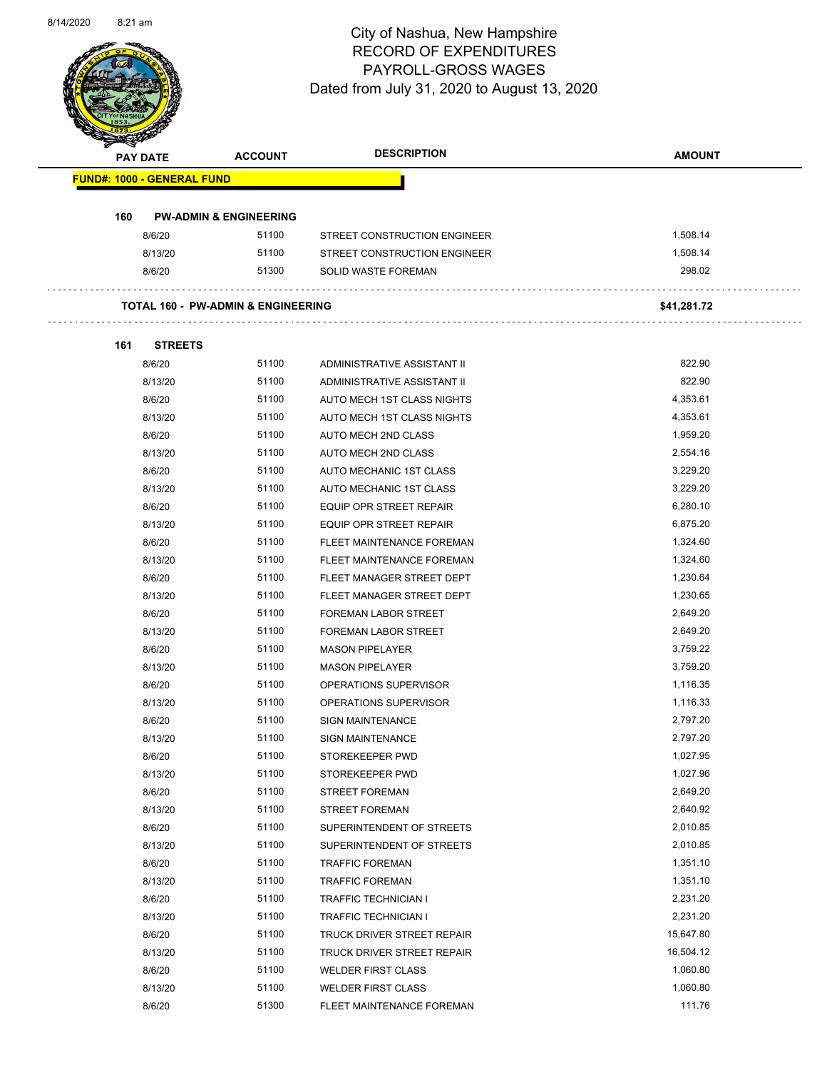City of Nashua, New Hampshire
RECORD OF EXPENDITURES
PAYROLL-GROSS WAGES
Dated from July 31, 2020 to August 13, 2020

| PAY DATE | ACCOUNT | DESCRIPTION | AMOUNT |
|---|---|---|---|
| **FUND#: 1000 - GENERAL FUND** | | | |
| **160 PW-ADMIN & ENGINEERING** | | | |
| 8/6/20 | 51100 | STREET CONSTRUCTION ENGINEER | 1,508.14 |
| 8/13/20 | 51100 | STREET CONSTRUCTION ENGINEER | 1,508.14 |
| 8/6/20 | 51300 | SOLID WASTE FOREMAN | 298.02 |
| **TOTAL 160 - PW-ADMIN & ENGINEERING** | | | **$41,281.72** |
| **161 STREETS** | | | |
| 8/6/20 | 51100 | ADMINISTRATIVE ASSISTANT II | 822.90 |
| 8/13/20 | 51100 | ADMINISTRATIVE ASSISTANT II | 822.90 |
| 8/6/20 | 51100 | AUTO MECH 1ST CLASS NIGHTS | 4,353.61 |
| 8/13/20 | 51100 | AUTO MECH 1ST CLASS NIGHTS | 4,353.61 |
| 8/6/20 | 51100 | AUTO MECH 2ND CLASS | 1,959.20 |
| 8/13/20 | 51100 | AUTO MECH 2ND CLASS | 2,554.16 |
| 8/6/20 | 51100 | AUTO MECHANIC 1ST CLASS | 3,229.20 |
| 8/13/20 | 51100 | AUTO MECHANIC 1ST CLASS | 3,229.20 |
| 8/6/20 | 51100 | EQUIP OPR STREET REPAIR | 6,280.10 |
| 8/13/20 | 51100 | EQUIP OPR STREET REPAIR | 6,875.20 |
| 8/6/20 | 51100 | FLEET MAINTENANCE FOREMAN | 1,324.60 |
| 8/13/20 | 51100 | FLEET MAINTENANCE FOREMAN | 1,324.60 |
| 8/6/20 | 51100 | FLEET MANAGER STREET DEPT | 1,230.64 |
| 8/13/20 | 51100 | FLEET MANAGER STREET DEPT | 1,230.65 |
| 8/6/20 | 51100 | FOREMAN LABOR STREET | 2,649.20 |
| 8/13/20 | 51100 | FOREMAN LABOR STREET | 2,649.20 |
| 8/6/20 | 51100 | MASON PIPELAYER | 3,759.22 |
| 8/13/20 | 51100 | MASON PIPELAYER | 3,759.20 |
| 8/6/20 | 51100 | OPERATIONS SUPERVISOR | 1,116.35 |
| 8/13/20 | 51100 | OPERATIONS SUPERVISOR | 1,116.33 |
| 8/6/20 | 51100 | SIGN MAINTENANCE | 2,797.20 |
| 8/13/20 | 51100 | SIGN MAINTENANCE | 2,797.20 |
| 8/6/20 | 51100 | STOREKEEPER PWD | 1,027.95 |
| 8/13/20 | 51100 | STOREKEEPER PWD | 1,027.96 |
| 8/6/20 | 51100 | STREET FOREMAN | 2,649.20 |
| 8/13/20 | 51100 | STREET FOREMAN | 2,640.92 |
| 8/6/20 | 51100 | SUPERINTENDENT OF STREETS | 2,010.85 |
| 8/13/20 | 51100 | SUPERINTENDENT OF STREETS | 2,010.85 |
| 8/6/20 | 51100 | TRAFFIC FOREMAN | 1,351.10 |
| 8/13/20 | 51100 | TRAFFIC FOREMAN | 1,351.10 |
| 8/6/20 | 51100 | TRAFFIC TECHNICIAN I | 2,231.20 |
| 8/13/20 | 51100 | TRAFFIC TECHNICIAN I | 2,231.20 |
| 8/6/20 | 51100 | TRUCK DRIVER STREET REPAIR | 15,647.80 |
| 8/13/20 | 51100 | TRUCK DRIVER STREET REPAIR | 16,504.12 |
| 8/6/20 | 51100 | WELDER FIRST CLASS | 1,060.80 |
| 8/13/20 | 51100 | WELDER FIRST CLASS | 1,060.80 |
| 8/6/20 | 51300 | FLEET MAINTENANCE FOREMAN | 111.76 |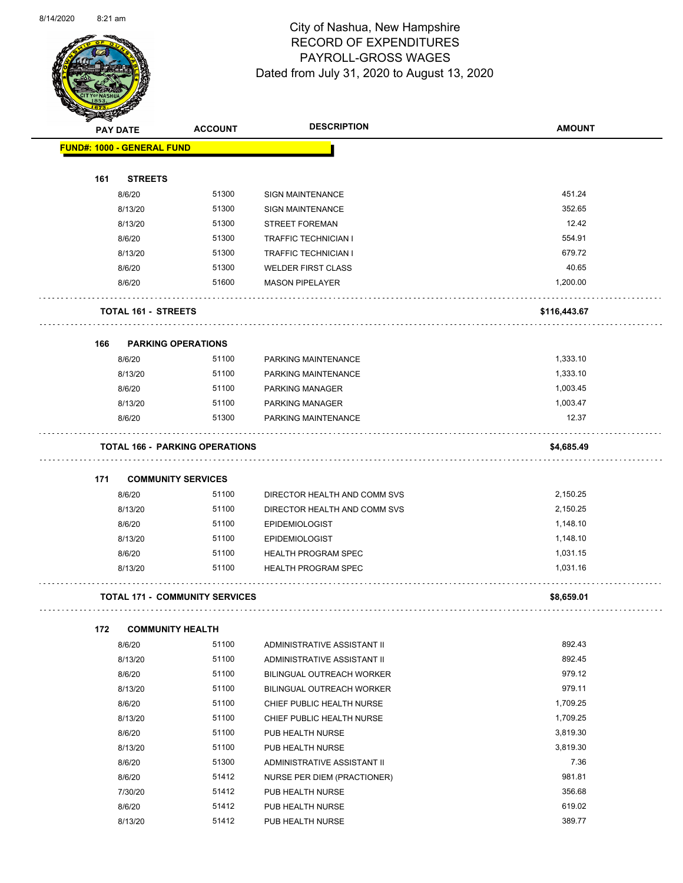# City of Nashua, New Hampshire
## RECORD OF EXPENDITURES
## PAYROLL-GROSS WAGES
### Dated from July 31, 2020 to August 13, 2020

| PAY DATE | ACCOUNT | DESCRIPTION | AMOUNT |
|---|---|---|---|
| **FUND#: 1000 - GENERAL FUND** | | | |
| **161 STREETS** | | | |
| 8/6/20 | 51300 | SIGN MAINTENANCE | 451.24 |
| 8/13/20 | 51300 | SIGN MAINTENANCE | 352.65 |
| 8/13/20 | 51300 | STREET FOREMAN | 12.42 |
| 8/6/20 | 51300 | TRAFFIC TECHNICIAN I | 554.91 |
| 8/13/20 | 51300 | TRAFFIC TECHNICIAN I | 679.72 |
| 8/6/20 | 51300 | WELDER FIRST CLASS | 40.65 |
| 8/6/20 | 51600 | MASON PIPELAYER | 1,200.00 |
| **TOTAL 161 - STREETS** | | | **$116,443.67** |
| **166 PARKING OPERATIONS** | | | |
| 8/6/20 | 51100 | PARKING MAINTENANCE | 1,333.10 |
| 8/13/20 | 51100 | PARKING MAINTENANCE | 1,333.10 |
| 8/6/20 | 51100 | PARKING MANAGER | 1,003.45 |
| 8/13/20 | 51100 | PARKING MANAGER | 1,003.47 |
| 8/6/20 | 51300 | PARKING MAINTENANCE | 12.37 |
| **TOTAL 166 - PARKING OPERATIONS** | | | **$4,685.49** |
| **171 COMMUNITY SERVICES** | | | |
| 8/6/20 | 51100 | DIRECTOR HEALTH AND COMM SVS | 2,150.25 |
| 8/13/20 | 51100 | DIRECTOR HEALTH AND COMM SVS | 2,150.25 |
| 8/6/20 | 51100 | EPIDEMIOLOGIST | 1,148.10 |
| 8/13/20 | 51100 | EPIDEMIOLOGIST | 1,148.10 |
| 8/6/20 | 51100 | HEALTH PROGRAM SPEC | 1,031.15 |
| 8/13/20 | 51100 | HEALTH PROGRAM SPEC | 1,031.16 |
| **TOTAL 171 - COMMUNITY SERVICES** | | | **$8,659.01** |
| **172 COMMUNITY HEALTH** | | | |
| 8/6/20 | 51100 | ADMINISTRATIVE ASSISTANT II | 892.43 |
| 8/13/20 | 51100 | ADMINISTRATIVE ASSISTANT II | 892.45 |
| 8/6/20 | 51100 | BILINGUAL OUTREACH WORKER | 979.12 |
| 8/13/20 | 51100 | BILINGUAL OUTREACH WORKER | 979.11 |
| 8/6/20 | 51100 | CHIEF PUBLIC HEALTH NURSE | 1,709.25 |
| 8/13/20 | 51100 | CHIEF PUBLIC HEALTH NURSE | 1,709.25 |
| 8/6/20 | 51100 | PUB HEALTH NURSE | 3,819.30 |
| 8/13/20 | 51100 | PUB HEALTH NURSE | 3,819.30 |
| 8/6/20 | 51300 | ADMINISTRATIVE ASSISTANT II | 7.36 |
| 8/6/20 | 51412 | NURSE PER DIEM (PRACTIONER) | 981.81 |
| 7/30/20 | 51412 | PUB HEALTH NURSE | 356.68 |
| 8/6/20 | 51412 | PUB HEALTH NURSE | 619.02 |
| 8/13/20 | 51412 | PUB HEALTH NURSE | 389.77 |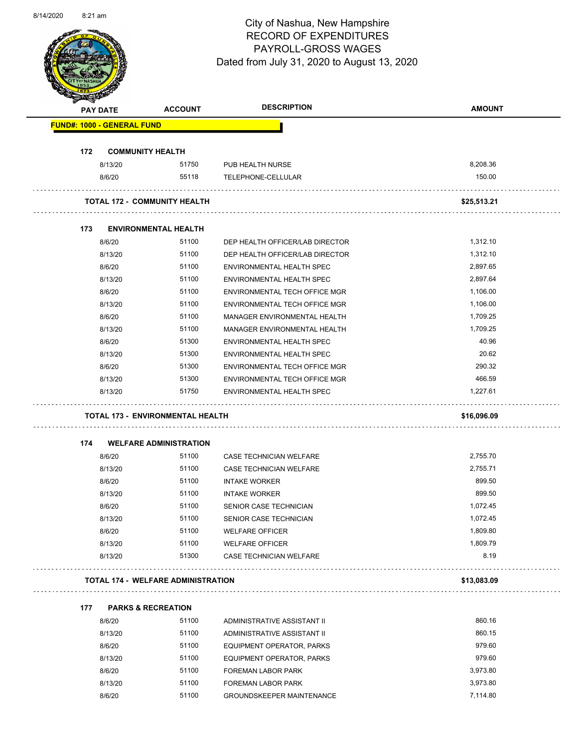8/14/2020 8:21 am

# City of Nashua, New Hampshire
## RECORD OF EXPENDITURES
## PAYROLL-GROSS WAGES
Dated from July 31, 2020 to August 13, 2020

| PAY DATE | ACCOUNT | DESCRIPTION | AMOUNT |
|---|---|---|---|
| **FUND#: 1000 - GENERAL FUND** | | | |
| **172 COMMUNITY HEALTH** | | | |
| 8/13/20 | 51750 | PUB HEALTH NURSE | 8,208.36 |
| 8/6/20 | 55118 | TELEPHONE-CELLULAR | 150.00 |
| **TOTAL 172 - COMMUNITY HEALTH** | | | **$25,513.21** |
| **173 ENVIRONMENTAL HEALTH** | | | |
| 8/6/20 | 51100 | DEP HEALTH OFFICER/LAB DIRECTOR | 1,312.10 |
| 8/13/20 | 51100 | DEP HEALTH OFFICER/LAB DIRECTOR | 1,312.10 |
| 8/6/20 | 51100 | ENVIRONMENTAL HEALTH SPEC | 2,897.65 |
| 8/13/20 | 51100 | ENVIRONMENTAL HEALTH SPEC | 2,897.64 |
| 8/6/20 | 51100 | ENVIRONMENTAL TECH OFFICE MGR | 1,106.00 |
| 8/13/20 | 51100 | ENVIRONMENTAL TECH OFFICE MGR | 1,106.00 |
| 8/6/20 | 51100 | MANAGER ENVIRONMENTAL HEALTH | 1,709.25 |
| 8/13/20 | 51100 | MANAGER ENVIRONMENTAL HEALTH | 1,709.25 |
| 8/6/20 | 51300 | ENVIRONMENTAL HEALTH SPEC | 40.96 |
| 8/13/20 | 51300 | ENVIRONMENTAL HEALTH SPEC | 20.62 |
| 8/6/20 | 51300 | ENVIRONMENTAL TECH OFFICE MGR | 290.32 |
| 8/13/20 | 51300 | ENVIRONMENTAL TECH OFFICE MGR | 466.59 |
| 8/13/20 | 51750 | ENVIRONMENTAL HEALTH SPEC | 1,227.61 |
| **TOTAL 173 - ENVIRONMENTAL HEALTH** | | | **$16,096.09** |
| **174 WELFARE ADMINISTRATION** | | | |
| 8/6/20 | 51100 | CASE TECHNICIAN WELFARE | 2,755.70 |
| 8/13/20 | 51100 | CASE TECHNICIAN WELFARE | 2,755.71 |
| 8/6/20 | 51100 | INTAKE WORKER | 899.50 |
| 8/13/20 | 51100 | INTAKE WORKER | 899.50 |
| 8/6/20 | 51100 | SENIOR CASE TECHNICIAN | 1,072.45 |
| 8/13/20 | 51100 | SENIOR CASE TECHNICIAN | 1,072.45 |
| 8/6/20 | 51100 | WELFARE OFFICER | 1,809.80 |
| 8/13/20 | 51100 | WELFARE OFFICER | 1,809.79 |
| 8/13/20 | 51300 | CASE TECHNICIAN WELFARE | 8.19 |
| **TOTAL 174 - WELFARE ADMINISTRATION** | | | **$13,083.09** |
| **177 PARKS & RECREATION** | | | |
| 8/6/20 | 51100 | ADMINISTRATIVE ASSISTANT II | 860.16 |
| 8/13/20 | 51100 | ADMINISTRATIVE ASSISTANT II | 860.15 |
| 8/6/20 | 51100 | EQUIPMENT OPERATOR, PARKS | 979.60 |
| 8/13/20 | 51100 | EQUIPMENT OPERATOR, PARKS | 979.60 |
| 8/6/20 | 51100 | FOREMAN LABOR PARK | 3,973.80 |
| 8/13/20 | 51100 | FOREMAN LABOR PARK | 3,973.80 |
| 8/6/20 | 51100 | GROUNDSKEEPER MAINTENANCE | 7,114.80 |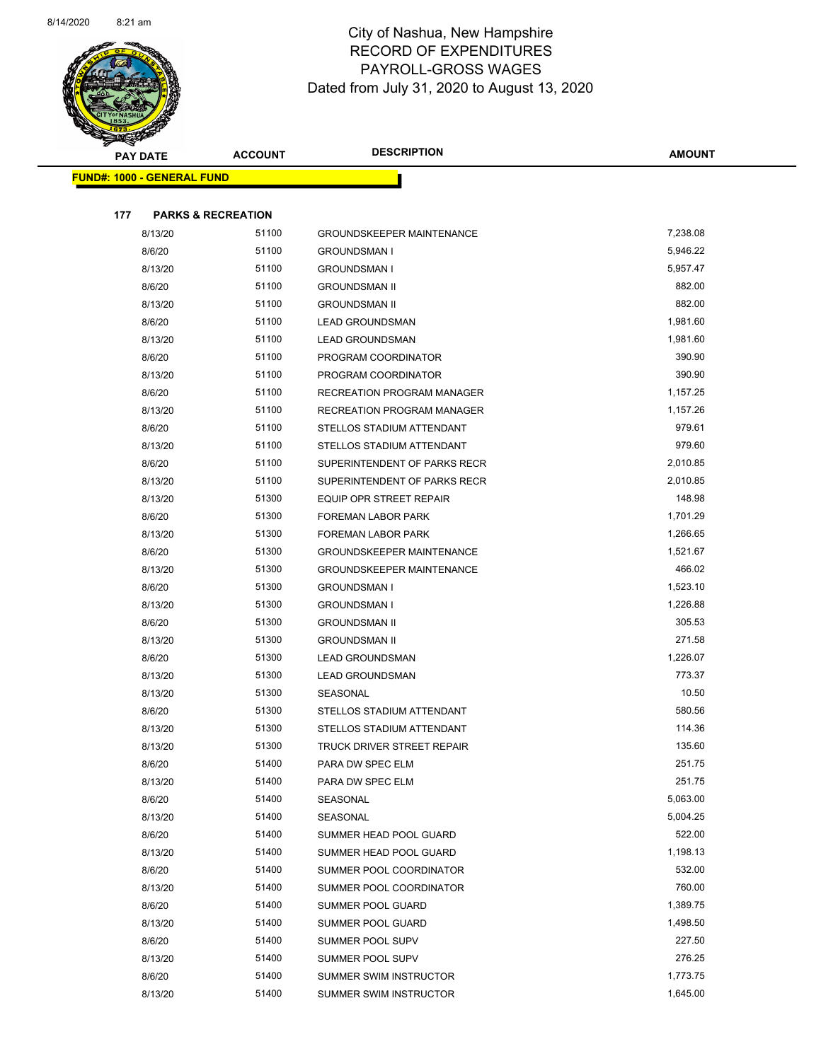# City of Nashua, New Hampshire
## RECORD OF EXPENDITURES
## PAYROLL-GROSS WAGES
### Dated from July 31, 2020 to August 13, 2020

| PAY DATE | ACCOUNT | DESCRIPTION | AMOUNT |
|---|---|---|---|
| **FUND#: 1000 - GENERAL FUND** | | | |
| **177 PARKS & RECREATION** | | | |
| 8/13/20 | 51100 | GROUNDSKEEPER MAINTENANCE | 7,238.08 |
| 8/6/20 | 51100 | GROUNDSMAN I | 5,946.22 |
| 8/13/20 | 51100 | GROUNDSMAN I | 5,957.47 |
| 8/6/20 | 51100 | GROUNDSMAN II | 882.00 |
| 8/13/20 | 51100 | GROUNDSMAN II | 882.00 |
| 8/6/20 | 51100 | LEAD GROUNDSMAN | 1,981.60 |
| 8/13/20 | 51100 | LEAD GROUNDSMAN | 1,981.60 |
| 8/6/20 | 51100 | PROGRAM COORDINATOR | 390.90 |
| 8/13/20 | 51100 | PROGRAM COORDINATOR | 390.90 |
| 8/6/20 | 51100 | RECREATION PROGRAM MANAGER | 1,157.25 |
| 8/13/20 | 51100 | RECREATION PROGRAM MANAGER | 1,157.26 |
| 8/6/20 | 51100 | STELLOS STADIUM ATTENDANT | 979.61 |
| 8/13/20 | 51100 | STELLOS STADIUM ATTENDANT | 979.60 |
| 8/6/20 | 51100 | SUPERINTENDENT OF PARKS RECR | 2,010.85 |
| 8/13/20 | 51100 | SUPERINTENDENT OF PARKS RECR | 2,010.85 |
| 8/13/20 | 51300 | EQUIP OPR STREET REPAIR | 148.98 |
| 8/6/20 | 51300 | FOREMAN LABOR PARK | 1,701.29 |
| 8/13/20 | 51300 | FOREMAN LABOR PARK | 1,266.65 |
| 8/6/20 | 51300 | GROUNDSKEEPER MAINTENANCE | 1,521.67 |
| 8/13/20 | 51300 | GROUNDSKEEPER MAINTENANCE | 466.02 |
| 8/6/20 | 51300 | GROUNDSMAN I | 1,523.10 |
| 8/13/20 | 51300 | GROUNDSMAN I | 1,226.88 |
| 8/6/20 | 51300 | GROUNDSMAN II | 305.53 |
| 8/13/20 | 51300 | GROUNDSMAN II | 271.58 |
| 8/6/20 | 51300 | LEAD GROUNDSMAN | 1,226.07 |
| 8/13/20 | 51300 | LEAD GROUNDSMAN | 773.37 |
| 8/13/20 | 51300 | SEASONAL | 10.50 |
| 8/6/20 | 51300 | STELLOS STADIUM ATTENDANT | 580.56 |
| 8/13/20 | 51300 | STELLOS STADIUM ATTENDANT | 114.36 |
| 8/13/20 | 51300 | TRUCK DRIVER STREET REPAIR | 135.60 |
| 8/6/20 | 51400 | PARA DW SPEC ELM | 251.75 |
| 8/13/20 | 51400 | PARA DW SPEC ELM | 251.75 |
| 8/6/20 | 51400 | SEASONAL | 5,063.00 |
| 8/13/20 | 51400 | SEASONAL | 5,004.25 |
| 8/6/20 | 51400 | SUMMER HEAD POOL GUARD | 522.00 |
| 8/13/20 | 51400 | SUMMER HEAD POOL GUARD | 1,198.13 |
| 8/6/20 | 51400 | SUMMER POOL COORDINATOR | 532.00 |
| 8/13/20 | 51400 | SUMMER POOL COORDINATOR | 760.00 |
| 8/6/20 | 51400 | SUMMER POOL GUARD | 1,389.75 |
| 8/13/20 | 51400 | SUMMER POOL GUARD | 1,498.50 |
| 8/6/20 | 51400 | SUMMER POOL SUPV | 227.50 |
| 8/13/20 | 51400 | SUMMER POOL SUPV | 276.25 |
| 8/6/20 | 51400 | SUMMER SWIM INSTRUCTOR | 1,773.75 |
| 8/13/20 | 51400 | SUMMER SWIM INSTRUCTOR | 1,645.00 |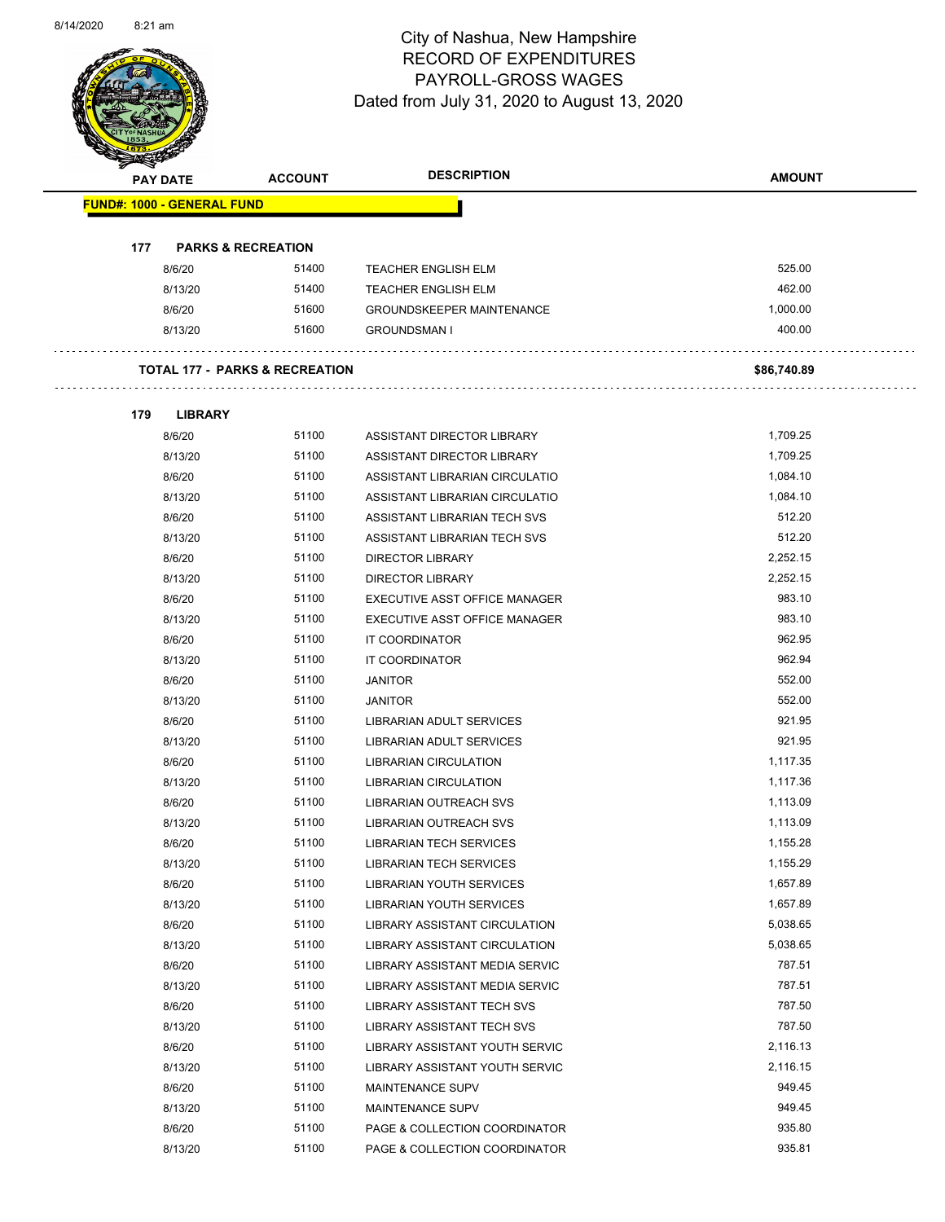# City of Nashua, New Hampshire
## RECORD OF EXPENDITURES
## PAYROLL-GROSS WAGES
## Dated from July 31, 2020 to August 13, 2020

| PAY DATE | ACCOUNT | DESCRIPTION | AMOUNT |
|---|---|---|---|
| **FUND#: 1000 - GENERAL FUND** | | | |
| **177 PARKS & RECREATION** | | | |
| 8/6/20 | 51400 | TEACHER ENGLISH ELM | 525.00 |
| 8/13/20 | 51400 | TEACHER ENGLISH ELM | 462.00 |
| 8/6/20 | 51600 | GROUNDSKEEPER MAINTENANCE | 1,000.00 |
| 8/13/20 | 51600 | GROUNDSMAN I | 400.00 |
| **TOTAL 177 - PARKS & RECREATION** | | | **$86,740.89** |
| **179 LIBRARY** | | | |
| 8/6/20 | 51100 | ASSISTANT DIRECTOR LIBRARY | 1,709.25 |
| 8/13/20 | 51100 | ASSISTANT DIRECTOR LIBRARY | 1,709.25 |
| 8/6/20 | 51100 | ASSISTANT LIBRARIAN CIRCULATIO | 1,084.10 |
| 8/13/20 | 51100 | ASSISTANT LIBRARIAN CIRCULATIO | 1,084.10 |
| 8/6/20 | 51100 | ASSISTANT LIBRARIAN TECH SVS | 512.20 |
| 8/13/20 | 51100 | ASSISTANT LIBRARIAN TECH SVS | 512.20 |
| 8/6/20 | 51100 | DIRECTOR LIBRARY | 2,252.15 |
| 8/13/20 | 51100 | DIRECTOR LIBRARY | 2,252.15 |
| 8/6/20 | 51100 | EXECUTIVE ASST OFFICE MANAGER | 983.10 |
| 8/13/20 | 51100 | EXECUTIVE ASST OFFICE MANAGER | 983.10 |
| 8/6/20 | 51100 | IT COORDINATOR | 962.95 |
| 8/13/20 | 51100 | IT COORDINATOR | 962.94 |
| 8/6/20 | 51100 | JANITOR | 552.00 |
| 8/13/20 | 51100 | JANITOR | 552.00 |
| 8/6/20 | 51100 | LIBRARIAN ADULT SERVICES | 921.95 |
| 8/13/20 | 51100 | LIBRARIAN ADULT SERVICES | 921.95 |
| 8/6/20 | 51100 | LIBRARIAN CIRCULATION | 1,117.35 |
| 8/13/20 | 51100 | LIBRARIAN CIRCULATION | 1,117.36 |
| 8/6/20 | 51100 | LIBRARIAN OUTREACH SVS | 1,113.09 |
| 8/13/20 | 51100 | LIBRARIAN OUTREACH SVS | 1,113.09 |
| 8/6/20 | 51100 | LIBRARIAN TECH SERVICES | 1,155.28 |
| 8/13/20 | 51100 | LIBRARIAN TECH SERVICES | 1,155.29 |
| 8/6/20 | 51100 | LIBRARIAN YOUTH SERVICES | 1,657.89 |
| 8/13/20 | 51100 | LIBRARIAN YOUTH SERVICES | 1,657.89 |
| 8/6/20 | 51100 | LIBRARY ASSISTANT CIRCULATION | 5,038.65 |
| 8/13/20 | 51100 | LIBRARY ASSISTANT CIRCULATION | 5,038.65 |
| 8/6/20 | 51100 | LIBRARY ASSISTANT MEDIA SERVIC | 787.51 |
| 8/13/20 | 51100 | LIBRARY ASSISTANT MEDIA SERVIC | 787.51 |
| 8/6/20 | 51100 | LIBRARY ASSISTANT TECH SVS | 787.50 |
| 8/13/20 | 51100 | LIBRARY ASSISTANT TECH SVS | 787.50 |
| 8/6/20 | 51100 | LIBRARY ASSISTANT YOUTH SERVIC | 2,116.13 |
| 8/13/20 | 51100 | LIBRARY ASSISTANT YOUTH SERVIC | 2,116.15 |
| 8/6/20 | 51100 | MAINTENANCE SUPV | 949.45 |
| 8/13/20 | 51100 | MAINTENANCE SUPV | 949.45 |
| 8/6/20 | 51100 | PAGE & COLLECTION COORDINATOR | 935.80 |
| 8/13/20 | 51100 | PAGE & COLLECTION COORDINATOR | 935.81 |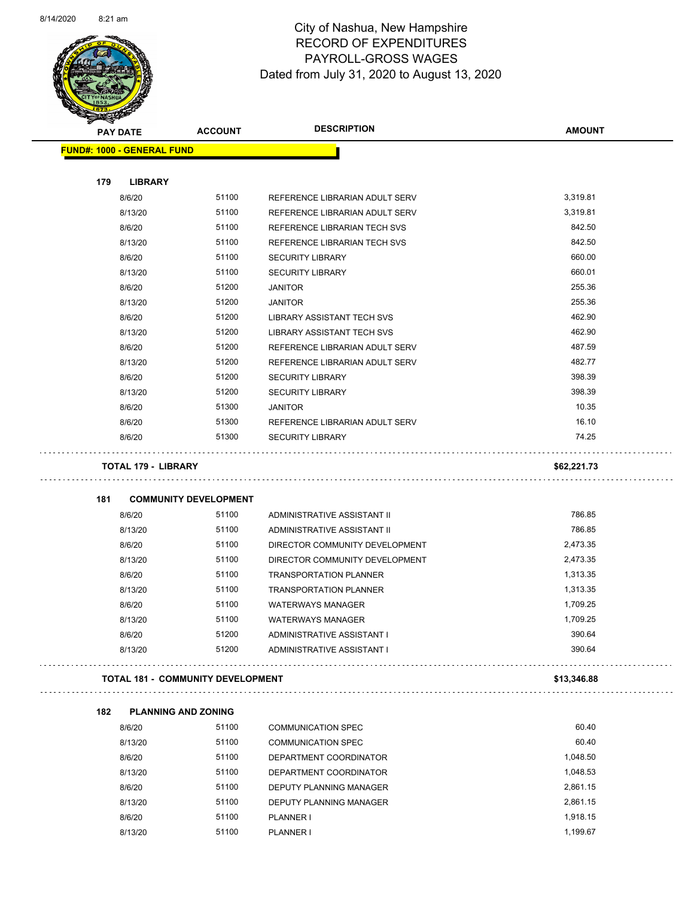# City of Nashua, New Hampshire
## RECORD OF EXPENDITURES
## PAYROLL-GROSS WAGES
### Dated from July 31, 2020 to August 13, 2020

| PAY DATE | ACCOUNT | DESCRIPTION | AMOUNT |
|---|---|---|---|
| **FUND#: 1000 - GENERAL FUND** | | | |
| **179 LIBRARY** | | | |
| 8/6/20 | 51100 | REFERENCE LIBRARIAN ADULT SERV | 3,319.81 |
| 8/13/20 | 51100 | REFERENCE LIBRARIAN ADULT SERV | 3,319.81 |
| 8/6/20 | 51100 | REFERENCE LIBRARIAN TECH SVS | 842.50 |
| 8/13/20 | 51100 | REFERENCE LIBRARIAN TECH SVS | 842.50 |
| 8/6/20 | 51100 | SECURITY LIBRARY | 660.00 |
| 8/13/20 | 51100 | SECURITY LIBRARY | 660.01 |
| 8/6/20 | 51200 | JANITOR | 255.36 |
| 8/13/20 | 51200 | JANITOR | 255.36 |
| 8/6/20 | 51200 | LIBRARY ASSISTANT TECH SVS | 462.90 |
| 8/13/20 | 51200 | LIBRARY ASSISTANT TECH SVS | 462.90 |
| 8/6/20 | 51200 | REFERENCE LIBRARIAN ADULT SERV | 487.59 |
| 8/13/20 | 51200 | REFERENCE LIBRARIAN ADULT SERV | 482.77 |
| 8/6/20 | 51200 | SECURITY LIBRARY | 398.39 |
| 8/13/20 | 51200 | SECURITY LIBRARY | 398.39 |
| 8/6/20 | 51300 | JANITOR | 10.35 |
| 8/6/20 | 51300 | REFERENCE LIBRARIAN ADULT SERV | 16.10 |
| 8/6/20 | 51300 | SECURITY LIBRARY | 74.25 |
| **TOTAL 179 - LIBRARY** | | | **$62,221.73** |
| **181 COMMUNITY DEVELOPMENT** | | | |
| 8/6/20 | 51100 | ADMINISTRATIVE ASSISTANT II | 786.85 |
| 8/13/20 | 51100 | ADMINISTRATIVE ASSISTANT II | 786.85 |
| 8/6/20 | 51100 | DIRECTOR COMMUNITY DEVELOPMENT | 2,473.35 |
| 8/13/20 | 51100 | DIRECTOR COMMUNITY DEVELOPMENT | 2,473.35 |
| 8/6/20 | 51100 | TRANSPORTATION PLANNER | 1,313.35 |
| 8/13/20 | 51100 | TRANSPORTATION PLANNER | 1,313.35 |
| 8/6/20 | 51100 | WATERWAYS MANAGER | 1,709.25 |
| 8/13/20 | 51100 | WATERWAYS MANAGER | 1,709.25 |
| 8/6/20 | 51200 | ADMINISTRATIVE ASSISTANT I | 390.64 |
| 8/13/20 | 51200 | ADMINISTRATIVE ASSISTANT I | 390.64 |
| **TOTAL 181 - COMMUNITY DEVELOPMENT** | | | **$13,346.88** |
| **182 PLANNING AND ZONING** | | | |
| 8/6/20 | 51100 | COMMUNICATION SPEC | 60.40 |
| 8/13/20 | 51100 | COMMUNICATION SPEC | 60.40 |
| 8/6/20 | 51100 | DEPARTMENT COORDINATOR | 1,048.50 |
| 8/13/20 | 51100 | DEPARTMENT COORDINATOR | 1,048.53 |
| 8/6/20 | 51100 | DEPUTY PLANNING MANAGER | 2,861.15 |
| 8/13/20 | 51100 | DEPUTY PLANNING MANAGER | 2,861.15 |
| 8/6/20 | 51100 | PLANNER I | 1,918.15 |
| 8/13/20 | 51100 | PLANNER I | 1,199.67 |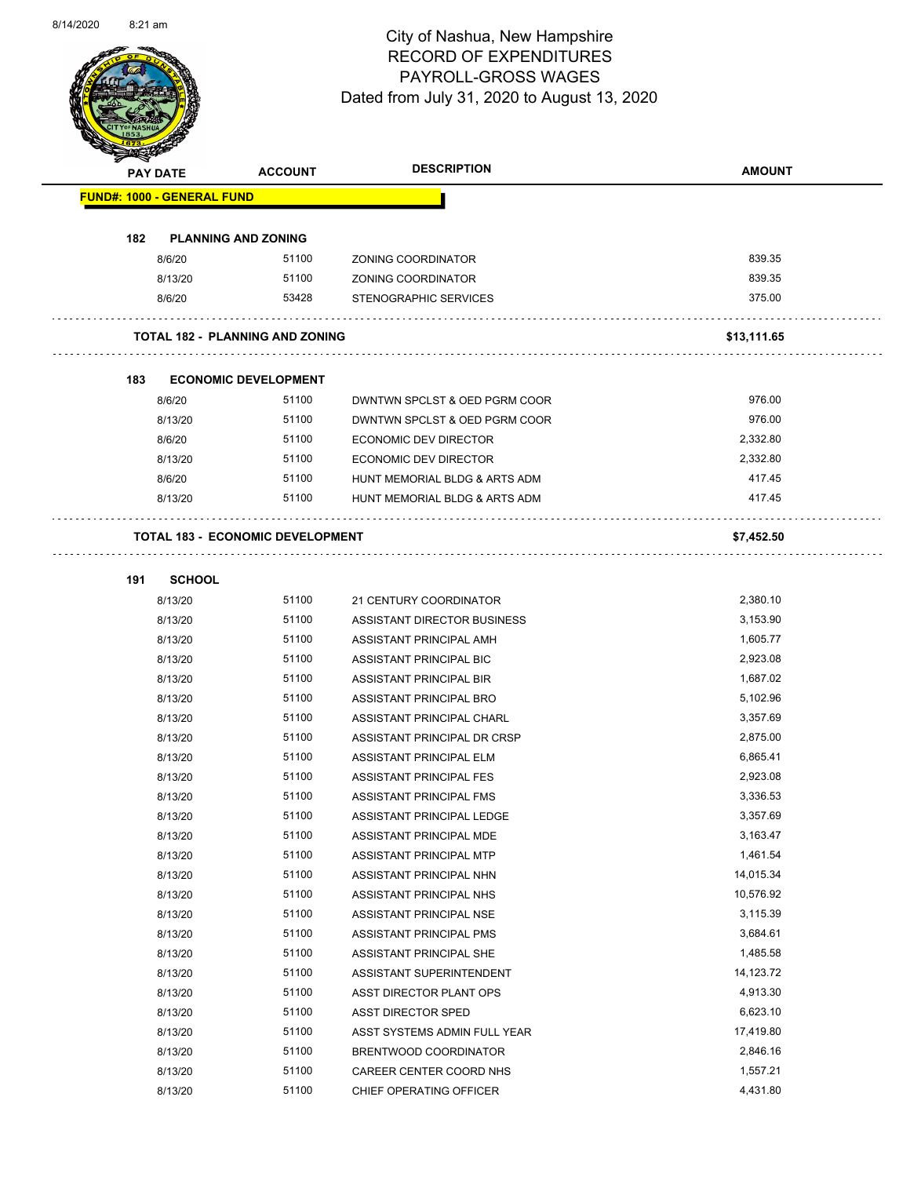City of Nashua, New Hampshire
RECORD OF EXPENDITURES
PAYROLL-GROSS WAGES
Dated from July 31, 2020 to August 13, 2020

| PAY DATE | ACCOUNT | DESCRIPTION | AMOUNT |
|---|---|---|---|
| **FUND#: 1000 - GENERAL FUND** | | | |
| **182 PLANNING AND ZONING** | | | |
| 8/6/20 | 51100 | ZONING COORDINATOR | 839.35 |
| 8/13/20 | 51100 | ZONING COORDINATOR | 839.35 |
| 8/6/20 | 53428 | STENOGRAPHIC SERVICES | 375.00 |
| **TOTAL 182 - PLANNING AND ZONING** | | | **$13,111.65** |
| **183 ECONOMIC DEVELOPMENT** | | | |
| 8/6/20 | 51100 | DWNTWN SPCLST & OED PGRM COOR | 976.00 |
| 8/13/20 | 51100 | DWNTWN SPCLST & OED PGRM COOR | 976.00 |
| 8/6/20 | 51100 | ECONOMIC DEV DIRECTOR | 2,332.80 |
| 8/13/20 | 51100 | ECONOMIC DEV DIRECTOR | 2,332.80 |
| 8/6/20 | 51100 | HUNT MEMORIAL BLDG & ARTS ADM | 417.45 |
| 8/13/20 | 51100 | HUNT MEMORIAL BLDG & ARTS ADM | 417.45 |
| **TOTAL 183 - ECONOMIC DEVELOPMENT** | | | **$7,452.50** |
| **191 SCHOOL** | | | |
| 8/13/20 | 51100 | 21 CENTURY COORDINATOR | 2,380.10 |
| 8/13/20 | 51100 | ASSISTANT DIRECTOR BUSINESS | 3,153.90 |
| 8/13/20 | 51100 | ASSISTANT PRINCIPAL AMH | 1,605.77 |
| 8/13/20 | 51100 | ASSISTANT PRINCIPAL BIC | 2,923.08 |
| 8/13/20 | 51100 | ASSISTANT PRINCIPAL BIR | 1,687.02 |
| 8/13/20 | 51100 | ASSISTANT PRINCIPAL BRO | 5,102.96 |
| 8/13/20 | 51100 | ASSISTANT PRINCIPAL CHARL | 3,357.69 |
| 8/13/20 | 51100 | ASSISTANT PRINCIPAL DR CRSP | 2,875.00 |
| 8/13/20 | 51100 | ASSISTANT PRINCIPAL ELM | 6,865.41 |
| 8/13/20 | 51100 | ASSISTANT PRINCIPAL FES | 2,923.08 |
| 8/13/20 | 51100 | ASSISTANT PRINCIPAL FMS | 3,336.53 |
| 8/13/20 | 51100 | ASSISTANT PRINCIPAL LEDGE | 3,357.69 |
| 8/13/20 | 51100 | ASSISTANT PRINCIPAL MDE | 3,163.47 |
| 8/13/20 | 51100 | ASSISTANT PRINCIPAL MTP | 1,461.54 |
| 8/13/20 | 51100 | ASSISTANT PRINCIPAL NHN | 14,015.34 |
| 8/13/20 | 51100 | ASSISTANT PRINCIPAL NHS | 10,576.92 |
| 8/13/20 | 51100 | ASSISTANT PRINCIPAL NSE | 3,115.39 |
| 8/13/20 | 51100 | ASSISTANT PRINCIPAL PMS | 3,684.61 |
| 8/13/20 | 51100 | ASSISTANT PRINCIPAL SHE | 1,485.58 |
| 8/13/20 | 51100 | ASSISTANT SUPERINTENDENT | 14,123.72 |
| 8/13/20 | 51100 | ASST DIRECTOR PLANT OPS | 4,913.30 |
| 8/13/20 | 51100 | ASST DIRECTOR SPED | 6,623.10 |
| 8/13/20 | 51100 | ASST SYSTEMS ADMIN FULL YEAR | 17,419.80 |
| 8/13/20 | 51100 | BRENTWOOD COORDINATOR | 2,846.16 |
| 8/13/20 | 51100 | CAREER CENTER COORD NHS | 1,557.21 |
| 8/13/20 | 51100 | CHIEF OPERATING OFFICER | 4,431.80 |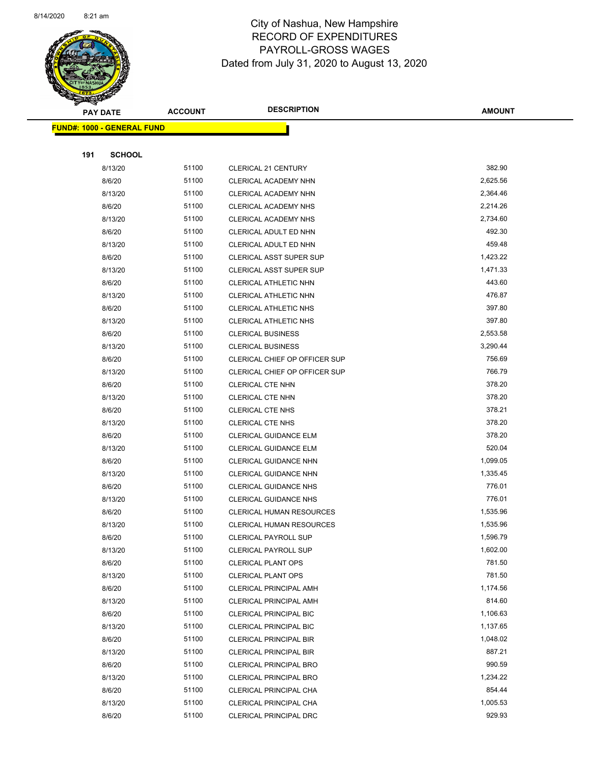# City of Nashua, New Hampshire
## RECORD OF EXPENDITURES
## PAYROLL-GROSS WAGES
### Dated from July 31, 2020 to August 13, 2020

| PAY DATE | ACCOUNT | DESCRIPTION | AMOUNT |
|---|---|---|---|

**FUND#: 1000 - GENERAL FUND**

**191 SCHOOL**

| PAY DATE | ACCOUNT | DESCRIPTION | AMOUNT |
|---|---|---|---|
| 8/13/20 | 51100 | CLERICAL 21 CENTURY | 382.90 |
| 8/6/20 | 51100 | CLERICAL ACADEMY NHN | 2,625.56 |
| 8/13/20 | 51100 | CLERICAL ACADEMY NHN | 2,364.46 |
| 8/6/20 | 51100 | CLERICAL ACADEMY NHS | 2,214.26 |
| 8/13/20 | 51100 | CLERICAL ACADEMY NHS | 2,734.60 |
| 8/6/20 | 51100 | CLERICAL ADULT ED NHN | 492.30 |
| 8/13/20 | 51100 | CLERICAL ADULT ED NHN | 459.48 |
| 8/6/20 | 51100 | CLERICAL ASST SUPER SUP | 1,423.22 |
| 8/13/20 | 51100 | CLERICAL ASST SUPER SUP | 1,471.33 |
| 8/6/20 | 51100 | CLERICAL ATHLETIC NHN | 443.60 |
| 8/13/20 | 51100 | CLERICAL ATHLETIC NHN | 476.87 |
| 8/6/20 | 51100 | CLERICAL ATHLETIC NHS | 397.80 |
| 8/13/20 | 51100 | CLERICAL ATHLETIC NHS | 397.80 |
| 8/6/20 | 51100 | CLERICAL BUSINESS | 2,553.58 |
| 8/13/20 | 51100 | CLERICAL BUSINESS | 3,290.44 |
| 8/6/20 | 51100 | CLERICAL CHIEF OP OFFICER SUP | 756.69 |
| 8/13/20 | 51100 | CLERICAL CHIEF OP OFFICER SUP | 766.79 |
| 8/6/20 | 51100 | CLERICAL CTE NHN | 378.20 |
| 8/13/20 | 51100 | CLERICAL CTE NHN | 378.20 |
| 8/6/20 | 51100 | CLERICAL CTE NHS | 378.21 |
| 8/13/20 | 51100 | CLERICAL CTE NHS | 378.20 |
| 8/6/20 | 51100 | CLERICAL GUIDANCE ELM | 378.20 |
| 8/13/20 | 51100 | CLERICAL GUIDANCE ELM | 520.04 |
| 8/6/20 | 51100 | CLERICAL GUIDANCE NHN | 1,099.05 |
| 8/13/20 | 51100 | CLERICAL GUIDANCE NHN | 1,335.45 |
| 8/6/20 | 51100 | CLERICAL GUIDANCE NHS | 776.01 |
| 8/13/20 | 51100 | CLERICAL GUIDANCE NHS | 776.01 |
| 8/6/20 | 51100 | CLERICAL HUMAN RESOURCES | 1,535.96 |
| 8/13/20 | 51100 | CLERICAL HUMAN RESOURCES | 1,535.96 |
| 8/6/20 | 51100 | CLERICAL PAYROLL SUP | 1,596.79 |
| 8/13/20 | 51100 | CLERICAL PAYROLL SUP | 1,602.00 |
| 8/6/20 | 51100 | CLERICAL PLANT OPS | 781.50 |
| 8/13/20 | 51100 | CLERICAL PLANT OPS | 781.50 |
| 8/6/20 | 51100 | CLERICAL PRINCIPAL AMH | 1,174.56 |
| 8/13/20 | 51100 | CLERICAL PRINCIPAL AMH | 814.60 |
| 8/6/20 | 51100 | CLERICAL PRINCIPAL BIC | 1,106.63 |
| 8/13/20 | 51100 | CLERICAL PRINCIPAL BIC | 1,137.65 |
| 8/6/20 | 51100 | CLERICAL PRINCIPAL BIR | 1,048.02 |
| 8/13/20 | 51100 | CLERICAL PRINCIPAL BIR | 887.21 |
| 8/6/20 | 51100 | CLERICAL PRINCIPAL BRO | 990.59 |
| 8/13/20 | 51100 | CLERICAL PRINCIPAL BRO | 1,234.22 |
| 8/6/20 | 51100 | CLERICAL PRINCIPAL CHA | 854.44 |
| 8/13/20 | 51100 | CLERICAL PRINCIPAL CHA | 1,005.53 |
| 8/6/20 | 51100 | CLERICAL PRINCIPAL DRC | 929.93 |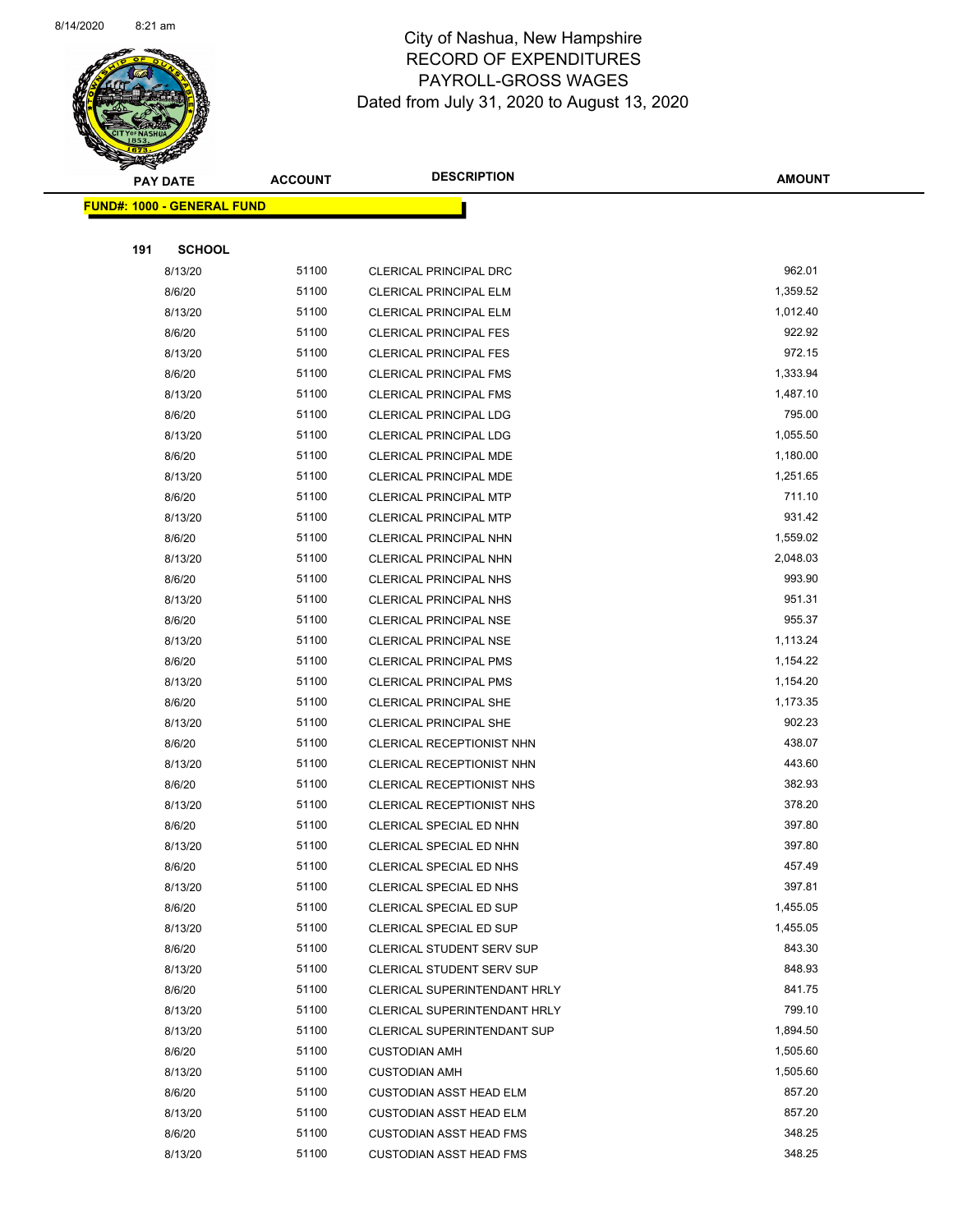# City of Nashua, New Hampshire
## RECORD OF EXPENDITURES
## PAYROLL-GROSS WAGES
### Dated from July 31, 2020 to August 13, 2020

**FUND#: 1000 - GENERAL FUND**

**191 SCHOOL**

| PAY DATE | ACCOUNT | DESCRIPTION | AMOUNT |
|---|---|---|---|
| 8/13/20 | 51100 | CLERICAL PRINCIPAL DRC | 962.01 |
| 8/6/20 | 51100 | CLERICAL PRINCIPAL ELM | 1,359.52 |
| 8/13/20 | 51100 | CLERICAL PRINCIPAL ELM | 1,012.40 |
| 8/6/20 | 51100 | CLERICAL PRINCIPAL FES | 922.92 |
| 8/13/20 | 51100 | CLERICAL PRINCIPAL FES | 972.15 |
| 8/6/20 | 51100 | CLERICAL PRINCIPAL FMS | 1,333.94 |
| 8/13/20 | 51100 | CLERICAL PRINCIPAL FMS | 1,487.10 |
| 8/6/20 | 51100 | CLERICAL PRINCIPAL LDG | 795.00 |
| 8/13/20 | 51100 | CLERICAL PRINCIPAL LDG | 1,055.50 |
| 8/6/20 | 51100 | CLERICAL PRINCIPAL MDE | 1,180.00 |
| 8/13/20 | 51100 | CLERICAL PRINCIPAL MDE | 1,251.65 |
| 8/6/20 | 51100 | CLERICAL PRINCIPAL MTP | 711.10 |
| 8/13/20 | 51100 | CLERICAL PRINCIPAL MTP | 931.42 |
| 8/6/20 | 51100 | CLERICAL PRINCIPAL NHN | 1,559.02 |
| 8/13/20 | 51100 | CLERICAL PRINCIPAL NHN | 2,048.03 |
| 8/6/20 | 51100 | CLERICAL PRINCIPAL NHS | 993.90 |
| 8/13/20 | 51100 | CLERICAL PRINCIPAL NHS | 951.31 |
| 8/6/20 | 51100 | CLERICAL PRINCIPAL NSE | 955.37 |
| 8/13/20 | 51100 | CLERICAL PRINCIPAL NSE | 1,113.24 |
| 8/6/20 | 51100 | CLERICAL PRINCIPAL PMS | 1,154.22 |
| 8/13/20 | 51100 | CLERICAL PRINCIPAL PMS | 1,154.20 |
| 8/6/20 | 51100 | CLERICAL PRINCIPAL SHE | 1,173.35 |
| 8/13/20 | 51100 | CLERICAL PRINCIPAL SHE | 902.23 |
| 8/6/20 | 51100 | CLERICAL RECEPTIONIST NHN | 438.07 |
| 8/13/20 | 51100 | CLERICAL RECEPTIONIST NHN | 443.60 |
| 8/6/20 | 51100 | CLERICAL RECEPTIONIST NHS | 382.93 |
| 8/13/20 | 51100 | CLERICAL RECEPTIONIST NHS | 378.20 |
| 8/6/20 | 51100 | CLERICAL SPECIAL ED NHN | 397.80 |
| 8/13/20 | 51100 | CLERICAL SPECIAL ED NHN | 397.80 |
| 8/6/20 | 51100 | CLERICAL SPECIAL ED NHS | 457.49 |
| 8/13/20 | 51100 | CLERICAL SPECIAL ED NHS | 397.81 |
| 8/6/20 | 51100 | CLERICAL SPECIAL ED SUP | 1,455.05 |
| 8/13/20 | 51100 | CLERICAL SPECIAL ED SUP | 1,455.05 |
| 8/6/20 | 51100 | CLERICAL STUDENT SERV SUP | 843.30 |
| 8/13/20 | 51100 | CLERICAL STUDENT SERV SUP | 848.93 |
| 8/6/20 | 51100 | CLERICAL SUPERINTENDANT HRLY | 841.75 |
| 8/13/20 | 51100 | CLERICAL SUPERINTENDANT HRLY | 799.10 |
| 8/13/20 | 51100 | CLERICAL SUPERINTENDANT SUP | 1,894.50 |
| 8/6/20 | 51100 | CUSTODIAN AMH | 1,505.60 |
| 8/13/20 | 51100 | CUSTODIAN AMH | 1,505.60 |
| 8/6/20 | 51100 | CUSTODIAN ASST HEAD ELM | 857.20 |
| 8/13/20 | 51100 | CUSTODIAN ASST HEAD ELM | 857.20 |
| 8/6/20 | 51100 | CUSTODIAN ASST HEAD FMS | 348.25 |
| 8/13/20 | 51100 | CUSTODIAN ASST HEAD FMS | 348.25 |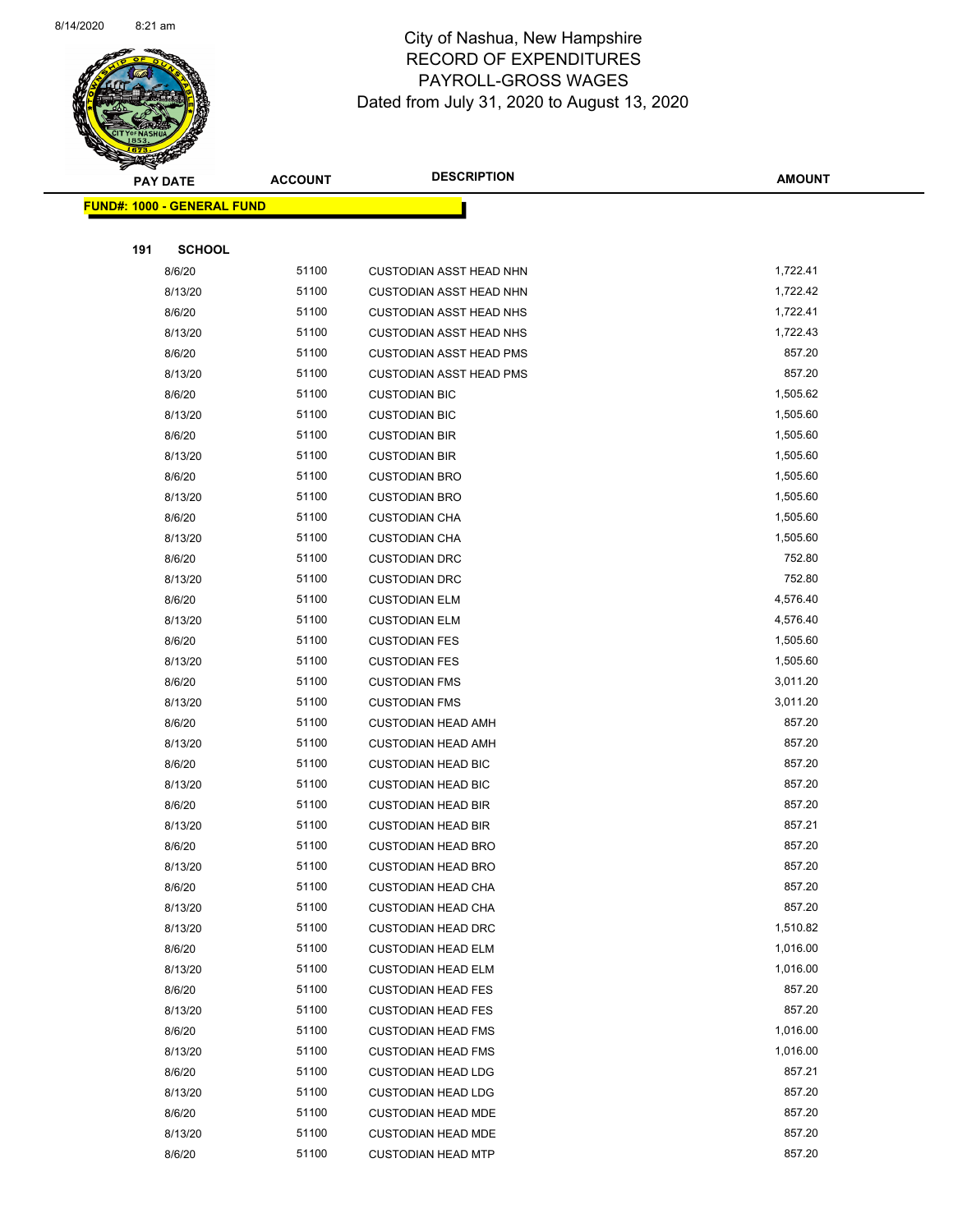# City of Nashua, New Hampshire
## RECORD OF EXPENDITURES
## PAYROLL-GROSS WAGES
## Dated from July 31, 2020 to August 13, 2020

**FUND#: 1000 - GENERAL FUND**

**191 SCHOOL**

| PAY DATE | ACCOUNT | DESCRIPTION | AMOUNT |
|---|---|---|---|
| 8/6/20 | 51100 | CUSTODIAN ASST HEAD NHN | 1,722.41 |
| 8/13/20 | 51100 | CUSTODIAN ASST HEAD NHN | 1,722.42 |
| 8/6/20 | 51100 | CUSTODIAN ASST HEAD NHS | 1,722.41 |
| 8/13/20 | 51100 | CUSTODIAN ASST HEAD NHS | 1,722.43 |
| 8/6/20 | 51100 | CUSTODIAN ASST HEAD PMS | 857.20 |
| 8/13/20 | 51100 | CUSTODIAN ASST HEAD PMS | 857.20 |
| 8/6/20 | 51100 | CUSTODIAN BIC | 1,505.62 |
| 8/13/20 | 51100 | CUSTODIAN BIC | 1,505.60 |
| 8/6/20 | 51100 | CUSTODIAN BIR | 1,505.60 |
| 8/13/20 | 51100 | CUSTODIAN BIR | 1,505.60 |
| 8/6/20 | 51100 | CUSTODIAN BRO | 1,505.60 |
| 8/13/20 | 51100 | CUSTODIAN BRO | 1,505.60 |
| 8/6/20 | 51100 | CUSTODIAN CHA | 1,505.60 |
| 8/13/20 | 51100 | CUSTODIAN CHA | 1,505.60 |
| 8/6/20 | 51100 | CUSTODIAN DRC | 752.80 |
| 8/13/20 | 51100 | CUSTODIAN DRC | 752.80 |
| 8/6/20 | 51100 | CUSTODIAN ELM | 4,576.40 |
| 8/13/20 | 51100 | CUSTODIAN ELM | 4,576.40 |
| 8/6/20 | 51100 | CUSTODIAN FES | 1,505.60 |
| 8/13/20 | 51100 | CUSTODIAN FES | 1,505.60 |
| 8/6/20 | 51100 | CUSTODIAN FMS | 3,011.20 |
| 8/13/20 | 51100 | CUSTODIAN FMS | 3,011.20 |
| 8/6/20 | 51100 | CUSTODIAN HEAD AMH | 857.20 |
| 8/13/20 | 51100 | CUSTODIAN HEAD AMH | 857.20 |
| 8/6/20 | 51100 | CUSTODIAN HEAD BIC | 857.20 |
| 8/13/20 | 51100 | CUSTODIAN HEAD BIC | 857.20 |
| 8/6/20 | 51100 | CUSTODIAN HEAD BIR | 857.20 |
| 8/13/20 | 51100 | CUSTODIAN HEAD BIR | 857.21 |
| 8/6/20 | 51100 | CUSTODIAN HEAD BRO | 857.20 |
| 8/13/20 | 51100 | CUSTODIAN HEAD BRO | 857.20 |
| 8/6/20 | 51100 | CUSTODIAN HEAD CHA | 857.20 |
| 8/13/20 | 51100 | CUSTODIAN HEAD CHA | 857.20 |
| 8/13/20 | 51100 | CUSTODIAN HEAD DRC | 1,510.82 |
| 8/6/20 | 51100 | CUSTODIAN HEAD ELM | 1,016.00 |
| 8/13/20 | 51100 | CUSTODIAN HEAD ELM | 1,016.00 |
| 8/6/20 | 51100 | CUSTODIAN HEAD FES | 857.20 |
| 8/13/20 | 51100 | CUSTODIAN HEAD FES | 857.20 |
| 8/6/20 | 51100 | CUSTODIAN HEAD FMS | 1,016.00 |
| 8/13/20 | 51100 | CUSTODIAN HEAD FMS | 1,016.00 |
| 8/6/20 | 51100 | CUSTODIAN HEAD LDG | 857.21 |
| 8/13/20 | 51100 | CUSTODIAN HEAD LDG | 857.20 |
| 8/6/20 | 51100 | CUSTODIAN HEAD MDE | 857.20 |
| 8/13/20 | 51100 | CUSTODIAN HEAD MDE | 857.20 |
| 8/6/20 | 51100 | CUSTODIAN HEAD MTP | 857.20 |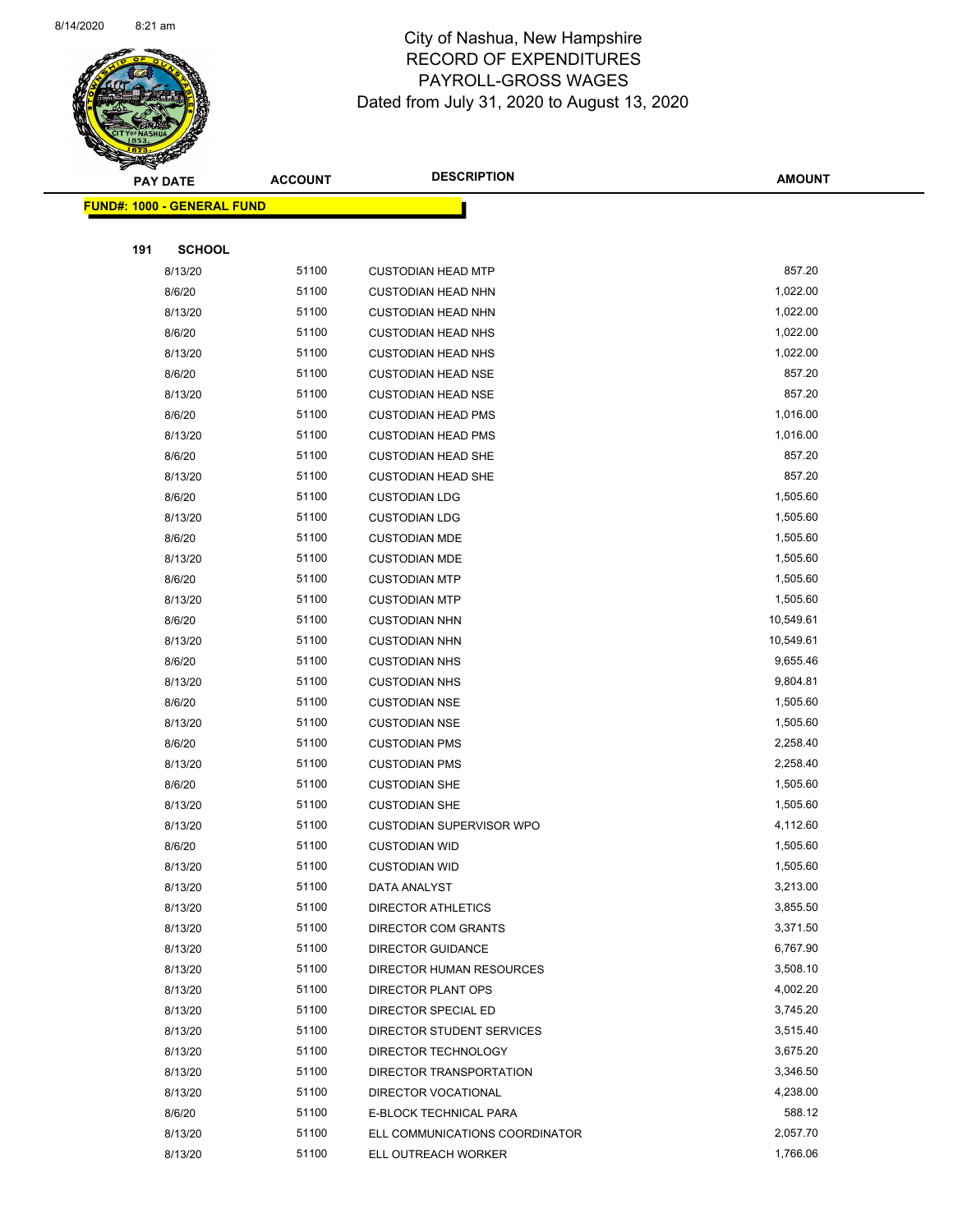# City of Nashua, New Hampshire
## RECORD OF EXPENDITURES
## PAYROLL-GROSS WAGES
## Dated from July 31, 2020 to August 13, 2020

**FUND#: 1000 - GENERAL FUND**

**191 SCHOOL**

| PAY DATE | ACCOUNT | DESCRIPTION | AMOUNT |
|---|---|---|---|
| 8/13/20 | 51100 | CUSTODIAN HEAD MTP | 857.20 |
| 8/6/20 | 51100 | CUSTODIAN HEAD NHN | 1,022.00 |
| 8/13/20 | 51100 | CUSTODIAN HEAD NHN | 1,022.00 |
| 8/6/20 | 51100 | CUSTODIAN HEAD NHS | 1,022.00 |
| 8/13/20 | 51100 | CUSTODIAN HEAD NHS | 1,022.00 |
| 8/6/20 | 51100 | CUSTODIAN HEAD NSE | 857.20 |
| 8/13/20 | 51100 | CUSTODIAN HEAD NSE | 857.20 |
| 8/6/20 | 51100 | CUSTODIAN HEAD PMS | 1,016.00 |
| 8/13/20 | 51100 | CUSTODIAN HEAD PMS | 1,016.00 |
| 8/6/20 | 51100 | CUSTODIAN HEAD SHE | 857.20 |
| 8/13/20 | 51100 | CUSTODIAN HEAD SHE | 857.20 |
| 8/6/20 | 51100 | CUSTODIAN LDG | 1,505.60 |
| 8/13/20 | 51100 | CUSTODIAN LDG | 1,505.60 |
| 8/6/20 | 51100 | CUSTODIAN MDE | 1,505.60 |
| 8/13/20 | 51100 | CUSTODIAN MDE | 1,505.60 |
| 8/6/20 | 51100 | CUSTODIAN MTP | 1,505.60 |
| 8/13/20 | 51100 | CUSTODIAN MTP | 1,505.60 |
| 8/6/20 | 51100 | CUSTODIAN NHN | 10,549.61 |
| 8/13/20 | 51100 | CUSTODIAN NHN | 10,549.61 |
| 8/6/20 | 51100 | CUSTODIAN NHS | 9,655.46 |
| 8/13/20 | 51100 | CUSTODIAN NHS | 9,804.81 |
| 8/6/20 | 51100 | CUSTODIAN NSE | 1,505.60 |
| 8/13/20 | 51100 | CUSTODIAN NSE | 1,505.60 |
| 8/6/20 | 51100 | CUSTODIAN PMS | 2,258.40 |
| 8/13/20 | 51100 | CUSTODIAN PMS | 2,258.40 |
| 8/6/20 | 51100 | CUSTODIAN SHE | 1,505.60 |
| 8/13/20 | 51100 | CUSTODIAN SHE | 1,505.60 |
| 8/13/20 | 51100 | CUSTODIAN SUPERVISOR WPO | 4,112.60 |
| 8/6/20 | 51100 | CUSTODIAN WID | 1,505.60 |
| 8/13/20 | 51100 | CUSTODIAN WID | 1,505.60 |
| 8/13/20 | 51100 | DATA ANALYST | 3,213.00 |
| 8/13/20 | 51100 | DIRECTOR ATHLETICS | 3,855.50 |
| 8/13/20 | 51100 | DIRECTOR COM GRANTS | 3,371.50 |
| 8/13/20 | 51100 | DIRECTOR GUIDANCE | 6,767.90 |
| 8/13/20 | 51100 | DIRECTOR HUMAN RESOURCES | 3,508.10 |
| 8/13/20 | 51100 | DIRECTOR PLANT OPS | 4,002.20 |
| 8/13/20 | 51100 | DIRECTOR SPECIAL ED | 3,745.20 |
| 8/13/20 | 51100 | DIRECTOR STUDENT SERVICES | 3,515.40 |
| 8/13/20 | 51100 | DIRECTOR TECHNOLOGY | 3,675.20 |
| 8/13/20 | 51100 | DIRECTOR TRANSPORTATION | 3,346.50 |
| 8/13/20 | 51100 | DIRECTOR VOCATIONAL | 4,238.00 |
| 8/6/20 | 51100 | E-BLOCK TECHNICAL PARA | 588.12 |
| 8/13/20 | 51100 | ELL COMMUNICATIONS COORDINATOR | 2,057.70 |
| 8/13/20 | 51100 | ELL OUTREACH WORKER | 1,766.06 |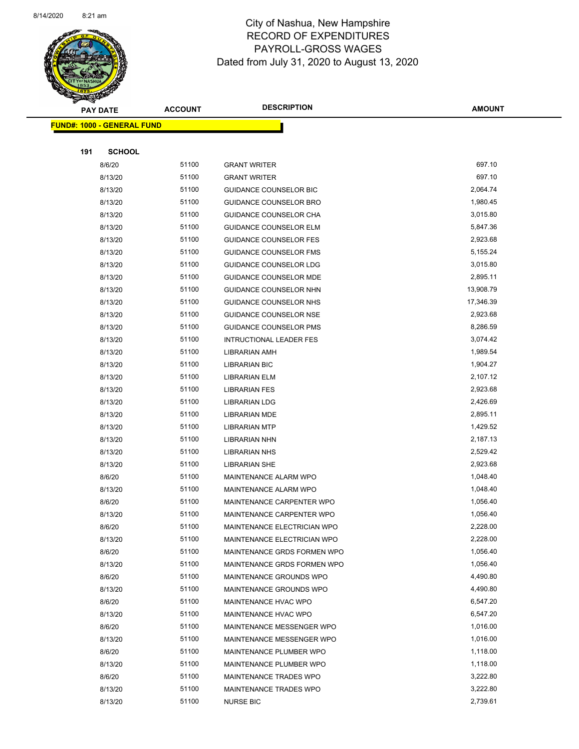# City of Nashua, New Hampshire
## RECORD OF EXPENDITURES
## PAYROLL-GROSS WAGES
## Dated from July 31, 2020 to August 13, 2020

| PAY DATE | ACCOUNT | DESCRIPTION | AMOUNT |
|---|---|---|---|
| **FUND#: 1000 - GENERAL FUND** | | | |
| **191 SCHOOL** | | | |
| 8/6/20 | 51100 | GRANT WRITER | 697.10 |
| 8/13/20 | 51100 | GRANT WRITER | 697.10 |
| 8/13/20 | 51100 | GUIDANCE COUNSELOR BIC | 2,064.74 |
| 8/13/20 | 51100 | GUIDANCE COUNSELOR BRO | 1,980.45 |
| 8/13/20 | 51100 | GUIDANCE COUNSELOR CHA | 3,015.80 |
| 8/13/20 | 51100 | GUIDANCE COUNSELOR ELM | 5,847.36 |
| 8/13/20 | 51100 | GUIDANCE COUNSELOR FES | 2,923.68 |
| 8/13/20 | 51100 | GUIDANCE COUNSELOR FMS | 5,155.24 |
| 8/13/20 | 51100 | GUIDANCE COUNSELOR LDG | 3,015.80 |
| 8/13/20 | 51100 | GUIDANCE COUNSELOR MDE | 2,895.11 |
| 8/13/20 | 51100 | GUIDANCE COUNSELOR NHN | 13,908.79 |
| 8/13/20 | 51100 | GUIDANCE COUNSELOR NHS | 17,346.39 |
| 8/13/20 | 51100 | GUIDANCE COUNSELOR NSE | 2,923.68 |
| 8/13/20 | 51100 | GUIDANCE COUNSELOR PMS | 8,286.59 |
| 8/13/20 | 51100 | INTRUCTIONAL LEADER FES | 3,074.42 |
| 8/13/20 | 51100 | LIBRARIAN AMH | 1,989.54 |
| 8/13/20 | 51100 | LIBRARIAN BIC | 1,904.27 |
| 8/13/20 | 51100 | LIBRARIAN ELM | 2,107.12 |
| 8/13/20 | 51100 | LIBRARIAN FES | 2,923.68 |
| 8/13/20 | 51100 | LIBRARIAN LDG | 2,426.69 |
| 8/13/20 | 51100 | LIBRARIAN MDE | 2,895.11 |
| 8/13/20 | 51100 | LIBRARIAN MTP | 1,429.52 |
| 8/13/20 | 51100 | LIBRARIAN NHN | 2,187.13 |
| 8/13/20 | 51100 | LIBRARIAN NHS | 2,529.42 |
| 8/13/20 | 51100 | LIBRARIAN SHE | 2,923.68 |
| 8/6/20 | 51100 | MAINTENANCE ALARM WPO | 1,048.40 |
| 8/13/20 | 51100 | MAINTENANCE ALARM WPO | 1,048.40 |
| 8/6/20 | 51100 | MAINTENANCE CARPENTER WPO | 1,056.40 |
| 8/13/20 | 51100 | MAINTENANCE CARPENTER WPO | 1,056.40 |
| 8/6/20 | 51100 | MAINTENANCE ELECTRICIAN WPO | 2,228.00 |
| 8/13/20 | 51100 | MAINTENANCE ELECTRICIAN WPO | 2,228.00 |
| 8/6/20 | 51100 | MAINTENANCE GRDS FORMEN WPO | 1,056.40 |
| 8/13/20 | 51100 | MAINTENANCE GRDS FORMEN WPO | 1,056.40 |
| 8/6/20 | 51100 | MAINTENANCE GROUNDS WPO | 4,490.80 |
| 8/13/20 | 51100 | MAINTENANCE GROUNDS WPO | 4,490.80 |
| 8/6/20 | 51100 | MAINTENANCE HVAC WPO | 6,547.20 |
| 8/13/20 | 51100 | MAINTENANCE HVAC WPO | 6,547.20 |
| 8/6/20 | 51100 | MAINTENANCE MESSENGER WPO | 1,016.00 |
| 8/13/20 | 51100 | MAINTENANCE MESSENGER WPO | 1,016.00 |
| 8/6/20 | 51100 | MAINTENANCE PLUMBER WPO | 1,118.00 |
| 8/13/20 | 51100 | MAINTENANCE PLUMBER WPO | 1,118.00 |
| 8/6/20 | 51100 | MAINTENANCE TRADES WPO | 3,222.80 |
| 8/13/20 | 51100 | MAINTENANCE TRADES WPO | 3,222.80 |
| 8/13/20 | 51100 | NURSE BIC | 2,739.61 |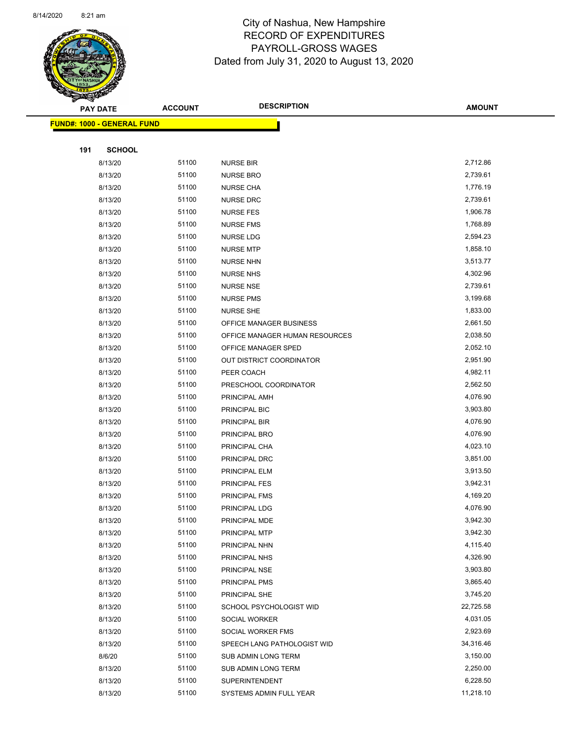# City of Nashua, New Hampshire
## RECORD OF EXPENDITURES
## PAYROLL-GROSS WAGES
### Dated from July 31, 2020 to August 13, 2020

| PAY DATE | ACCOUNT | DESCRIPTION | AMOUNT |
|---|---|---|---|
| **FUND#: 1000 - GENERAL FUND** | | | |
| **191 SCHOOL** | | | |
| 8/13/20 | 51100 | NURSE BIR | 2,712.86 |
| 8/13/20 | 51100 | NURSE BRO | 2,739.61 |
| 8/13/20 | 51100 | NURSE CHA | 1,776.19 |
| 8/13/20 | 51100 | NURSE DRC | 2,739.61 |
| 8/13/20 | 51100 | NURSE FES | 1,906.78 |
| 8/13/20 | 51100 | NURSE FMS | 1,768.89 |
| 8/13/20 | 51100 | NURSE LDG | 2,594.23 |
| 8/13/20 | 51100 | NURSE MTP | 1,858.10 |
| 8/13/20 | 51100 | NURSE NHN | 3,513.77 |
| 8/13/20 | 51100 | NURSE NHS | 4,302.96 |
| 8/13/20 | 51100 | NURSE NSE | 2,739.61 |
| 8/13/20 | 51100 | NURSE PMS | 3,199.68 |
| 8/13/20 | 51100 | NURSE SHE | 1,833.00 |
| 8/13/20 | 51100 | OFFICE MANAGER BUSINESS | 2,661.50 |
| 8/13/20 | 51100 | OFFICE MANAGER HUMAN RESOURCES | 2,038.50 |
| 8/13/20 | 51100 | OFFICE MANAGER SPED | 2,052.10 |
| 8/13/20 | 51100 | OUT DISTRICT COORDINATOR | 2,951.90 |
| 8/13/20 | 51100 | PEER COACH | 4,982.11 |
| 8/13/20 | 51100 | PRESCHOOL COORDINATOR | 2,562.50 |
| 8/13/20 | 51100 | PRINCIPAL AMH | 4,076.90 |
| 8/13/20 | 51100 | PRINCIPAL BIC | 3,903.80 |
| 8/13/20 | 51100 | PRINCIPAL BIR | 4,076.90 |
| 8/13/20 | 51100 | PRINCIPAL BRO | 4,076.90 |
| 8/13/20 | 51100 | PRINCIPAL CHA | 4,023.10 |
| 8/13/20 | 51100 | PRINCIPAL DRC | 3,851.00 |
| 8/13/20 | 51100 | PRINCIPAL ELM | 3,913.50 |
| 8/13/20 | 51100 | PRINCIPAL FES | 3,942.31 |
| 8/13/20 | 51100 | PRINCIPAL FMS | 4,169.20 |
| 8/13/20 | 51100 | PRINCIPAL LDG | 4,076.90 |
| 8/13/20 | 51100 | PRINCIPAL MDE | 3,942.30 |
| 8/13/20 | 51100 | PRINCIPAL MTP | 3,942.30 |
| 8/13/20 | 51100 | PRINCIPAL NHN | 4,115.40 |
| 8/13/20 | 51100 | PRINCIPAL NHS | 4,326.90 |
| 8/13/20 | 51100 | PRINCIPAL NSE | 3,903.80 |
| 8/13/20 | 51100 | PRINCIPAL PMS | 3,865.40 |
| 8/13/20 | 51100 | PRINCIPAL SHE | 3,745.20 |
| 8/13/20 | 51100 | SCHOOL PSYCHOLOGIST WID | 22,725.58 |
| 8/13/20 | 51100 | SOCIAL WORKER | 4,031.05 |
| 8/13/20 | 51100 | SOCIAL WORKER FMS | 2,923.69 |
| 8/13/20 | 51100 | SPEECH LANG PATHOLOGIST WID | 34,316.46 |
| 8/6/20 | 51100 | SUB ADMIN LONG TERM | 3,150.00 |
| 8/13/20 | 51100 | SUB ADMIN LONG TERM | 2,250.00 |
| 8/13/20 | 51100 | SUPERINTENDENT | 6,228.50 |
| 8/13/20 | 51100 | SYSTEMS ADMIN FULL YEAR | 11,218.10 |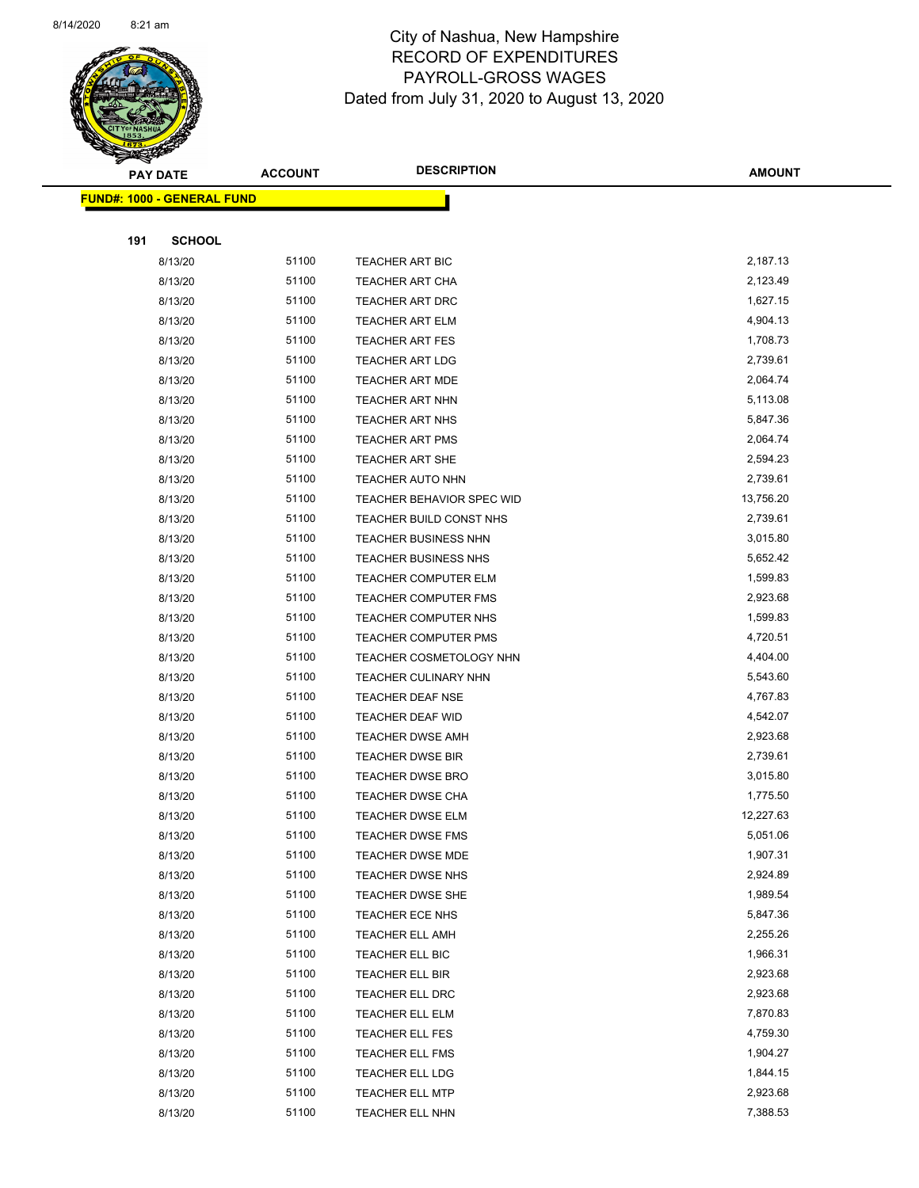# City of Nashua, New Hampshire
## RECORD OF EXPENDITURES
## PAYROLL-GROSS WAGES
## Dated from July 31, 2020 to August 13, 2020

| PAY DATE | ACCOUNT | DESCRIPTION | AMOUNT |
|---|---|---|---|

**FUND#: 1000 - GENERAL FUND**

**191 SCHOOL**

| PAY DATE | ACCOUNT | DESCRIPTION | AMOUNT |
|---|---|---|---|
| 8/13/20 | 51100 | TEACHER ART BIC | 2,187.13 |
| 8/13/20 | 51100 | TEACHER ART CHA | 2,123.49 |
| 8/13/20 | 51100 | TEACHER ART DRC | 1,627.15 |
| 8/13/20 | 51100 | TEACHER ART ELM | 4,904.13 |
| 8/13/20 | 51100 | TEACHER ART FES | 1,708.73 |
| 8/13/20 | 51100 | TEACHER ART LDG | 2,739.61 |
| 8/13/20 | 51100 | TEACHER ART MDE | 2,064.74 |
| 8/13/20 | 51100 | TEACHER ART NHN | 5,113.08 |
| 8/13/20 | 51100 | TEACHER ART NHS | 5,847.36 |
| 8/13/20 | 51100 | TEACHER ART PMS | 2,064.74 |
| 8/13/20 | 51100 | TEACHER ART SHE | 2,594.23 |
| 8/13/20 | 51100 | TEACHER AUTO NHN | 2,739.61 |
| 8/13/20 | 51100 | TEACHER BEHAVIOR SPEC WID | 13,756.20 |
| 8/13/20 | 51100 | TEACHER BUILD CONST NHS | 2,739.61 |
| 8/13/20 | 51100 | TEACHER BUSINESS NHN | 3,015.80 |
| 8/13/20 | 51100 | TEACHER BUSINESS NHS | 5,652.42 |
| 8/13/20 | 51100 | TEACHER COMPUTER ELM | 1,599.83 |
| 8/13/20 | 51100 | TEACHER COMPUTER FMS | 2,923.68 |
| 8/13/20 | 51100 | TEACHER COMPUTER NHS | 1,599.83 |
| 8/13/20 | 51100 | TEACHER COMPUTER PMS | 4,720.51 |
| 8/13/20 | 51100 | TEACHER COSMETOLOGY NHN | 4,404.00 |
| 8/13/20 | 51100 | TEACHER CULINARY NHN | 5,543.60 |
| 8/13/20 | 51100 | TEACHER DEAF NSE | 4,767.83 |
| 8/13/20 | 51100 | TEACHER DEAF WID | 4,542.07 |
| 8/13/20 | 51100 | TEACHER DWSE AMH | 2,923.68 |
| 8/13/20 | 51100 | TEACHER DWSE BIR | 2,739.61 |
| 8/13/20 | 51100 | TEACHER DWSE BRO | 3,015.80 |
| 8/13/20 | 51100 | TEACHER DWSE CHA | 1,775.50 |
| 8/13/20 | 51100 | TEACHER DWSE ELM | 12,227.63 |
| 8/13/20 | 51100 | TEACHER DWSE FMS | 5,051.06 |
| 8/13/20 | 51100 | TEACHER DWSE MDE | 1,907.31 |
| 8/13/20 | 51100 | TEACHER DWSE NHS | 2,924.89 |
| 8/13/20 | 51100 | TEACHER DWSE SHE | 1,989.54 |
| 8/13/20 | 51100 | TEACHER ECE NHS | 5,847.36 |
| 8/13/20 | 51100 | TEACHER ELL AMH | 2,255.26 |
| 8/13/20 | 51100 | TEACHER ELL BIC | 1,966.31 |
| 8/13/20 | 51100 | TEACHER ELL BIR | 2,923.68 |
| 8/13/20 | 51100 | TEACHER ELL DRC | 2,923.68 |
| 8/13/20 | 51100 | TEACHER ELL ELM | 7,870.83 |
| 8/13/20 | 51100 | TEACHER ELL FES | 4,759.30 |
| 8/13/20 | 51100 | TEACHER ELL FMS | 1,904.27 |
| 8/13/20 | 51100 | TEACHER ELL LDG | 1,844.15 |
| 8/13/20 | 51100 | TEACHER ELL MTP | 2,923.68 |
| 8/13/20 | 51100 | TEACHER ELL NHN | 7,388.53 |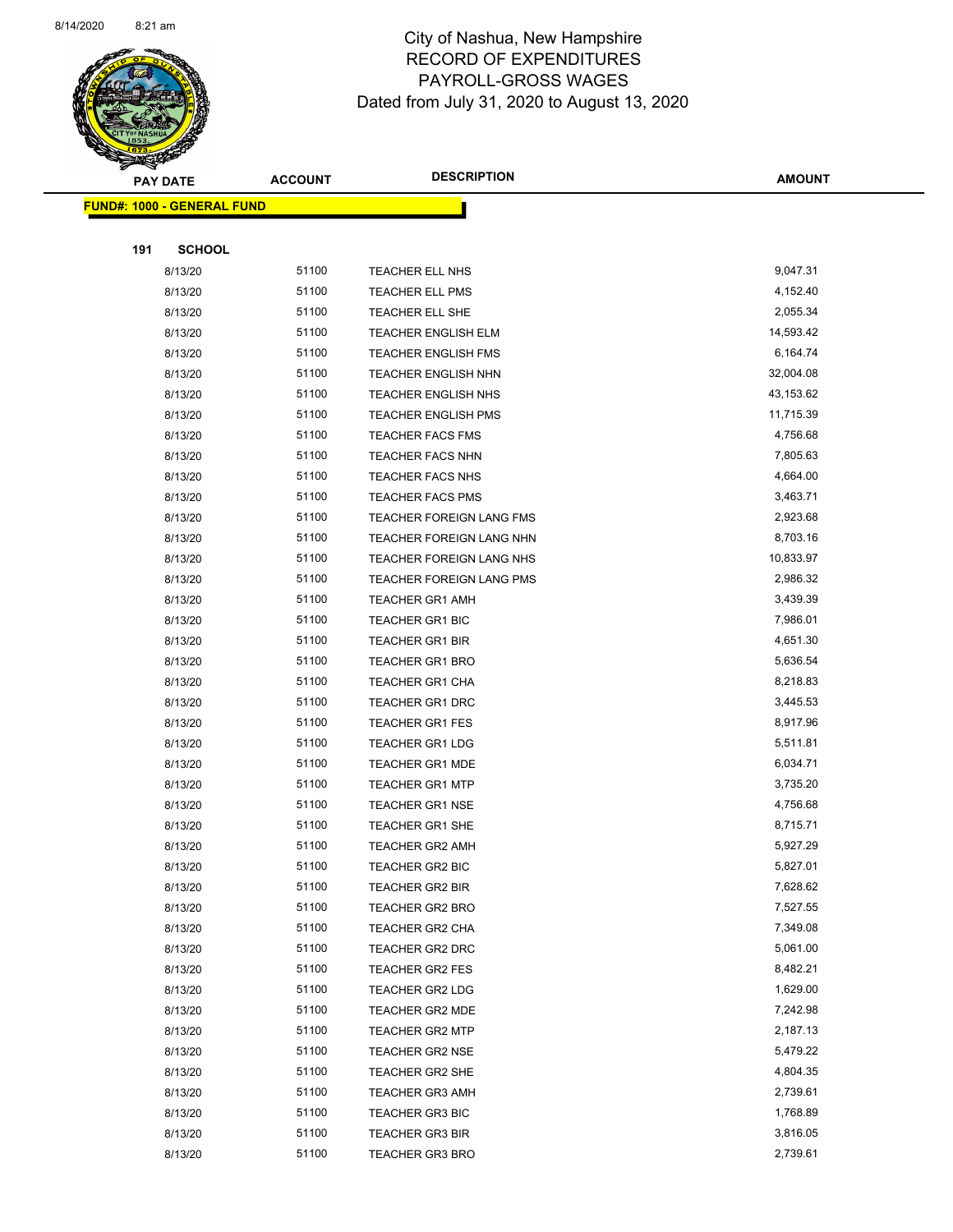# City of Nashua, New Hampshire
## RECORD OF EXPENDITURES
## PAYROLL-GROSS WAGES
### Dated from July 31, 2020 to August 13, 2020

| PAY DATE | ACCOUNT | DESCRIPTION | AMOUNT |
|---|---|---|---|

**FUND#: 1000 - GENERAL FUND**

**191 SCHOOL**

| PAY DATE | ACCOUNT | DESCRIPTION | AMOUNT |
|---|---|---|---|
| 8/13/20 | 51100 | TEACHER ELL NHS | 9,047.31 |
| 8/13/20 | 51100 | TEACHER ELL PMS | 4,152.40 |
| 8/13/20 | 51100 | TEACHER ELL SHE | 2,055.34 |
| 8/13/20 | 51100 | TEACHER ENGLISH ELM | 14,593.42 |
| 8/13/20 | 51100 | TEACHER ENGLISH FMS | 6,164.74 |
| 8/13/20 | 51100 | TEACHER ENGLISH NHN | 32,004.08 |
| 8/13/20 | 51100 | TEACHER ENGLISH NHS | 43,153.62 |
| 8/13/20 | 51100 | TEACHER ENGLISH PMS | 11,715.39 |
| 8/13/20 | 51100 | TEACHER FACS FMS | 4,756.68 |
| 8/13/20 | 51100 | TEACHER FACS NHN | 7,805.63 |
| 8/13/20 | 51100 | TEACHER FACS NHS | 4,664.00 |
| 8/13/20 | 51100 | TEACHER FACS PMS | 3,463.71 |
| 8/13/20 | 51100 | TEACHER FOREIGN LANG FMS | 2,923.68 |
| 8/13/20 | 51100 | TEACHER FOREIGN LANG NHN | 8,703.16 |
| 8/13/20 | 51100 | TEACHER FOREIGN LANG NHS | 10,833.97 |
| 8/13/20 | 51100 | TEACHER FOREIGN LANG PMS | 2,986.32 |
| 8/13/20 | 51100 | TEACHER GR1 AMH | 3,439.39 |
| 8/13/20 | 51100 | TEACHER GR1 BIC | 7,986.01 |
| 8/13/20 | 51100 | TEACHER GR1 BIR | 4,651.30 |
| 8/13/20 | 51100 | TEACHER GR1 BRO | 5,636.54 |
| 8/13/20 | 51100 | TEACHER GR1 CHA | 8,218.83 |
| 8/13/20 | 51100 | TEACHER GR1 DRC | 3,445.53 |
| 8/13/20 | 51100 | TEACHER GR1 FES | 8,917.96 |
| 8/13/20 | 51100 | TEACHER GR1 LDG | 5,511.81 |
| 8/13/20 | 51100 | TEACHER GR1 MDE | 6,034.71 |
| 8/13/20 | 51100 | TEACHER GR1 MTP | 3,735.20 |
| 8/13/20 | 51100 | TEACHER GR1 NSE | 4,756.68 |
| 8/13/20 | 51100 | TEACHER GR1 SHE | 8,715.71 |
| 8/13/20 | 51100 | TEACHER GR2 AMH | 5,927.29 |
| 8/13/20 | 51100 | TEACHER GR2 BIC | 5,827.01 |
| 8/13/20 | 51100 | TEACHER GR2 BIR | 7,628.62 |
| 8/13/20 | 51100 | TEACHER GR2 BRO | 7,527.55 |
| 8/13/20 | 51100 | TEACHER GR2 CHA | 7,349.08 |
| 8/13/20 | 51100 | TEACHER GR2 DRC | 5,061.00 |
| 8/13/20 | 51100 | TEACHER GR2 FES | 8,482.21 |
| 8/13/20 | 51100 | TEACHER GR2 LDG | 1,629.00 |
| 8/13/20 | 51100 | TEACHER GR2 MDE | 7,242.98 |
| 8/13/20 | 51100 | TEACHER GR2 MTP | 2,187.13 |
| 8/13/20 | 51100 | TEACHER GR2 NSE | 5,479.22 |
| 8/13/20 | 51100 | TEACHER GR2 SHE | 4,804.35 |
| 8/13/20 | 51100 | TEACHER GR3 AMH | 2,739.61 |
| 8/13/20 | 51100 | TEACHER GR3 BIC | 1,768.89 |
| 8/13/20 | 51100 | TEACHER GR3 BIR | 3,816.05 |
| 8/13/20 | 51100 | TEACHER GR3 BRO | 2,739.61 |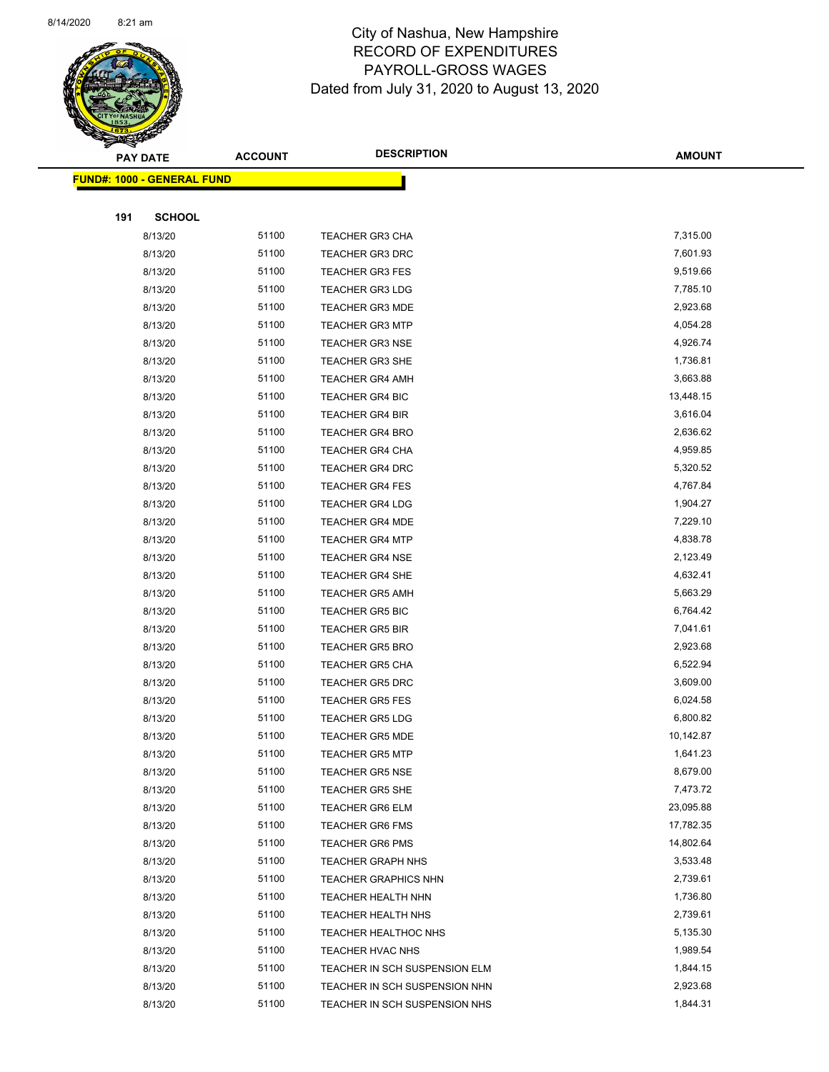# City of Nashua, New Hampshire
## RECORD OF EXPENDITURES
## PAYROLL-GROSS WAGES
### Dated from July 31, 2020 to August 13, 2020

**FUND#: 1000 - GENERAL FUND**

**191 SCHOOL**

| PAY DATE | ACCOUNT | DESCRIPTION | AMOUNT |
|---|---|---|---|
| 8/13/20 | 51100 | TEACHER GR3 CHA | 7,315.00 |
| 8/13/20 | 51100 | TEACHER GR3 DRC | 7,601.93 |
| 8/13/20 | 51100 | TEACHER GR3 FES | 9,519.66 |
| 8/13/20 | 51100 | TEACHER GR3 LDG | 7,785.10 |
| 8/13/20 | 51100 | TEACHER GR3 MDE | 2,923.68 |
| 8/13/20 | 51100 | TEACHER GR3 MTP | 4,054.28 |
| 8/13/20 | 51100 | TEACHER GR3 NSE | 4,926.74 |
| 8/13/20 | 51100 | TEACHER GR3 SHE | 1,736.81 |
| 8/13/20 | 51100 | TEACHER GR4 AMH | 3,663.88 |
| 8/13/20 | 51100 | TEACHER GR4 BIC | 13,448.15 |
| 8/13/20 | 51100 | TEACHER GR4 BIR | 3,616.04 |
| 8/13/20 | 51100 | TEACHER GR4 BRO | 2,636.62 |
| 8/13/20 | 51100 | TEACHER GR4 CHA | 4,959.85 |
| 8/13/20 | 51100 | TEACHER GR4 DRC | 5,320.52 |
| 8/13/20 | 51100 | TEACHER GR4 FES | 4,767.84 |
| 8/13/20 | 51100 | TEACHER GR4 LDG | 1,904.27 |
| 8/13/20 | 51100 | TEACHER GR4 MDE | 7,229.10 |
| 8/13/20 | 51100 | TEACHER GR4 MTP | 4,838.78 |
| 8/13/20 | 51100 | TEACHER GR4 NSE | 2,123.49 |
| 8/13/20 | 51100 | TEACHER GR4 SHE | 4,632.41 |
| 8/13/20 | 51100 | TEACHER GR5 AMH | 5,663.29 |
| 8/13/20 | 51100 | TEACHER GR5 BIC | 6,764.42 |
| 8/13/20 | 51100 | TEACHER GR5 BIR | 7,041.61 |
| 8/13/20 | 51100 | TEACHER GR5 BRO | 2,923.68 |
| 8/13/20 | 51100 | TEACHER GR5 CHA | 6,522.94 |
| 8/13/20 | 51100 | TEACHER GR5 DRC | 3,609.00 |
| 8/13/20 | 51100 | TEACHER GR5 FES | 6,024.58 |
| 8/13/20 | 51100 | TEACHER GR5 LDG | 6,800.82 |
| 8/13/20 | 51100 | TEACHER GR5 MDE | 10,142.87 |
| 8/13/20 | 51100 | TEACHER GR5 MTP | 1,641.23 |
| 8/13/20 | 51100 | TEACHER GR5 NSE | 8,679.00 |
| 8/13/20 | 51100 | TEACHER GR5 SHE | 7,473.72 |
| 8/13/20 | 51100 | TEACHER GR6 ELM | 23,095.88 |
| 8/13/20 | 51100 | TEACHER GR6 FMS | 17,782.35 |
| 8/13/20 | 51100 | TEACHER GR6 PMS | 14,802.64 |
| 8/13/20 | 51100 | TEACHER GRAPH NHS | 3,533.48 |
| 8/13/20 | 51100 | TEACHER GRAPHICS NHN | 2,739.61 |
| 8/13/20 | 51100 | TEACHER HEALTH NHN | 1,736.80 |
| 8/13/20 | 51100 | TEACHER HEALTH NHS | 2,739.61 |
| 8/13/20 | 51100 | TEACHER HEALTHOC NHS | 5,135.30 |
| 8/13/20 | 51100 | TEACHER HVAC NHS | 1,989.54 |
| 8/13/20 | 51100 | TEACHER IN SCH SUSPENSION ELM | 1,844.15 |
| 8/13/20 | 51100 | TEACHER IN SCH SUSPENSION NHN | 2,923.68 |
| 8/13/20 | 51100 | TEACHER IN SCH SUSPENSION NHS | 1,844.31 |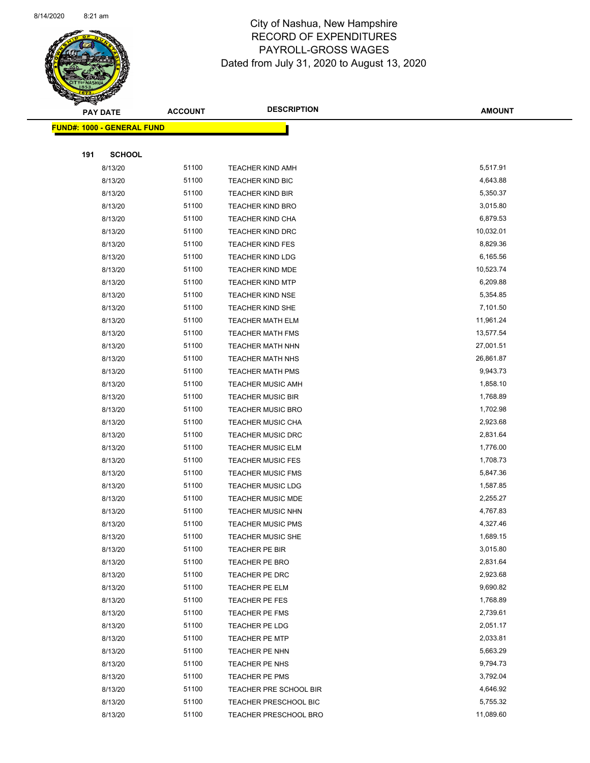# City of Nashua, New Hampshire
## RECORD OF EXPENDITURES
## PAYROLL-GROSS WAGES
## Dated from July 31, 2020 to August 13, 2020

| PAY DATE | ACCOUNT | DESCRIPTION | AMOUNT |
|---|---|---|---|
| **FUND#: 1000 - GENERAL FUND** | | | |
| **191 SCHOOL** | | | |
| 8/13/20 | 51100 | TEACHER KIND AMH | 5,517.91 |
| 8/13/20 | 51100 | TEACHER KIND BIC | 4,643.88 |
| 8/13/20 | 51100 | TEACHER KIND BIR | 5,350.37 |
| 8/13/20 | 51100 | TEACHER KIND BRO | 3,015.80 |
| 8/13/20 | 51100 | TEACHER KIND CHA | 6,879.53 |
| 8/13/20 | 51100 | TEACHER KIND DRC | 10,032.01 |
| 8/13/20 | 51100 | TEACHER KIND FES | 8,829.36 |
| 8/13/20 | 51100 | TEACHER KIND LDG | 6,165.56 |
| 8/13/20 | 51100 | TEACHER KIND MDE | 10,523.74 |
| 8/13/20 | 51100 | TEACHER KIND MTP | 6,209.88 |
| 8/13/20 | 51100 | TEACHER KIND NSE | 5,354.85 |
| 8/13/20 | 51100 | TEACHER KIND SHE | 7,101.50 |
| 8/13/20 | 51100 | TEACHER MATH ELM | 11,961.24 |
| 8/13/20 | 51100 | TEACHER MATH FMS | 13,577.54 |
| 8/13/20 | 51100 | TEACHER MATH NHN | 27,001.51 |
| 8/13/20 | 51100 | TEACHER MATH NHS | 26,861.87 |
| 8/13/20 | 51100 | TEACHER MATH PMS | 9,943.73 |
| 8/13/20 | 51100 | TEACHER MUSIC AMH | 1,858.10 |
| 8/13/20 | 51100 | TEACHER MUSIC BIR | 1,768.89 |
| 8/13/20 | 51100 | TEACHER MUSIC BRO | 1,702.98 |
| 8/13/20 | 51100 | TEACHER MUSIC CHA | 2,923.68 |
| 8/13/20 | 51100 | TEACHER MUSIC DRC | 2,831.64 |
| 8/13/20 | 51100 | TEACHER MUSIC ELM | 1,776.00 |
| 8/13/20 | 51100 | TEACHER MUSIC FES | 1,708.73 |
| 8/13/20 | 51100 | TEACHER MUSIC FMS | 5,847.36 |
| 8/13/20 | 51100 | TEACHER MUSIC LDG | 1,587.85 |
| 8/13/20 | 51100 | TEACHER MUSIC MDE | 2,255.27 |
| 8/13/20 | 51100 | TEACHER MUSIC NHN | 4,767.83 |
| 8/13/20 | 51100 | TEACHER MUSIC PMS | 4,327.46 |
| 8/13/20 | 51100 | TEACHER MUSIC SHE | 1,689.15 |
| 8/13/20 | 51100 | TEACHER PE BIR | 3,015.80 |
| 8/13/20 | 51100 | TEACHER PE BRO | 2,831.64 |
| 8/13/20 | 51100 | TEACHER PE DRC | 2,923.68 |
| 8/13/20 | 51100 | TEACHER PE ELM | 9,690.82 |
| 8/13/20 | 51100 | TEACHER PE FES | 1,768.89 |
| 8/13/20 | 51100 | TEACHER PE FMS | 2,739.61 |
| 8/13/20 | 51100 | TEACHER PE LDG | 2,051.17 |
| 8/13/20 | 51100 | TEACHER PE MTP | 2,033.81 |
| 8/13/20 | 51100 | TEACHER PE NHN | 5,663.29 |
| 8/13/20 | 51100 | TEACHER PE NHS | 9,794.73 |
| 8/13/20 | 51100 | TEACHER PE PMS | 3,792.04 |
| 8/13/20 | 51100 | TEACHER PRE SCHOOL BIR | 4,646.92 |
| 8/13/20 | 51100 | TEACHER PRESCHOOL BIC | 5,755.32 |
| 8/13/20 | 51100 | TEACHER PRESCHOOL BRO | 11,089.60 |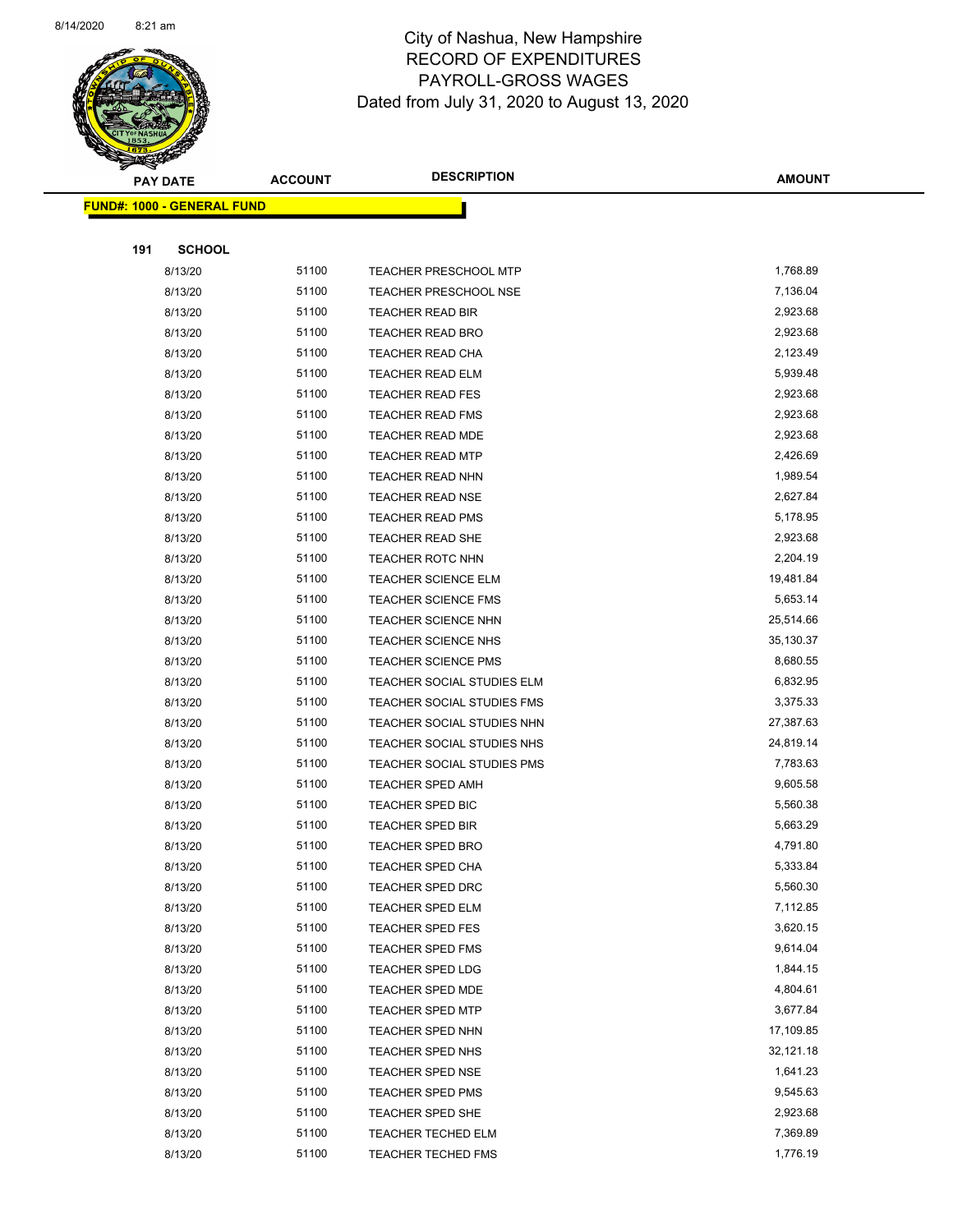# City of Nashua, New Hampshire
## RECORD OF EXPENDITURES
## PAYROLL-GROSS WAGES
### Dated from July 31, 2020 to August 13, 2020

| PAY DATE | ACCOUNT | DESCRIPTION | AMOUNT |
|---|---|---|---|

**FUND#: 1000 - GENERAL FUND**

**191 SCHOOL**

| PAY DATE | ACCOUNT | DESCRIPTION | AMOUNT |
|---|---|---|---|
| 8/13/20 | 51100 | TEACHER PRESCHOOL MTP | 1,768.89 |
| 8/13/20 | 51100 | TEACHER PRESCHOOL NSE | 7,136.04 |
| 8/13/20 | 51100 | TEACHER READ BIR | 2,923.68 |
| 8/13/20 | 51100 | TEACHER READ BRO | 2,923.68 |
| 8/13/20 | 51100 | TEACHER READ CHA | 2,123.49 |
| 8/13/20 | 51100 | TEACHER READ ELM | 5,939.48 |
| 8/13/20 | 51100 | TEACHER READ FES | 2,923.68 |
| 8/13/20 | 51100 | TEACHER READ FMS | 2,923.68 |
| 8/13/20 | 51100 | TEACHER READ MDE | 2,923.68 |
| 8/13/20 | 51100 | TEACHER READ MTP | 2,426.69 |
| 8/13/20 | 51100 | TEACHER READ NHN | 1,989.54 |
| 8/13/20 | 51100 | TEACHER READ NSE | 2,627.84 |
| 8/13/20 | 51100 | TEACHER READ PMS | 5,178.95 |
| 8/13/20 | 51100 | TEACHER READ SHE | 2,923.68 |
| 8/13/20 | 51100 | TEACHER ROTC NHN | 2,204.19 |
| 8/13/20 | 51100 | TEACHER SCIENCE ELM | 19,481.84 |
| 8/13/20 | 51100 | TEACHER SCIENCE FMS | 5,653.14 |
| 8/13/20 | 51100 | TEACHER SCIENCE NHN | 25,514.66 |
| 8/13/20 | 51100 | TEACHER SCIENCE NHS | 35,130.37 |
| 8/13/20 | 51100 | TEACHER SCIENCE PMS | 8,680.55 |
| 8/13/20 | 51100 | TEACHER SOCIAL STUDIES ELM | 6,832.95 |
| 8/13/20 | 51100 | TEACHER SOCIAL STUDIES FMS | 3,375.33 |
| 8/13/20 | 51100 | TEACHER SOCIAL STUDIES NHN | 27,387.63 |
| 8/13/20 | 51100 | TEACHER SOCIAL STUDIES NHS | 24,819.14 |
| 8/13/20 | 51100 | TEACHER SOCIAL STUDIES PMS | 7,783.63 |
| 8/13/20 | 51100 | TEACHER SPED AMH | 9,605.58 |
| 8/13/20 | 51100 | TEACHER SPED BIC | 5,560.38 |
| 8/13/20 | 51100 | TEACHER SPED BIR | 5,663.29 |
| 8/13/20 | 51100 | TEACHER SPED BRO | 4,791.80 |
| 8/13/20 | 51100 | TEACHER SPED CHA | 5,333.84 |
| 8/13/20 | 51100 | TEACHER SPED DRC | 5,560.30 |
| 8/13/20 | 51100 | TEACHER SPED ELM | 7,112.85 |
| 8/13/20 | 51100 | TEACHER SPED FES | 3,620.15 |
| 8/13/20 | 51100 | TEACHER SPED FMS | 9,614.04 |
| 8/13/20 | 51100 | TEACHER SPED LDG | 1,844.15 |
| 8/13/20 | 51100 | TEACHER SPED MDE | 4,804.61 |
| 8/13/20 | 51100 | TEACHER SPED MTP | 3,677.84 |
| 8/13/20 | 51100 | TEACHER SPED NHN | 17,109.85 |
| 8/13/20 | 51100 | TEACHER SPED NHS | 32,121.18 |
| 8/13/20 | 51100 | TEACHER SPED NSE | 1,641.23 |
| 8/13/20 | 51100 | TEACHER SPED PMS | 9,545.63 |
| 8/13/20 | 51100 | TEACHER SPED SHE | 2,923.68 |
| 8/13/20 | 51100 | TEACHER TECHED ELM | 7,369.89 |
| 8/13/20 | 51100 | TEACHER TECHED FMS | 1,776.19 |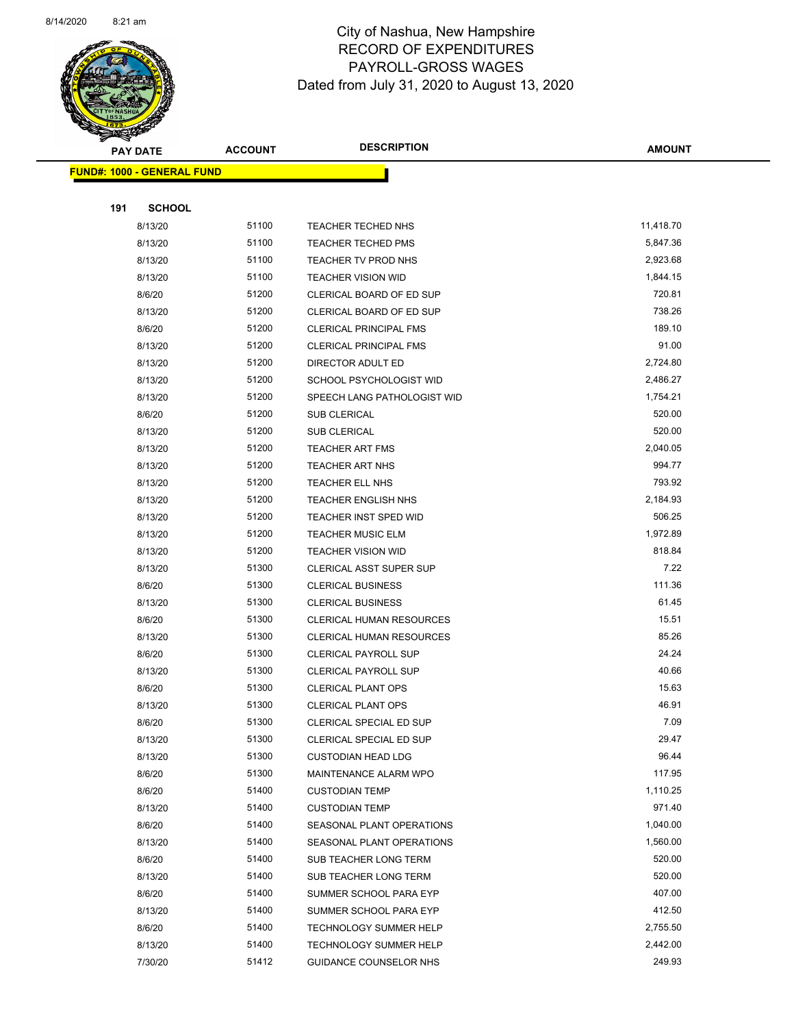# City of Nashua, New Hampshire
## RECORD OF EXPENDITURES
## PAYROLL-GROSS WAGES
### Dated from July 31, 2020 to August 13, 2020

**FUND#: 1000 - GENERAL FUND**

**191 SCHOOL**

| PAY DATE | ACCOUNT | DESCRIPTION | AMOUNT |
|---|---|---|---|
| 8/13/20 | 51100 | TEACHER TECHED NHS | 11,418.70 |
| 8/13/20 | 51100 | TEACHER TECHED PMS | 5,847.36 |
| 8/13/20 | 51100 | TEACHER TV PROD NHS | 2,923.68 |
| 8/13/20 | 51100 | TEACHER VISION WID | 1,844.15 |
| 8/6/20 | 51200 | CLERICAL BOARD OF ED SUP | 720.81 |
| 8/13/20 | 51200 | CLERICAL BOARD OF ED SUP | 738.26 |
| 8/6/20 | 51200 | CLERICAL PRINCIPAL FMS | 189.10 |
| 8/13/20 | 51200 | CLERICAL PRINCIPAL FMS | 91.00 |
| 8/13/20 | 51200 | DIRECTOR ADULT ED | 2,724.80 |
| 8/13/20 | 51200 | SCHOOL PSYCHOLOGIST WID | 2,486.27 |
| 8/13/20 | 51200 | SPEECH LANG PATHOLOGIST WID | 1,754.21 |
| 8/6/20 | 51200 | SUB CLERICAL | 520.00 |
| 8/13/20 | 51200 | SUB CLERICAL | 520.00 |
| 8/13/20 | 51200 | TEACHER ART FMS | 2,040.05 |
| 8/13/20 | 51200 | TEACHER ART NHS | 994.77 |
| 8/13/20 | 51200 | TEACHER ELL NHS | 793.92 |
| 8/13/20 | 51200 | TEACHER ENGLISH NHS | 2,184.93 |
| 8/13/20 | 51200 | TEACHER INST SPED WID | 506.25 |
| 8/13/20 | 51200 | TEACHER MUSIC ELM | 1,972.89 |
| 8/13/20 | 51200 | TEACHER VISION WID | 818.84 |
| 8/13/20 | 51300 | CLERICAL ASST SUPER SUP | 7.22 |
| 8/6/20 | 51300 | CLERICAL BUSINESS | 111.36 |
| 8/13/20 | 51300 | CLERICAL BUSINESS | 61.45 |
| 8/6/20 | 51300 | CLERICAL HUMAN RESOURCES | 15.51 |
| 8/13/20 | 51300 | CLERICAL HUMAN RESOURCES | 85.26 |
| 8/6/20 | 51300 | CLERICAL PAYROLL SUP | 24.24 |
| 8/13/20 | 51300 | CLERICAL PAYROLL SUP | 40.66 |
| 8/6/20 | 51300 | CLERICAL PLANT OPS | 15.63 |
| 8/13/20 | 51300 | CLERICAL PLANT OPS | 46.91 |
| 8/6/20 | 51300 | CLERICAL SPECIAL ED SUP | 7.09 |
| 8/13/20 | 51300 | CLERICAL SPECIAL ED SUP | 29.47 |
| 8/13/20 | 51300 | CUSTODIAN HEAD LDG | 96.44 |
| 8/6/20 | 51300 | MAINTENANCE ALARM WPO | 117.95 |
| 8/6/20 | 51400 | CUSTODIAN TEMP | 1,110.25 |
| 8/13/20 | 51400 | CUSTODIAN TEMP | 971.40 |
| 8/6/20 | 51400 | SEASONAL PLANT OPERATIONS | 1,040.00 |
| 8/13/20 | 51400 | SEASONAL PLANT OPERATIONS | 1,560.00 |
| 8/6/20 | 51400 | SUB TEACHER LONG TERM | 520.00 |
| 8/13/20 | 51400 | SUB TEACHER LONG TERM | 520.00 |
| 8/6/20 | 51400 | SUMMER SCHOOL PARA EYP | 407.00 |
| 8/13/20 | 51400 | SUMMER SCHOOL PARA EYP | 412.50 |
| 8/6/20 | 51400 | TECHNOLOGY SUMMER HELP | 2,755.50 |
| 8/13/20 | 51400 | TECHNOLOGY SUMMER HELP | 2,442.00 |
| 7/30/20 | 51412 | GUIDANCE COUNSELOR NHS | 249.93 |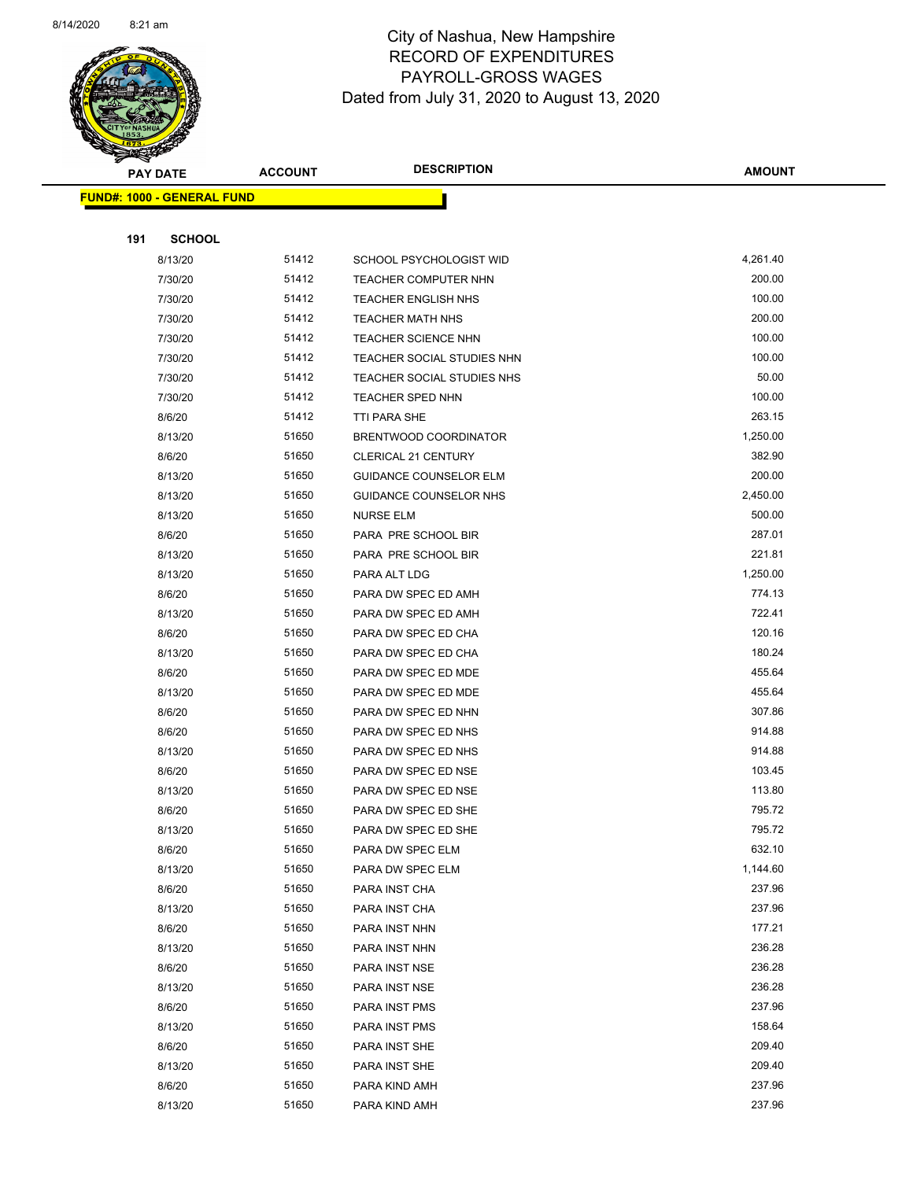# City of Nashua, New Hampshire
## RECORD OF EXPENDITURES
## PAYROLL-GROSS WAGES
## Dated from July 31, 2020 to August 13, 2020

| PAY DATE | ACCOUNT | DESCRIPTION | AMOUNT |
|---|---|---|---|
| **FUND#: 1000 - GENERAL FUND** | | | |
| **191 SCHOOL** | | | |
| 8/13/20 | 51412 | SCHOOL PSYCHOLOGIST WID | 4,261.40 |
| 7/30/20 | 51412 | TEACHER COMPUTER NHN | 200.00 |
| 7/30/20 | 51412 | TEACHER ENGLISH NHS | 100.00 |
| 7/30/20 | 51412 | TEACHER MATH NHS | 200.00 |
| 7/30/20 | 51412 | TEACHER SCIENCE NHN | 100.00 |
| 7/30/20 | 51412 | TEACHER SOCIAL STUDIES NHN | 100.00 |
| 7/30/20 | 51412 | TEACHER SOCIAL STUDIES NHS | 50.00 |
| 7/30/20 | 51412 | TEACHER SPED NHN | 100.00 |
| 8/6/20 | 51412 | TTI PARA SHE | 263.15 |
| 8/13/20 | 51650 | BRENTWOOD COORDINATOR | 1,250.00 |
| 8/6/20 | 51650 | CLERICAL 21 CENTURY | 382.90 |
| 8/13/20 | 51650 | GUIDANCE COUNSELOR ELM | 200.00 |
| 8/13/20 | 51650 | GUIDANCE COUNSELOR NHS | 2,450.00 |
| 8/13/20 | 51650 | NURSE ELM | 500.00 |
| 8/6/20 | 51650 | PARA PRE SCHOOL BIR | 287.01 |
| 8/13/20 | 51650 | PARA PRE SCHOOL BIR | 221.81 |
| 8/13/20 | 51650 | PARA ALT LDG | 1,250.00 |
| 8/6/20 | 51650 | PARA DW SPEC ED AMH | 774.13 |
| 8/13/20 | 51650 | PARA DW SPEC ED AMH | 722.41 |
| 8/6/20 | 51650 | PARA DW SPEC ED CHA | 120.16 |
| 8/13/20 | 51650 | PARA DW SPEC ED CHA | 180.24 |
| 8/6/20 | 51650 | PARA DW SPEC ED MDE | 455.64 |
| 8/13/20 | 51650 | PARA DW SPEC ED MDE | 455.64 |
| 8/6/20 | 51650 | PARA DW SPEC ED NHN | 307.86 |
| 8/6/20 | 51650 | PARA DW SPEC ED NHS | 914.88 |
| 8/13/20 | 51650 | PARA DW SPEC ED NHS | 914.88 |
| 8/6/20 | 51650 | PARA DW SPEC ED NSE | 103.45 |
| 8/13/20 | 51650 | PARA DW SPEC ED NSE | 113.80 |
| 8/6/20 | 51650 | PARA DW SPEC ED SHE | 795.72 |
| 8/13/20 | 51650 | PARA DW SPEC ED SHE | 795.72 |
| 8/6/20 | 51650 | PARA DW SPEC ELM | 632.10 |
| 8/13/20 | 51650 | PARA DW SPEC ELM | 1,144.60 |
| 8/6/20 | 51650 | PARA INST CHA | 237.96 |
| 8/13/20 | 51650 | PARA INST CHA | 237.96 |
| 8/6/20 | 51650 | PARA INST NHN | 177.21 |
| 8/13/20 | 51650 | PARA INST NHN | 236.28 |
| 8/6/20 | 51650 | PARA INST NSE | 236.28 |
| 8/13/20 | 51650 | PARA INST NSE | 236.28 |
| 8/6/20 | 51650 | PARA INST PMS | 237.96 |
| 8/13/20 | 51650 | PARA INST PMS | 158.64 |
| 8/6/20 | 51650 | PARA INST SHE | 209.40 |
| 8/13/20 | 51650 | PARA INST SHE | 209.40 |
| 8/6/20 | 51650 | PARA KIND AMH | 237.96 |
| 8/13/20 | 51650 | PARA KIND AMH | 237.96 |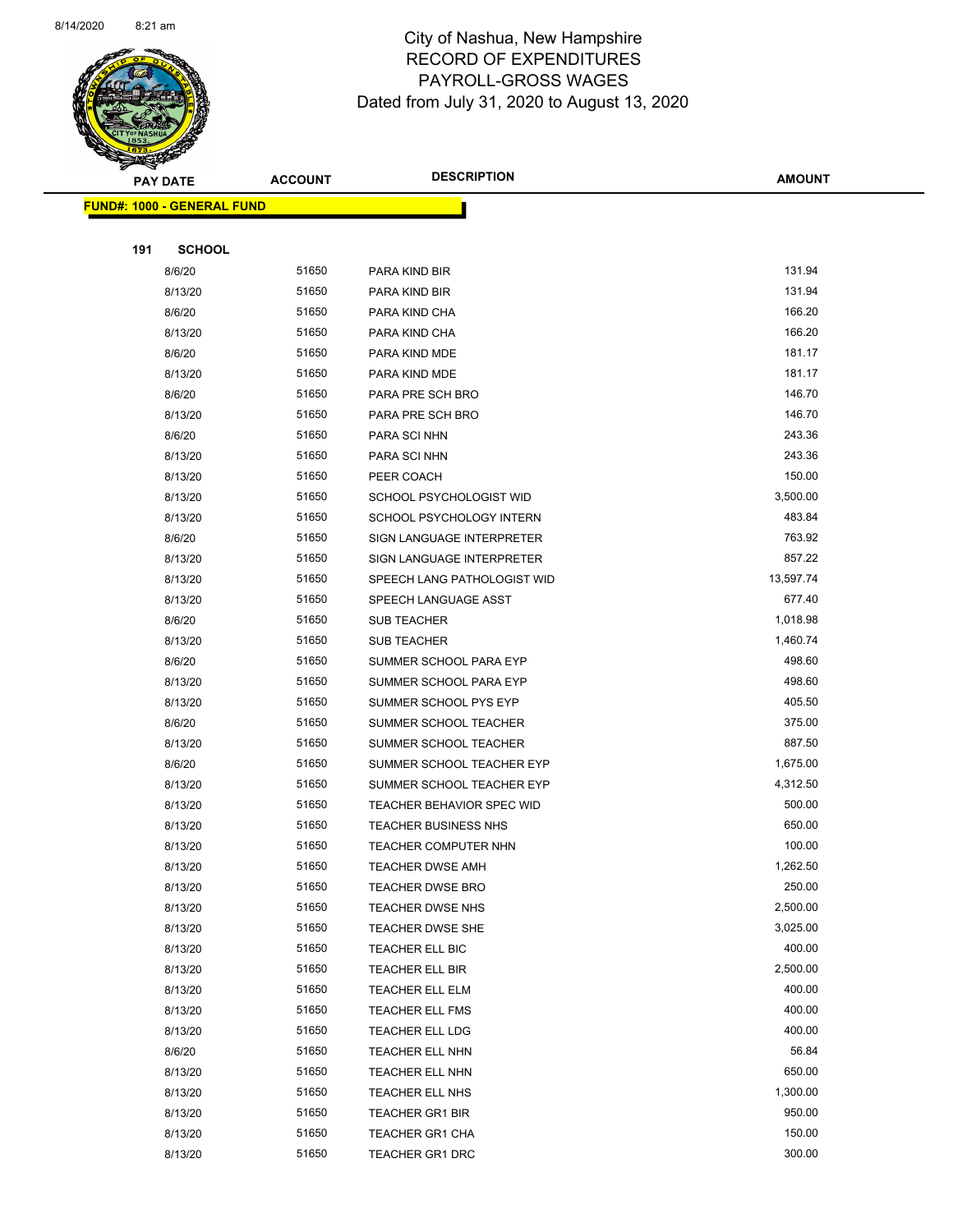# City of Nashua, New Hampshire
## RECORD OF EXPENDITURES
## PAYROLL-GROSS WAGES
### Dated from July 31, 2020 to August 13, 2020

**FUND#: 1000 - GENERAL FUND**

**191 SCHOOL**

| PAY DATE | ACCOUNT | DESCRIPTION | AMOUNT |
|---|---|---|---|
| 8/6/20 | 51650 | PARA KIND BIR | 131.94 |
| 8/13/20 | 51650 | PARA KIND BIR | 131.94 |
| 8/6/20 | 51650 | PARA KIND CHA | 166.20 |
| 8/13/20 | 51650 | PARA KIND CHA | 166.20 |
| 8/6/20 | 51650 | PARA KIND MDE | 181.17 |
| 8/13/20 | 51650 | PARA KIND MDE | 181.17 |
| 8/6/20 | 51650 | PARA PRE SCH BRO | 146.70 |
| 8/13/20 | 51650 | PARA PRE SCH BRO | 146.70 |
| 8/6/20 | 51650 | PARA SCI NHN | 243.36 |
| 8/13/20 | 51650 | PARA SCI NHN | 243.36 |
| 8/13/20 | 51650 | PEER COACH | 150.00 |
| 8/13/20 | 51650 | SCHOOL PSYCHOLOGIST WID | 3,500.00 |
| 8/13/20 | 51650 | SCHOOL PSYCHOLOGY INTERN | 483.84 |
| 8/6/20 | 51650 | SIGN LANGUAGE INTERPRETER | 763.92 |
| 8/13/20 | 51650 | SIGN LANGUAGE INTERPRETER | 857.22 |
| 8/13/20 | 51650 | SPEECH LANG PATHOLOGIST WID | 13,597.74 |
| 8/13/20 | 51650 | SPEECH LANGUAGE ASST | 677.40 |
| 8/6/20 | 51650 | SUB TEACHER | 1,018.98 |
| 8/13/20 | 51650 | SUB TEACHER | 1,460.74 |
| 8/6/20 | 51650 | SUMMER SCHOOL PARA EYP | 498.60 |
| 8/13/20 | 51650 | SUMMER SCHOOL PARA EYP | 498.60 |
| 8/13/20 | 51650 | SUMMER SCHOOL PYS EYP | 405.50 |
| 8/6/20 | 51650 | SUMMER SCHOOL TEACHER | 375.00 |
| 8/13/20 | 51650 | SUMMER SCHOOL TEACHER | 887.50 |
| 8/6/20 | 51650 | SUMMER SCHOOL TEACHER EYP | 1,675.00 |
| 8/13/20 | 51650 | SUMMER SCHOOL TEACHER EYP | 4,312.50 |
| 8/13/20 | 51650 | TEACHER BEHAVIOR SPEC WID | 500.00 |
| 8/13/20 | 51650 | TEACHER BUSINESS NHS | 650.00 |
| 8/13/20 | 51650 | TEACHER COMPUTER NHN | 100.00 |
| 8/13/20 | 51650 | TEACHER DWSE AMH | 1,262.50 |
| 8/13/20 | 51650 | TEACHER DWSE BRO | 250.00 |
| 8/13/20 | 51650 | TEACHER DWSE NHS | 2,500.00 |
| 8/13/20 | 51650 | TEACHER DWSE SHE | 3,025.00 |
| 8/13/20 | 51650 | TEACHER ELL BIC | 400.00 |
| 8/13/20 | 51650 | TEACHER ELL BIR | 2,500.00 |
| 8/13/20 | 51650 | TEACHER ELL ELM | 400.00 |
| 8/13/20 | 51650 | TEACHER ELL FMS | 400.00 |
| 8/13/20 | 51650 | TEACHER ELL LDG | 400.00 |
| 8/6/20 | 51650 | TEACHER ELL NHN | 56.84 |
| 8/13/20 | 51650 | TEACHER ELL NHN | 650.00 |
| 8/13/20 | 51650 | TEACHER ELL NHS | 1,300.00 |
| 8/13/20 | 51650 | TEACHER GR1 BIR | 950.00 |
| 8/13/20 | 51650 | TEACHER GR1 CHA | 150.00 |
| 8/13/20 | 51650 | TEACHER GR1 DRC | 300.00 |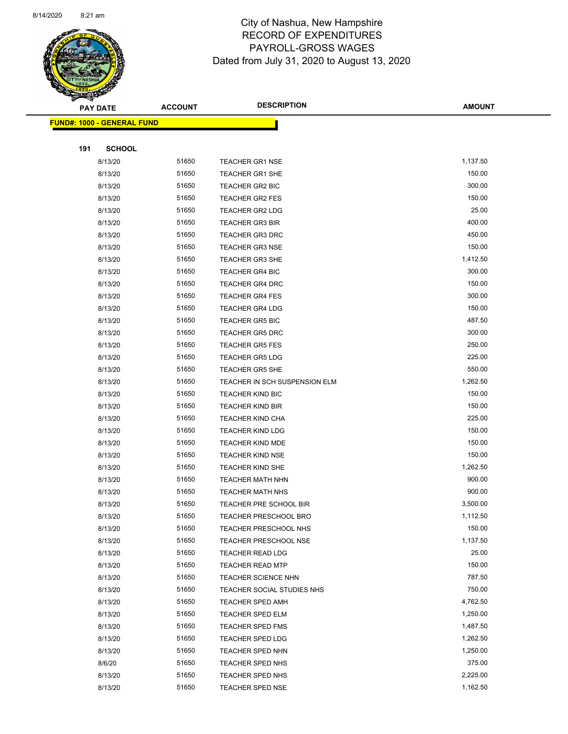# City of Nashua, New Hampshire
## RECORD OF EXPENDITURES
## PAYROLL-GROSS WAGES
### Dated from July 31, 2020 to August 13, 2020

**FUND#: 1000 - GENERAL FUND**

**191 SCHOOL**

| PAY DATE | ACCOUNT | DESCRIPTION | AMOUNT |
|---|---|---|---|
| 8/13/20 | 51650 | TEACHER GR1 NSE | 1,137.50 |
| 8/13/20 | 51650 | TEACHER GR1 SHE | 150.00 |
| 8/13/20 | 51650 | TEACHER GR2 BIC | 300.00 |
| 8/13/20 | 51650 | TEACHER GR2 FES | 150.00 |
| 8/13/20 | 51650 | TEACHER GR2 LDG | 25.00 |
| 8/13/20 | 51650 | TEACHER GR3 BIR | 400.00 |
| 8/13/20 | 51650 | TEACHER GR3 DRC | 450.00 |
| 8/13/20 | 51650 | TEACHER GR3 NSE | 150.00 |
| 8/13/20 | 51650 | TEACHER GR3 SHE | 1,412.50 |
| 8/13/20 | 51650 | TEACHER GR4 BIC | 300.00 |
| 8/13/20 | 51650 | TEACHER GR4 DRC | 150.00 |
| 8/13/20 | 51650 | TEACHER GR4 FES | 300.00 |
| 8/13/20 | 51650 | TEACHER GR4 LDG | 150.00 |
| 8/13/20 | 51650 | TEACHER GR5 BIC | 487.50 |
| 8/13/20 | 51650 | TEACHER GR5 DRC | 300.00 |
| 8/13/20 | 51650 | TEACHER GR5 FES | 250.00 |
| 8/13/20 | 51650 | TEACHER GR5 LDG | 225.00 |
| 8/13/20 | 51650 | TEACHER GR5 SHE | 550.00 |
| 8/13/20 | 51650 | TEACHER IN SCH SUSPENSION ELM | 1,262.50 |
| 8/13/20 | 51650 | TEACHER KIND BIC | 150.00 |
| 8/13/20 | 51650 | TEACHER KIND BIR | 150.00 |
| 8/13/20 | 51650 | TEACHER KIND CHA | 225.00 |
| 8/13/20 | 51650 | TEACHER KIND LDG | 150.00 |
| 8/13/20 | 51650 | TEACHER KIND MDE | 150.00 |
| 8/13/20 | 51650 | TEACHER KIND NSE | 150.00 |
| 8/13/20 | 51650 | TEACHER KIND SHE | 1,262.50 |
| 8/13/20 | 51650 | TEACHER MATH NHN | 900.00 |
| 8/13/20 | 51650 | TEACHER MATH NHS | 900.00 |
| 8/13/20 | 51650 | TEACHER PRE SCHOOL BIR | 3,500.00 |
| 8/13/20 | 51650 | TEACHER PRESCHOOL BRO | 1,112.50 |
| 8/13/20 | 51650 | TEACHER PRESCHOOL NHS | 150.00 |
| 8/13/20 | 51650 | TEACHER PRESCHOOL NSE | 1,137.50 |
| 8/13/20 | 51650 | TEACHER READ LDG | 25.00 |
| 8/13/20 | 51650 | TEACHER READ MTP | 150.00 |
| 8/13/20 | 51650 | TEACHER SCIENCE NHN | 787.50 |
| 8/13/20 | 51650 | TEACHER SOCIAL STUDIES NHS | 750.00 |
| 8/13/20 | 51650 | TEACHER SPED AMH | 4,762.50 |
| 8/13/20 | 51650 | TEACHER SPED ELM | 1,250.00 |
| 8/13/20 | 51650 | TEACHER SPED FMS | 1,487.50 |
| 8/13/20 | 51650 | TEACHER SPED LDG | 1,262.50 |
| 8/13/20 | 51650 | TEACHER SPED NHN | 1,250.00 |
| 8/6/20 | 51650 | TEACHER SPED NHS | 375.00 |
| 8/13/20 | 51650 | TEACHER SPED NHS | 2,225.00 |
| 8/13/20 | 51650 | TEACHER SPED NSE | 1,162.50 |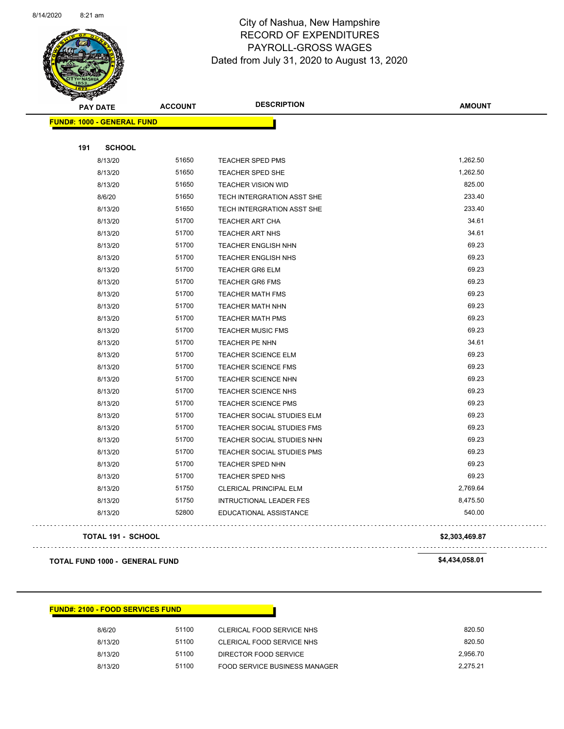# City of Nashua, New Hampshire
## RECORD OF EXPENDITURES
## PAYROLL-GROSS WAGES
### Dated from July 31, 2020 to August 13, 2020

| PAY DATE | ACCOUNT | DESCRIPTION | AMOUNT |
|---|---|---|---|
| **FUND#: 1000 - GENERAL FUND** | | | |
| **191 SCHOOL** | | | |
| 8/13/20 | 51650 | TEACHER SPED PMS | 1,262.50 |
| 8/13/20 | 51650 | TEACHER SPED SHE | 1,262.50 |
| 8/13/20 | 51650 | TEACHER VISION WID | 825.00 |
| 8/6/20 | 51650 | TECH INTERGRATION ASST SHE | 233.40 |
| 8/13/20 | 51650 | TECH INTERGRATION ASST SHE | 233.40 |
| 8/13/20 | 51700 | TEACHER ART CHA | 34.61 |
| 8/13/20 | 51700 | TEACHER ART NHS | 34.61 |
| 8/13/20 | 51700 | TEACHER ENGLISH NHN | 69.23 |
| 8/13/20 | 51700 | TEACHER ENGLISH NHS | 69.23 |
| 8/13/20 | 51700 | TEACHER GR6 ELM | 69.23 |
| 8/13/20 | 51700 | TEACHER GR6 FMS | 69.23 |
| 8/13/20 | 51700 | TEACHER MATH FMS | 69.23 |
| 8/13/20 | 51700 | TEACHER MATH NHN | 69.23 |
| 8/13/20 | 51700 | TEACHER MATH PMS | 69.23 |
| 8/13/20 | 51700 | TEACHER MUSIC FMS | 69.23 |
| 8/13/20 | 51700 | TEACHER PE NHN | 34.61 |
| 8/13/20 | 51700 | TEACHER SCIENCE ELM | 69.23 |
| 8/13/20 | 51700 | TEACHER SCIENCE FMS | 69.23 |
| 8/13/20 | 51700 | TEACHER SCIENCE NHN | 69.23 |
| 8/13/20 | 51700 | TEACHER SCIENCE NHS | 69.23 |
| 8/13/20 | 51700 | TEACHER SCIENCE PMS | 69.23 |
| 8/13/20 | 51700 | TEACHER SOCIAL STUDIES ELM | 69.23 |
| 8/13/20 | 51700 | TEACHER SOCIAL STUDIES FMS | 69.23 |
| 8/13/20 | 51700 | TEACHER SOCIAL STUDIES NHN | 69.23 |
| 8/13/20 | 51700 | TEACHER SOCIAL STUDIES PMS | 69.23 |
| 8/13/20 | 51700 | TEACHER SPED NHN | 69.23 |
| 8/13/20 | 51700 | TEACHER SPED NHS | 69.23 |
| 8/13/20 | 51750 | CLERICAL PRINCIPAL ELM | 2,769.64 |
| 8/13/20 | 51750 | INTRUCTIONAL LEADER FES | 8,475.50 |
| 8/13/20 | 52800 | EDUCATIONAL ASSISTANCE | 540.00 |
| **TOTAL 191 - SCHOOL** | | | **$2,303,469.87** |
| **TOTAL FUND 1000 - GENERAL FUND** | | | **$4,434,058.01** |

| PAY DATE | ACCOUNT | DESCRIPTION | AMOUNT |
|---|---|---|---|
| **FUND#: 2100 - FOOD SERVICES FUND** | | | |
| 8/6/20 | 51100 | CLERICAL FOOD SERVICE NHS | 820.50 |
| 8/13/20 | 51100 | CLERICAL FOOD SERVICE NHS | 820.50 |
| 8/13/20 | 51100 | DIRECTOR FOOD SERVICE | 2,956.70 |
| 8/13/20 | 51100 | FOOD SERVICE BUSINESS MANAGER | 2,275.21 |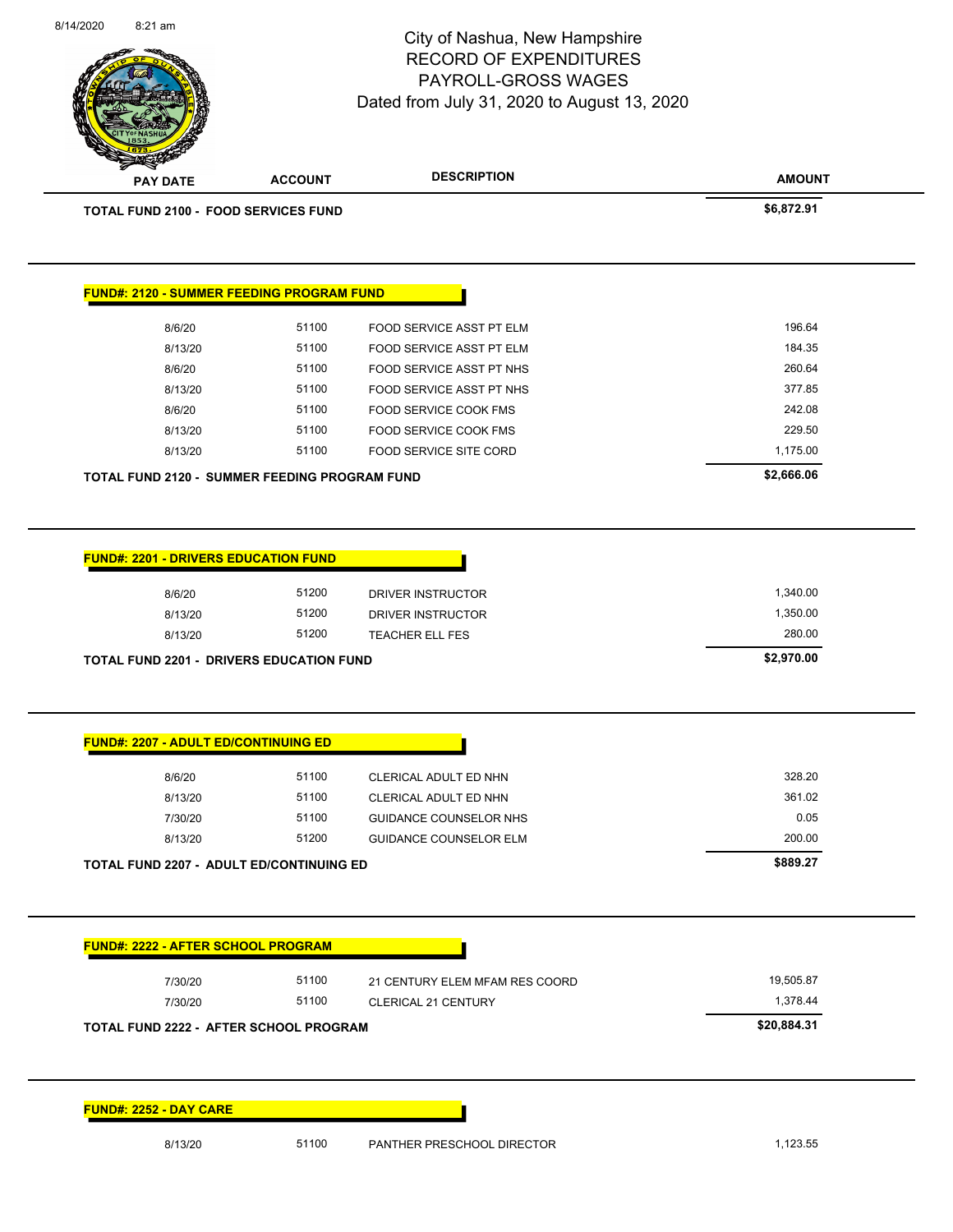City of Nashua, New Hampshire
RECORD OF EXPENDITURES
PAYROLL-GROSS WAGES
Dated from July 31, 2020 to August 13, 2020

| PAY DATE | ACCOUNT | DESCRIPTION | AMOUNT |
|---|---|---|---|
| **TOTAL FUND 2100 - FOOD SERVICES FUND** | | | **$6,872.91** |

**FUND#: 2120 - SUMMER FEEDING PROGRAM FUND**

| PAY DATE | ACCOUNT | DESCRIPTION | AMOUNT |
|---|---|---|---|
| 8/6/20 | 51100 | FOOD SERVICE ASST PT ELM | 196.64 |
| 8/13/20 | 51100 | FOOD SERVICE ASST PT ELM | 184.35 |
| 8/6/20 | 51100 | FOOD SERVICE ASST PT NHS | 260.64 |
| 8/13/20 | 51100 | FOOD SERVICE ASST PT NHS | 377.85 |
| 8/6/20 | 51100 | FOOD SERVICE COOK FMS | 242.08 |
| 8/13/20 | 51100 | FOOD SERVICE COOK FMS | 229.50 |
| 8/13/20 | 51100 | FOOD SERVICE SITE CORD | 1,175.00 |
| **TOTAL FUND 2120 - SUMMER FEEDING PROGRAM FUND** | | | **$2,666.06** |

**FUND#: 2201 - DRIVERS EDUCATION FUND**

| PAY DATE | ACCOUNT | DESCRIPTION | AMOUNT |
|---|---|---|---|
| 8/6/20 | 51200 | DRIVER INSTRUCTOR | 1,340.00 |
| 8/13/20 | 51200 | DRIVER INSTRUCTOR | 1,350.00 |
| 8/13/20 | 51200 | TEACHER ELL FES | 280.00 |
| **TOTAL FUND 2201 - DRIVERS EDUCATION FUND** | | | **$2,970.00** |

**FUND#: 2207 - ADULT ED/CONTINUING ED**

| PAY DATE | ACCOUNT | DESCRIPTION | AMOUNT |
|---|---|---|---|
| 8/6/20 | 51100 | CLERICAL ADULT ED NHN | 328.20 |
| 8/13/20 | 51100 | CLERICAL ADULT ED NHN | 361.02 |
| 7/30/20 | 51100 | GUIDANCE COUNSELOR NHS | 0.05 |
| 8/13/20 | 51200 | GUIDANCE COUNSELOR ELM | 200.00 |
| **TOTAL FUND 2207 - ADULT ED/CONTINUING ED** | | | **$889.27** |

**FUND#: 2222 - AFTER SCHOOL PROGRAM**

| PAY DATE | ACCOUNT | DESCRIPTION | AMOUNT |
|---|---|---|---|
| 7/30/20 | 51100 | 21 CENTURY ELEM MFAM RES COORD | 19,505.87 |
| 7/30/20 | 51100 | CLERICAL 21 CENTURY | 1,378.44 |
| **TOTAL FUND 2222 - AFTER SCHOOL PROGRAM** | | | **$20,884.31** |

**FUND#: 2252 - DAY CARE**

| PAY DATE | ACCOUNT | DESCRIPTION | AMOUNT |
|---|---|---|---|
| 8/13/20 | 51100 | PANTHER PRESCHOOL DIRECTOR | 1,123.55 |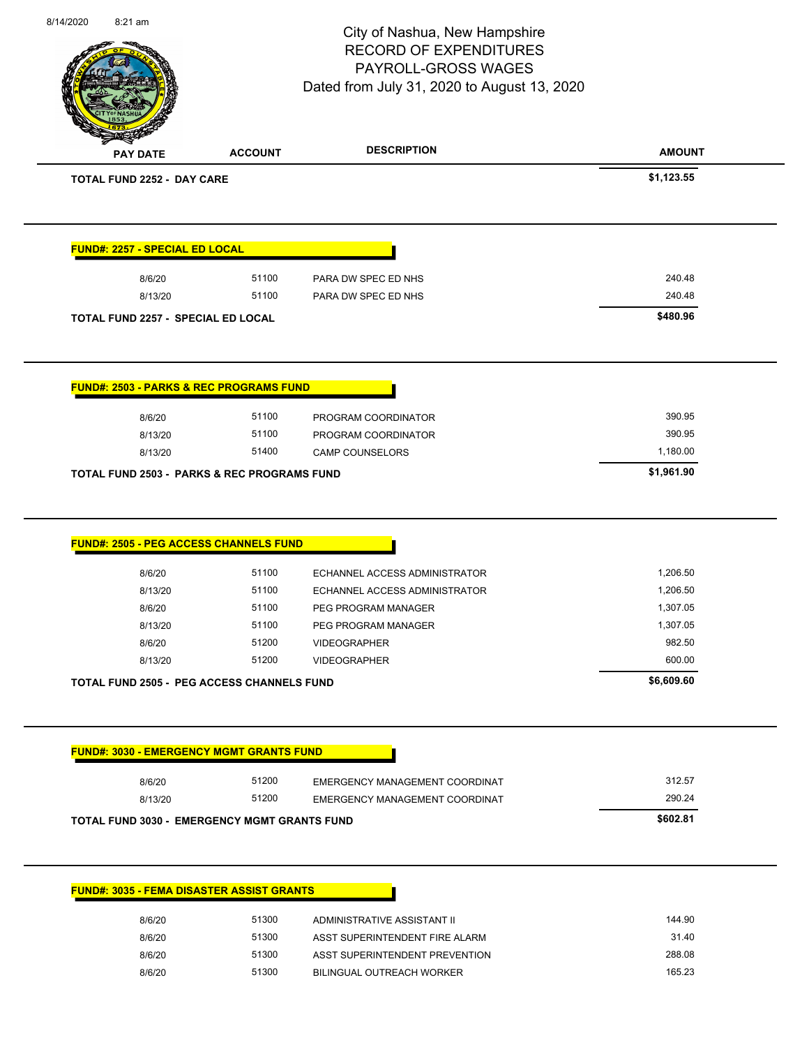# City of Nashua, New Hampshire
## RECORD OF EXPENDITURES
## PAYROLL-GROSS WAGES
### Dated from July 31, 2020 to August 13, 2020

| PAY DATE | ACCOUNT | DESCRIPTION | AMOUNT |
|---|---|---|---|
| **TOTAL FUND 2252 - DAY CARE** | | | **$1,123.55** |

**FUND#: 2257 - SPECIAL ED LOCAL**

| PAY DATE | ACCOUNT | DESCRIPTION | AMOUNT |
|---|---|---|---|
| 8/6/20 | 51100 | PARA DW SPEC ED NHS | 240.48 |
| 8/13/20 | 51100 | PARA DW SPEC ED NHS | 240.48 |
| **TOTAL FUND 2257 - SPECIAL ED LOCAL** | | | **$480.96** |

**FUND#: 2503 - PARKS & REC PROGRAMS FUND**

| PAY DATE | ACCOUNT | DESCRIPTION | AMOUNT |
|---|---|---|---|
| 8/6/20 | 51100 | PROGRAM COORDINATOR | 390.95 |
| 8/13/20 | 51100 | PROGRAM COORDINATOR | 390.95 |
| 8/13/20 | 51400 | CAMP COUNSELORS | 1,180.00 |
| **TOTAL FUND 2503 - PARKS & REC PROGRAMS FUND** | | | **$1,961.90** |

**FUND#: 2505 - PEG ACCESS CHANNELS FUND**

| PAY DATE | ACCOUNT | DESCRIPTION | AMOUNT |
|---|---|---|---|
| 8/6/20 | 51100 | ECHANNEL ACCESS ADMINISTRATOR | 1,206.50 |
| 8/13/20 | 51100 | ECHANNEL ACCESS ADMINISTRATOR | 1,206.50 |
| 8/6/20 | 51100 | PEG PROGRAM MANAGER | 1,307.05 |
| 8/13/20 | 51100 | PEG PROGRAM MANAGER | 1,307.05 |
| 8/6/20 | 51200 | VIDEOGRAPHER | 982.50 |
| 8/13/20 | 51200 | VIDEOGRAPHER | 600.00 |
| **TOTAL FUND 2505 - PEG ACCESS CHANNELS FUND** | | | **$6,609.60** |

**FUND#: 3030 - EMERGENCY MGMT GRANTS FUND**

| PAY DATE | ACCOUNT | DESCRIPTION | AMOUNT |
|---|---|---|---|
| 8/6/20 | 51200 | EMERGENCY MANAGEMENT COORDINAT | 312.57 |
| 8/13/20 | 51200 | EMERGENCY MANAGEMENT COORDINAT | 290.24 |
| **TOTAL FUND 3030 - EMERGENCY MGMT GRANTS FUND** | | | **$602.81** |

**FUND#: 3035 - FEMA DISASTER ASSIST GRANTS**

| PAY DATE | ACCOUNT | DESCRIPTION | AMOUNT |
|---|---|---|---|
| 8/6/20 | 51300 | ADMINISTRATIVE ASSISTANT II | 144.90 |
| 8/6/20 | 51300 | ASST SUPERINTENDENT FIRE ALARM | 31.40 |
| 8/6/20 | 51300 | ASST SUPERINTENDENT PREVENTION | 288.08 |
| 8/6/20 | 51300 | BILINGUAL OUTREACH WORKER | 165.23 |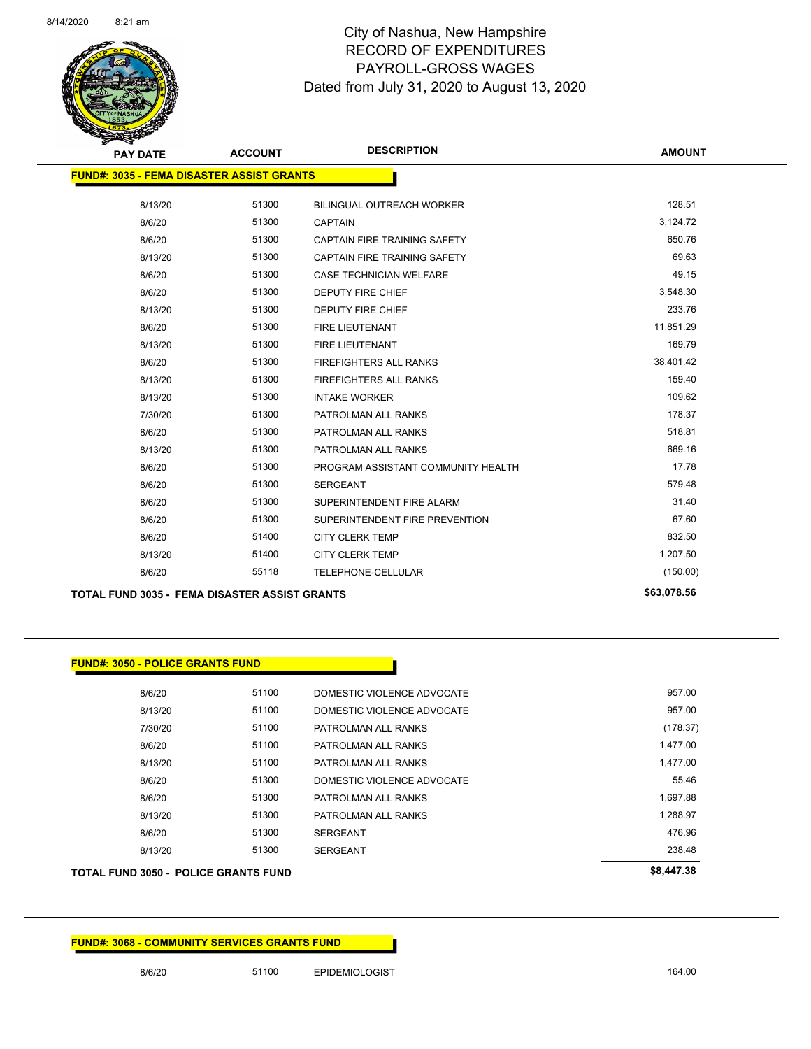# City of Nashua, New Hampshire
## RECORD OF EXPENDITURES
## PAYROLL-GROSS WAGES
### Dated from July 31, 2020 to August 13, 2020

| PAY DATE | ACCOUNT | DESCRIPTION | AMOUNT |
|---|---|---|---|
| **FUND#: 3035 - FEMA DISASTER ASSIST GRANTS** | | | |
| 8/13/20 | 51300 | BILINGUAL OUTREACH WORKER | 128.51 |
| 8/6/20 | 51300 | CAPTAIN | 3,124.72 |
| 8/6/20 | 51300 | CAPTAIN FIRE TRAINING SAFETY | 650.76 |
| 8/13/20 | 51300 | CAPTAIN FIRE TRAINING SAFETY | 69.63 |
| 8/6/20 | 51300 | CASE TECHNICIAN WELFARE | 49.15 |
| 8/6/20 | 51300 | DEPUTY FIRE CHIEF | 3,548.30 |
| 8/13/20 | 51300 | DEPUTY FIRE CHIEF | 233.76 |
| 8/6/20 | 51300 | FIRE LIEUTENANT | 11,851.29 |
| 8/13/20 | 51300 | FIRE LIEUTENANT | 169.79 |
| 8/6/20 | 51300 | FIREFIGHTERS ALL RANKS | 38,401.42 |
| 8/13/20 | 51300 | FIREFIGHTERS ALL RANKS | 159.40 |
| 8/13/20 | 51300 | INTAKE WORKER | 109.62 |
| 7/30/20 | 51300 | PATROLMAN ALL RANKS | 178.37 |
| 8/6/20 | 51300 | PATROLMAN ALL RANKS | 518.81 |
| 8/13/20 | 51300 | PATROLMAN ALL RANKS | 669.16 |
| 8/6/20 | 51300 | PROGRAM ASSISTANT COMMUNITY HEALTH | 17.78 |
| 8/6/20 | 51300 | SERGEANT | 579.48 |
| 8/6/20 | 51300 | SUPERINTENDENT FIRE ALARM | 31.40 |
| 8/6/20 | 51300 | SUPERINTENDENT FIRE PREVENTION | 67.60 |
| 8/6/20 | 51400 | CITY CLERK TEMP | 832.50 |
| 8/13/20 | 51400 | CITY CLERK TEMP | 1,207.50 |
| 8/6/20 | 55118 | TELEPHONE-CELLULAR | (150.00) |
| **TOTAL FUND 3035 - FEMA DISASTER ASSIST GRANTS** | | | **$63,078.56** |

| PAY DATE | ACCOUNT | DESCRIPTION | AMOUNT |
|---|---|---|---|
| **FUND#: 3050 - POLICE GRANTS FUND** | | | |
| 8/6/20 | 51100 | DOMESTIC VIOLENCE ADVOCATE | 957.00 |
| 8/13/20 | 51100 | DOMESTIC VIOLENCE ADVOCATE | 957.00 |
| 7/30/20 | 51100 | PATROLMAN ALL RANKS | (178.37) |
| 8/6/20 | 51100 | PATROLMAN ALL RANKS | 1,477.00 |
| 8/13/20 | 51100 | PATROLMAN ALL RANKS | 1,477.00 |
| 8/6/20 | 51300 | DOMESTIC VIOLENCE ADVOCATE | 55.46 |
| 8/6/20 | 51300 | PATROLMAN ALL RANKS | 1,697.88 |
| 8/13/20 | 51300 | PATROLMAN ALL RANKS | 1,288.97 |
| 8/6/20 | 51300 | SERGEANT | 476.96 |
| 8/13/20 | 51300 | SERGEANT | 238.48 |
| **TOTAL FUND 3050 - POLICE GRANTS FUND** | | | **$8,447.38** |

| PAY DATE | ACCOUNT | DESCRIPTION | AMOUNT |
|---|---|---|---|
| **FUND#: 3068 - COMMUNITY SERVICES GRANTS FUND** | | | |
| 8/6/20 | 51100 | EPIDEMIOLOGIST | 164.00 |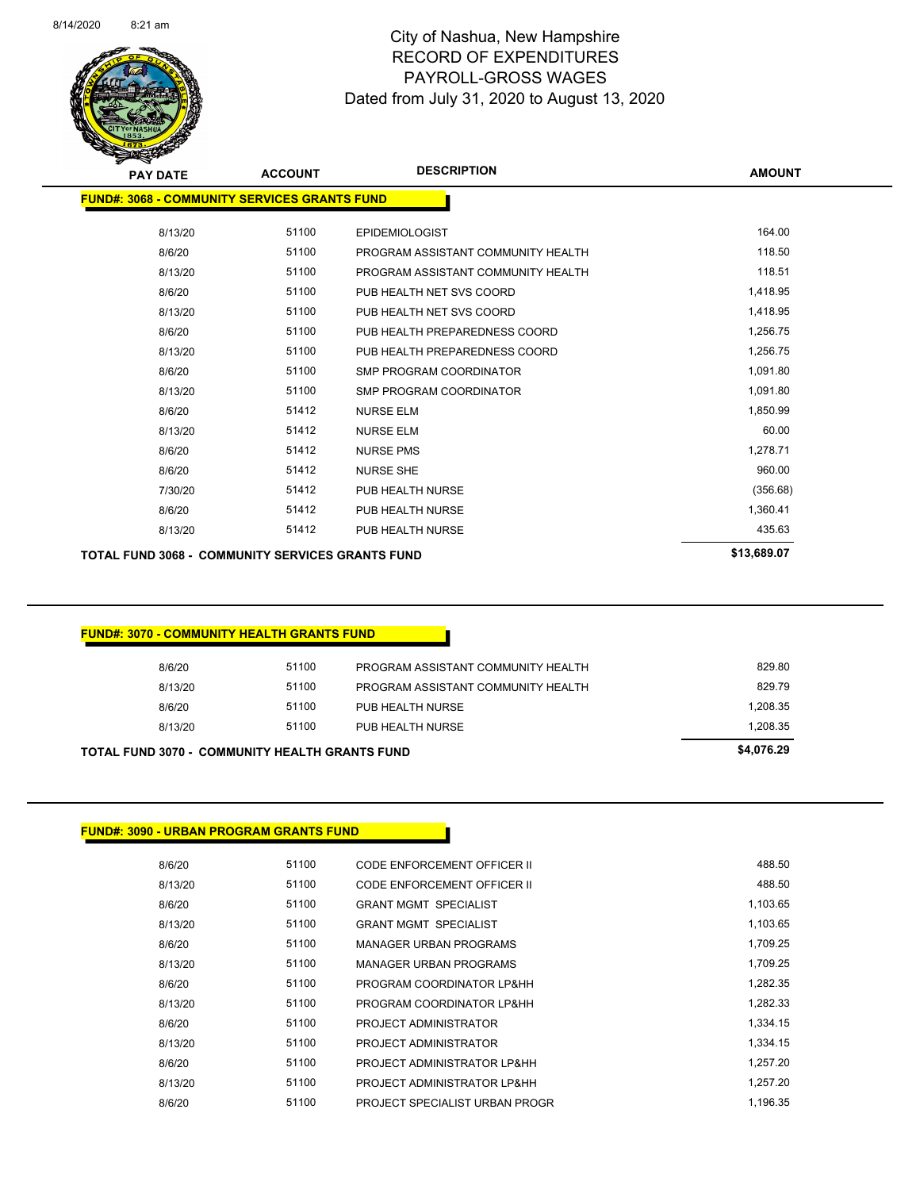# City of Nashua, New Hampshire
## RECORD OF EXPENDITURES
## PAYROLL-GROSS WAGES
## Dated from July 31, 2020 to August 13, 2020

| PAY DATE | ACCOUNT | DESCRIPTION | AMOUNT |
|---|---|---|---|
| **FUND#: 3068 - COMMUNITY SERVICES GRANTS FUND** | | | |
| 8/13/20 | 51100 | EPIDEMIOLOGIST | 164.00 |
| 8/6/20 | 51100 | PROGRAM ASSISTANT COMMUNITY HEALTH | 118.50 |
| 8/13/20 | 51100 | PROGRAM ASSISTANT COMMUNITY HEALTH | 118.51 |
| 8/6/20 | 51100 | PUB HEALTH NET SVS COORD | 1,418.95 |
| 8/13/20 | 51100 | PUB HEALTH NET SVS COORD | 1,418.95 |
| 8/6/20 | 51100 | PUB HEALTH PREPAREDNESS COORD | 1,256.75 |
| 8/13/20 | 51100 | PUB HEALTH PREPAREDNESS COORD | 1,256.75 |
| 8/6/20 | 51100 | SMP PROGRAM COORDINATOR | 1,091.80 |
| 8/13/20 | 51100 | SMP PROGRAM COORDINATOR | 1,091.80 |
| 8/6/20 | 51412 | NURSE ELM | 1,850.99 |
| 8/13/20 | 51412 | NURSE ELM | 60.00 |
| 8/6/20 | 51412 | NURSE PMS | 1,278.71 |
| 8/6/20 | 51412 | NURSE SHE | 960.00 |
| 7/30/20 | 51412 | PUB HEALTH NURSE | (356.68) |
| 8/6/20 | 51412 | PUB HEALTH NURSE | 1,360.41 |
| 8/13/20 | 51412 | PUB HEALTH NURSE | 435.63 |
| **TOTAL FUND 3068 - COMMUNITY SERVICES GRANTS FUND** | | | **$13,689.07** |

| PAY DATE | ACCOUNT | DESCRIPTION | AMOUNT |
|---|---|---|---|
| **FUND#: 3070 - COMMUNITY HEALTH GRANTS FUND** | | | |
| 8/6/20 | 51100 | PROGRAM ASSISTANT COMMUNITY HEALTH | 829.80 |
| 8/13/20 | 51100 | PROGRAM ASSISTANT COMMUNITY HEALTH | 829.79 |
| 8/6/20 | 51100 | PUB HEALTH NURSE | 1,208.35 |
| 8/13/20 | 51100 | PUB HEALTH NURSE | 1,208.35 |
| **TOTAL FUND 3070 - COMMUNITY HEALTH GRANTS FUND** | | | **$4,076.29** |

| PAY DATE | ACCOUNT | DESCRIPTION | AMOUNT |
|---|---|---|---|
| **FUND#: 3090 - URBAN PROGRAM GRANTS FUND** | | | |
| 8/6/20 | 51100 | CODE ENFORCEMENT OFFICER II | 488.50 |
| 8/13/20 | 51100 | CODE ENFORCEMENT OFFICER II | 488.50 |
| 8/6/20 | 51100 | GRANT MGMT SPECIALIST | 1,103.65 |
| 8/13/20 | 51100 | GRANT MGMT SPECIALIST | 1,103.65 |
| 8/6/20 | 51100 | MANAGER URBAN PROGRAMS | 1,709.25 |
| 8/13/20 | 51100 | MANAGER URBAN PROGRAMS | 1,709.25 |
| 8/6/20 | 51100 | PROGRAM COORDINATOR LP&HH | 1,282.35 |
| 8/13/20 | 51100 | PROGRAM COORDINATOR LP&HH | 1,282.33 |
| 8/6/20 | 51100 | PROJECT ADMINISTRATOR | 1,334.15 |
| 8/13/20 | 51100 | PROJECT ADMINISTRATOR | 1,334.15 |
| 8/6/20 | 51100 | PROJECT ADMINISTRATOR LP&HH | 1,257.20 |
| 8/13/20 | 51100 | PROJECT ADMINISTRATOR LP&HH | 1,257.20 |
| 8/6/20 | 51100 | PROJECT SPECIALIST URBAN PROGR | 1,196.35 |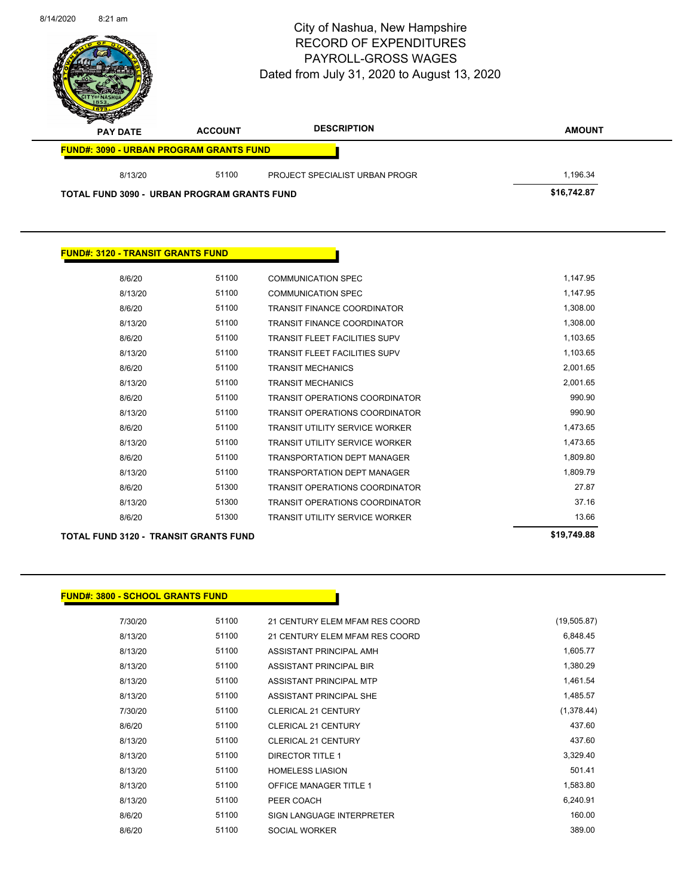# City of Nashua, New Hampshire
## RECORD OF EXPENDITURES
## PAYROLL-GROSS WAGES
### Dated from July 31, 2020 to August 13, 2020

| PAY DATE | ACCOUNT | DESCRIPTION | AMOUNT |
|---|---|---|---|
| **FUND#: 3090 - URBAN PROGRAM GRANTS FUND** | | | |
| 8/13/20 | 51100 | PROJECT SPECIALIST URBAN PROGR | 1,196.34 |
| **TOTAL FUND 3090 - URBAN PROGRAM GRANTS FUND** | | | **$16,742.87** |

**FUND#: 3120 - TRANSIT GRANTS FUND**

| PAY DATE | ACCOUNT | DESCRIPTION | AMOUNT |
|---|---|---|---|
| 8/6/20 | 51100 | COMMUNICATION SPEC | 1,147.95 |
| 8/13/20 | 51100 | COMMUNICATION SPEC | 1,147.95 |
| 8/6/20 | 51100 | TRANSIT FINANCE COORDINATOR | 1,308.00 |
| 8/13/20 | 51100 | TRANSIT FINANCE COORDINATOR | 1,308.00 |
| 8/6/20 | 51100 | TRANSIT FLEET FACILITIES SUPV | 1,103.65 |
| 8/13/20 | 51100 | TRANSIT FLEET FACILITIES SUPV | 1,103.65 |
| 8/6/20 | 51100 | TRANSIT MECHANICS | 2,001.65 |
| 8/13/20 | 51100 | TRANSIT MECHANICS | 2,001.65 |
| 8/6/20 | 51100 | TRANSIT OPERATIONS COORDINATOR | 990.90 |
| 8/13/20 | 51100 | TRANSIT OPERATIONS COORDINATOR | 990.90 |
| 8/6/20 | 51100 | TRANSIT UTILITY SERVICE WORKER | 1,473.65 |
| 8/13/20 | 51100 | TRANSIT UTILITY SERVICE WORKER | 1,473.65 |
| 8/6/20 | 51100 | TRANSPORTATION DEPT MANAGER | 1,809.80 |
| 8/13/20 | 51100 | TRANSPORTATION DEPT MANAGER | 1,809.79 |
| 8/6/20 | 51300 | TRANSIT OPERATIONS COORDINATOR | 27.87 |
| 8/13/20 | 51300 | TRANSIT OPERATIONS COORDINATOR | 37.16 |
| 8/6/20 | 51300 | TRANSIT UTILITY SERVICE WORKER | 13.66 |
| **TOTAL FUND 3120 - TRANSIT GRANTS FUND** | | | **$19,749.88** |

**FUND#: 3800 - SCHOOL GRANTS FUND**

| PAY DATE | ACCOUNT | DESCRIPTION | AMOUNT |
|---|---|---|---|
| 7/30/20 | 51100 | 21 CENTURY ELEM MFAM RES COORD | (19,505.87) |
| 8/13/20 | 51100 | 21 CENTURY ELEM MFAM RES COORD | 6,848.45 |
| 8/13/20 | 51100 | ASSISTANT PRINCIPAL AMH | 1,605.77 |
| 8/13/20 | 51100 | ASSISTANT PRINCIPAL BIR | 1,380.29 |
| 8/13/20 | 51100 | ASSISTANT PRINCIPAL MTP | 1,461.54 |
| 8/13/20 | 51100 | ASSISTANT PRINCIPAL SHE | 1,485.57 |
| 7/30/20 | 51100 | CLERICAL 21 CENTURY | (1,378.44) |
| 8/6/20 | 51100 | CLERICAL 21 CENTURY | 437.60 |
| 8/13/20 | 51100 | CLERICAL 21 CENTURY | 437.60 |
| 8/13/20 | 51100 | DIRECTOR TITLE 1 | 3,329.40 |
| 8/13/20 | 51100 | HOMELESS LIASION | 501.41 |
| 8/13/20 | 51100 | OFFICE MANAGER TITLE 1 | 1,583.80 |
| 8/13/20 | 51100 | PEER COACH | 6,240.91 |
| 8/6/20 | 51100 | SIGN LANGUAGE INTERPRETER | 160.00 |
| 8/6/20 | 51100 | SOCIAL WORKER | 389.00 |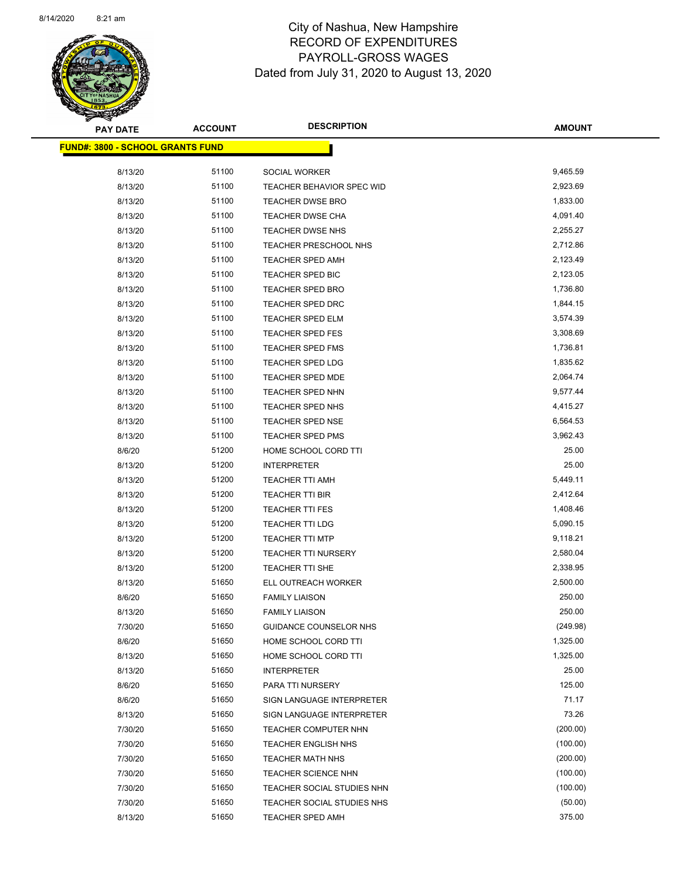City of Nashua, New Hampshire
RECORD OF EXPENDITURES
PAYROLL-GROSS WAGES
Dated from July 31, 2020 to August 13, 2020

**FUND#: 3800 - SCHOOL GRANTS FUND**

| PAY DATE | ACCOUNT | DESCRIPTION | AMOUNT |
|---|---|---|---|
| 8/13/20 | 51100 | SOCIAL WORKER | 9,465.59 |
| 8/13/20 | 51100 | TEACHER BEHAVIOR SPEC WID | 2,923.69 |
| 8/13/20 | 51100 | TEACHER DWSE BRO | 1,833.00 |
| 8/13/20 | 51100 | TEACHER DWSE CHA | 4,091.40 |
| 8/13/20 | 51100 | TEACHER DWSE NHS | 2,255.27 |
| 8/13/20 | 51100 | TEACHER PRESCHOOL NHS | 2,712.86 |
| 8/13/20 | 51100 | TEACHER SPED AMH | 2,123.49 |
| 8/13/20 | 51100 | TEACHER SPED BIC | 2,123.05 |
| 8/13/20 | 51100 | TEACHER SPED BRO | 1,736.80 |
| 8/13/20 | 51100 | TEACHER SPED DRC | 1,844.15 |
| 8/13/20 | 51100 | TEACHER SPED ELM | 3,574.39 |
| 8/13/20 | 51100 | TEACHER SPED FES | 3,308.69 |
| 8/13/20 | 51100 | TEACHER SPED FMS | 1,736.81 |
| 8/13/20 | 51100 | TEACHER SPED LDG | 1,835.62 |
| 8/13/20 | 51100 | TEACHER SPED MDE | 2,064.74 |
| 8/13/20 | 51100 | TEACHER SPED NHN | 9,577.44 |
| 8/13/20 | 51100 | TEACHER SPED NHS | 4,415.27 |
| 8/13/20 | 51100 | TEACHER SPED NSE | 6,564.53 |
| 8/13/20 | 51100 | TEACHER SPED PMS | 3,962.43 |
| 8/6/20 | 51200 | HOME SCHOOL CORD TTI | 25.00 |
| 8/13/20 | 51200 | INTERPRETER | 25.00 |
| 8/13/20 | 51200 | TEACHER TTI AMH | 5,449.11 |
| 8/13/20 | 51200 | TEACHER TTI BIR | 2,412.64 |
| 8/13/20 | 51200 | TEACHER TTI FES | 1,408.46 |
| 8/13/20 | 51200 | TEACHER TTI LDG | 5,090.15 |
| 8/13/20 | 51200 | TEACHER TTI MTP | 9,118.21 |
| 8/13/20 | 51200 | TEACHER TTI NURSERY | 2,580.04 |
| 8/13/20 | 51200 | TEACHER TTI SHE | 2,338.95 |
| 8/13/20 | 51650 | ELL OUTREACH WORKER | 2,500.00 |
| 8/6/20 | 51650 | FAMILY LIAISON | 250.00 |
| 8/13/20 | 51650 | FAMILY LIAISON | 250.00 |
| 7/30/20 | 51650 | GUIDANCE COUNSELOR NHS | (249.98) |
| 8/6/20 | 51650 | HOME SCHOOL CORD TTI | 1,325.00 |
| 8/13/20 | 51650 | HOME SCHOOL CORD TTI | 1,325.00 |
| 8/13/20 | 51650 | INTERPRETER | 25.00 |
| 8/6/20 | 51650 | PARA TTI NURSERY | 125.00 |
| 8/6/20 | 51650 | SIGN LANGUAGE INTERPRETER | 71.17 |
| 8/13/20 | 51650 | SIGN LANGUAGE INTERPRETER | 73.26 |
| 7/30/20 | 51650 | TEACHER COMPUTER NHN | (200.00) |
| 7/30/20 | 51650 | TEACHER ENGLISH NHS | (100.00) |
| 7/30/20 | 51650 | TEACHER MATH NHS | (200.00) |
| 7/30/20 | 51650 | TEACHER SCIENCE NHN | (100.00) |
| 7/30/20 | 51650 | TEACHER SOCIAL STUDIES NHN | (100.00) |
| 7/30/20 | 51650 | TEACHER SOCIAL STUDIES NHS | (50.00) |
| 8/13/20 | 51650 | TEACHER SPED AMH | 375.00 |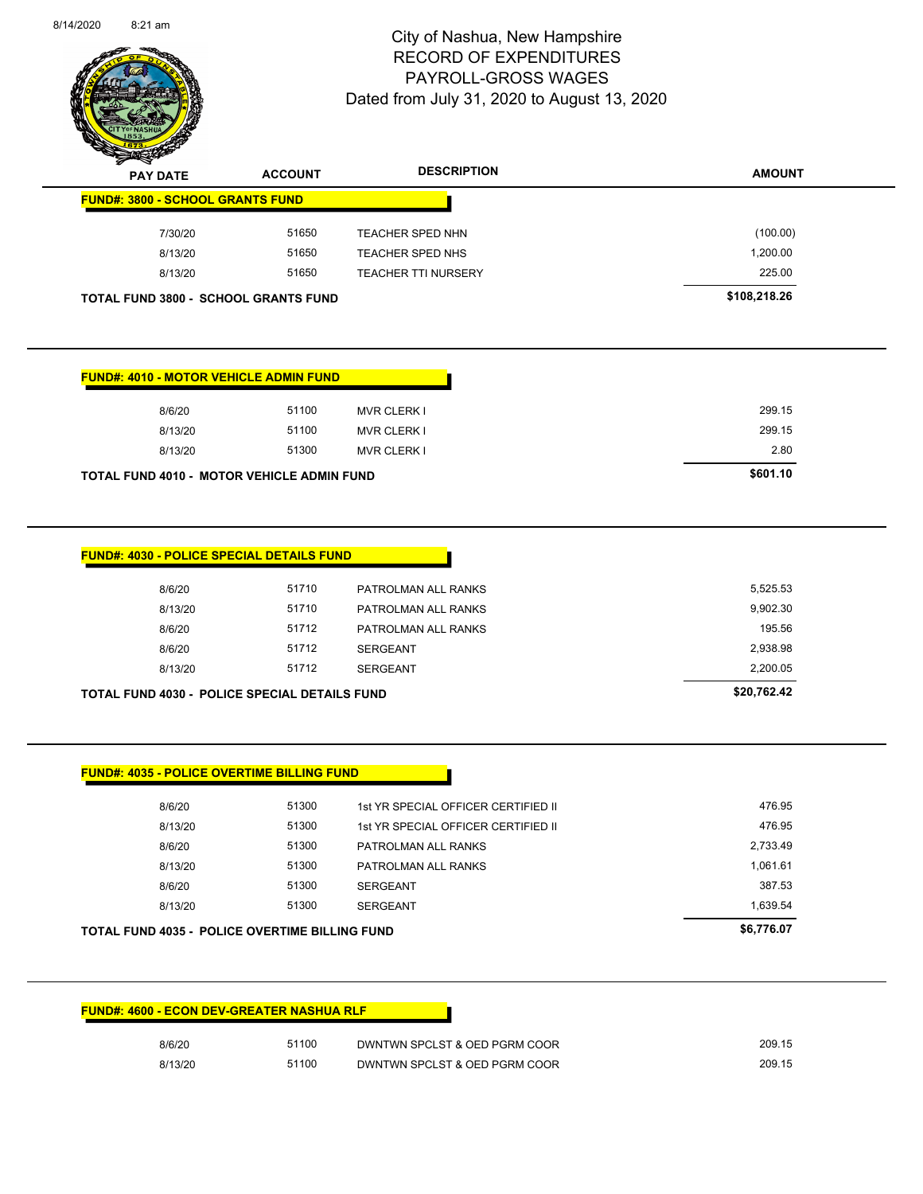# City of Nashua, New Hampshire
## RECORD OF EXPENDITURES
## PAYROLL-GROSS WAGES
### Dated from July 31, 2020 to August 13, 2020

| PAY DATE | ACCOUNT | DESCRIPTION | AMOUNT |
|---|---|---|---|
| **FUND#: 3800 - SCHOOL GRANTS FUND** | | | |
| 7/30/20 | 51650 | TEACHER SPED NHN | (100.00) |
| 8/13/20 | 51650 | TEACHER SPED NHS | 1,200.00 |
| 8/13/20 | 51650 | TEACHER TTI NURSERY | 225.00 |
| **TOTAL FUND 3800 - SCHOOL GRANTS FUND** | | | **$108,218.26** |

| PAY DATE | ACCOUNT | DESCRIPTION | AMOUNT |
|---|---|---|---|
| **FUND#: 4010 - MOTOR VEHICLE ADMIN FUND** | | | |
| 8/6/20 | 51100 | MVR CLERK I | 299.15 |
| 8/13/20 | 51100 | MVR CLERK I | 299.15 |
| 8/13/20 | 51300 | MVR CLERK I | 2.80 |
| **TOTAL FUND 4010 - MOTOR VEHICLE ADMIN FUND** | | | **$601.10** |

| PAY DATE | ACCOUNT | DESCRIPTION | AMOUNT |
|---|---|---|---|
| **FUND#: 4030 - POLICE SPECIAL DETAILS FUND** | | | |
| 8/6/20 | 51710 | PATROLMAN ALL RANKS | 5,525.53 |
| 8/13/20 | 51710 | PATROLMAN ALL RANKS | 9,902.30 |
| 8/6/20 | 51712 | PATROLMAN ALL RANKS | 195.56 |
| 8/6/20 | 51712 | SERGEANT | 2,938.98 |
| 8/13/20 | 51712 | SERGEANT | 2,200.05 |
| **TOTAL FUND 4030 - POLICE SPECIAL DETAILS FUND** | | | **$20,762.42** |

| PAY DATE | ACCOUNT | DESCRIPTION | AMOUNT |
|---|---|---|---|
| **FUND#: 4035 - POLICE OVERTIME BILLING FUND** | | | |
| 8/6/20 | 51300 | 1st YR SPECIAL OFFICER CERTIFIED II | 476.95 |
| 8/13/20 | 51300 | 1st YR SPECIAL OFFICER CERTIFIED II | 476.95 |
| 8/6/20 | 51300 | PATROLMAN ALL RANKS | 2,733.49 |
| 8/13/20 | 51300 | PATROLMAN ALL RANKS | 1,061.61 |
| 8/6/20 | 51300 | SERGEANT | 387.53 |
| 8/13/20 | 51300 | SERGEANT | 1,639.54 |
| **TOTAL FUND 4035 - POLICE OVERTIME BILLING FUND** | | | **$6,776.07** |

| PAY DATE | ACCOUNT | DESCRIPTION | AMOUNT |
|---|---|---|---|
| **FUND#: 4600 - ECON DEV-GREATER NASHUA RLF** | | | |
| 8/6/20 | 51100 | DWNTWN SPCLST & OED PGRM COOR | 209.15 |
| 8/13/20 | 51100 | DWNTWN SPCLST & OED PGRM COOR | 209.15 |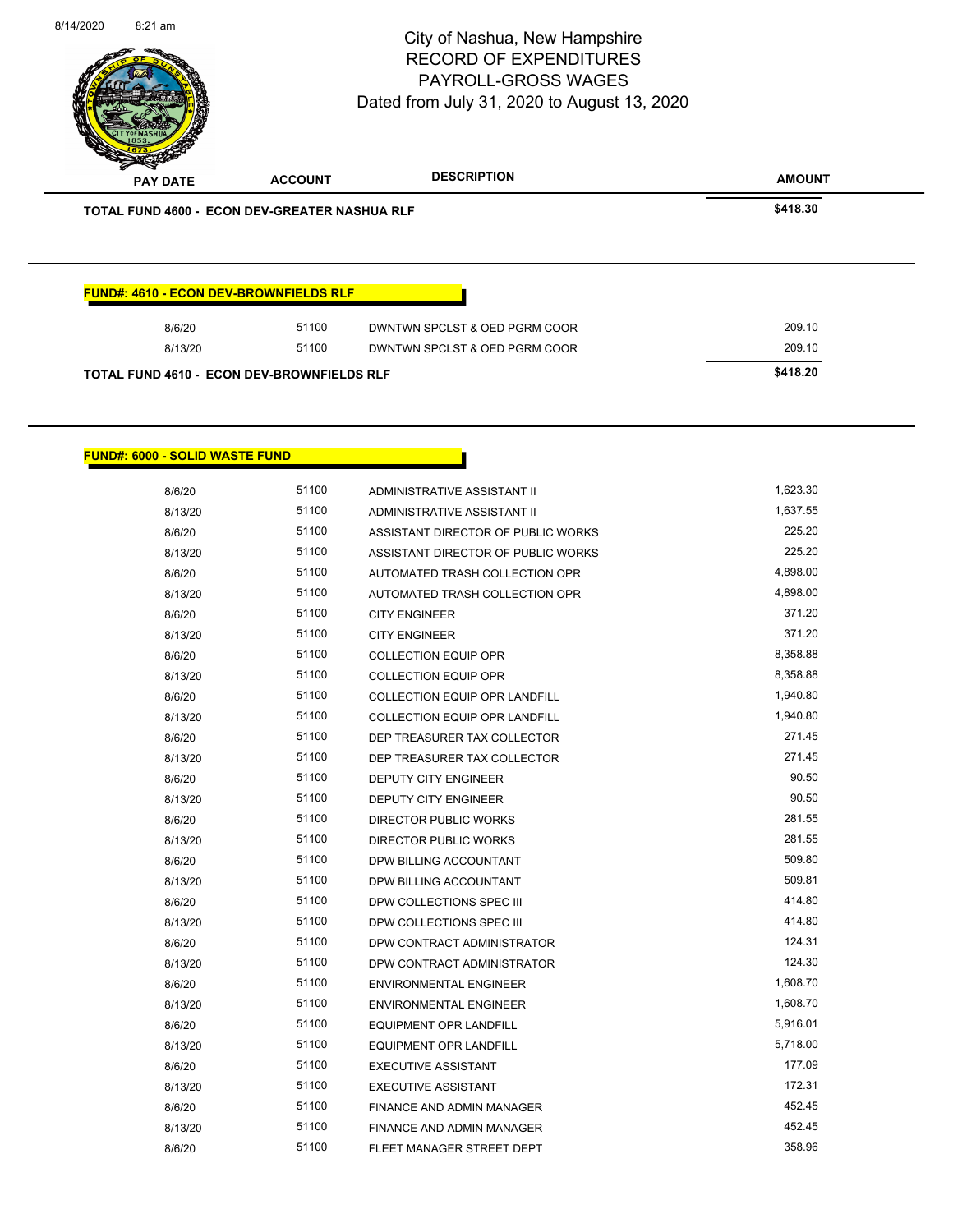City of Nashua, New Hampshire
RECORD OF EXPENDITURES
PAYROLL-GROSS WAGES
Dated from July 31, 2020 to August 13, 2020

| PAY DATE | ACCOUNT | DESCRIPTION | AMOUNT |
|---|---|---|---|
| **TOTAL FUND 4600 - ECON DEV-GREATER NASHUA RLF** | | | **$418.30** |

**FUND#: 4610 - ECON DEV-BROWNFIELDS RLF**

| PAY DATE | ACCOUNT | DESCRIPTION | AMOUNT |
|---|---|---|---|
| 8/6/20 | 51100 | DWNTWN SPCLST & OED PGRM COOR | 209.10 |
| 8/13/20 | 51100 | DWNTWN SPCLST & OED PGRM COOR | 209.10 |
| **TOTAL FUND 4610 - ECON DEV-BROWNFIELDS RLF** | | | **$418.20** |

**FUND#: 6000 - SOLID WASTE FUND**

| PAY DATE | ACCOUNT | DESCRIPTION | AMOUNT |
|---|---|---|---|
| 8/6/20 | 51100 | ADMINISTRATIVE ASSISTANT II | 1,623.30 |
| 8/13/20 | 51100 | ADMINISTRATIVE ASSISTANT II | 1,637.55 |
| 8/6/20 | 51100 | ASSISTANT DIRECTOR OF PUBLIC WORKS | 225.20 |
| 8/13/20 | 51100 | ASSISTANT DIRECTOR OF PUBLIC WORKS | 225.20 |
| 8/6/20 | 51100 | AUTOMATED TRASH COLLECTION OPR | 4,898.00 |
| 8/13/20 | 51100 | AUTOMATED TRASH COLLECTION OPR | 4,898.00 |
| 8/6/20 | 51100 | CITY ENGINEER | 371.20 |
| 8/13/20 | 51100 | CITY ENGINEER | 371.20 |
| 8/6/20 | 51100 | COLLECTION EQUIP OPR | 8,358.88 |
| 8/13/20 | 51100 | COLLECTION EQUIP OPR | 8,358.88 |
| 8/6/20 | 51100 | COLLECTION EQUIP OPR LANDFILL | 1,940.80 |
| 8/13/20 | 51100 | COLLECTION EQUIP OPR LANDFILL | 1,940.80 |
| 8/6/20 | 51100 | DEP TREASURER TAX COLLECTOR | 271.45 |
| 8/13/20 | 51100 | DEP TREASURER TAX COLLECTOR | 271.45 |
| 8/6/20 | 51100 | DEPUTY CITY ENGINEER | 90.50 |
| 8/13/20 | 51100 | DEPUTY CITY ENGINEER | 90.50 |
| 8/6/20 | 51100 | DIRECTOR PUBLIC WORKS | 281.55 |
| 8/13/20 | 51100 | DIRECTOR PUBLIC WORKS | 281.55 |
| 8/6/20 | 51100 | DPW BILLING ACCOUNTANT | 509.80 |
| 8/13/20 | 51100 | DPW BILLING ACCOUNTANT | 509.81 |
| 8/6/20 | 51100 | DPW COLLECTIONS SPEC III | 414.80 |
| 8/13/20 | 51100 | DPW COLLECTIONS SPEC III | 414.80 |
| 8/6/20 | 51100 | DPW CONTRACT ADMINISTRATOR | 124.31 |
| 8/13/20 | 51100 | DPW CONTRACT ADMINISTRATOR | 124.30 |
| 8/6/20 | 51100 | ENVIRONMENTAL ENGINEER | 1,608.70 |
| 8/13/20 | 51100 | ENVIRONMENTAL ENGINEER | 1,608.70 |
| 8/6/20 | 51100 | EQUIPMENT OPR LANDFILL | 5,916.01 |
| 8/13/20 | 51100 | EQUIPMENT OPR LANDFILL | 5,718.00 |
| 8/6/20 | 51100 | EXECUTIVE ASSISTANT | 177.09 |
| 8/13/20 | 51100 | EXECUTIVE ASSISTANT | 172.31 |
| 8/6/20 | 51100 | FINANCE AND ADMIN MANAGER | 452.45 |
| 8/13/20 | 51100 | FINANCE AND ADMIN MANAGER | 452.45 |
| 8/6/20 | 51100 | FLEET MANAGER STREET DEPT | 358.96 |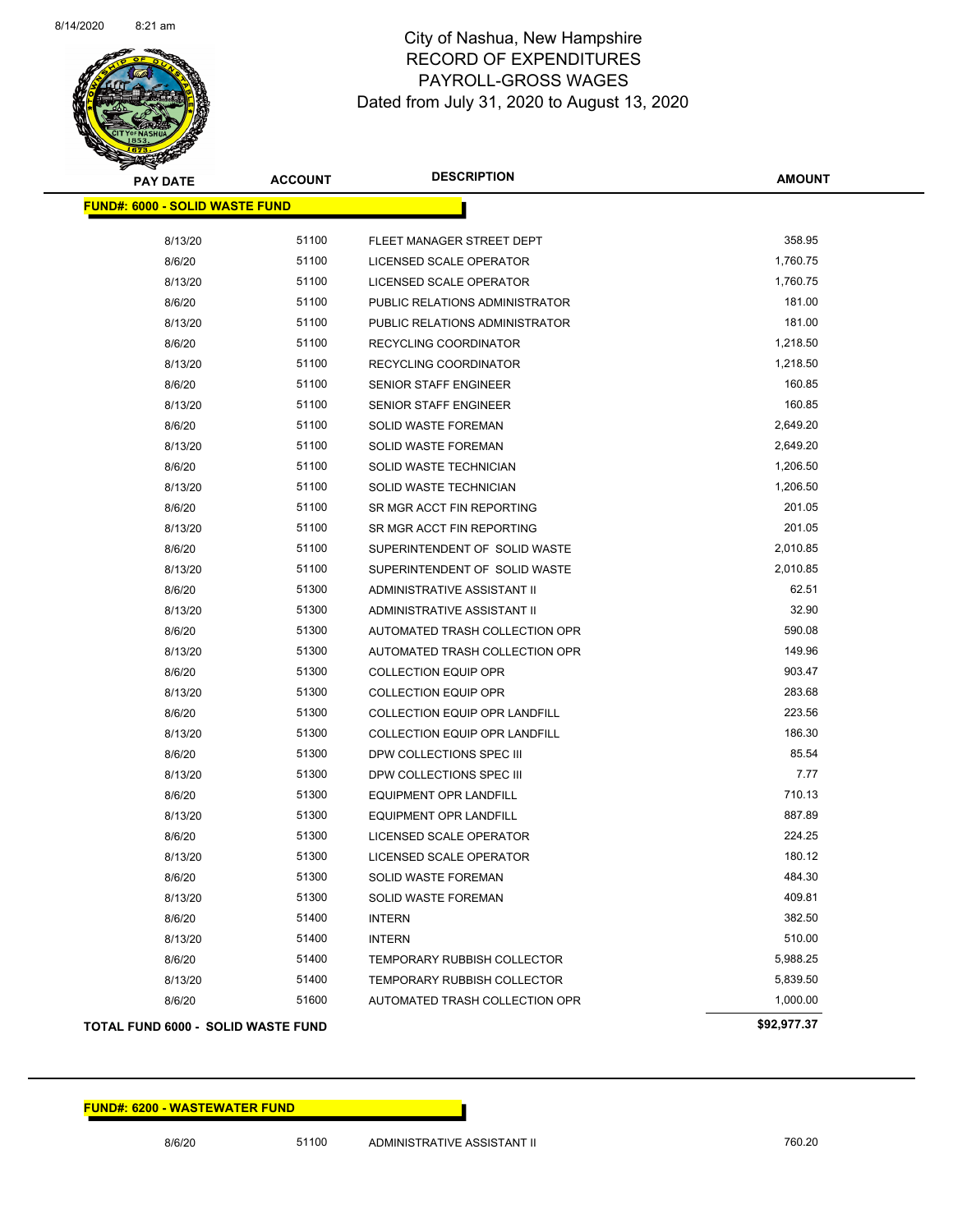# City of Nashua, New Hampshire
## RECORD OF EXPENDITURES
## PAYROLL-GROSS WAGES
### Dated from July 31, 2020 to August 13, 2020

| PAY DATE | ACCOUNT | DESCRIPTION | AMOUNT |
|---|---|---|---|
| **FUND#: 6000 - SOLID WASTE FUND** | | | |
| 8/13/20 | 51100 | FLEET MANAGER STREET DEPT | 358.95 |
| 8/6/20 | 51100 | LICENSED SCALE OPERATOR | 1,760.75 |
| 8/13/20 | 51100 | LICENSED SCALE OPERATOR | 1,760.75 |
| 8/6/20 | 51100 | PUBLIC RELATIONS ADMINISTRATOR | 181.00 |
| 8/13/20 | 51100 | PUBLIC RELATIONS ADMINISTRATOR | 181.00 |
| 8/6/20 | 51100 | RECYCLING COORDINATOR | 1,218.50 |
| 8/13/20 | 51100 | RECYCLING COORDINATOR | 1,218.50 |
| 8/6/20 | 51100 | SENIOR STAFF ENGINEER | 160.85 |
| 8/13/20 | 51100 | SENIOR STAFF ENGINEER | 160.85 |
| 8/6/20 | 51100 | SOLID WASTE FOREMAN | 2,649.20 |
| 8/13/20 | 51100 | SOLID WASTE FOREMAN | 2,649.20 |
| 8/6/20 | 51100 | SOLID WASTE TECHNICIAN | 1,206.50 |
| 8/13/20 | 51100 | SOLID WASTE TECHNICIAN | 1,206.50 |
| 8/6/20 | 51100 | SR MGR ACCT FIN REPORTING | 201.05 |
| 8/13/20 | 51100 | SR MGR ACCT FIN REPORTING | 201.05 |
| 8/6/20 | 51100 | SUPERINTENDENT OF SOLID WASTE | 2,010.85 |
| 8/13/20 | 51100 | SUPERINTENDENT OF SOLID WASTE | 2,010.85 |
| 8/6/20 | 51300 | ADMINISTRATIVE ASSISTANT II | 62.51 |
| 8/13/20 | 51300 | ADMINISTRATIVE ASSISTANT II | 32.90 |
| 8/6/20 | 51300 | AUTOMATED TRASH COLLECTION OPR | 590.08 |
| 8/13/20 | 51300 | AUTOMATED TRASH COLLECTION OPR | 149.96 |
| 8/6/20 | 51300 | COLLECTION EQUIP OPR | 903.47 |
| 8/13/20 | 51300 | COLLECTION EQUIP OPR | 283.68 |
| 8/6/20 | 51300 | COLLECTION EQUIP OPR LANDFILL | 223.56 |
| 8/13/20 | 51300 | COLLECTION EQUIP OPR LANDFILL | 186.30 |
| 8/6/20 | 51300 | DPW COLLECTIONS SPEC III | 85.54 |
| 8/13/20 | 51300 | DPW COLLECTIONS SPEC III | 7.77 |
| 8/6/20 | 51300 | EQUIPMENT OPR LANDFILL | 710.13 |
| 8/13/20 | 51300 | EQUIPMENT OPR LANDFILL | 887.89 |
| 8/6/20 | 51300 | LICENSED SCALE OPERATOR | 224.25 |
| 8/13/20 | 51300 | LICENSED SCALE OPERATOR | 180.12 |
| 8/6/20 | 51300 | SOLID WASTE FOREMAN | 484.30 |
| 8/13/20 | 51300 | SOLID WASTE FOREMAN | 409.81 |
| 8/6/20 | 51400 | INTERN | 382.50 |
| 8/13/20 | 51400 | INTERN | 510.00 |
| 8/6/20 | 51400 | TEMPORARY RUBBISH COLLECTOR | 5,988.25 |
| 8/13/20 | 51400 | TEMPORARY RUBBISH COLLECTOR | 5,839.50 |
| 8/6/20 | 51600 | AUTOMATED TRASH COLLECTION OPR | 1,000.00 |
| **TOTAL FUND 6000 - SOLID WASTE FUND** | | | **$92,977.37** |

| PAY DATE | ACCOUNT | DESCRIPTION | AMOUNT |
|---|---|---|---|
| **FUND#: 6200 - WASTEWATER FUND** | | | |
| 8/6/20 | 51100 | ADMINISTRATIVE ASSISTANT II | 760.20 |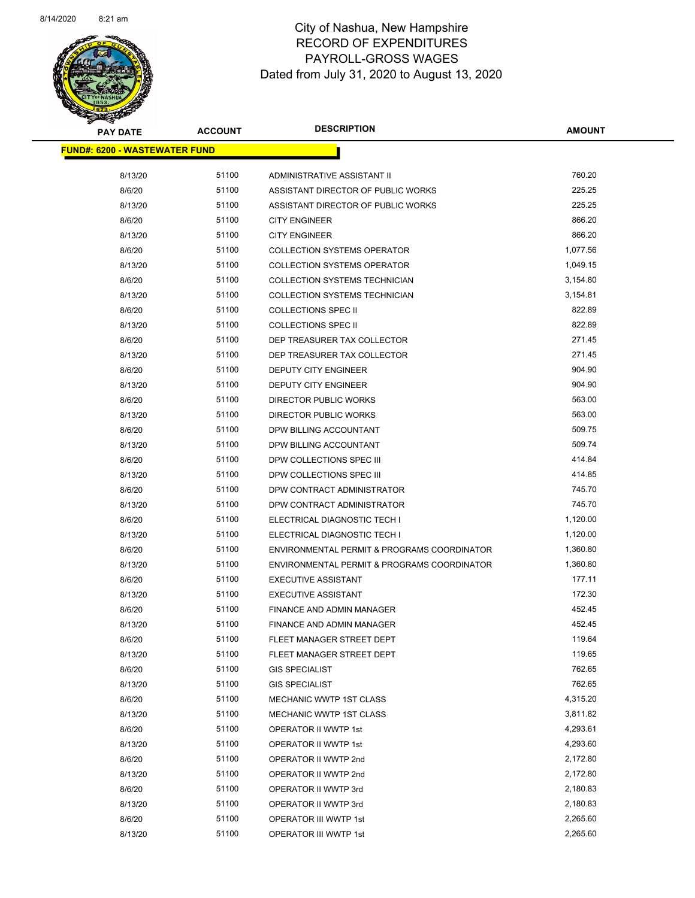# City of Nashua, New Hampshire
## RECORD OF EXPENDITURES
## PAYROLL-GROSS WAGES
## Dated from July 31, 2020 to August 13, 2020

| PAY DATE | ACCOUNT | DESCRIPTION | AMOUNT |
|---|---|---|---|
| **FUND#: 6200 - WASTEWATER FUND** | | | |
| 8/13/20 | 51100 | ADMINISTRATIVE ASSISTANT II | 760.20 |
| 8/6/20 | 51100 | ASSISTANT DIRECTOR OF PUBLIC WORKS | 225.25 |
| 8/13/20 | 51100 | ASSISTANT DIRECTOR OF PUBLIC WORKS | 225.25 |
| 8/6/20 | 51100 | CITY ENGINEER | 866.20 |
| 8/13/20 | 51100 | CITY ENGINEER | 866.20 |
| 8/6/20 | 51100 | COLLECTION SYSTEMS OPERATOR | 1,077.56 |
| 8/13/20 | 51100 | COLLECTION SYSTEMS OPERATOR | 1,049.15 |
| 8/6/20 | 51100 | COLLECTION SYSTEMS TECHNICIAN | 3,154.80 |
| 8/13/20 | 51100 | COLLECTION SYSTEMS TECHNICIAN | 3,154.81 |
| 8/6/20 | 51100 | COLLECTIONS SPEC II | 822.89 |
| 8/13/20 | 51100 | COLLECTIONS SPEC II | 822.89 |
| 8/6/20 | 51100 | DEP TREASURER TAX COLLECTOR | 271.45 |
| 8/13/20 | 51100 | DEP TREASURER TAX COLLECTOR | 271.45 |
| 8/6/20 | 51100 | DEPUTY CITY ENGINEER | 904.90 |
| 8/13/20 | 51100 | DEPUTY CITY ENGINEER | 904.90 |
| 8/6/20 | 51100 | DIRECTOR PUBLIC WORKS | 563.00 |
| 8/13/20 | 51100 | DIRECTOR PUBLIC WORKS | 563.00 |
| 8/6/20 | 51100 | DPW BILLING ACCOUNTANT | 509.75 |
| 8/13/20 | 51100 | DPW BILLING ACCOUNTANT | 509.74 |
| 8/6/20 | 51100 | DPW COLLECTIONS SPEC III | 414.84 |
| 8/13/20 | 51100 | DPW COLLECTIONS SPEC III | 414.85 |
| 8/6/20 | 51100 | DPW CONTRACT ADMINISTRATOR | 745.70 |
| 8/13/20 | 51100 | DPW CONTRACT ADMINISTRATOR | 745.70 |
| 8/6/20 | 51100 | ELECTRICAL DIAGNOSTIC TECH I | 1,120.00 |
| 8/13/20 | 51100 | ELECTRICAL DIAGNOSTIC TECH I | 1,120.00 |
| 8/6/20 | 51100 | ENVIRONMENTAL PERMIT & PROGRAMS COORDINATOR | 1,360.80 |
| 8/13/20 | 51100 | ENVIRONMENTAL PERMIT & PROGRAMS COORDINATOR | 1,360.80 |
| 8/6/20 | 51100 | EXECUTIVE ASSISTANT | 177.11 |
| 8/13/20 | 51100 | EXECUTIVE ASSISTANT | 172.30 |
| 8/6/20 | 51100 | FINANCE AND ADMIN MANAGER | 452.45 |
| 8/13/20 | 51100 | FINANCE AND ADMIN MANAGER | 452.45 |
| 8/6/20 | 51100 | FLEET MANAGER STREET DEPT | 119.64 |
| 8/13/20 | 51100 | FLEET MANAGER STREET DEPT | 119.65 |
| 8/6/20 | 51100 | GIS SPECIALIST | 762.65 |
| 8/13/20 | 51100 | GIS SPECIALIST | 762.65 |
| 8/6/20 | 51100 | MECHANIC WWTP 1ST CLASS | 4,315.20 |
| 8/13/20 | 51100 | MECHANIC WWTP 1ST CLASS | 3,811.82 |
| 8/6/20 | 51100 | OPERATOR II WWTP 1st | 4,293.61 |
| 8/13/20 | 51100 | OPERATOR II WWTP 1st | 4,293.60 |
| 8/6/20 | 51100 | OPERATOR II WWTP 2nd | 2,172.80 |
| 8/13/20 | 51100 | OPERATOR II WWTP 2nd | 2,172.80 |
| 8/6/20 | 51100 | OPERATOR II WWTP 3rd | 2,180.83 |
| 8/13/20 | 51100 | OPERATOR II WWTP 3rd | 2,180.83 |
| 8/6/20 | 51100 | OPERATOR III WWTP 1st | 2,265.60 |
| 8/13/20 | 51100 | OPERATOR III WWTP 1st | 2,265.60 |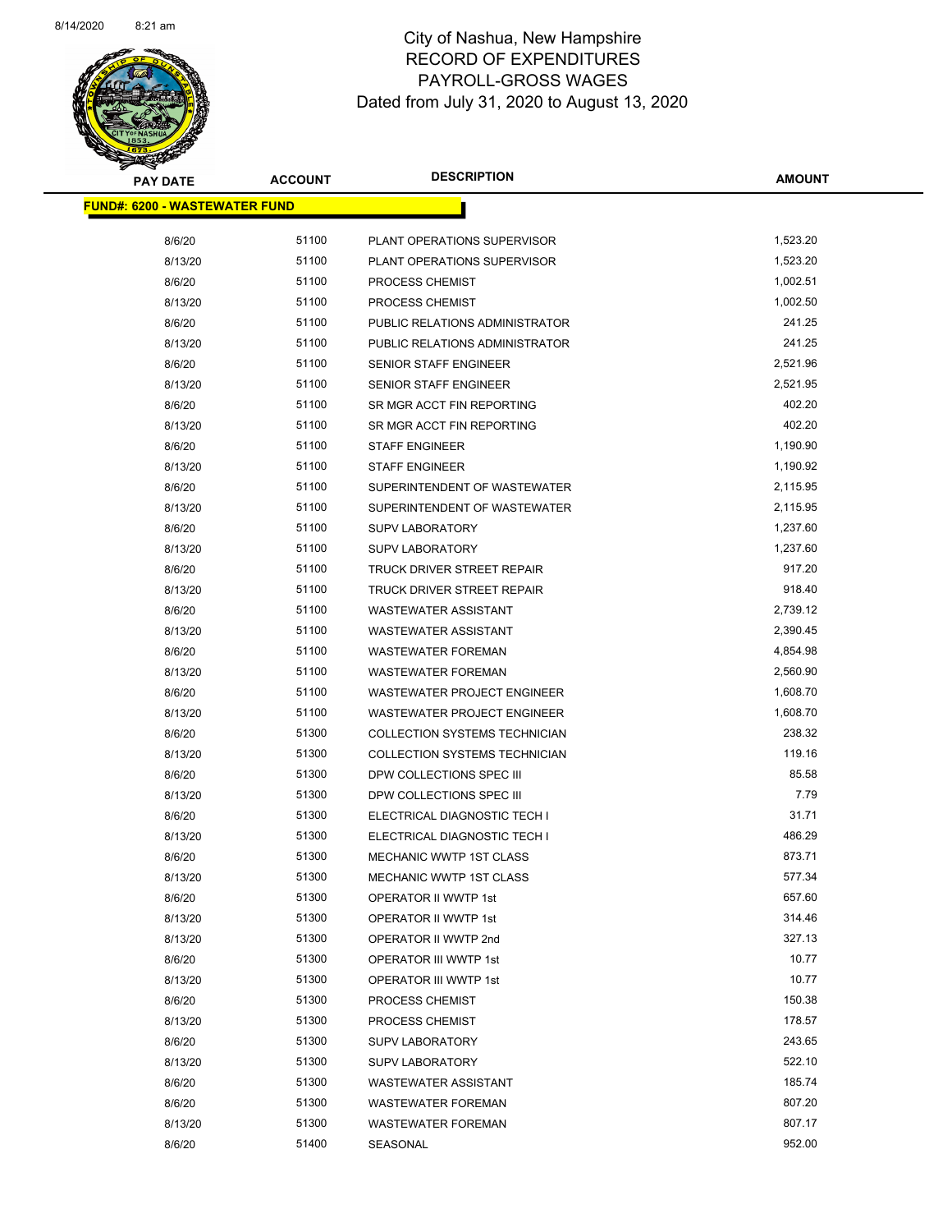City of Nashua, New Hampshire
RECORD OF EXPENDITURES
PAYROLL-GROSS WAGES
Dated from July 31, 2020 to August 13, 2020

| PAY DATE | ACCOUNT | DESCRIPTION | AMOUNT |
|---|---|---|---|
| **FUND#: 6200 - WASTEWATER FUND** | | | |
| 8/6/20 | 51100 | PLANT OPERATIONS SUPERVISOR | 1,523.20 |
| 8/13/20 | 51100 | PLANT OPERATIONS SUPERVISOR | 1,523.20 |
| 8/6/20 | 51100 | PROCESS CHEMIST | 1,002.51 |
| 8/13/20 | 51100 | PROCESS CHEMIST | 1,002.50 |
| 8/6/20 | 51100 | PUBLIC RELATIONS ADMINISTRATOR | 241.25 |
| 8/13/20 | 51100 | PUBLIC RELATIONS ADMINISTRATOR | 241.25 |
| 8/6/20 | 51100 | SENIOR STAFF ENGINEER | 2,521.96 |
| 8/13/20 | 51100 | SENIOR STAFF ENGINEER | 2,521.95 |
| 8/6/20 | 51100 | SR MGR ACCT FIN REPORTING | 402.20 |
| 8/13/20 | 51100 | SR MGR ACCT FIN REPORTING | 402.20 |
| 8/6/20 | 51100 | STAFF ENGINEER | 1,190.90 |
| 8/13/20 | 51100 | STAFF ENGINEER | 1,190.92 |
| 8/6/20 | 51100 | SUPERINTENDENT OF WASTEWATER | 2,115.95 |
| 8/13/20 | 51100 | SUPERINTENDENT OF WASTEWATER | 2,115.95 |
| 8/6/20 | 51100 | SUPV LABORATORY | 1,237.60 |
| 8/13/20 | 51100 | SUPV LABORATORY | 1,237.60 |
| 8/6/20 | 51100 | TRUCK DRIVER STREET REPAIR | 917.20 |
| 8/13/20 | 51100 | TRUCK DRIVER STREET REPAIR | 918.40 |
| 8/6/20 | 51100 | WASTEWATER ASSISTANT | 2,739.12 |
| 8/13/20 | 51100 | WASTEWATER ASSISTANT | 2,390.45 |
| 8/6/20 | 51100 | WASTEWATER FOREMAN | 4,854.98 |
| 8/13/20 | 51100 | WASTEWATER FOREMAN | 2,560.90 |
| 8/6/20 | 51100 | WASTEWATER PROJECT ENGINEER | 1,608.70 |
| 8/13/20 | 51100 | WASTEWATER PROJECT ENGINEER | 1,608.70 |
| 8/6/20 | 51300 | COLLECTION SYSTEMS TECHNICIAN | 238.32 |
| 8/13/20 | 51300 | COLLECTION SYSTEMS TECHNICIAN | 119.16 |
| 8/6/20 | 51300 | DPW COLLECTIONS SPEC III | 85.58 |
| 8/13/20 | 51300 | DPW COLLECTIONS SPEC III | 7.79 |
| 8/6/20 | 51300 | ELECTRICAL DIAGNOSTIC TECH I | 31.71 |
| 8/13/20 | 51300 | ELECTRICAL DIAGNOSTIC TECH I | 486.29 |
| 8/6/20 | 51300 | MECHANIC WWTP 1ST CLASS | 873.71 |
| 8/13/20 | 51300 | MECHANIC WWTP 1ST CLASS | 577.34 |
| 8/6/20 | 51300 | OPERATOR II WWTP 1st | 657.60 |
| 8/13/20 | 51300 | OPERATOR II WWTP 1st | 314.46 |
| 8/13/20 | 51300 | OPERATOR II WWTP 2nd | 327.13 |
| 8/6/20 | 51300 | OPERATOR III WWTP 1st | 10.77 |
| 8/13/20 | 51300 | OPERATOR III WWTP 1st | 10.77 |
| 8/6/20 | 51300 | PROCESS CHEMIST | 150.38 |
| 8/13/20 | 51300 | PROCESS CHEMIST | 178.57 |
| 8/6/20 | 51300 | SUPV LABORATORY | 243.65 |
| 8/13/20 | 51300 | SUPV LABORATORY | 522.10 |
| 8/6/20 | 51300 | WASTEWATER ASSISTANT | 185.74 |
| 8/6/20 | 51300 | WASTEWATER FOREMAN | 807.20 |
| 8/13/20 | 51300 | WASTEWATER FOREMAN | 807.17 |
| 8/6/20 | 51400 | SEASONAL | 952.00 |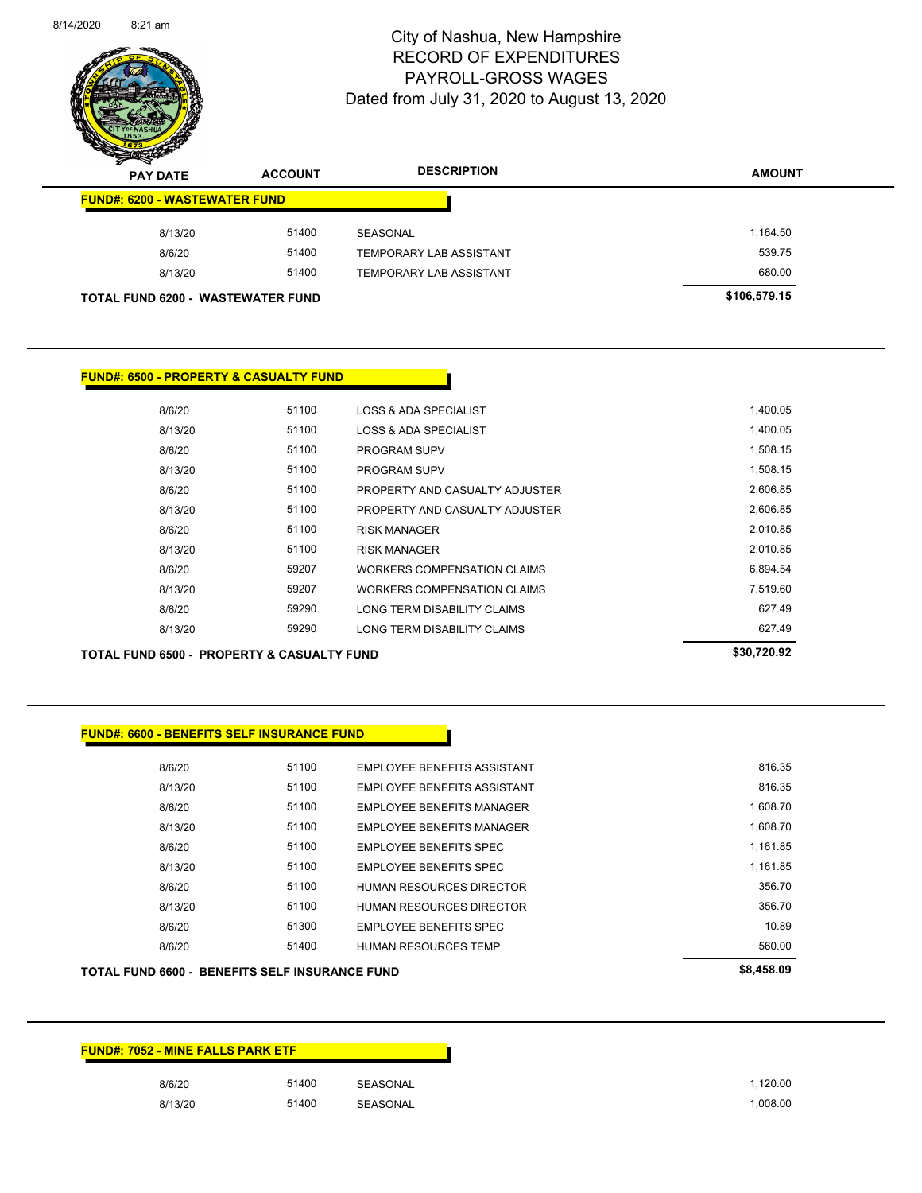# City of Nashua, New Hampshire
## RECORD OF EXPENDITURES
## PAYROLL-GROSS WAGES
### Dated from July 31, 2020 to August 13, 2020

| PAY DATE | ACCOUNT | DESCRIPTION | AMOUNT |
|---|---|---|---|
| **FUND#: 6200 - WASTEWATER FUND** | | | |
| 8/13/20 | 51400 | SEASONAL | 1,164.50 |
| 8/6/20 | 51400 | TEMPORARY LAB ASSISTANT | 539.75 |
| 8/13/20 | 51400 | TEMPORARY LAB ASSISTANT | 680.00 |
| **TOTAL FUND 6200 - WASTEWATER FUND** | | | **$106,579.15** |

| PAY DATE | ACCOUNT | DESCRIPTION | AMOUNT |
|---|---|---|---|
| **FUND#: 6500 - PROPERTY & CASUALTY FUND** | | | |
| 8/6/20 | 51100 | LOSS & ADA SPECIALIST | 1,400.05 |
| 8/13/20 | 51100 | LOSS & ADA SPECIALIST | 1,400.05 |
| 8/6/20 | 51100 | PROGRAM SUPV | 1,508.15 |
| 8/13/20 | 51100 | PROGRAM SUPV | 1,508.15 |
| 8/6/20 | 51100 | PROPERTY AND CASUALTY ADJUSTER | 2,606.85 |
| 8/13/20 | 51100 | PROPERTY AND CASUALTY ADJUSTER | 2,606.85 |
| 8/6/20 | 51100 | RISK MANAGER | 2,010.85 |
| 8/13/20 | 51100 | RISK MANAGER | 2,010.85 |
| 8/6/20 | 59207 | WORKERS COMPENSATION CLAIMS | 6,894.54 |
| 8/13/20 | 59207 | WORKERS COMPENSATION CLAIMS | 7,519.60 |
| 8/6/20 | 59290 | LONG TERM DISABILITY CLAIMS | 627.49 |
| 8/13/20 | 59290 | LONG TERM DISABILITY CLAIMS | 627.49 |
| **TOTAL FUND 6500 - PROPERTY & CASUALTY FUND** | | | **$30,720.92** |

| PAY DATE | ACCOUNT | DESCRIPTION | AMOUNT |
|---|---|---|---|
| **FUND#: 6600 - BENEFITS SELF INSURANCE FUND** | | | |
| 8/6/20 | 51100 | EMPLOYEE BENEFITS ASSISTANT | 816.35 |
| 8/13/20 | 51100 | EMPLOYEE BENEFITS ASSISTANT | 816.35 |
| 8/6/20 | 51100 | EMPLOYEE BENEFITS MANAGER | 1,608.70 |
| 8/13/20 | 51100 | EMPLOYEE BENEFITS MANAGER | 1,608.70 |
| 8/6/20 | 51100 | EMPLOYEE BENEFITS SPEC | 1,161.85 |
| 8/13/20 | 51100 | EMPLOYEE BENEFITS SPEC | 1,161.85 |
| 8/6/20 | 51100 | HUMAN RESOURCES DIRECTOR | 356.70 |
| 8/13/20 | 51100 | HUMAN RESOURCES DIRECTOR | 356.70 |
| 8/6/20 | 51300 | EMPLOYEE BENEFITS SPEC | 10.89 |
| 8/6/20 | 51400 | HUMAN RESOURCES TEMP | 560.00 |
| **TOTAL FUND 6600 - BENEFITS SELF INSURANCE FUND** | | | **$8,458.09** |

| PAY DATE | ACCOUNT | DESCRIPTION | AMOUNT |
|---|---|---|---|
| **FUND#: 7052 - MINE FALLS PARK ETF** | | | |
| 8/6/20 | 51400 | SEASONAL | 1,120.00 |
| 8/13/20 | 51400 | SEASONAL | 1,008.00 |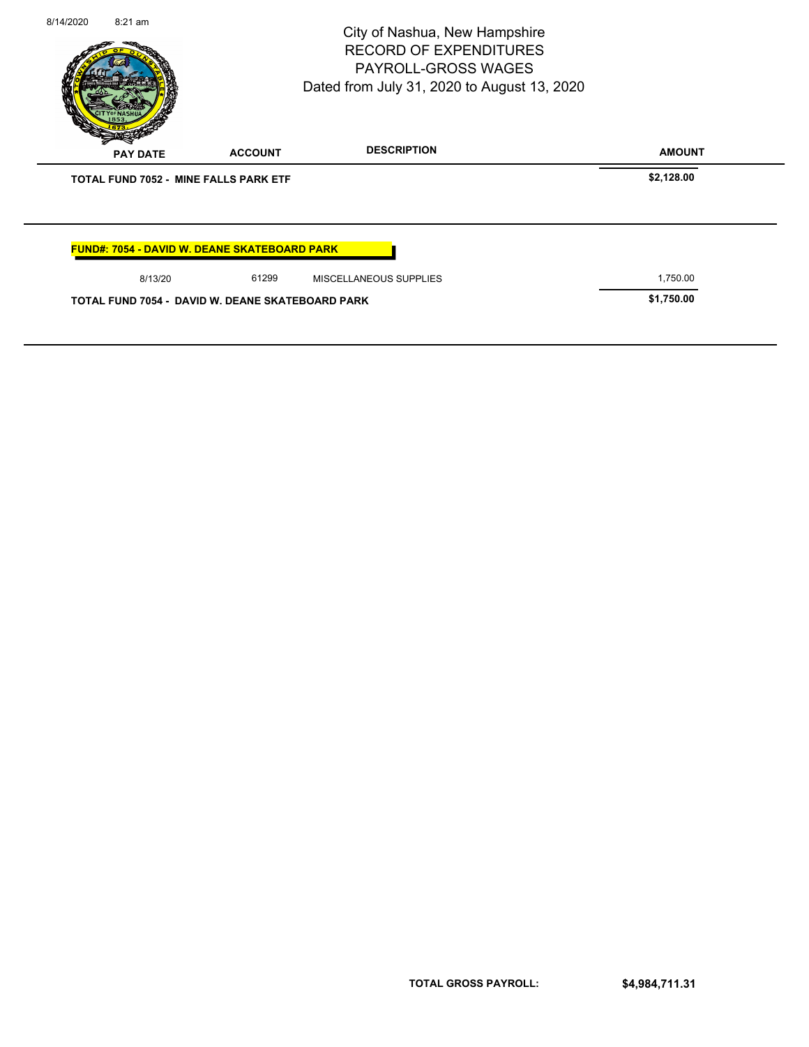# City of Nashua, New Hampshire
## RECORD OF EXPENDITURES
## PAYROLL-GROSS WAGES
Dated from July 31, 2020 to August 13, 2020

| PAY DATE | ACCOUNT | DESCRIPTION | AMOUNT |
|---|---|---|---|
| **TOTAL FUND 7052 - MINE FALLS PARK ETF** | | | **$2,128.00** |
| **FUND#: 7054 - DAVID W. DEANE SKATEBOARD PARK** | | | |
| 8/13/20 | 61299 | MISCELLANEOUS SUPPLIES | 1,750.00 |
| **TOTAL FUND 7054 - DAVID W. DEANE SKATEBOARD PARK** | | | **$1,750.00** |

**TOTAL GROSS PAYROLL: $4,984,711.31**